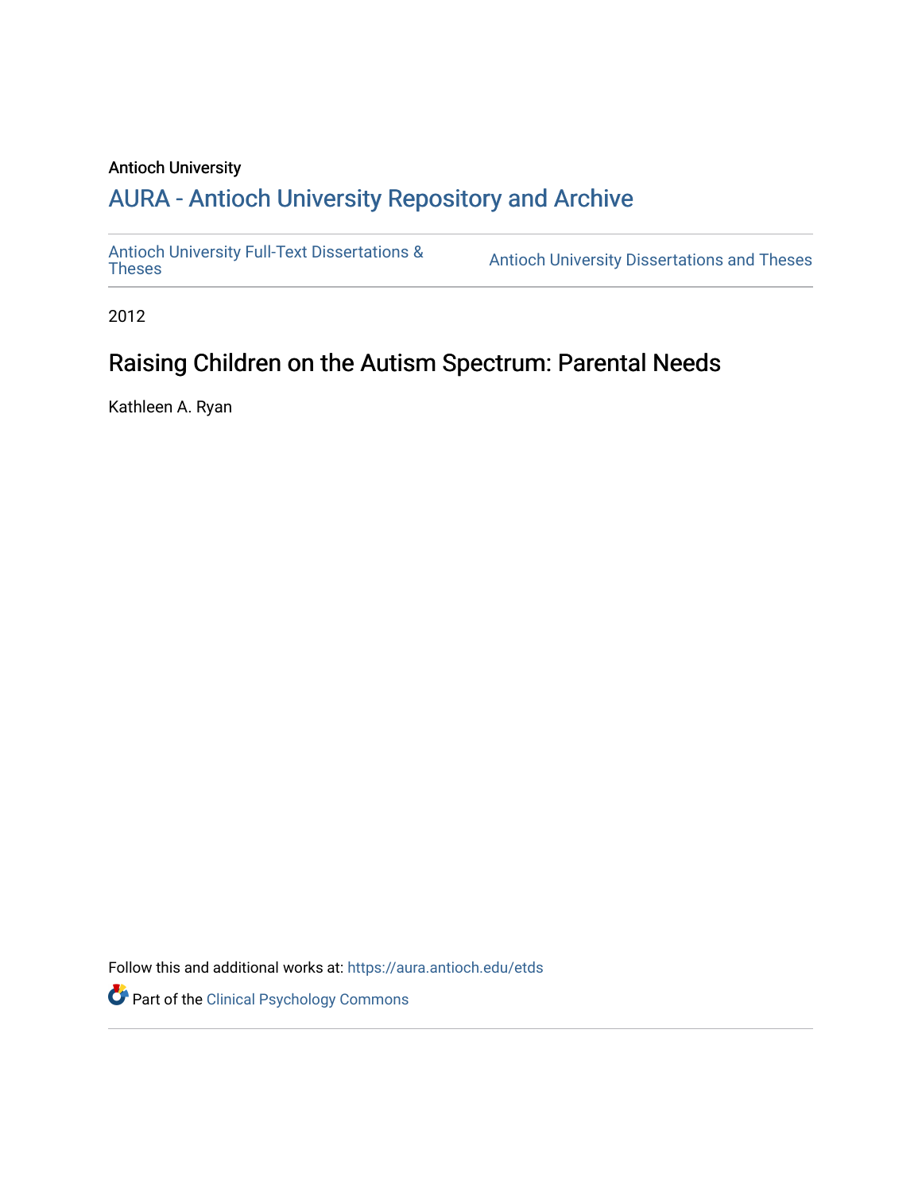Antioch University

# AURA - Antioch University Repository and Archive

Antioch University Full-Text Dissertations & Theses | Antioch University Dissertations and Theses

2012

## Raising Children on the Autism Spectrum: Parental Needs

Kathleen A. Ryan

Follow this and additional works at: https://aura.antioch.edu/etds

Part of the Clinical Psychology Commons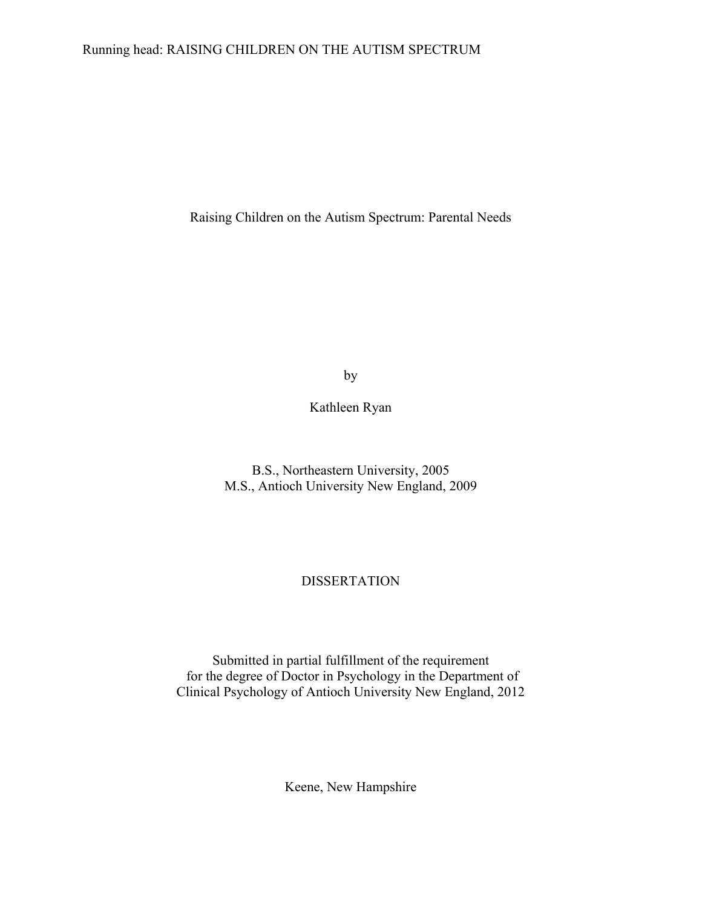# Raising Children on the Autism Spectrum: Parental Needs

by

Kathleen Ryan

B.S., Northeastern University, 2005
M.S., Antioch University New England, 2009

DISSERTATION

Submitted in partial fulfillment of the requirement
for the degree of Doctor in Psychology in the Department of
Clinical Psychology of Antioch University New England, 2012

Keene, New Hampshire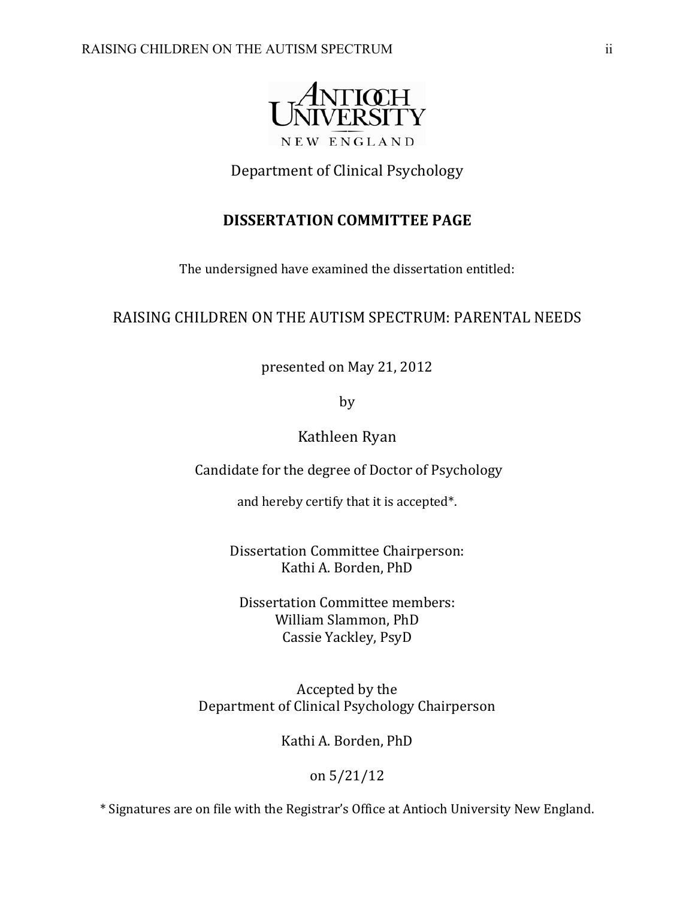Antioch University New England

Department of Clinical Psychology

## DISSERTATION COMMITTEE PAGE

The undersigned have examined the dissertation entitled:

RAISING CHILDREN ON THE AUTISM SPECTRUM: PARENTAL NEEDS

presented on May 21, 2012

by

Kathleen Ryan

Candidate for the degree of Doctor of Psychology

and hereby certify that it is accepted*.

Dissertation Committee Chairperson:
Kathi A. Borden, PhD

Dissertation Committee members:
William Slammon, PhD
Cassie Yackley, PsyD

Accepted by the
Department of Clinical Psychology Chairperson

Kathi A. Borden, PhD

on 5/21/12

* Signatures are on file with the Registrar's Office at Antioch University New England.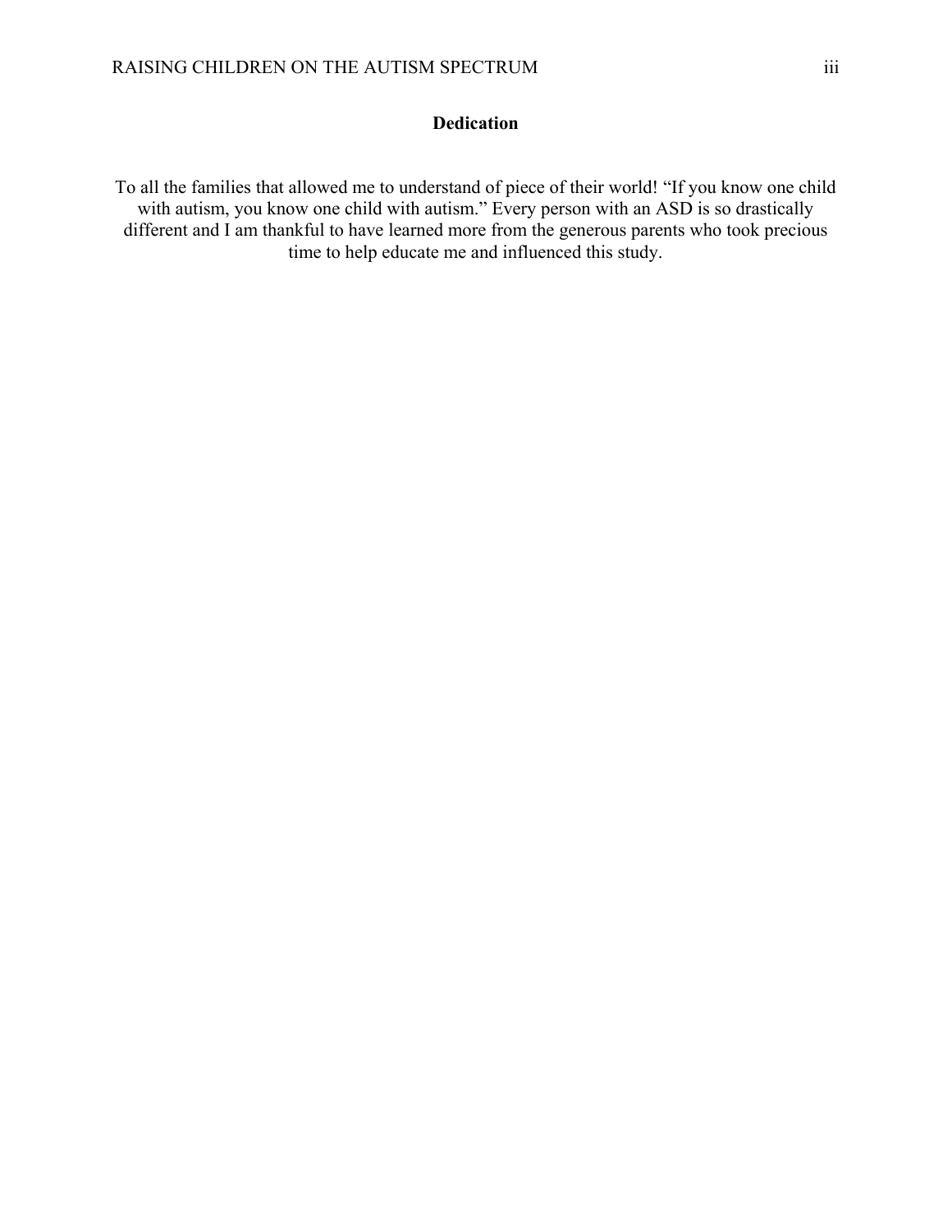# Dedication

To all the families that allowed me to understand of piece of their world! “If you know one child with autism, you know one child with autism.” Every person with an ASD is so drastically different and I am thankful to have learned more from the generous parents who took precious time to help educate me and influenced this study.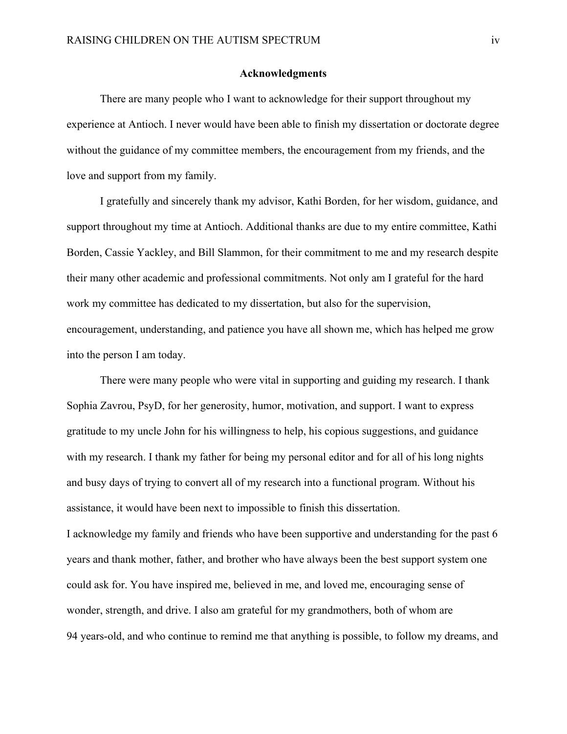## Acknowledgments

There are many people who I want to acknowledge for their support throughout my experience at Antioch. I never would have been able to finish my dissertation or doctorate degree without the guidance of my committee members, the encouragement from my friends, and the love and support from my family.

I gratefully and sincerely thank my advisor, Kathi Borden, for her wisdom, guidance, and support throughout my time at Antioch. Additional thanks are due to my entire committee, Kathi Borden, Cassie Yackley, and Bill Slammon, for their commitment to me and my research despite their many other academic and professional commitments. Not only am I grateful for the hard work my committee has dedicated to my dissertation, but also for the supervision, encouragement, understanding, and patience you have all shown me, which has helped me grow into the person I am today.

There were many people who were vital in supporting and guiding my research. I thank Sophia Zavrou, PsyD, for her generosity, humor, motivation, and support. I want to express gratitude to my uncle John for his willingness to help, his copious suggestions, and guidance with my research. I thank my father for being my personal editor and for all of his long nights and busy days of trying to convert all of my research into a functional program. Without his assistance, it would have been next to impossible to finish this dissertation.

I acknowledge my family and friends who have been supportive and understanding for the past 6 years and thank mother, father, and brother who have always been the best support system one could ask for. You have inspired me, believed in me, and loved me, encouraging sense of wonder, strength, and drive. I also am grateful for my grandmothers, both of whom are 94 years-old, and who continue to remind me that anything is possible, to follow my dreams, and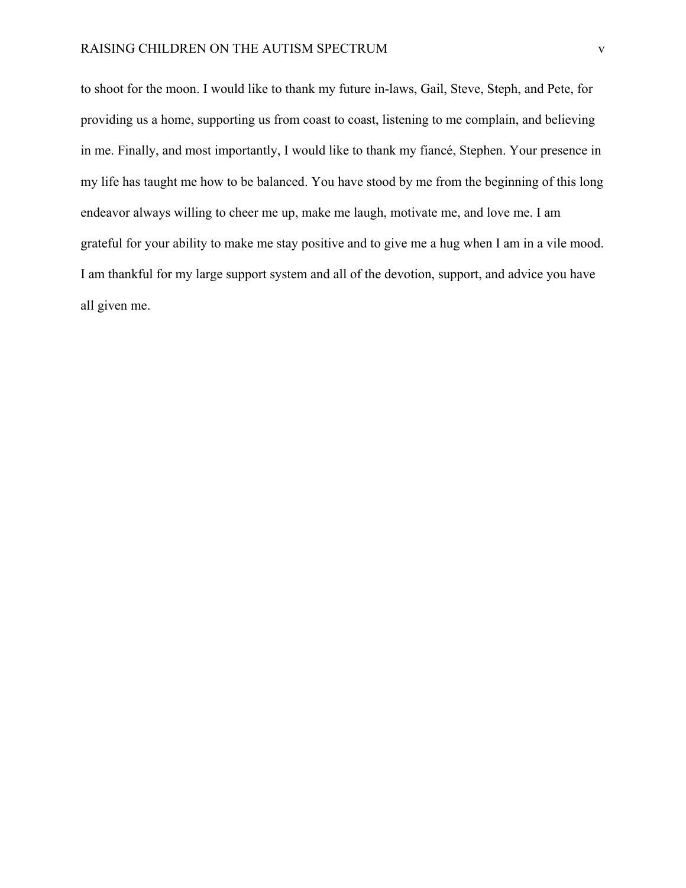to shoot for the moon. I would like to thank my future in-laws, Gail, Steve, Steph, and Pete, for providing us a home, supporting us from coast to coast, listening to me complain, and believing in me. Finally, and most importantly, I would like to thank my fiancé, Stephen. Your presence in my life has taught me how to be balanced. You have stood by me from the beginning of this long endeavor always willing to cheer me up, make me laugh, motivate me, and love me. I am grateful for your ability to make me stay positive and to give me a hug when I am in a vile mood. I am thankful for my large support system and all of the devotion, support, and advice you have all given me.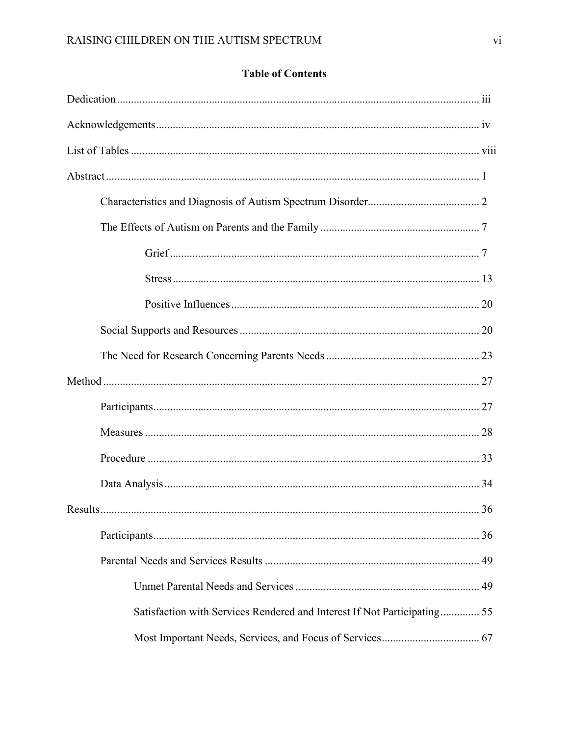# Table of Contents

Dedication ..... iii

Acknowledgements ..... iv

List of Tables ..... viii

Abstract ..... 1

- Characteristics and Diagnosis of Autism Spectrum Disorder ..... 2
- The Effects of Autism on Parents and the Family ..... 7
  - Grief ..... 7
  - Stress ..... 13
  - Positive Influences ..... 20
- Social Supports and Resources ..... 20
- The Need for Research Concerning Parents Needs ..... 23

Method ..... 27

- Participants ..... 27
- Measures ..... 28
- Procedure ..... 33
- Data Analysis ..... 34

Results ..... 36

- Participants ..... 36
- Parental Needs and Services Results ..... 49
  - Unmet Parental Needs and Services ..... 49
  - Satisfaction with Services Rendered and Interest If Not Participating ..... 55
  - Most Important Needs, Services, and Focus of Services ..... 67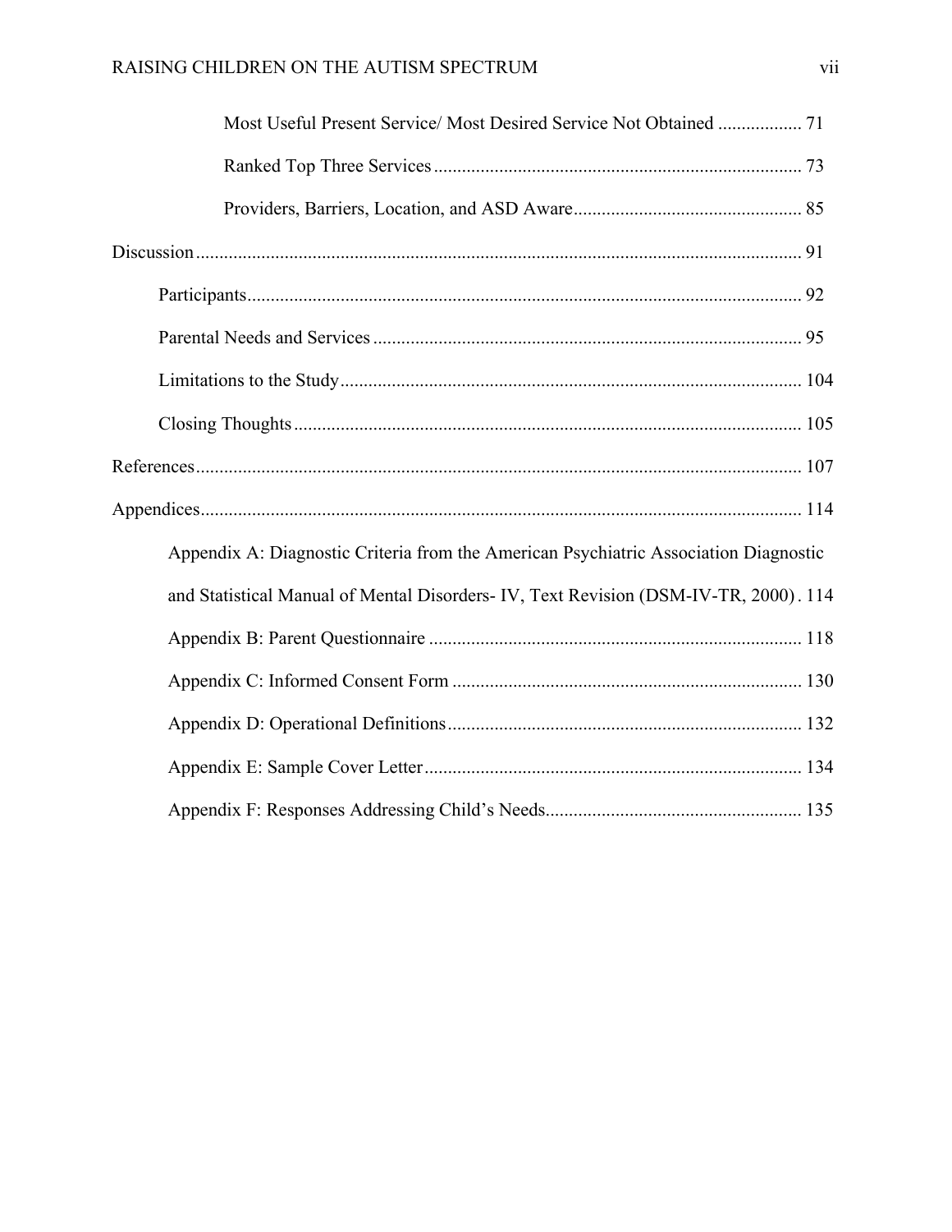Most Useful Present Service/ Most Desired Service Not Obtained .................. 71

Ranked Top Three Services ............................................................................... 73

Providers, Barriers, Location, and ASD Aware................................................. 85

Discussion ................................................................................................................... 91

Participants.......................................................................................................... 92

Parental Needs and Services ............................................................................. 95

Limitations to the Study .................................................................................... 104

Closing Thoughts .............................................................................................. 105

References ................................................................................................................. 107

Appendices................................................................................................................. 114

Appendix A: Diagnostic Criteria from the American Psychiatric Association Diagnostic and Statistical Manual of Mental Disorders- IV, Text Revision (DSM-IV-TR, 2000) . 114

Appendix B: Parent Questionnaire ................................................................ 118

Appendix C: Informed Consent Form ............................................................ 130

Appendix D: Operational Definitions............................................................. 132

Appendix E: Sample Cover Letter ................................................................. 134

Appendix F: Responses Addressing Child's Needs....................................... 135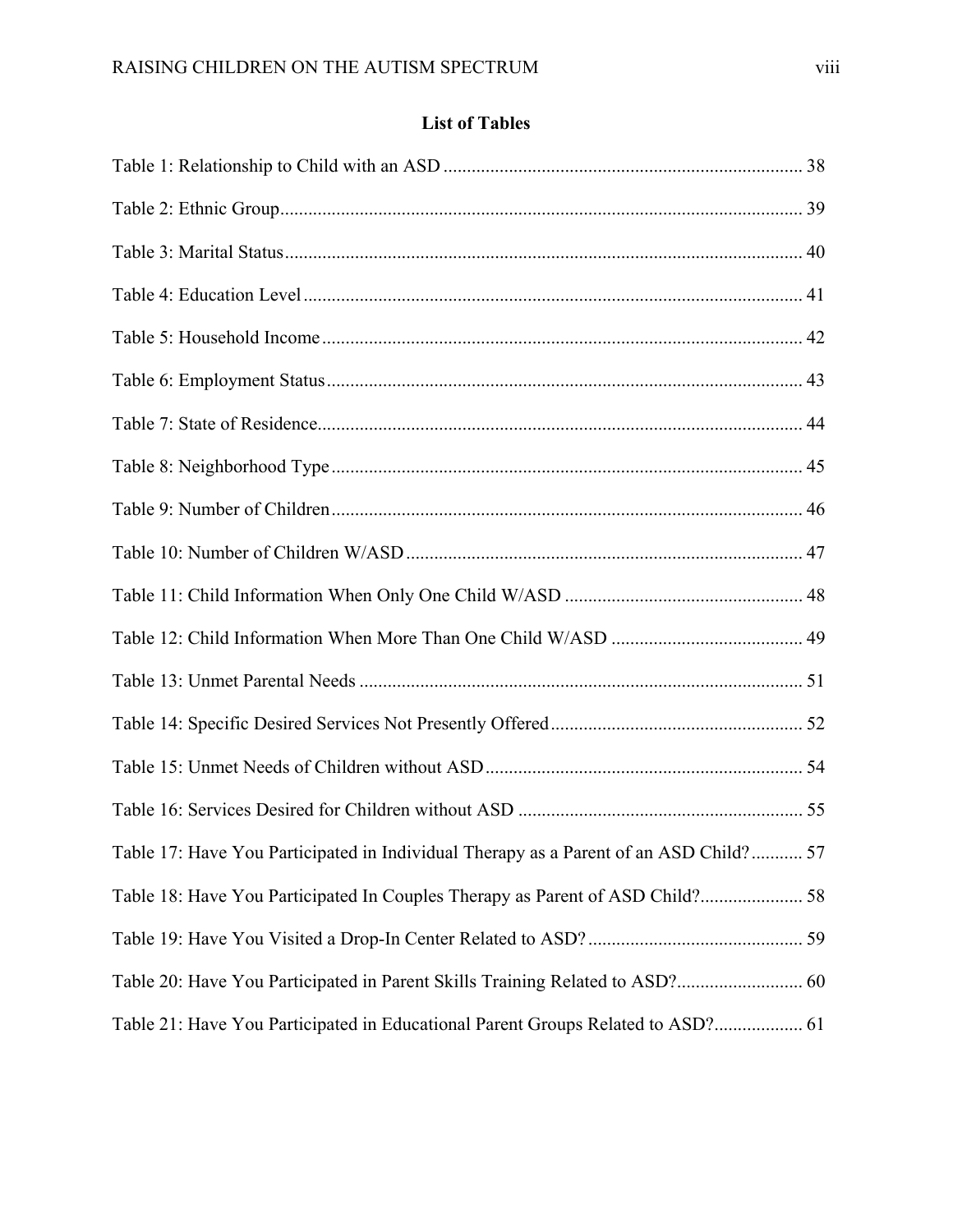## List of Tables

Table 1: Relationship to Child with an ASD ............................................................................ 38

Table 2: Ethnic Group............................................................................................................... 39

Table 3: Marital Status.............................................................................................................. 40

Table 4: Education Level.......................................................................................................... 41

Table 5: Household Income...................................................................................................... 42

Table 6: Employment Status..................................................................................................... 43

Table 7: State of Residence....................................................................................................... 44

Table 8: Neighborhood Type.................................................................................................... 45

Table 9: Number of Children.................................................................................................... 46

Table 10: Number of Children W/ASD.................................................................................... 47

Table 11: Child Information When Only One Child W/ASD .................................................. 48

Table 12: Child Information When More Than One Child W/ASD ......................................... 49

Table 13: Unmet Parental Needs .............................................................................................. 51

Table 14: Specific Desired Services Not Presently Offered...................................................... 52

Table 15: Unmet Needs of Children without ASD................................................................... 54

Table 16: Services Desired for Children without ASD ............................................................ 55

Table 17: Have You Participated in Individual Therapy as a Parent of an ASD Child?........... 57

Table 18: Have You Participated In Couples Therapy as Parent of ASD Child?...................... 58

Table 19: Have You Visited a Drop-In Center Related to ASD?............................................. 59

Table 20: Have You Participated in Parent Skills Training Related to ASD?........................... 60

Table 21: Have You Participated in Educational Parent Groups Related to ASD?................... 61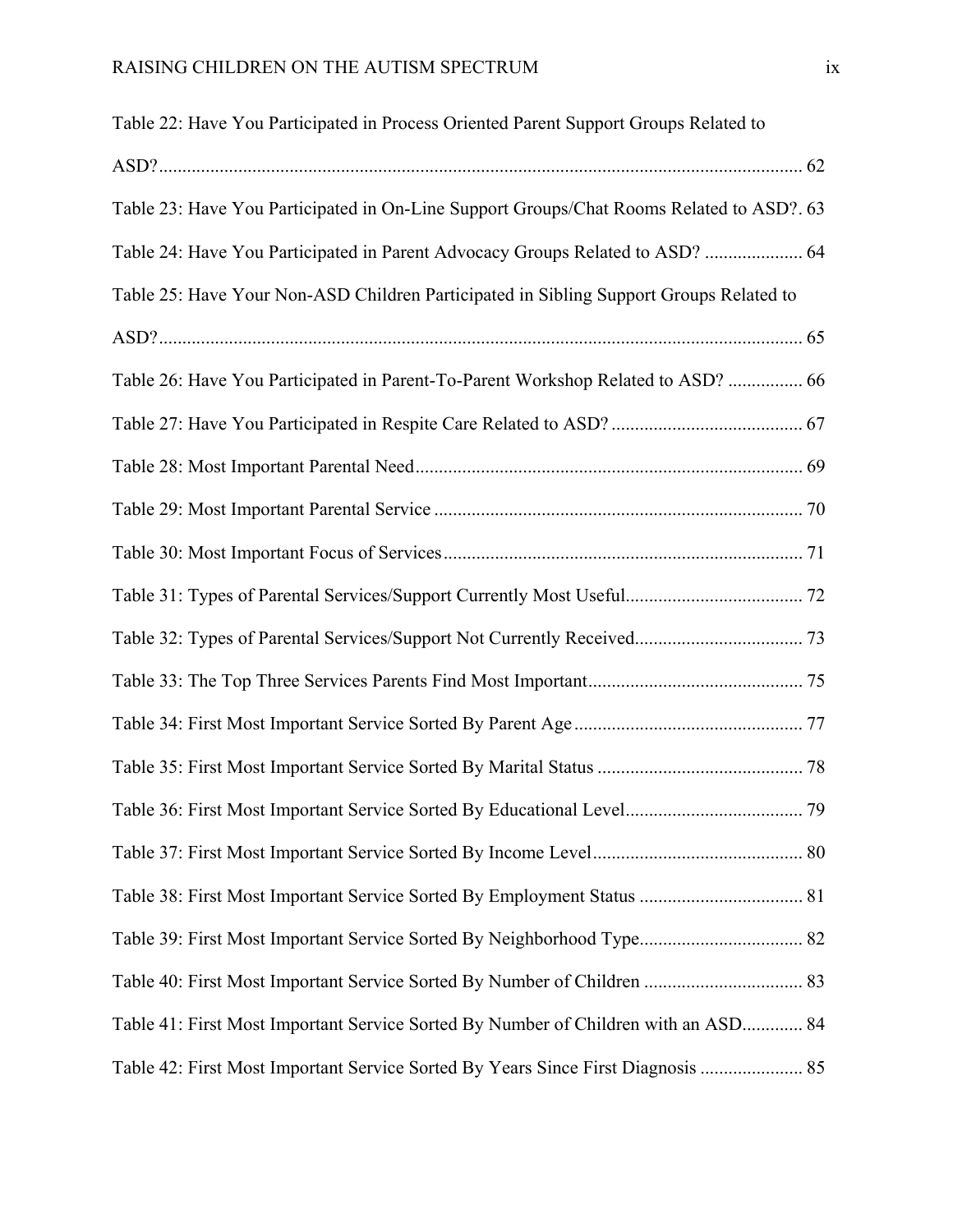Table 22: Have You Participated in Process Oriented Parent Support Groups Related to ASD? ........ 62

Table 23: Have You Participated in On-Line Support Groups/Chat Rooms Related to ASD?. 63

Table 24: Have You Participated in Parent Advocacy Groups Related to ASD? ........ 64

Table 25: Have Your Non-ASD Children Participated in Sibling Support Groups Related to ASD? ........ 65

Table 26: Have You Participated in Parent-To-Parent Workshop Related to ASD? ........ 66

Table 27: Have You Participated in Respite Care Related to ASD? ........ 67

Table 28: Most Important Parental Need ........ 69

Table 29: Most Important Parental Service ........ 70

Table 30: Most Important Focus of Services ........ 71

Table 31: Types of Parental Services/Support Currently Most Useful ........ 72

Table 32: Types of Parental Services/Support Not Currently Received ........ 73

Table 33: The Top Three Services Parents Find Most Important ........ 75

Table 34: First Most Important Service Sorted By Parent Age ........ 77

Table 35: First Most Important Service Sorted By Marital Status ........ 78

Table 36: First Most Important Service Sorted By Educational Level ........ 79

Table 37: First Most Important Service Sorted By Income Level ........ 80

Table 38: First Most Important Service Sorted By Employment Status ........ 81

Table 39: First Most Important Service Sorted By Neighborhood Type ........ 82

Table 40: First Most Important Service Sorted By Number of Children ........ 83

Table 41: First Most Important Service Sorted By Number of Children with an ASD ........ 84

Table 42: First Most Important Service Sorted By Years Since First Diagnosis ........ 85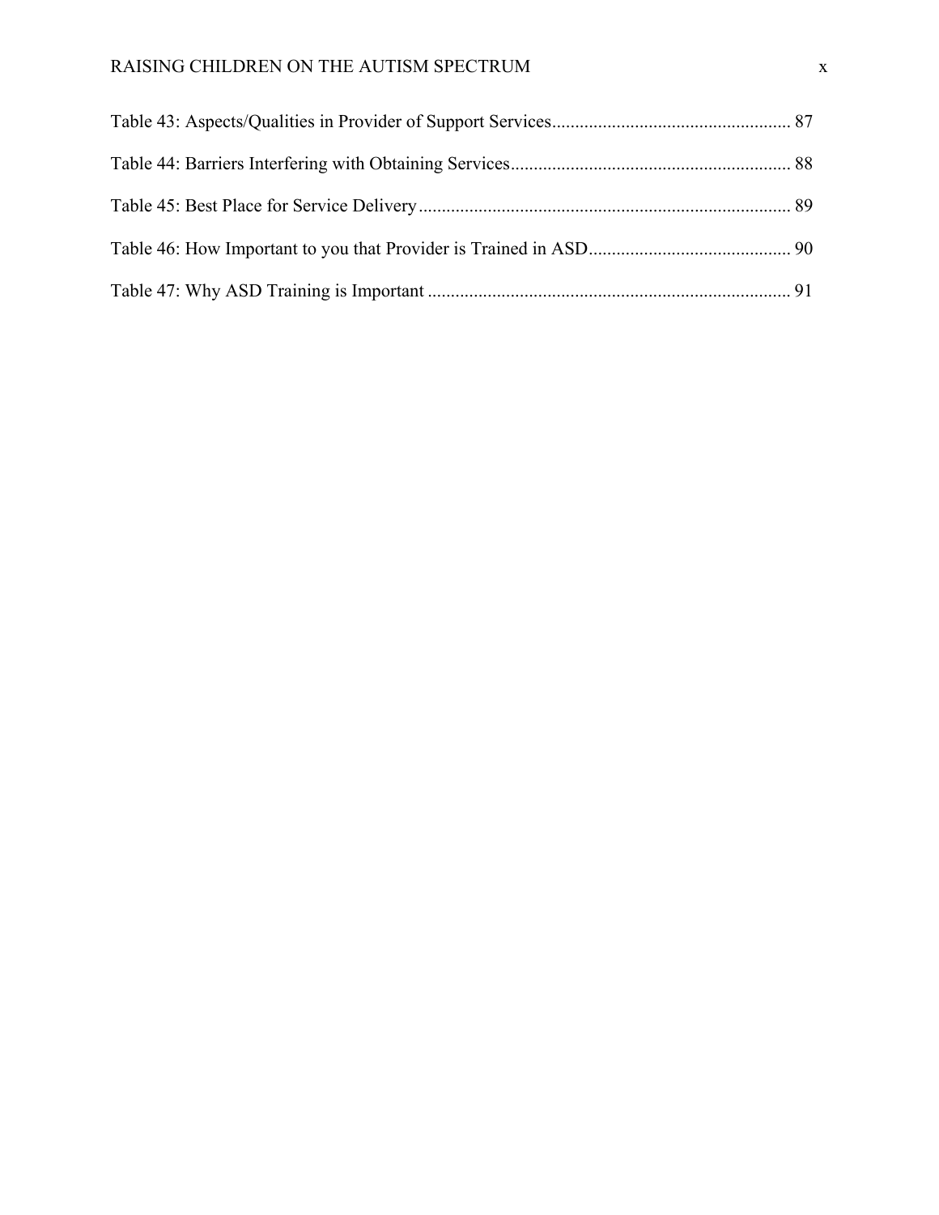Table 43: Aspects/Qualities in Provider of Support Services .................................................... 87

Table 44: Barriers Interfering with Obtaining Services ............................................................ 88

Table 45: Best Place for Service Delivery ................................................................................ 89

Table 46: How Important to you that Provider is Trained in ASD ............................................ 90

Table 47: Why ASD Training is Important ................................................................................ 91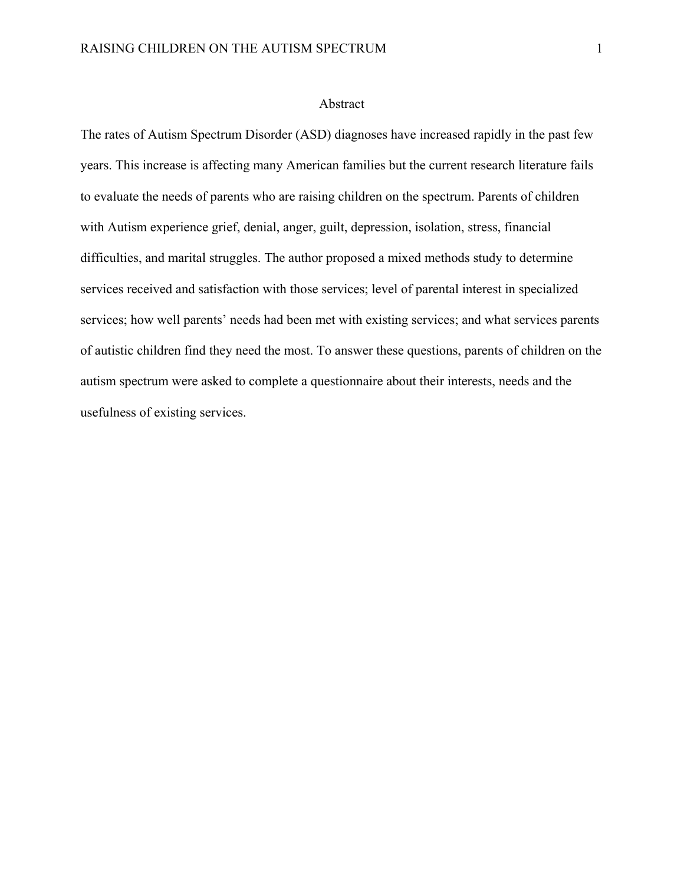# Abstract

The rates of Autism Spectrum Disorder (ASD) diagnoses have increased rapidly in the past few years. This increase is affecting many American families but the current research literature fails to evaluate the needs of parents who are raising children on the spectrum. Parents of children with Autism experience grief, denial, anger, guilt, depression, isolation, stress, financial difficulties, and marital struggles. The author proposed a mixed methods study to determine services received and satisfaction with those services; level of parental interest in specialized services; how well parents' needs had been met with existing services; and what services parents of autistic children find they need the most. To answer these questions, parents of children on the autism spectrum were asked to complete a questionnaire about their interests, needs and the usefulness of existing services.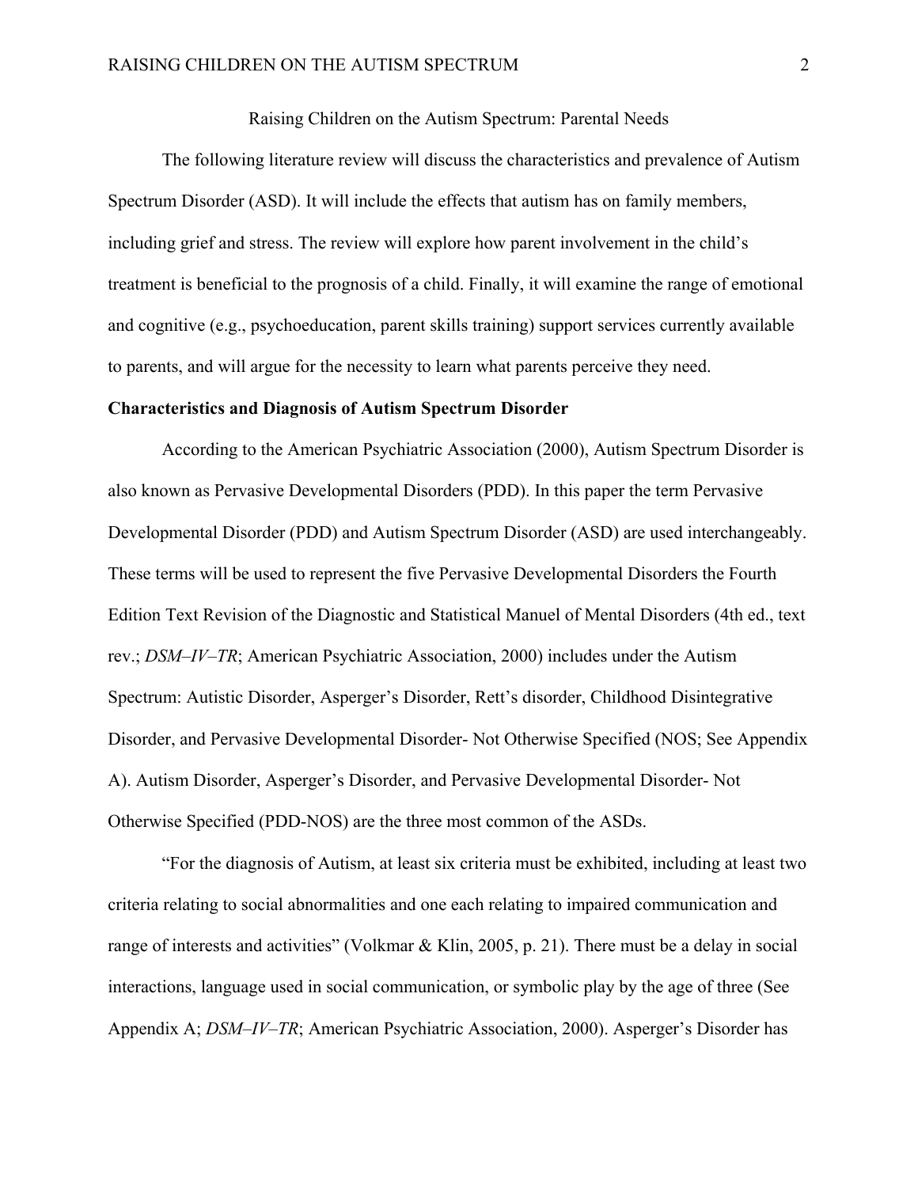Raising Children on the Autism Spectrum: Parental Needs

The following literature review will discuss the characteristics and prevalence of Autism Spectrum Disorder (ASD). It will include the effects that autism has on family members, including grief and stress. The review will explore how parent involvement in the child's treatment is beneficial to the prognosis of a child. Finally, it will examine the range of emotional and cognitive (e.g., psychoeducation, parent skills training) support services currently available to parents, and will argue for the necessity to learn what parents perceive they need.

## Characteristics and Diagnosis of Autism Spectrum Disorder

According to the American Psychiatric Association (2000), Autism Spectrum Disorder is also known as Pervasive Developmental Disorders (PDD). In this paper the term Pervasive Developmental Disorder (PDD) and Autism Spectrum Disorder (ASD) are used interchangeably. These terms will be used to represent the five Pervasive Developmental Disorders the Fourth Edition Text Revision of the Diagnostic and Statistical Manuel of Mental Disorders (4th ed., text rev.; *DSM–IV–TR*; American Psychiatric Association, 2000) includes under the Autism Spectrum: Autistic Disorder, Asperger's Disorder, Rett's disorder, Childhood Disintegrative Disorder, and Pervasive Developmental Disorder- Not Otherwise Specified (NOS; See Appendix A). Autism Disorder, Asperger's Disorder, and Pervasive Developmental Disorder- Not Otherwise Specified (PDD-NOS) are the three most common of the ASDs.

"For the diagnosis of Autism, at least six criteria must be exhibited, including at least two criteria relating to social abnormalities and one each relating to impaired communication and range of interests and activities" (Volkmar & Klin, 2005, p. 21). There must be a delay in social interactions, language used in social communication, or symbolic play by the age of three (See Appendix A; *DSM–IV–TR*; American Psychiatric Association, 2000). Asperger's Disorder has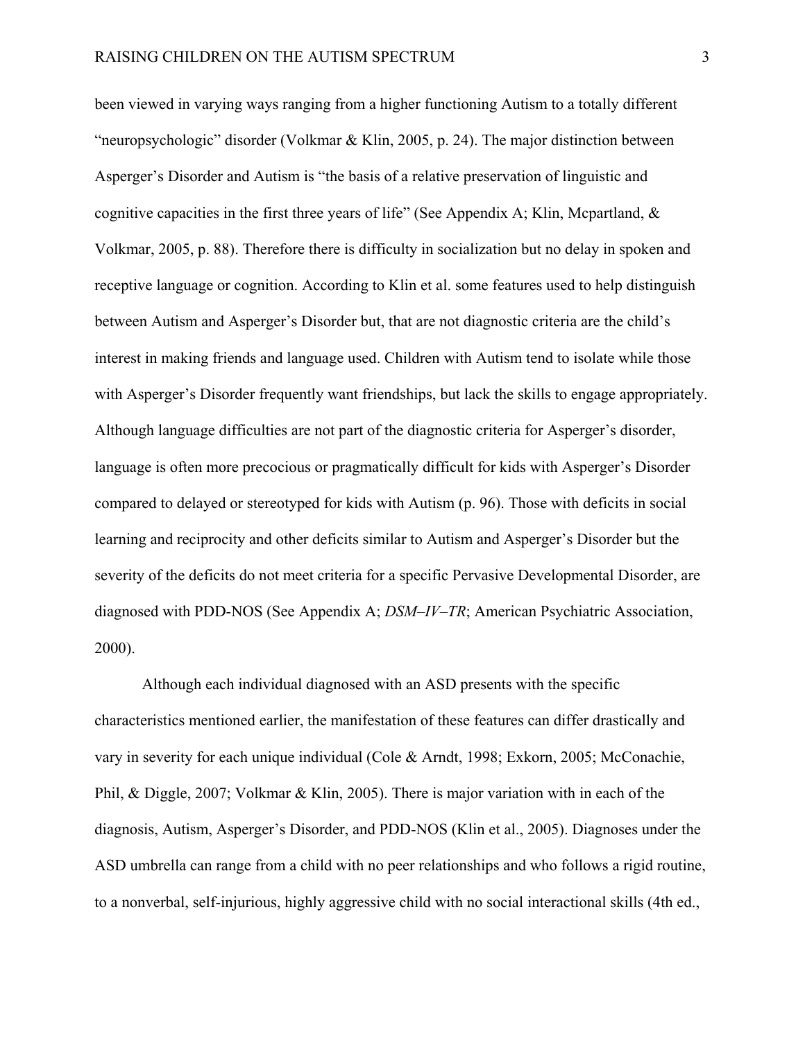been viewed in varying ways ranging from a higher functioning Autism to a totally different "neuropsychologic" disorder (Volkmar & Klin, 2005, p. 24). The major distinction between Asperger's Disorder and Autism is "the basis of a relative preservation of linguistic and cognitive capacities in the first three years of life" (See Appendix A; Klin, Mcpartland, & Volkmar, 2005, p. 88). Therefore there is difficulty in socialization but no delay in spoken and receptive language or cognition. According to Klin et al. some features used to help distinguish between Autism and Asperger's Disorder but, that are not diagnostic criteria are the child's interest in making friends and language used. Children with Autism tend to isolate while those with Asperger's Disorder frequently want friendships, but lack the skills to engage appropriately. Although language difficulties are not part of the diagnostic criteria for Asperger's disorder, language is often more precocious or pragmatically difficult for kids with Asperger's Disorder compared to delayed or stereotyped for kids with Autism (p. 96). Those with deficits in social learning and reciprocity and other deficits similar to Autism and Asperger's Disorder but the severity of the deficits do not meet criteria for a specific Pervasive Developmental Disorder, are diagnosed with PDD-NOS (See Appendix A; *DSM–IV–TR*; American Psychiatric Association, 2000).

Although each individual diagnosed with an ASD presents with the specific characteristics mentioned earlier, the manifestation of these features can differ drastically and vary in severity for each unique individual (Cole & Arndt, 1998; Exkorn, 2005; McConachie, Phil, & Diggle, 2007; Volkmar & Klin, 2005). There is major variation with in each of the diagnosis, Autism, Asperger's Disorder, and PDD-NOS (Klin et al., 2005). Diagnoses under the ASD umbrella can range from a child with no peer relationships and who follows a rigid routine, to a nonverbal, self-injurious, highly aggressive child with no social interactional skills (4th ed.,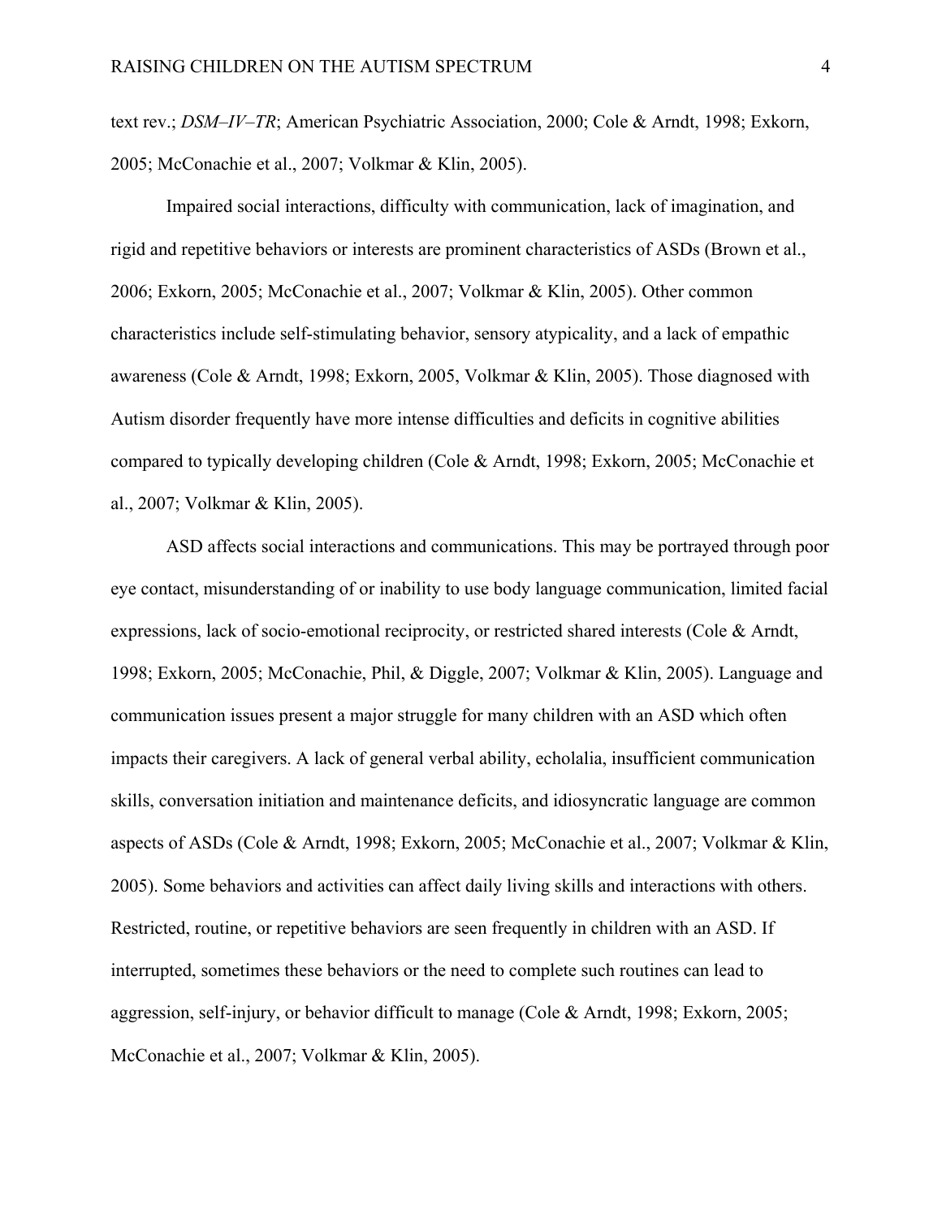text rev.; *DSM–IV–TR*; American Psychiatric Association, 2000; Cole & Arndt, 1998; Exkorn, 2005; McConachie et al., 2007; Volkmar & Klin, 2005).

Impaired social interactions, difficulty with communication, lack of imagination, and rigid and repetitive behaviors or interests are prominent characteristics of ASDs (Brown et al., 2006; Exkorn, 2005; McConachie et al., 2007; Volkmar & Klin, 2005). Other common characteristics include self-stimulating behavior, sensory atypicality, and a lack of empathic awareness (Cole & Arndt, 1998; Exkorn, 2005, Volkmar & Klin, 2005). Those diagnosed with Autism disorder frequently have more intense difficulties and deficits in cognitive abilities compared to typically developing children (Cole & Arndt, 1998; Exkorn, 2005; McConachie et al., 2007; Volkmar & Klin, 2005).

ASD affects social interactions and communications. This may be portrayed through poor eye contact, misunderstanding of or inability to use body language communication, limited facial expressions, lack of socio-emotional reciprocity, or restricted shared interests (Cole & Arndt, 1998; Exkorn, 2005; McConachie, Phil, & Diggle, 2007; Volkmar & Klin, 2005). Language and communication issues present a major struggle for many children with an ASD which often impacts their caregivers. A lack of general verbal ability, echolalia, insufficient communication skills, conversation initiation and maintenance deficits, and idiosyncratic language are common aspects of ASDs (Cole & Arndt, 1998; Exkorn, 2005; McConachie et al., 2007; Volkmar & Klin, 2005). Some behaviors and activities can affect daily living skills and interactions with others. Restricted, routine, or repetitive behaviors are seen frequently in children with an ASD. If interrupted, sometimes these behaviors or the need to complete such routines can lead to aggression, self-injury, or behavior difficult to manage (Cole & Arndt, 1998; Exkorn, 2005; McConachie et al., 2007; Volkmar & Klin, 2005).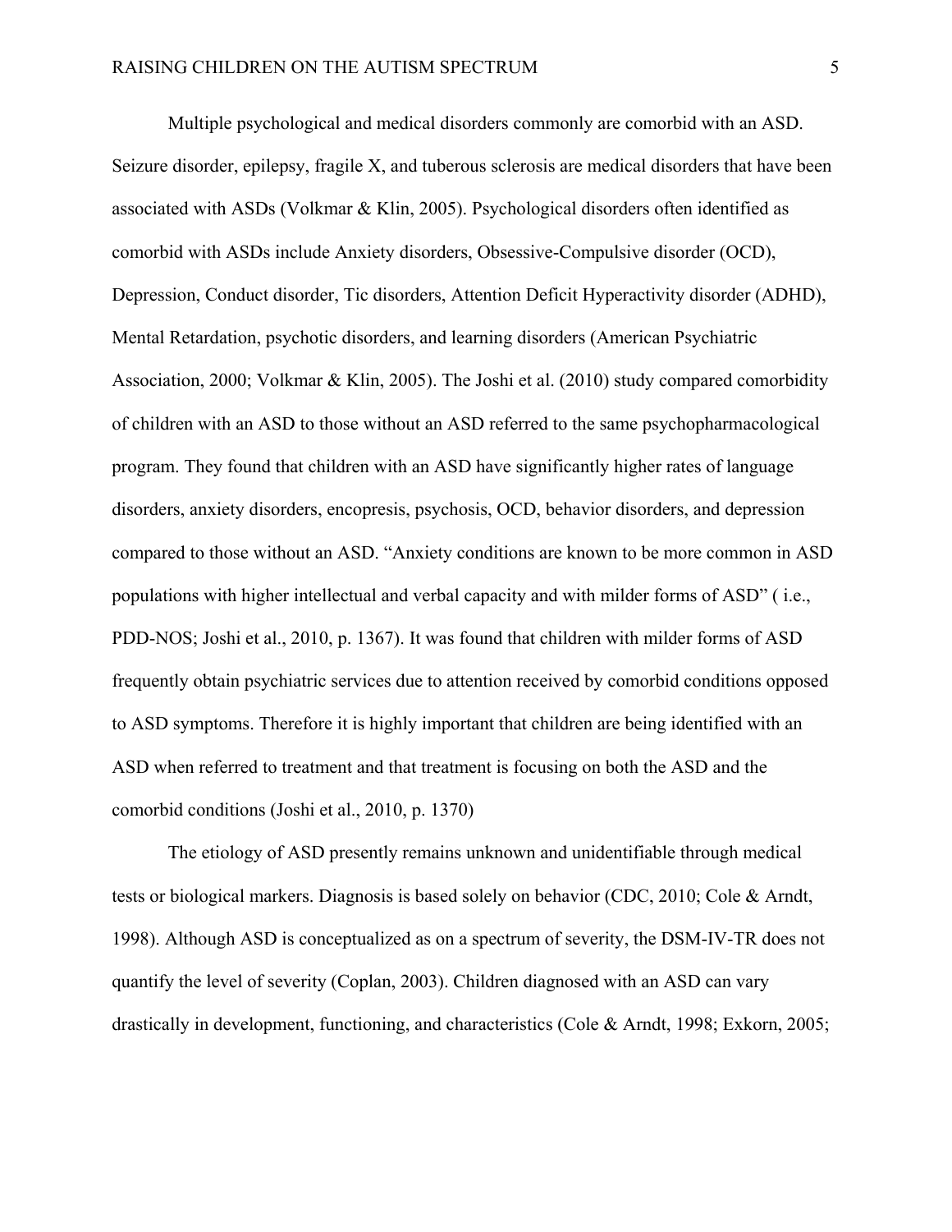Multiple psychological and medical disorders commonly are comorbid with an ASD. Seizure disorder, epilepsy, fragile X, and tuberous sclerosis are medical disorders that have been associated with ASDs (Volkmar & Klin, 2005). Psychological disorders often identified as comorbid with ASDs include Anxiety disorders, Obsessive-Compulsive disorder (OCD), Depression, Conduct disorder, Tic disorders, Attention Deficit Hyperactivity disorder (ADHD), Mental Retardation, psychotic disorders, and learning disorders (American Psychiatric Association, 2000; Volkmar & Klin, 2005). The Joshi et al. (2010) study compared comorbidity of children with an ASD to those without an ASD referred to the same psychopharmacological program. They found that children with an ASD have significantly higher rates of language disorders, anxiety disorders, encopresis, psychosis, OCD, behavior disorders, and depression compared to those without an ASD. "Anxiety conditions are known to be more common in ASD populations with higher intellectual and verbal capacity and with milder forms of ASD" ( i.e., PDD-NOS; Joshi et al., 2010, p. 1367). It was found that children with milder forms of ASD frequently obtain psychiatric services due to attention received by comorbid conditions opposed to ASD symptoms. Therefore it is highly important that children are being identified with an ASD when referred to treatment and that treatment is focusing on both the ASD and the comorbid conditions (Joshi et al., 2010, p. 1370)

The etiology of ASD presently remains unknown and unidentifiable through medical tests or biological markers. Diagnosis is based solely on behavior (CDC, 2010; Cole & Arndt, 1998). Although ASD is conceptualized as on a spectrum of severity, the DSM-IV-TR does not quantify the level of severity (Coplan, 2003). Children diagnosed with an ASD can vary drastically in development, functioning, and characteristics (Cole & Arndt, 1998; Exkorn, 2005;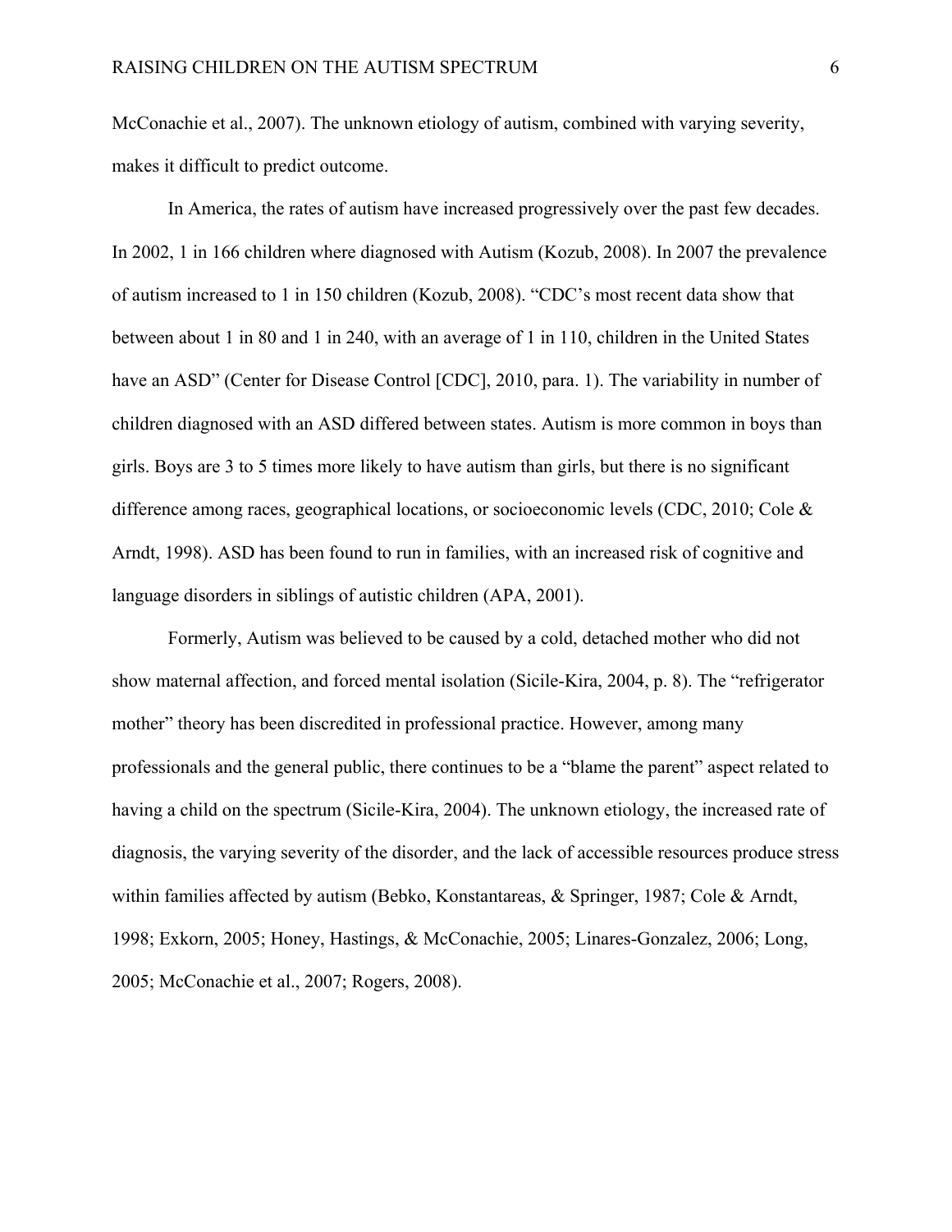McConachie et al., 2007). The unknown etiology of autism, combined with varying severity, makes it difficult to predict outcome.

In America, the rates of autism have increased progressively over the past few decades. In 2002, 1 in 166 children where diagnosed with Autism (Kozub, 2008). In 2007 the prevalence of autism increased to 1 in 150 children (Kozub, 2008). "CDC's most recent data show that between about 1 in 80 and 1 in 240, with an average of 1 in 110, children in the United States have an ASD" (Center for Disease Control [CDC], 2010, para. 1). The variability in number of children diagnosed with an ASD differed between states. Autism is more common in boys than girls. Boys are 3 to 5 times more likely to have autism than girls, but there is no significant difference among races, geographical locations, or socioeconomic levels (CDC, 2010; Cole & Arndt, 1998). ASD has been found to run in families, with an increased risk of cognitive and language disorders in siblings of autistic children (APA, 2001).

Formerly, Autism was believed to be caused by a cold, detached mother who did not show maternal affection, and forced mental isolation (Sicile-Kira, 2004, p. 8). The "refrigerator mother" theory has been discredited in professional practice. However, among many professionals and the general public, there continues to be a "blame the parent" aspect related to having a child on the spectrum (Sicile-Kira, 2004). The unknown etiology, the increased rate of diagnosis, the varying severity of the disorder, and the lack of accessible resources produce stress within families affected by autism (Bebko, Konstantareas, & Springer, 1987; Cole & Arndt, 1998; Exkorn, 2005; Honey, Hastings, & McConachie, 2005; Linares-Gonzalez, 2006; Long, 2005; McConachie et al., 2007; Rogers, 2008).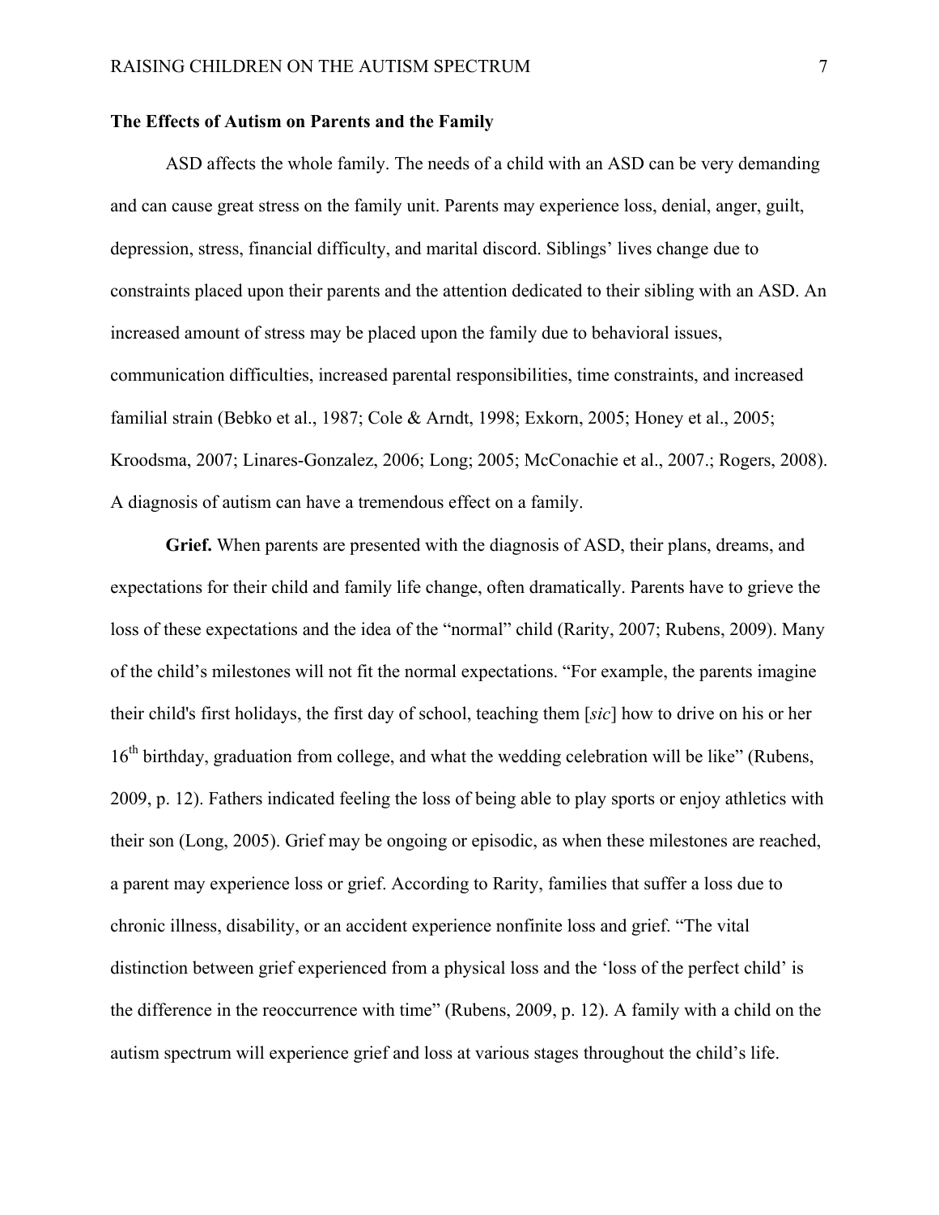**The Effects of Autism on Parents and the Family**

ASD affects the whole family. The needs of a child with an ASD can be very demanding and can cause great stress on the family unit. Parents may experience loss, denial, anger, guilt, depression, stress, financial difficulty, and marital discord. Siblings' lives change due to constraints placed upon their parents and the attention dedicated to their sibling with an ASD. An increased amount of stress may be placed upon the family due to behavioral issues, communication difficulties, increased parental responsibilities, time constraints, and increased familial strain (Bebko et al., 1987; Cole & Arndt, 1998; Exkorn, 2005; Honey et al., 2005; Kroodsma, 2007; Linares-Gonzalez, 2006; Long; 2005; McConachie et al., 2007.; Rogers, 2008). A diagnosis of autism can have a tremendous effect on a family.

**Grief.** When parents are presented with the diagnosis of ASD, their plans, dreams, and expectations for their child and family life change, often dramatically. Parents have to grieve the loss of these expectations and the idea of the "normal" child (Rarity, 2007; Rubens, 2009). Many of the child's milestones will not fit the normal expectations. "For example, the parents imagine their child's first holidays, the first day of school, teaching them [*sic*] how to drive on his or her 16th birthday, graduation from college, and what the wedding celebration will be like" (Rubens, 2009, p. 12). Fathers indicated feeling the loss of being able to play sports or enjoy athletics with their son (Long, 2005). Grief may be ongoing or episodic, as when these milestones are reached, a parent may experience loss or grief. According to Rarity, families that suffer a loss due to chronic illness, disability, or an accident experience nonfinite loss and grief. "The vital distinction between grief experienced from a physical loss and the 'loss of the perfect child' is the difference in the reoccurrence with time" (Rubens, 2009, p. 12). A family with a child on the autism spectrum will experience grief and loss at various stages throughout the child's life.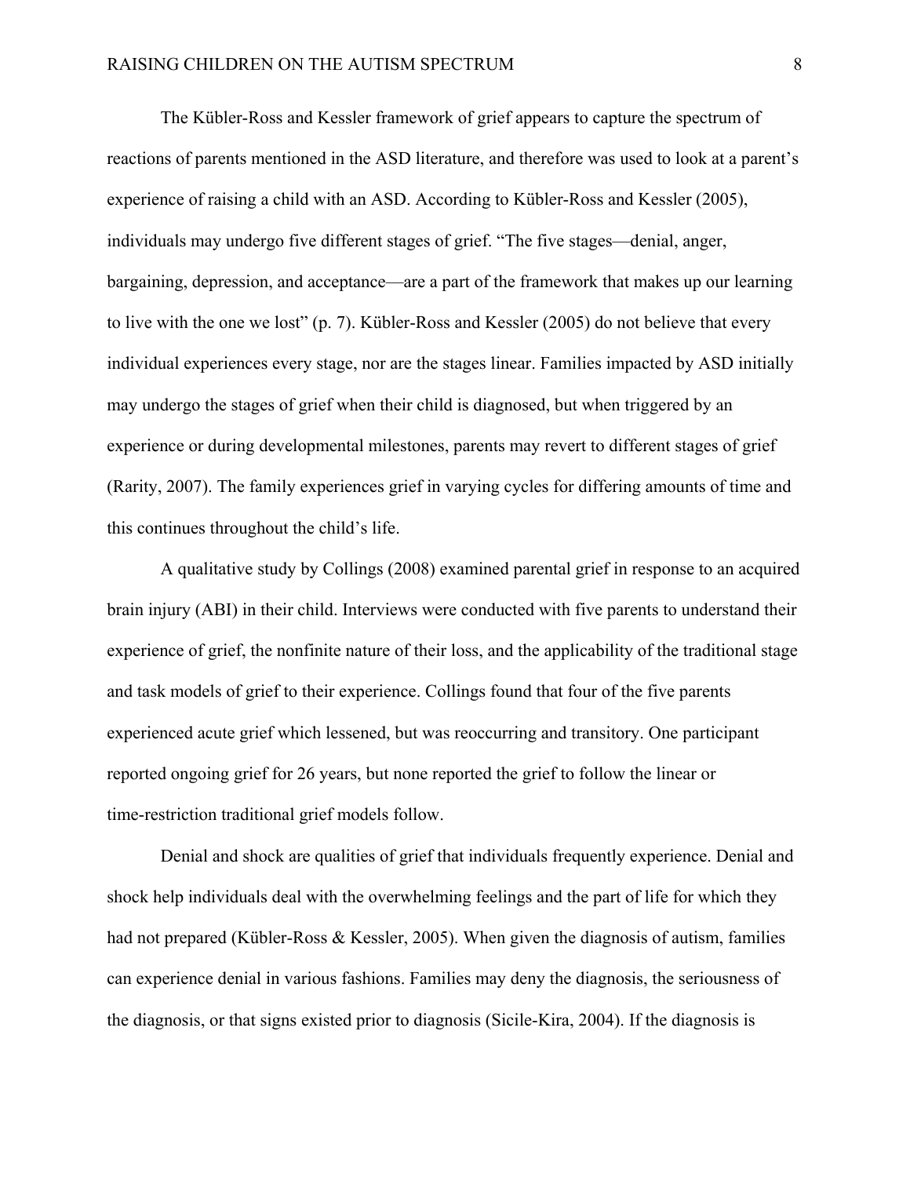The Kübler-Ross and Kessler framework of grief appears to capture the spectrum of reactions of parents mentioned in the ASD literature, and therefore was used to look at a parent's experience of raising a child with an ASD. According to Kübler-Ross and Kessler (2005), individuals may undergo five different stages of grief. "The five stages—denial, anger, bargaining, depression, and acceptance—are a part of the framework that makes up our learning to live with the one we lost" (p. 7). Kübler-Ross and Kessler (2005) do not believe that every individual experiences every stage, nor are the stages linear. Families impacted by ASD initially may undergo the stages of grief when their child is diagnosed, but when triggered by an experience or during developmental milestones, parents may revert to different stages of grief (Rarity, 2007). The family experiences grief in varying cycles for differing amounts of time and this continues throughout the child's life.

A qualitative study by Collings (2008) examined parental grief in response to an acquired brain injury (ABI) in their child. Interviews were conducted with five parents to understand their experience of grief, the nonfinite nature of their loss, and the applicability of the traditional stage and task models of grief to their experience. Collings found that four of the five parents experienced acute grief which lessened, but was reoccurring and transitory. One participant reported ongoing grief for 26 years, but none reported the grief to follow the linear or time-restriction traditional grief models follow.

Denial and shock are qualities of grief that individuals frequently experience. Denial and shock help individuals deal with the overwhelming feelings and the part of life for which they had not prepared (Kübler-Ross & Kessler, 2005). When given the diagnosis of autism, families can experience denial in various fashions. Families may deny the diagnosis, the seriousness of the diagnosis, or that signs existed prior to diagnosis (Sicile-Kira, 2004). If the diagnosis is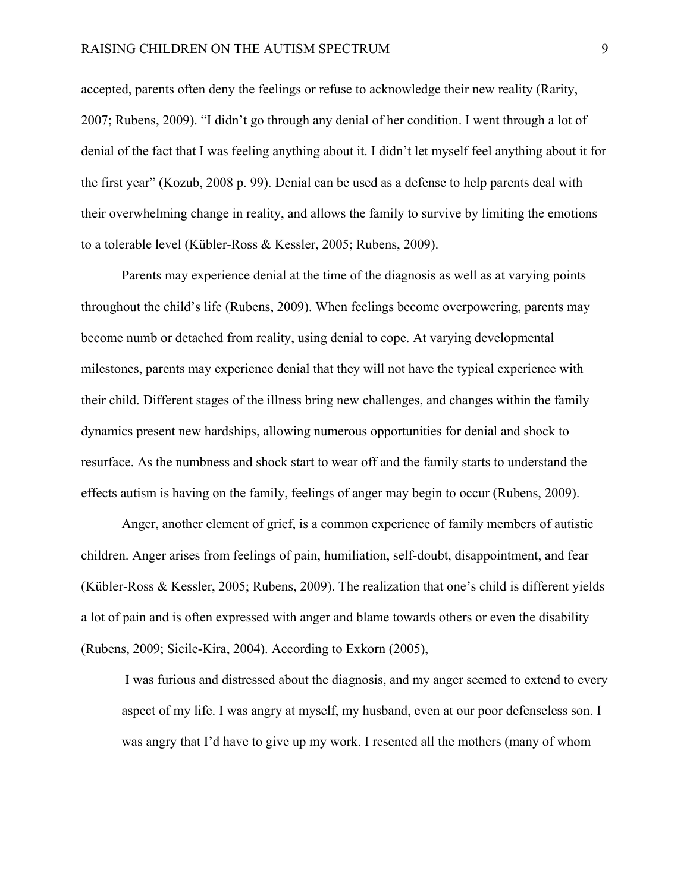accepted, parents often deny the feelings or refuse to acknowledge their new reality (Rarity, 2007; Rubens, 2009). "I didn't go through any denial of her condition. I went through a lot of denial of the fact that I was feeling anything about it. I didn't let myself feel anything about it for the first year" (Kozub, 2008 p. 99). Denial can be used as a defense to help parents deal with their overwhelming change in reality, and allows the family to survive by limiting the emotions to a tolerable level (Kübler-Ross & Kessler, 2005; Rubens, 2009).

Parents may experience denial at the time of the diagnosis as well as at varying points throughout the child's life (Rubens, 2009). When feelings become overpowering, parents may become numb or detached from reality, using denial to cope. At varying developmental milestones, parents may experience denial that they will not have the typical experience with their child. Different stages of the illness bring new challenges, and changes within the family dynamics present new hardships, allowing numerous opportunities for denial and shock to resurface. As the numbness and shock start to wear off and the family starts to understand the effects autism is having on the family, feelings of anger may begin to occur (Rubens, 2009).

Anger, another element of grief, is a common experience of family members of autistic children. Anger arises from feelings of pain, humiliation, self-doubt, disappointment, and fear (Kübler-Ross & Kessler, 2005; Rubens, 2009). The realization that one's child is different yields a lot of pain and is often expressed with anger and blame towards others or even the disability (Rubens, 2009; Sicile-Kira, 2004). According to Exkorn (2005),

> I was furious and distressed about the diagnosis, and my anger seemed to extend to every aspect of my life. I was angry at myself, my husband, even at our poor defenseless son. I was angry that I'd have to give up my work. I resented all the mothers (many of whom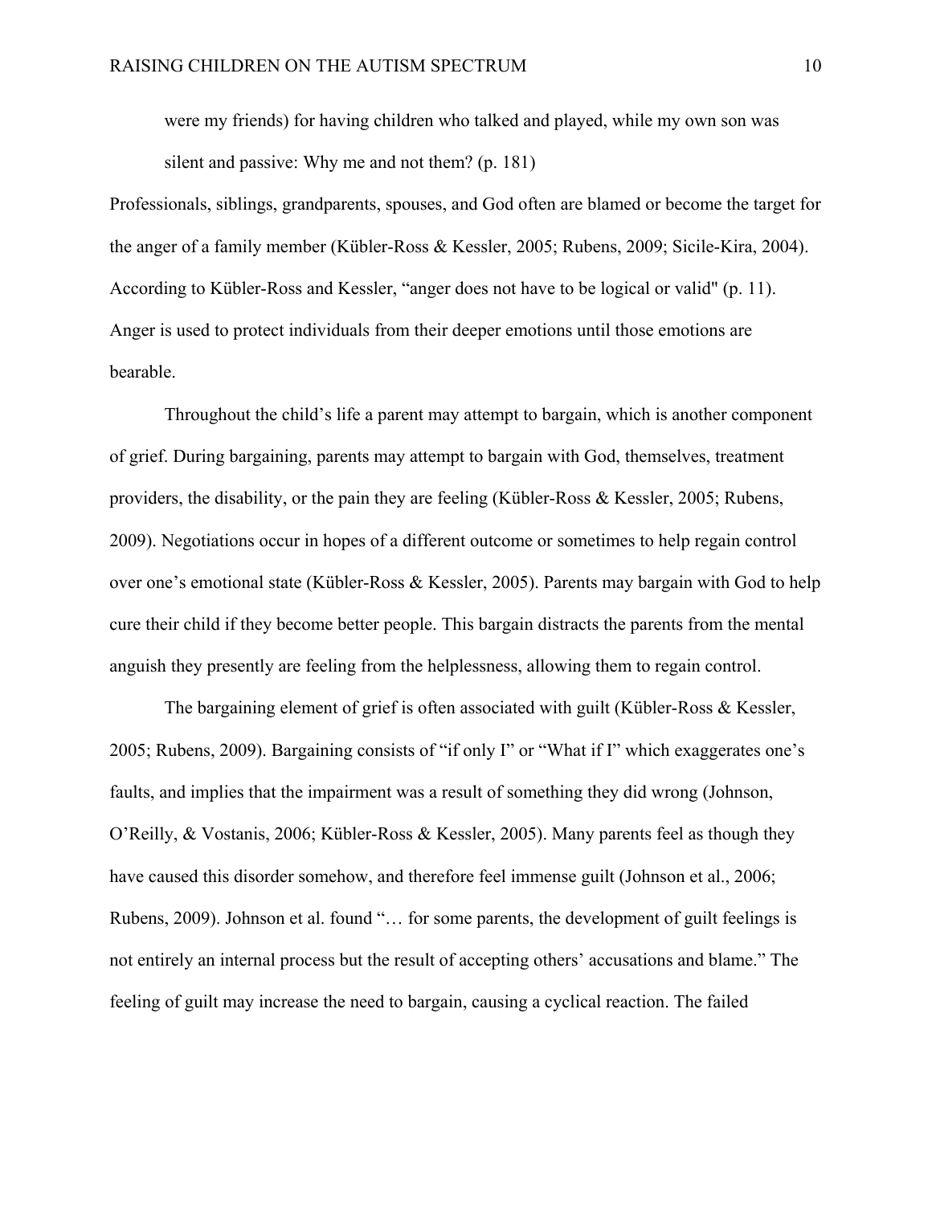> were my friends) for having children who talked and played, while my own son was silent and passive: Why me and not them? (p. 181)

Professionals, siblings, grandparents, spouses, and God often are blamed or become the target for the anger of a family member (Kübler-Ross & Kessler, 2005; Rubens, 2009; Sicile-Kira, 2004). According to Kübler-Ross and Kessler, "anger does not have to be logical or valid" (p. 11). Anger is used to protect individuals from their deeper emotions until those emotions are bearable.

Throughout the child's life a parent may attempt to bargain, which is another component of grief. During bargaining, parents may attempt to bargain with God, themselves, treatment providers, the disability, or the pain they are feeling (Kübler-Ross & Kessler, 2005; Rubens, 2009). Negotiations occur in hopes of a different outcome or sometimes to help regain control over one's emotional state (Kübler-Ross & Kessler, 2005). Parents may bargain with God to help cure their child if they become better people. This bargain distracts the parents from the mental anguish they presently are feeling from the helplessness, allowing them to regain control.

The bargaining element of grief is often associated with guilt (Kübler-Ross & Kessler, 2005; Rubens, 2009). Bargaining consists of "if only I" or "What if I" which exaggerates one's faults, and implies that the impairment was a result of something they did wrong (Johnson, O'Reilly, & Vostanis, 2006; Kübler-Ross & Kessler, 2005). Many parents feel as though they have caused this disorder somehow, and therefore feel immense guilt (Johnson et al., 2006; Rubens, 2009). Johnson et al. found "… for some parents, the development of guilt feelings is not entirely an internal process but the result of accepting others' accusations and blame." The feeling of guilt may increase the need to bargain, causing a cyclical reaction. The failed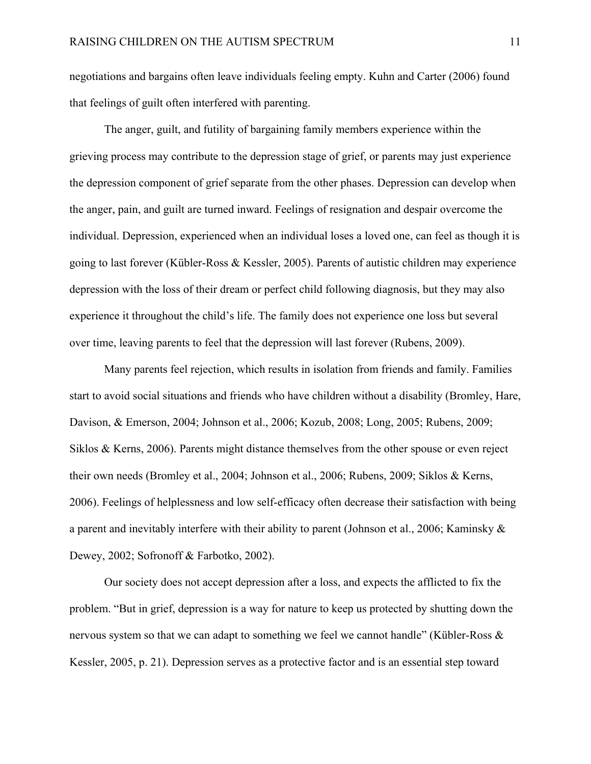negotiations and bargains often leave individuals feeling empty. Kuhn and Carter (2006) found that feelings of guilt often interfered with parenting.

The anger, guilt, and futility of bargaining family members experience within the grieving process may contribute to the depression stage of grief, or parents may just experience the depression component of grief separate from the other phases. Depression can develop when the anger, pain, and guilt are turned inward. Feelings of resignation and despair overcome the individual. Depression, experienced when an individual loses a loved one, can feel as though it is going to last forever (Kübler-Ross & Kessler, 2005). Parents of autistic children may experience depression with the loss of their dream or perfect child following diagnosis, but they may also experience it throughout the child's life. The family does not experience one loss but several over time, leaving parents to feel that the depression will last forever (Rubens, 2009).

Many parents feel rejection, which results in isolation from friends and family. Families start to avoid social situations and friends who have children without a disability (Bromley, Hare, Davison, & Emerson, 2004; Johnson et al., 2006; Kozub, 2008; Long, 2005; Rubens, 2009; Siklos & Kerns, 2006). Parents might distance themselves from the other spouse or even reject their own needs (Bromley et al., 2004; Johnson et al., 2006; Rubens, 2009; Siklos & Kerns, 2006). Feelings of helplessness and low self-efficacy often decrease their satisfaction with being a parent and inevitably interfere with their ability to parent (Johnson et al., 2006; Kaminsky & Dewey, 2002; Sofronoff & Farbotko, 2002).

Our society does not accept depression after a loss, and expects the afflicted to fix the problem. "But in grief, depression is a way for nature to keep us protected by shutting down the nervous system so that we can adapt to something we feel we cannot handle" (Kübler-Ross & Kessler, 2005, p. 21). Depression serves as a protective factor and is an essential step toward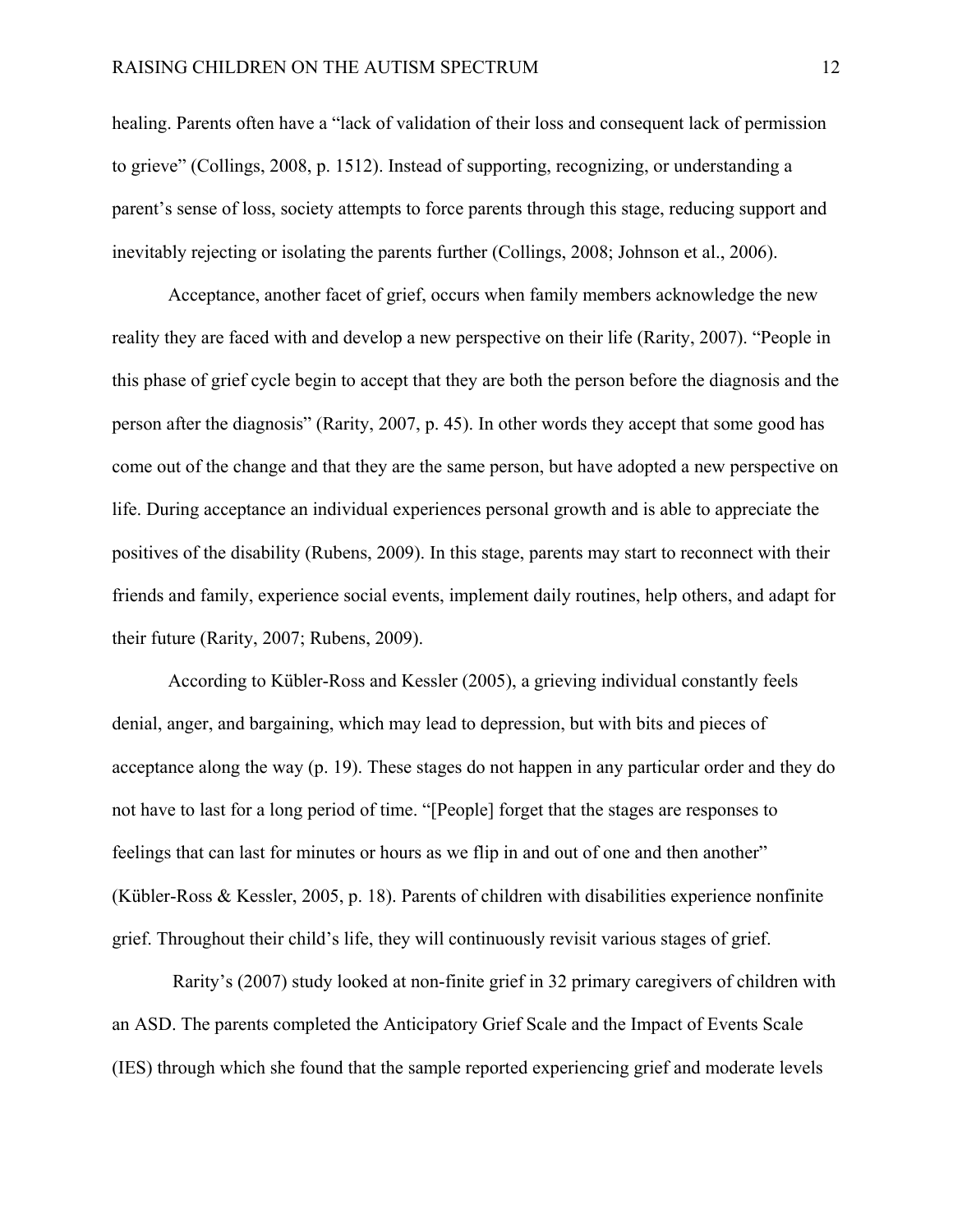healing. Parents often have a "lack of validation of their loss and consequent lack of permission to grieve" (Collings, 2008, p. 1512). Instead of supporting, recognizing, or understanding a parent's sense of loss, society attempts to force parents through this stage, reducing support and inevitably rejecting or isolating the parents further (Collings, 2008; Johnson et al., 2006).

Acceptance, another facet of grief, occurs when family members acknowledge the new reality they are faced with and develop a new perspective on their life (Rarity, 2007). "People in this phase of grief cycle begin to accept that they are both the person before the diagnosis and the person after the diagnosis" (Rarity, 2007, p. 45). In other words they accept that some good has come out of the change and that they are the same person, but have adopted a new perspective on life. During acceptance an individual experiences personal growth and is able to appreciate the positives of the disability (Rubens, 2009). In this stage, parents may start to reconnect with their friends and family, experience social events, implement daily routines, help others, and adapt for their future (Rarity, 2007; Rubens, 2009).

According to Kübler-Ross and Kessler (2005), a grieving individual constantly feels denial, anger, and bargaining, which may lead to depression, but with bits and pieces of acceptance along the way (p. 19). These stages do not happen in any particular order and they do not have to last for a long period of time. "[People] forget that the stages are responses to feelings that can last for minutes or hours as we flip in and out of one and then another" (Kübler-Ross & Kessler, 2005, p. 18). Parents of children with disabilities experience nonfinite grief. Throughout their child's life, they will continuously revisit various stages of grief.

Rarity's (2007) study looked at non-finite grief in 32 primary caregivers of children with an ASD. The parents completed the Anticipatory Grief Scale and the Impact of Events Scale (IES) through which she found that the sample reported experiencing grief and moderate levels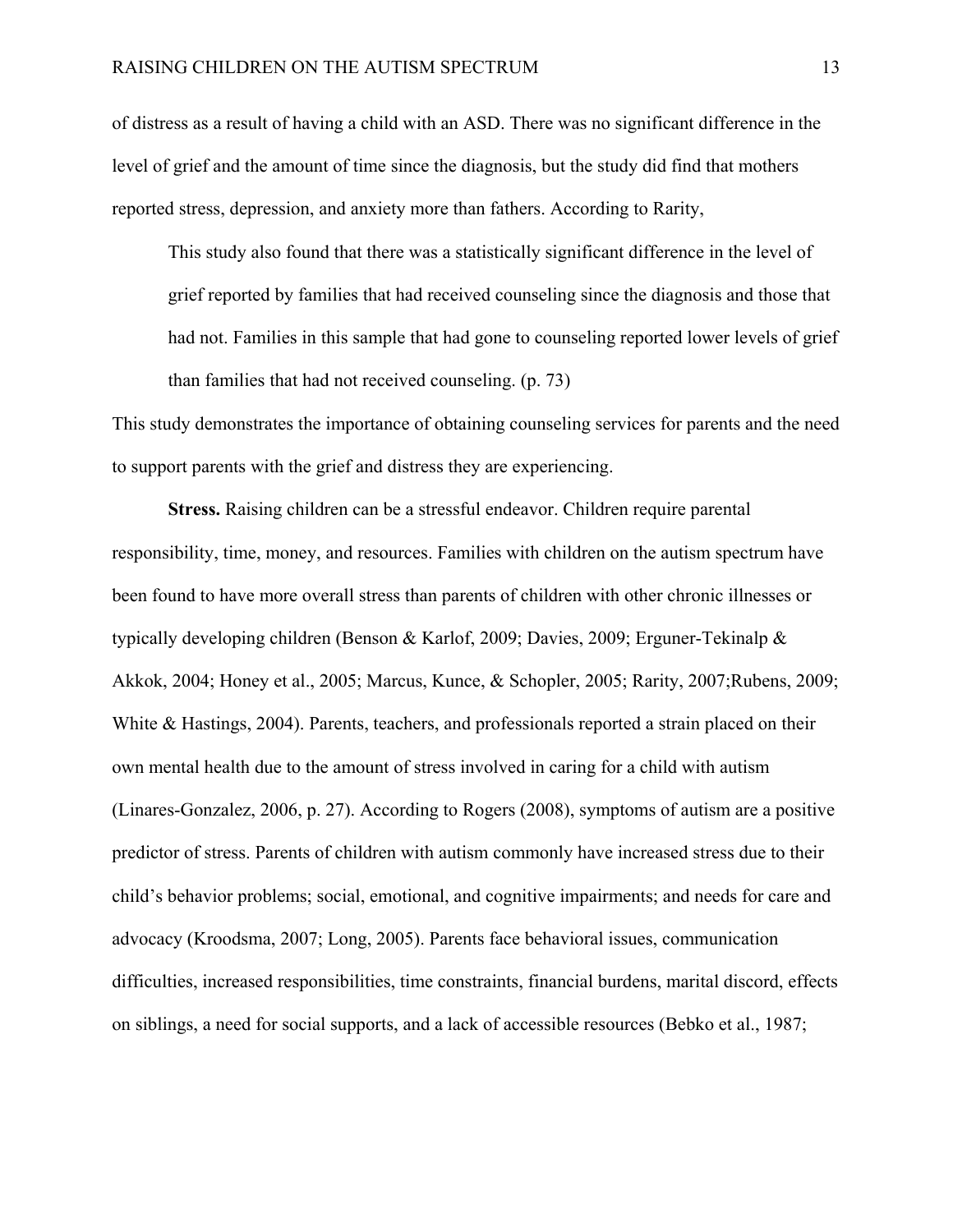of distress as a result of having a child with an ASD. There was no significant difference in the level of grief and the amount of time since the diagnosis, but the study did find that mothers reported stress, depression, and anxiety more than fathers. According to Rarity,

> This study also found that there was a statistically significant difference in the level of grief reported by families that had received counseling since the diagnosis and those that had not. Families in this sample that had gone to counseling reported lower levels of grief than families that had not received counseling. (p. 73)

This study demonstrates the importance of obtaining counseling services for parents and the need to support parents with the grief and distress they are experiencing.

**Stress.** Raising children can be a stressful endeavor. Children require parental responsibility, time, money, and resources. Families with children on the autism spectrum have been found to have more overall stress than parents of children with other chronic illnesses or typically developing children (Benson & Karlof, 2009; Davies, 2009; Erguner-Tekinalp & Akkok, 2004; Honey et al., 2005; Marcus, Kunce, & Schopler, 2005; Rarity, 2007;Rubens, 2009; White & Hastings, 2004). Parents, teachers, and professionals reported a strain placed on their own mental health due to the amount of stress involved in caring for a child with autism (Linares-Gonzalez, 2006, p. 27). According to Rogers (2008), symptoms of autism are a positive predictor of stress. Parents of children with autism commonly have increased stress due to their child's behavior problems; social, emotional, and cognitive impairments; and needs for care and advocacy (Kroodsma, 2007; Long, 2005). Parents face behavioral issues, communication difficulties, increased responsibilities, time constraints, financial burdens, marital discord, effects on siblings, a need for social supports, and a lack of accessible resources (Bebko et al., 1987;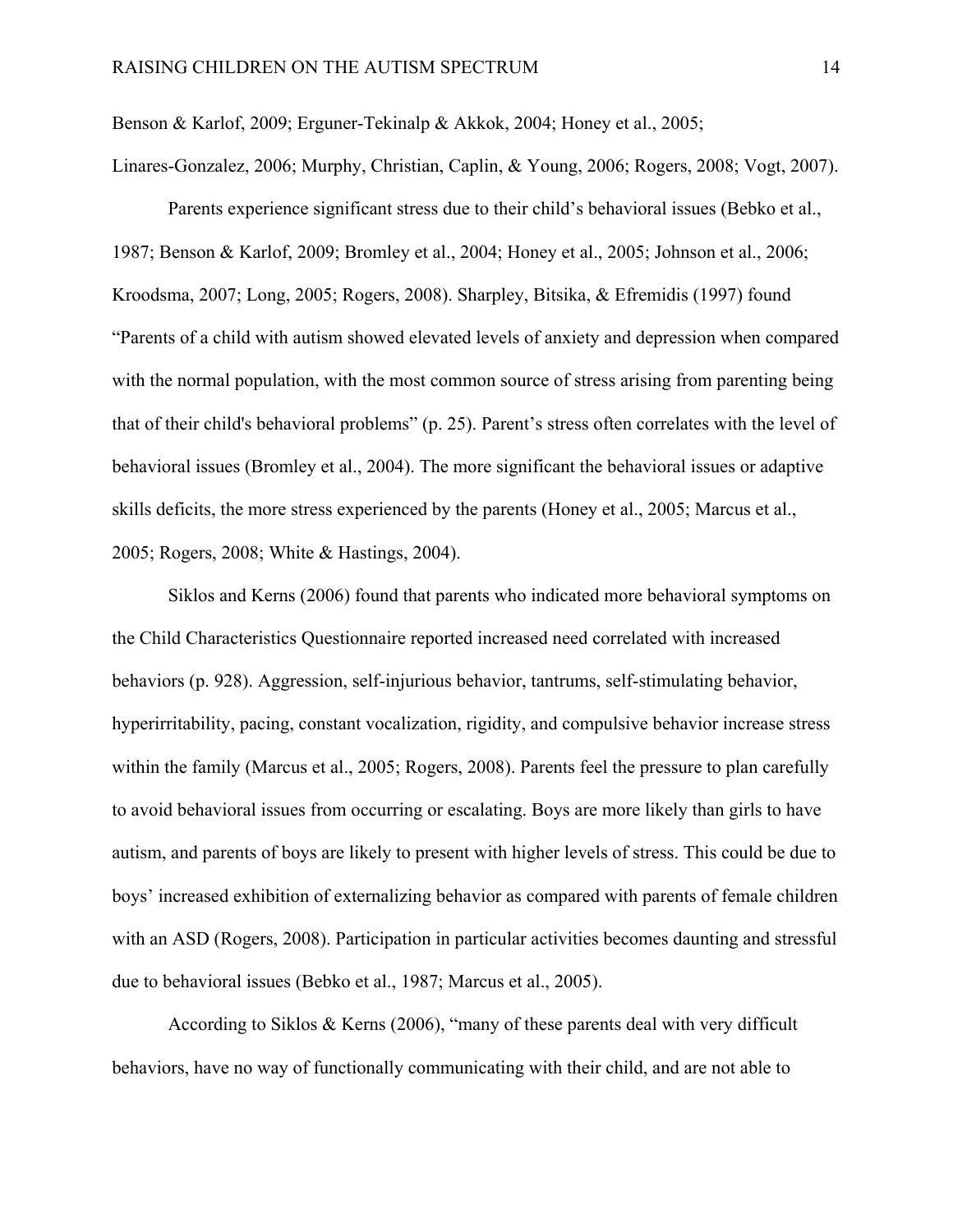Benson & Karlof, 2009; Erguner-Tekinalp & Akkok, 2004; Honey et al., 2005; Linares-Gonzalez, 2006; Murphy, Christian, Caplin, & Young, 2006; Rogers, 2008; Vogt, 2007).

Parents experience significant stress due to their child's behavioral issues (Bebko et al., 1987; Benson & Karlof, 2009; Bromley et al., 2004; Honey et al., 2005; Johnson et al., 2006; Kroodsma, 2007; Long, 2005; Rogers, 2008). Sharpley, Bitsika, & Efremidis (1997) found "Parents of a child with autism showed elevated levels of anxiety and depression when compared with the normal population, with the most common source of stress arising from parenting being that of their child's behavioral problems" (p. 25). Parent's stress often correlates with the level of behavioral issues (Bromley et al., 2004). The more significant the behavioral issues or adaptive skills deficits, the more stress experienced by the parents (Honey et al., 2005; Marcus et al., 2005; Rogers, 2008; White & Hastings, 2004).

Siklos and Kerns (2006) found that parents who indicated more behavioral symptoms on the Child Characteristics Questionnaire reported increased need correlated with increased behaviors (p. 928). Aggression, self-injurious behavior, tantrums, self-stimulating behavior, hyperirritability, pacing, constant vocalization, rigidity, and compulsive behavior increase stress within the family (Marcus et al., 2005; Rogers, 2008). Parents feel the pressure to plan carefully to avoid behavioral issues from occurring or escalating. Boys are more likely than girls to have autism, and parents of boys are likely to present with higher levels of stress. This could be due to boys' increased exhibition of externalizing behavior as compared with parents of female children with an ASD (Rogers, 2008). Participation in particular activities becomes daunting and stressful due to behavioral issues (Bebko et al., 1987; Marcus et al., 2005).

According to Siklos & Kerns (2006), "many of these parents deal with very difficult behaviors, have no way of functionally communicating with their child, and are not able to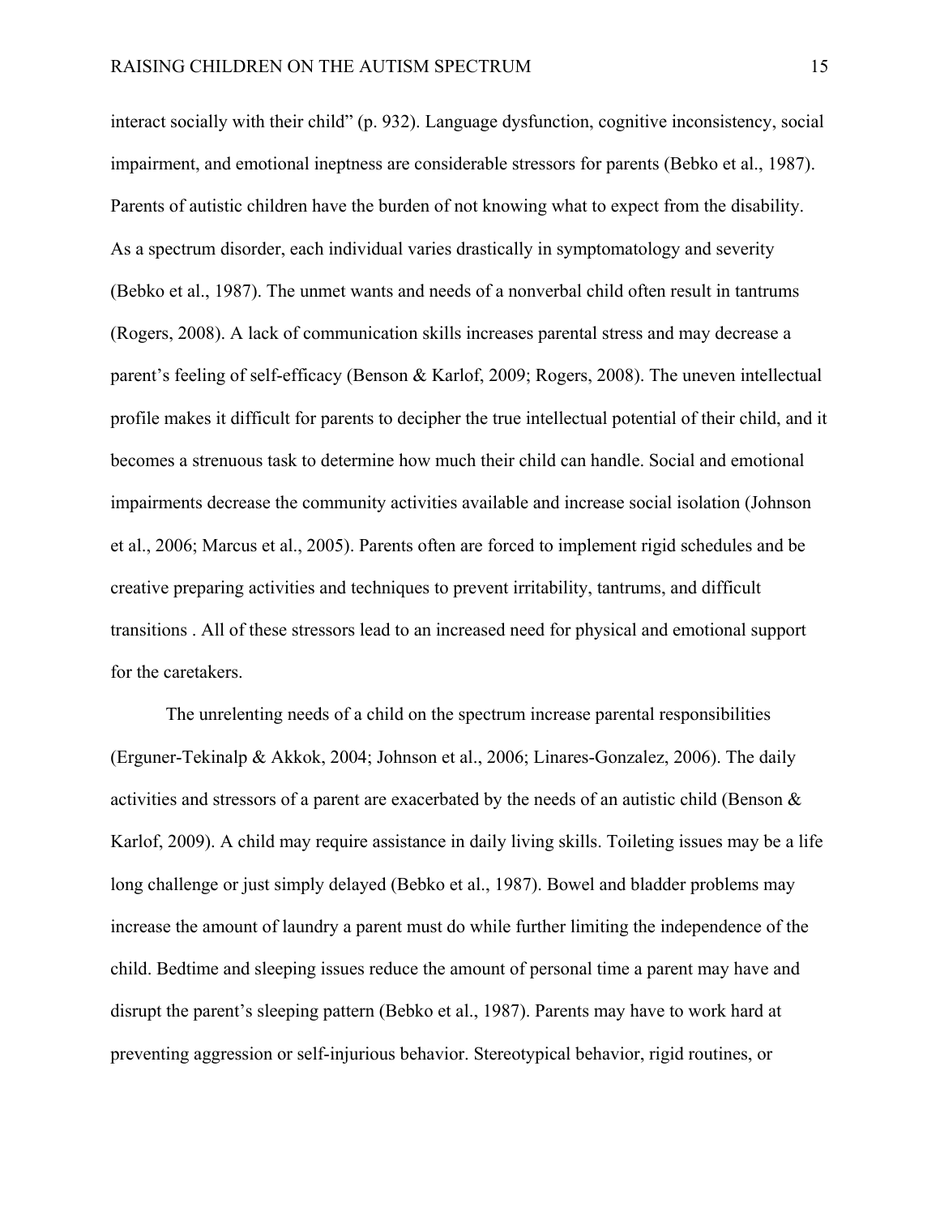interact socially with their child" (p. 932). Language dysfunction, cognitive inconsistency, social impairment, and emotional ineptness are considerable stressors for parents (Bebko et al., 1987). Parents of autistic children have the burden of not knowing what to expect from the disability. As a spectrum disorder, each individual varies drastically in symptomatology and severity (Bebko et al., 1987). The unmet wants and needs of a nonverbal child often result in tantrums (Rogers, 2008). A lack of communication skills increases parental stress and may decrease a parent's feeling of self-efficacy (Benson & Karlof, 2009; Rogers, 2008). The uneven intellectual profile makes it difficult for parents to decipher the true intellectual potential of their child, and it becomes a strenuous task to determine how much their child can handle. Social and emotional impairments decrease the community activities available and increase social isolation (Johnson et al., 2006; Marcus et al., 2005). Parents often are forced to implement rigid schedules and be creative preparing activities and techniques to prevent irritability, tantrums, and difficult transitions . All of these stressors lead to an increased need for physical and emotional support for the caretakers.

The unrelenting needs of a child on the spectrum increase parental responsibilities (Erguner-Tekinalp & Akkok, 2004; Johnson et al., 2006; Linares-Gonzalez, 2006). The daily activities and stressors of a parent are exacerbated by the needs of an autistic child (Benson & Karlof, 2009). A child may require assistance in daily living skills. Toileting issues may be a life long challenge or just simply delayed (Bebko et al., 1987). Bowel and bladder problems may increase the amount of laundry a parent must do while further limiting the independence of the child. Bedtime and sleeping issues reduce the amount of personal time a parent may have and disrupt the parent's sleeping pattern (Bebko et al., 1987). Parents may have to work hard at preventing aggression or self-injurious behavior. Stereotypical behavior, rigid routines, or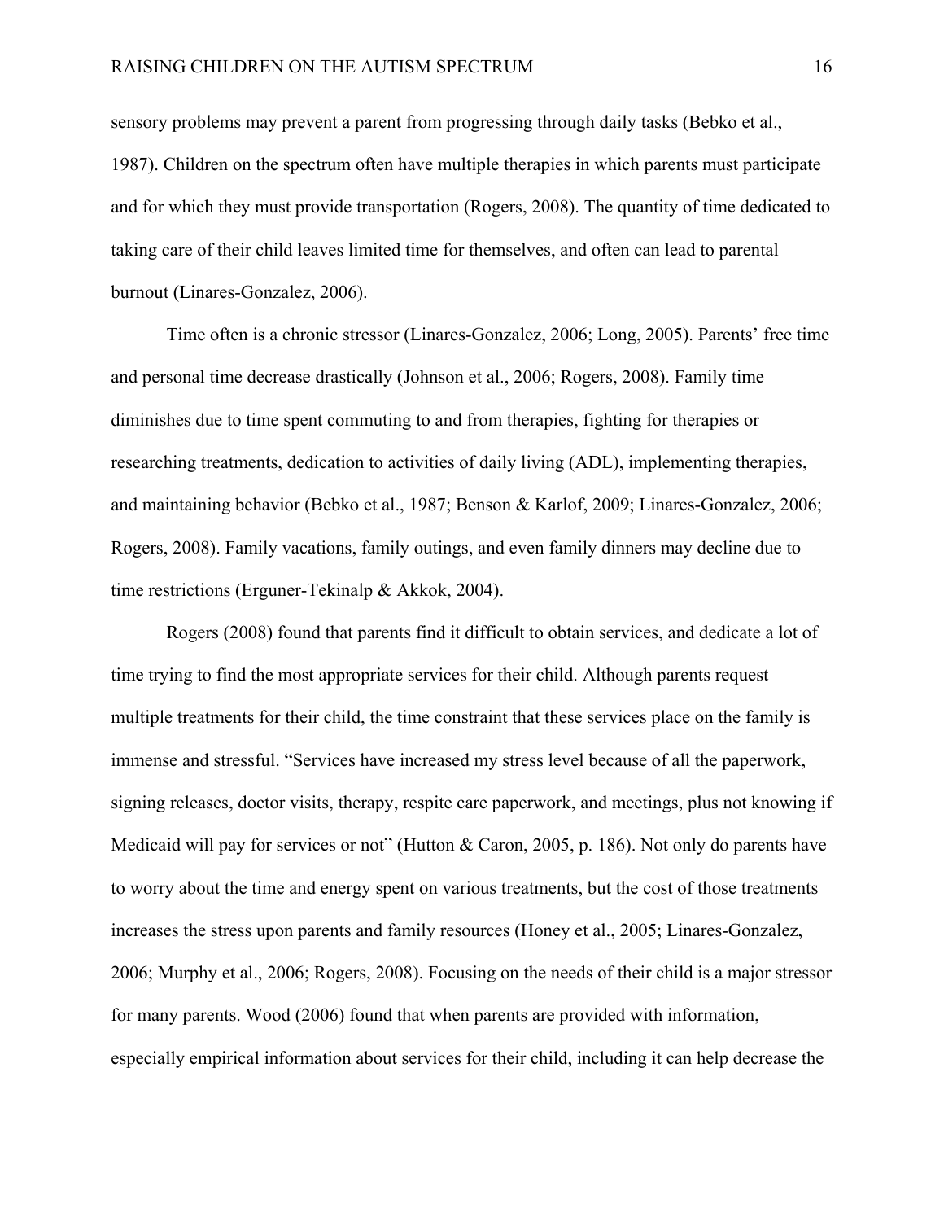sensory problems may prevent a parent from progressing through daily tasks (Bebko et al., 1987). Children on the spectrum often have multiple therapies in which parents must participate and for which they must provide transportation (Rogers, 2008). The quantity of time dedicated to taking care of their child leaves limited time for themselves, and often can lead to parental burnout (Linares-Gonzalez, 2006).

Time often is a chronic stressor (Linares-Gonzalez, 2006; Long, 2005). Parents' free time and personal time decrease drastically (Johnson et al., 2006; Rogers, 2008). Family time diminishes due to time spent commuting to and from therapies, fighting for therapies or researching treatments, dedication to activities of daily living (ADL), implementing therapies, and maintaining behavior (Bebko et al., 1987; Benson & Karlof, 2009; Linares-Gonzalez, 2006; Rogers, 2008). Family vacations, family outings, and even family dinners may decline due to time restrictions (Erguner-Tekinalp & Akkok, 2004).

Rogers (2008) found that parents find it difficult to obtain services, and dedicate a lot of time trying to find the most appropriate services for their child. Although parents request multiple treatments for their child, the time constraint that these services place on the family is immense and stressful. "Services have increased my stress level because of all the paperwork, signing releases, doctor visits, therapy, respite care paperwork, and meetings, plus not knowing if Medicaid will pay for services or not" (Hutton & Caron, 2005, p. 186). Not only do parents have to worry about the time and energy spent on various treatments, but the cost of those treatments increases the stress upon parents and family resources (Honey et al., 2005; Linares-Gonzalez, 2006; Murphy et al., 2006; Rogers, 2008). Focusing on the needs of their child is a major stressor for many parents. Wood (2006) found that when parents are provided with information, especially empirical information about services for their child, including it can help decrease the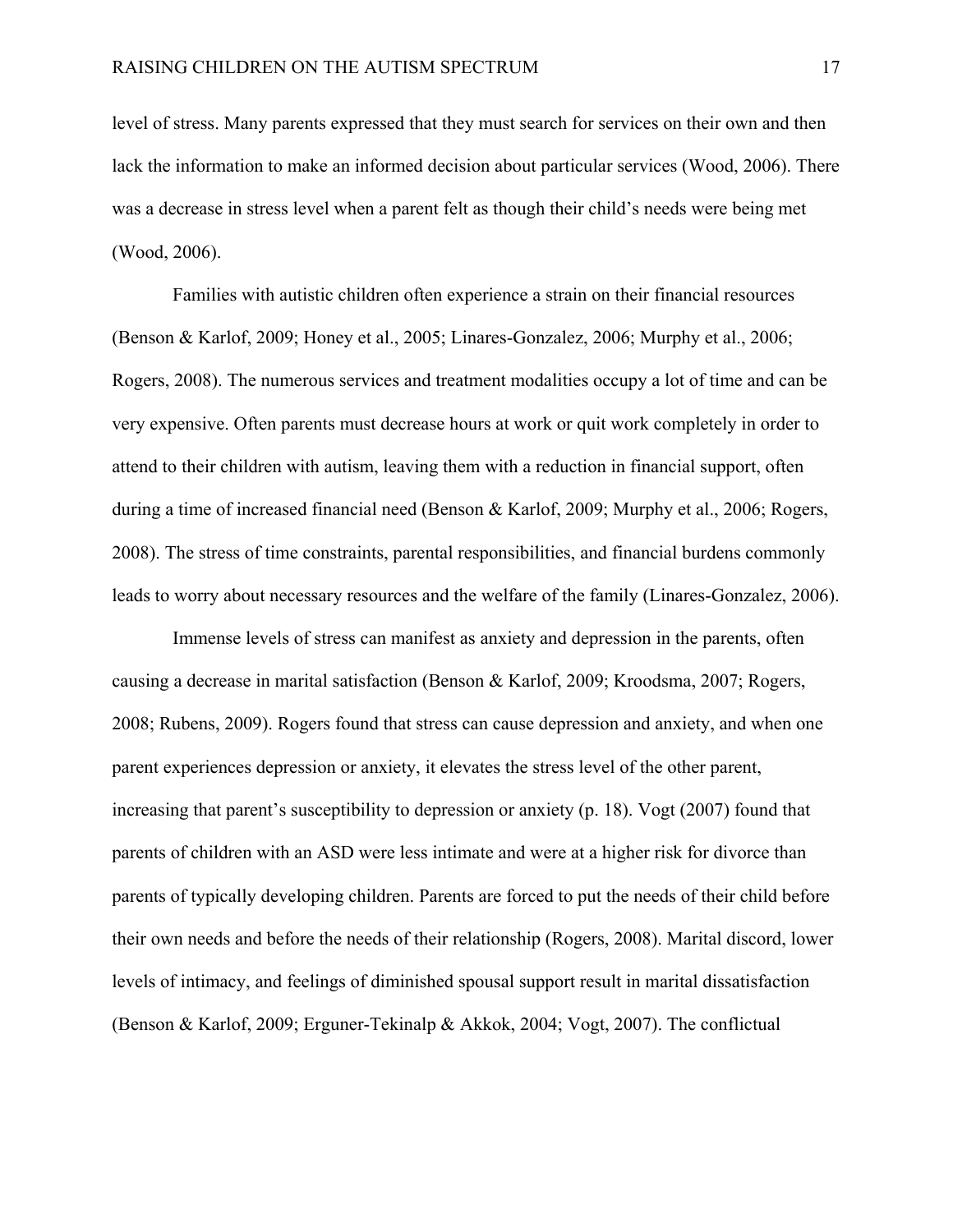level of stress. Many parents expressed that they must search for services on their own and then lack the information to make an informed decision about particular services (Wood, 2006). There was a decrease in stress level when a parent felt as though their child's needs were being met (Wood, 2006).

Families with autistic children often experience a strain on their financial resources (Benson & Karlof, 2009; Honey et al., 2005; Linares-Gonzalez, 2006; Murphy et al., 2006; Rogers, 2008). The numerous services and treatment modalities occupy a lot of time and can be very expensive. Often parents must decrease hours at work or quit work completely in order to attend to their children with autism, leaving them with a reduction in financial support, often during a time of increased financial need (Benson & Karlof, 2009; Murphy et al., 2006; Rogers, 2008). The stress of time constraints, parental responsibilities, and financial burdens commonly leads to worry about necessary resources and the welfare of the family (Linares-Gonzalez, 2006).

Immense levels of stress can manifest as anxiety and depression in the parents, often causing a decrease in marital satisfaction (Benson & Karlof, 2009; Kroodsma, 2007; Rogers, 2008; Rubens, 2009). Rogers found that stress can cause depression and anxiety, and when one parent experiences depression or anxiety, it elevates the stress level of the other parent, increasing that parent's susceptibility to depression or anxiety (p. 18). Vogt (2007) found that parents of children with an ASD were less intimate and were at a higher risk for divorce than parents of typically developing children. Parents are forced to put the needs of their child before their own needs and before the needs of their relationship (Rogers, 2008). Marital discord, lower levels of intimacy, and feelings of diminished spousal support result in marital dissatisfaction (Benson & Karlof, 2009; Erguner-Tekinalp & Akkok, 2004; Vogt, 2007). The conflictual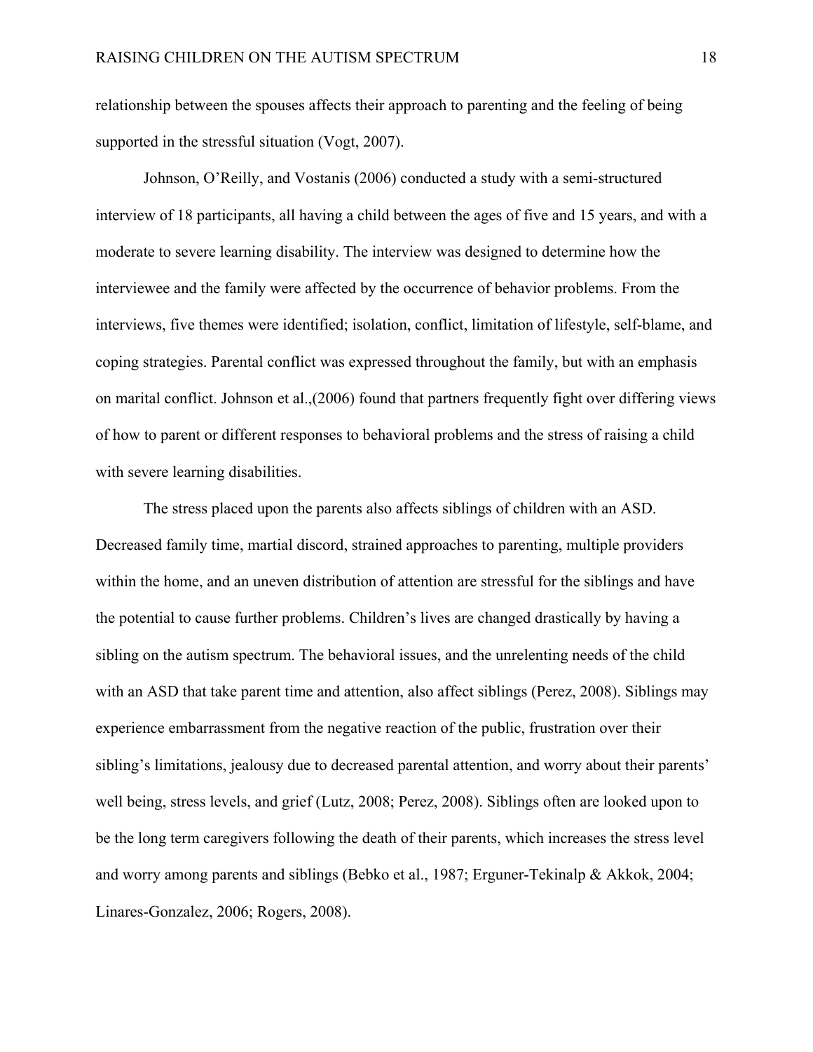relationship between the spouses affects their approach to parenting and the feeling of being supported in the stressful situation (Vogt, 2007).

Johnson, O'Reilly, and Vostanis (2006) conducted a study with a semi-structured interview of 18 participants, all having a child between the ages of five and 15 years, and with a moderate to severe learning disability. The interview was designed to determine how the interviewee and the family were affected by the occurrence of behavior problems. From the interviews, five themes were identified; isolation, conflict, limitation of lifestyle, self-blame, and coping strategies. Parental conflict was expressed throughout the family, but with an emphasis on marital conflict. Johnson et al.,(2006) found that partners frequently fight over differing views of how to parent or different responses to behavioral problems and the stress of raising a child with severe learning disabilities.

The stress placed upon the parents also affects siblings of children with an ASD. Decreased family time, martial discord, strained approaches to parenting, multiple providers within the home, and an uneven distribution of attention are stressful for the siblings and have the potential to cause further problems. Children's lives are changed drastically by having a sibling on the autism spectrum. The behavioral issues, and the unrelenting needs of the child with an ASD that take parent time and attention, also affect siblings (Perez, 2008). Siblings may experience embarrassment from the negative reaction of the public, frustration over their sibling's limitations, jealousy due to decreased parental attention, and worry about their parents' well being, stress levels, and grief (Lutz, 2008; Perez, 2008). Siblings often are looked upon to be the long term caregivers following the death of their parents, which increases the stress level and worry among parents and siblings (Bebko et al., 1987; Erguner-Tekinalp & Akkok, 2004; Linares-Gonzalez, 2006; Rogers, 2008).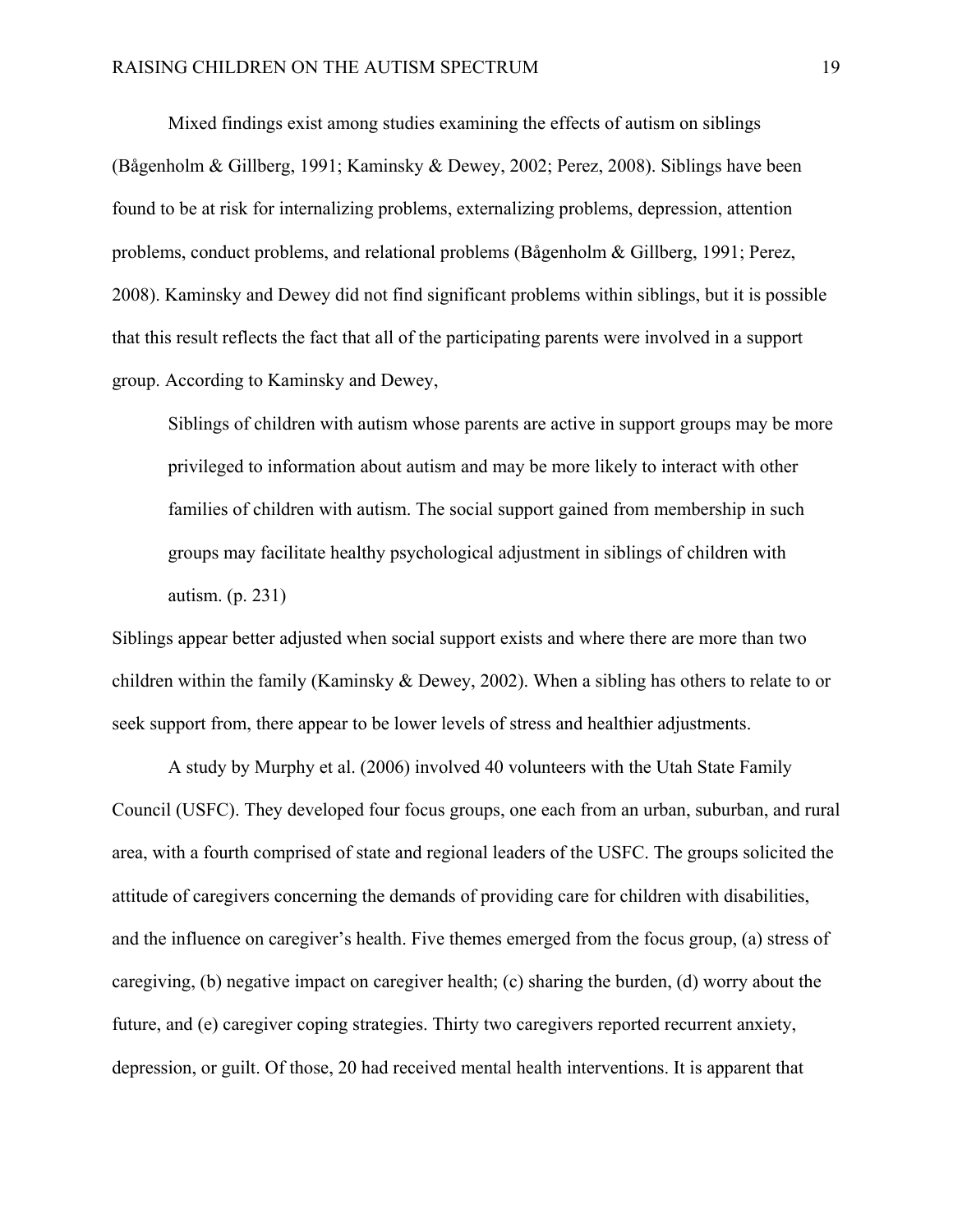Mixed findings exist among studies examining the effects of autism on siblings (Bågenholm & Gillberg, 1991; Kaminsky & Dewey, 2002; Perez, 2008). Siblings have been found to be at risk for internalizing problems, externalizing problems, depression, attention problems, conduct problems, and relational problems (Bågenholm & Gillberg, 1991; Perez, 2008). Kaminsky and Dewey did not find significant problems within siblings, but it is possible that this result reflects the fact that all of the participating parents were involved in a support group. According to Kaminsky and Dewey,

> Siblings of children with autism whose parents are active in support groups may be more privileged to information about autism and may be more likely to interact with other families of children with autism. The social support gained from membership in such groups may facilitate healthy psychological adjustment in siblings of children with autism. (p. 231)

Siblings appear better adjusted when social support exists and where there are more than two children within the family (Kaminsky & Dewey, 2002). When a sibling has others to relate to or seek support from, there appear to be lower levels of stress and healthier adjustments.

A study by Murphy et al. (2006) involved 40 volunteers with the Utah State Family Council (USFC). They developed four focus groups, one each from an urban, suburban, and rural area, with a fourth comprised of state and regional leaders of the USFC. The groups solicited the attitude of caregivers concerning the demands of providing care for children with disabilities, and the influence on caregiver's health. Five themes emerged from the focus group, (a) stress of caregiving, (b) negative impact on caregiver health; (c) sharing the burden, (d) worry about the future, and (e) caregiver coping strategies. Thirty two caregivers reported recurrent anxiety, depression, or guilt. Of those, 20 had received mental health interventions. It is apparent that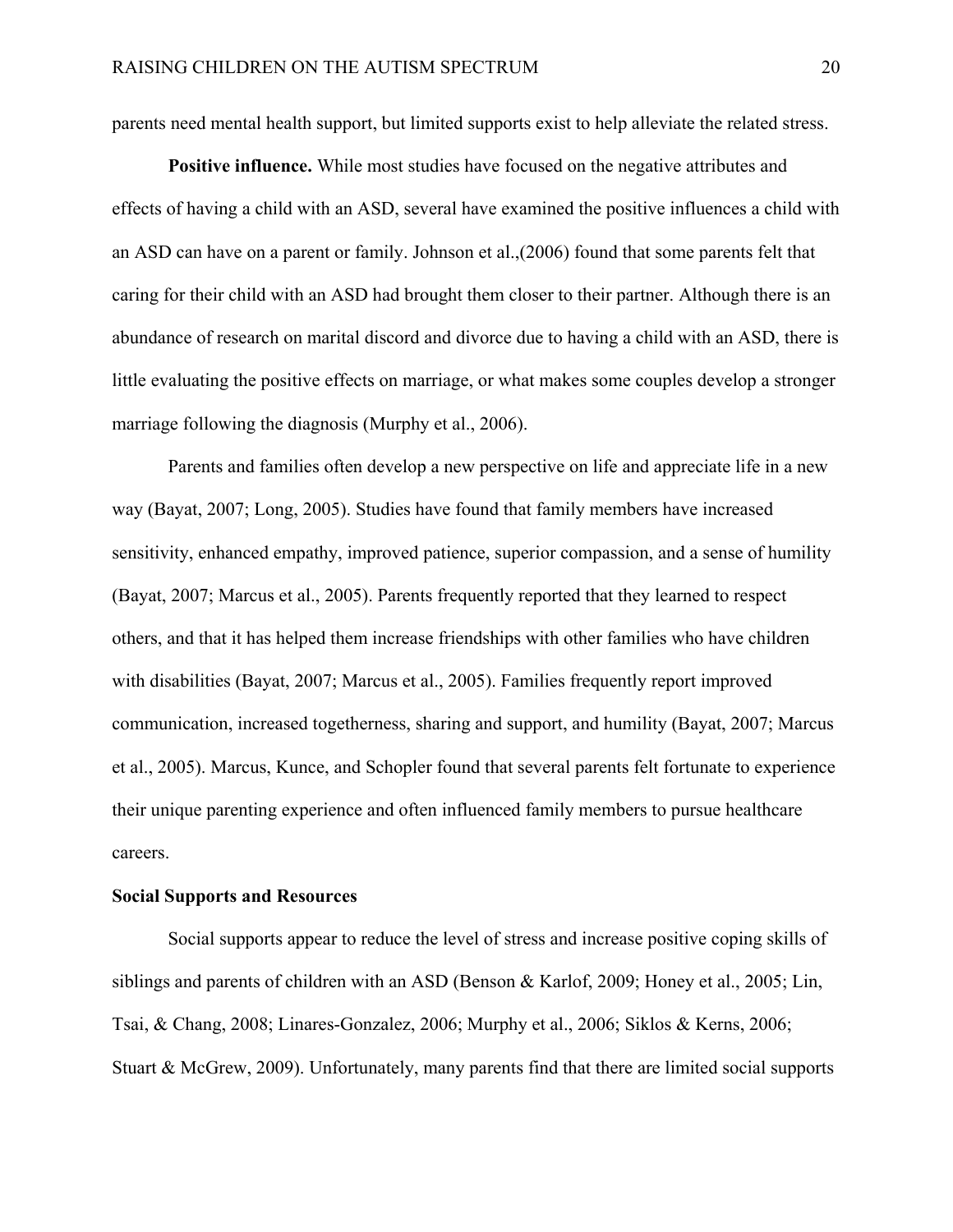parents need mental health support, but limited supports exist to help alleviate the related stress.

**Positive influence.** While most studies have focused on the negative attributes and effects of having a child with an ASD, several have examined the positive influences a child with an ASD can have on a parent or family. Johnson et al.,(2006) found that some parents felt that caring for their child with an ASD had brought them closer to their partner. Although there is an abundance of research on marital discord and divorce due to having a child with an ASD, there is little evaluating the positive effects on marriage, or what makes some couples develop a stronger marriage following the diagnosis (Murphy et al., 2006).

Parents and families often develop a new perspective on life and appreciate life in a new way (Bayat, 2007; Long, 2005). Studies have found that family members have increased sensitivity, enhanced empathy, improved patience, superior compassion, and a sense of humility (Bayat, 2007; Marcus et al., 2005). Parents frequently reported that they learned to respect others, and that it has helped them increase friendships with other families who have children with disabilities (Bayat, 2007; Marcus et al., 2005). Families frequently report improved communication, increased togetherness, sharing and support, and humility (Bayat, 2007; Marcus et al., 2005). Marcus, Kunce, and Schopler found that several parents felt fortunate to experience their unique parenting experience and often influenced family members to pursue healthcare careers.

## Social Supports and Resources

Social supports appear to reduce the level of stress and increase positive coping skills of siblings and parents of children with an ASD (Benson & Karlof, 2009; Honey et al., 2005; Lin, Tsai, & Chang, 2008; Linares-Gonzalez, 2006; Murphy et al., 2006; Siklos & Kerns, 2006; Stuart & McGrew, 2009). Unfortunately, many parents find that there are limited social supports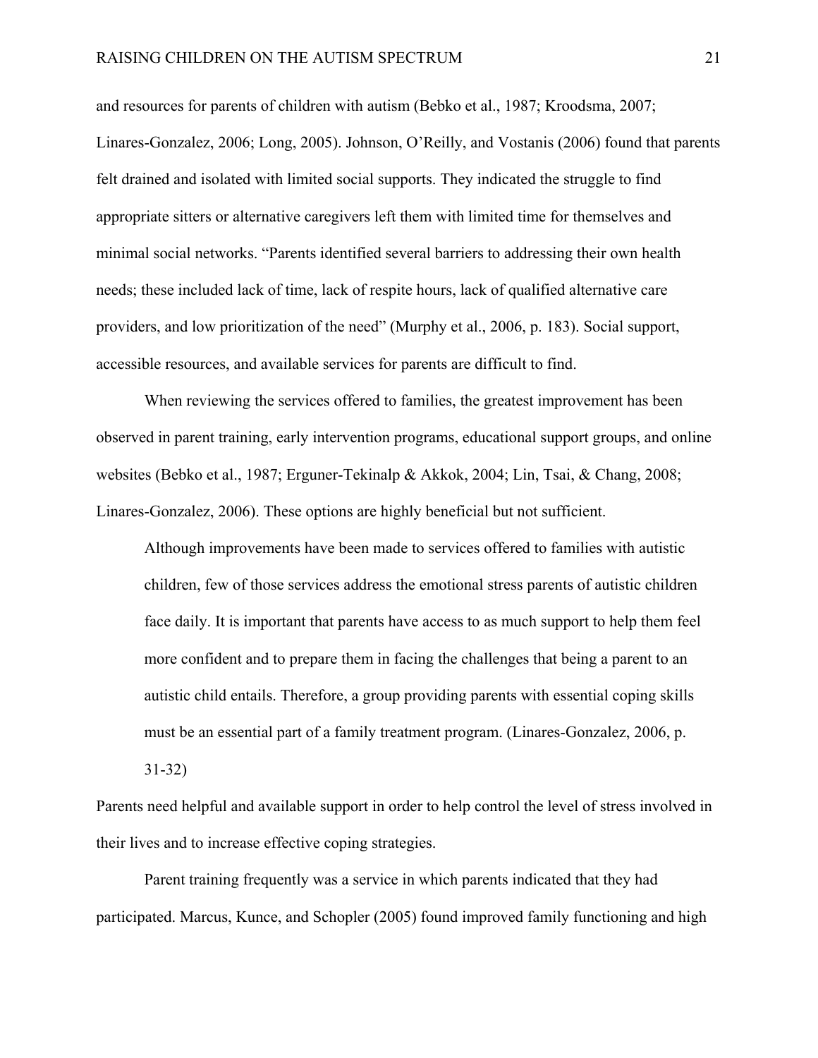and resources for parents of children with autism (Bebko et al., 1987; Kroodsma, 2007; Linares-Gonzalez, 2006; Long, 2005). Johnson, O'Reilly, and Vostanis (2006) found that parents felt drained and isolated with limited social supports. They indicated the struggle to find appropriate sitters or alternative caregivers left them with limited time for themselves and minimal social networks. "Parents identified several barriers to addressing their own health needs; these included lack of time, lack of respite hours, lack of qualified alternative care providers, and low prioritization of the need" (Murphy et al., 2006, p. 183). Social support, accessible resources, and available services for parents are difficult to find.

When reviewing the services offered to families, the greatest improvement has been observed in parent training, early intervention programs, educational support groups, and online websites (Bebko et al., 1987; Erguner-Tekinalp & Akkok, 2004; Lin, Tsai, & Chang, 2008; Linares-Gonzalez, 2006). These options are highly beneficial but not sufficient.

> Although improvements have been made to services offered to families with autistic children, few of those services address the emotional stress parents of autistic children face daily. It is important that parents have access to as much support to help them feel more confident and to prepare them in facing the challenges that being a parent to an autistic child entails. Therefore, a group providing parents with essential coping skills must be an essential part of a family treatment program. (Linares-Gonzalez, 2006, p. 31-32)

Parents need helpful and available support in order to help control the level of stress involved in their lives and to increase effective coping strategies.

Parent training frequently was a service in which parents indicated that they had participated. Marcus, Kunce, and Schopler (2005) found improved family functioning and high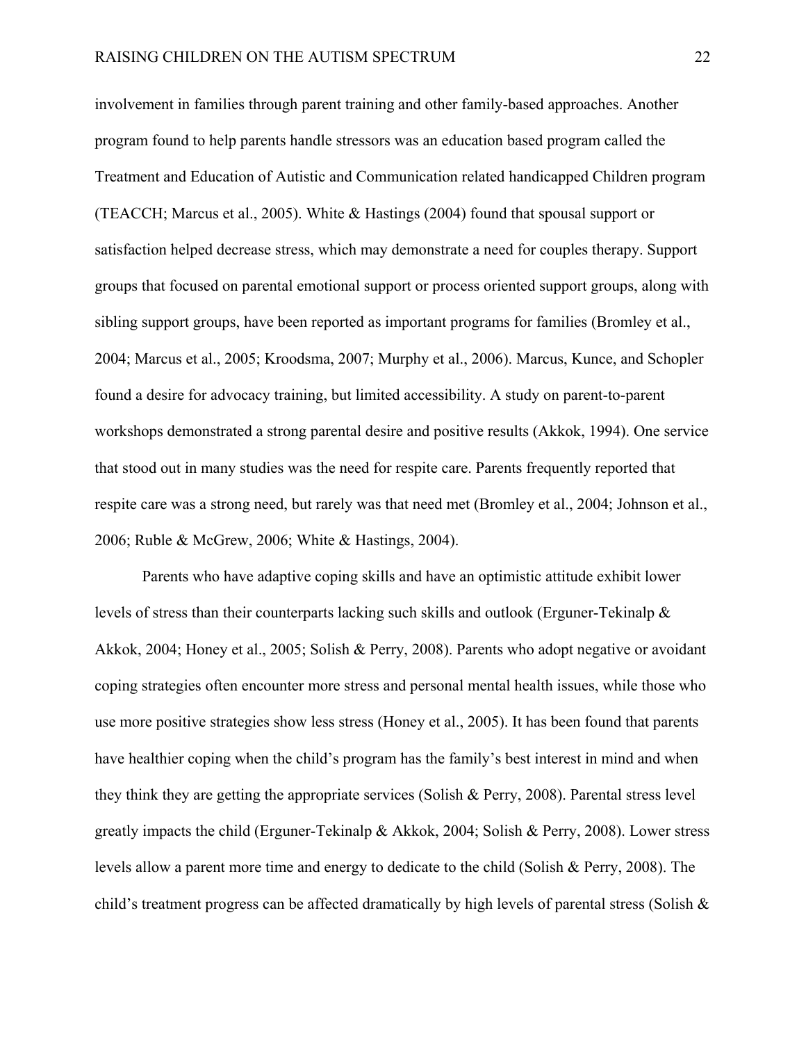involvement in families through parent training and other family-based approaches. Another program found to help parents handle stressors was an education based program called the Treatment and Education of Autistic and Communication related handicapped Children program (TEACCH; Marcus et al., 2005). White & Hastings (2004) found that spousal support or satisfaction helped decrease stress, which may demonstrate a need for couples therapy. Support groups that focused on parental emotional support or process oriented support groups, along with sibling support groups, have been reported as important programs for families (Bromley et al., 2004; Marcus et al., 2005; Kroodsma, 2007; Murphy et al., 2006). Marcus, Kunce, and Schopler found a desire for advocacy training, but limited accessibility. A study on parent-to-parent workshops demonstrated a strong parental desire and positive results (Akkok, 1994). One service that stood out in many studies was the need for respite care. Parents frequently reported that respite care was a strong need, but rarely was that need met (Bromley et al., 2004; Johnson et al., 2006; Ruble & McGrew, 2006; White & Hastings, 2004).

Parents who have adaptive coping skills and have an optimistic attitude exhibit lower levels of stress than their counterparts lacking such skills and outlook (Erguner-Tekinalp & Akkok, 2004; Honey et al., 2005; Solish & Perry, 2008). Parents who adopt negative or avoidant coping strategies often encounter more stress and personal mental health issues, while those who use more positive strategies show less stress (Honey et al., 2005). It has been found that parents have healthier coping when the child's program has the family's best interest in mind and when they think they are getting the appropriate services (Solish & Perry, 2008). Parental stress level greatly impacts the child (Erguner-Tekinalp & Akkok, 2004; Solish & Perry, 2008). Lower stress levels allow a parent more time and energy to dedicate to the child (Solish & Perry, 2008). The child's treatment progress can be affected dramatically by high levels of parental stress (Solish &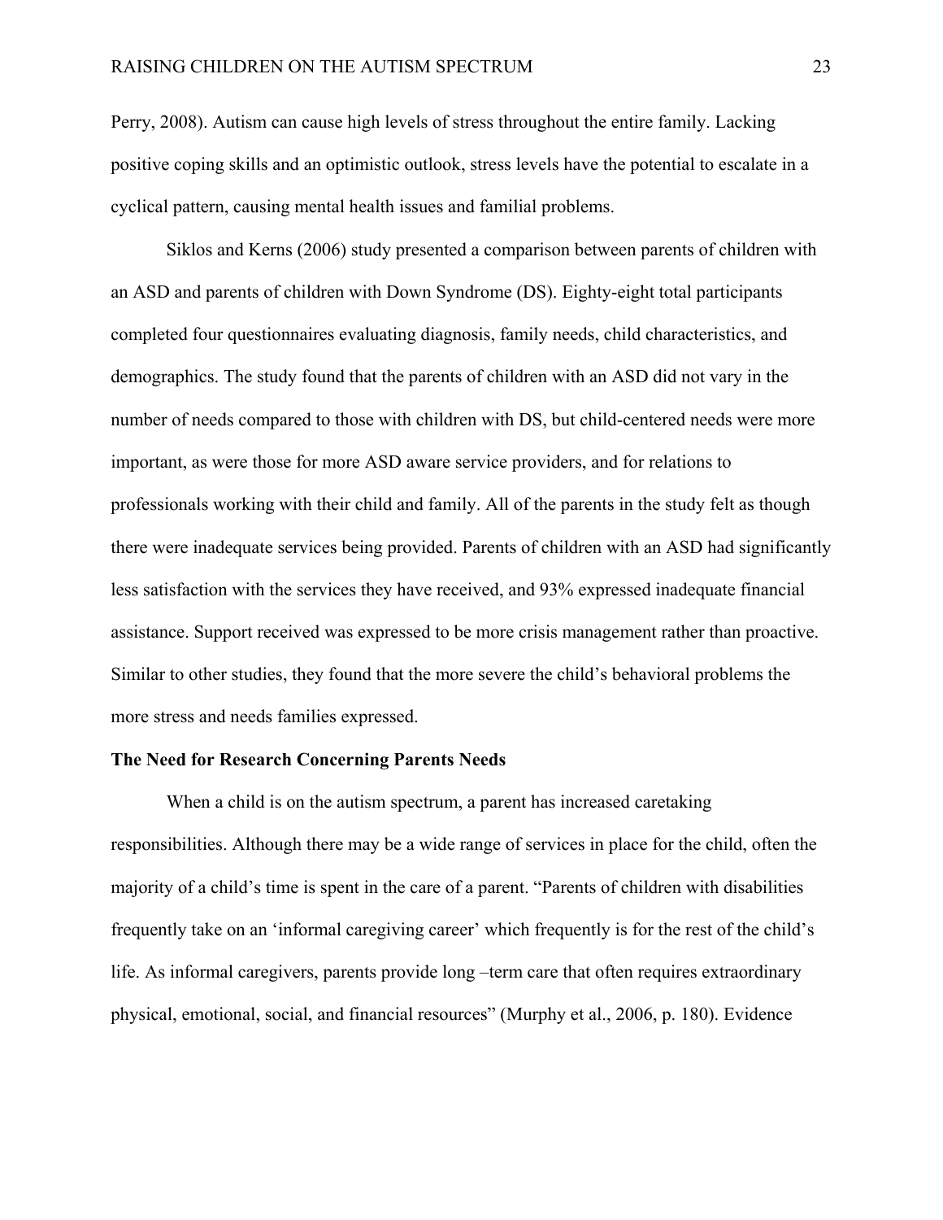Perry, 2008). Autism can cause high levels of stress throughout the entire family. Lacking positive coping skills and an optimistic outlook, stress levels have the potential to escalate in a cyclical pattern, causing mental health issues and familial problems.

Siklos and Kerns (2006) study presented a comparison between parents of children with an ASD and parents of children with Down Syndrome (DS). Eighty-eight total participants completed four questionnaires evaluating diagnosis, family needs, child characteristics, and demographics. The study found that the parents of children with an ASD did not vary in the number of needs compared to those with children with DS, but child-centered needs were more important, as were those for more ASD aware service providers, and for relations to professionals working with their child and family. All of the parents in the study felt as though there were inadequate services being provided. Parents of children with an ASD had significantly less satisfaction with the services they have received, and 93% expressed inadequate financial assistance. Support received was expressed to be more crisis management rather than proactive. Similar to other studies, they found that the more severe the child's behavioral problems the more stress and needs families expressed.

**The Need for Research Concerning Parents Needs**

When a child is on the autism spectrum, a parent has increased caretaking responsibilities. Although there may be a wide range of services in place for the child, often the majority of a child's time is spent in the care of a parent. "Parents of children with disabilities frequently take on an 'informal caregiving career' which frequently is for the rest of the child's life. As informal caregivers, parents provide long –term care that often requires extraordinary physical, emotional, social, and financial resources" (Murphy et al., 2006, p. 180). Evidence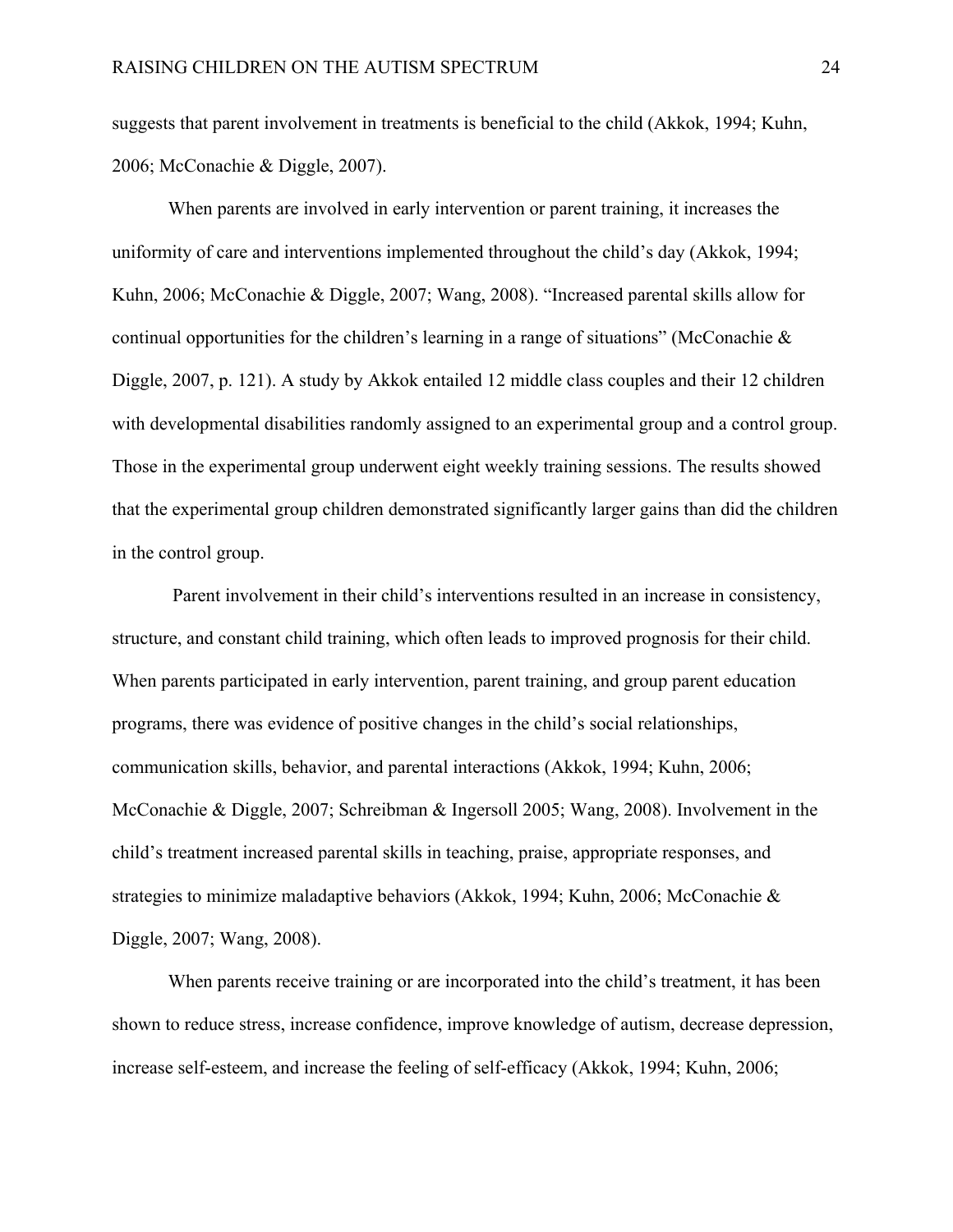suggests that parent involvement in treatments is beneficial to the child (Akkok, 1994; Kuhn, 2006; McConachie & Diggle, 2007).

When parents are involved in early intervention or parent training, it increases the uniformity of care and interventions implemented throughout the child's day (Akkok, 1994; Kuhn, 2006; McConachie & Diggle, 2007; Wang, 2008). "Increased parental skills allow for continual opportunities for the children's learning in a range of situations" (McConachie & Diggle, 2007, p. 121). A study by Akkok entailed 12 middle class couples and their 12 children with developmental disabilities randomly assigned to an experimental group and a control group. Those in the experimental group underwent eight weekly training sessions. The results showed that the experimental group children demonstrated significantly larger gains than did the children in the control group.

Parent involvement in their child's interventions resulted in an increase in consistency, structure, and constant child training, which often leads to improved prognosis for their child. When parents participated in early intervention, parent training, and group parent education programs, there was evidence of positive changes in the child's social relationships, communication skills, behavior, and parental interactions (Akkok, 1994; Kuhn, 2006; McConachie & Diggle, 2007; Schreibman & Ingersoll 2005; Wang, 2008). Involvement in the child's treatment increased parental skills in teaching, praise, appropriate responses, and strategies to minimize maladaptive behaviors (Akkok, 1994; Kuhn, 2006; McConachie & Diggle, 2007; Wang, 2008).

When parents receive training or are incorporated into the child's treatment, it has been shown to reduce stress, increase confidence, improve knowledge of autism, decrease depression, increase self-esteem, and increase the feeling of self-efficacy (Akkok, 1994; Kuhn, 2006;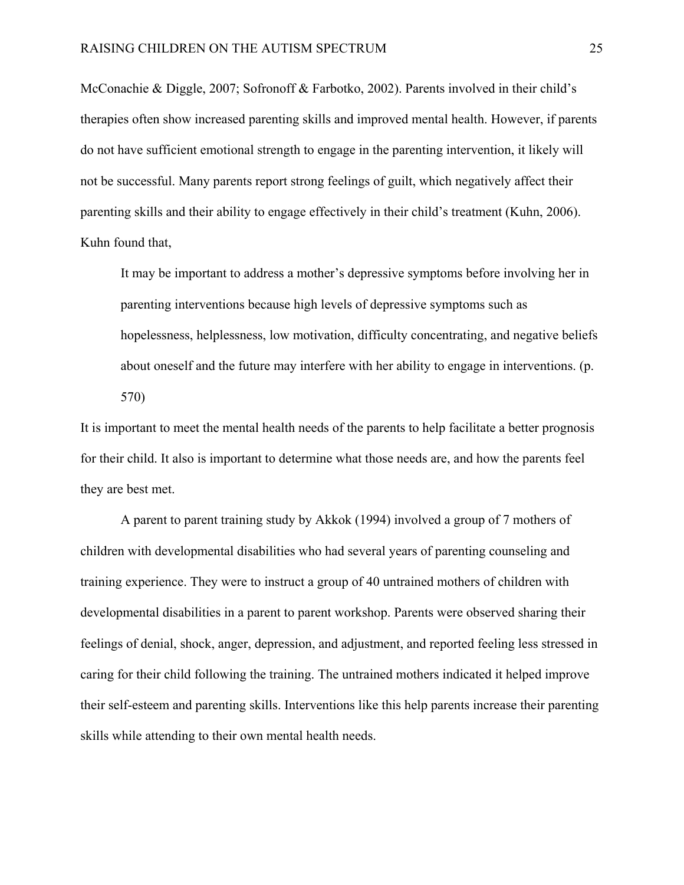McConachie & Diggle, 2007; Sofronoff & Farbotko, 2002). Parents involved in their child's therapies often show increased parenting skills and improved mental health. However, if parents do not have sufficient emotional strength to engage in the parenting intervention, it likely will not be successful. Many parents report strong feelings of guilt, which negatively affect their parenting skills and their ability to engage effectively in their child's treatment (Kuhn, 2006). Kuhn found that,

> It may be important to address a mother's depressive symptoms before involving her in parenting interventions because high levels of depressive symptoms such as hopelessness, helplessness, low motivation, difficulty concentrating, and negative beliefs about oneself and the future may interfere with her ability to engage in interventions. (p. 570)

It is important to meet the mental health needs of the parents to help facilitate a better prognosis for their child. It also is important to determine what those needs are, and how the parents feel they are best met.

A parent to parent training study by Akkok (1994) involved a group of 7 mothers of children with developmental disabilities who had several years of parenting counseling and training experience. They were to instruct a group of 40 untrained mothers of children with developmental disabilities in a parent to parent workshop. Parents were observed sharing their feelings of denial, shock, anger, depression, and adjustment, and reported feeling less stressed in caring for their child following the training. The untrained mothers indicated it helped improve their self-esteem and parenting skills. Interventions like this help parents increase their parenting skills while attending to their own mental health needs.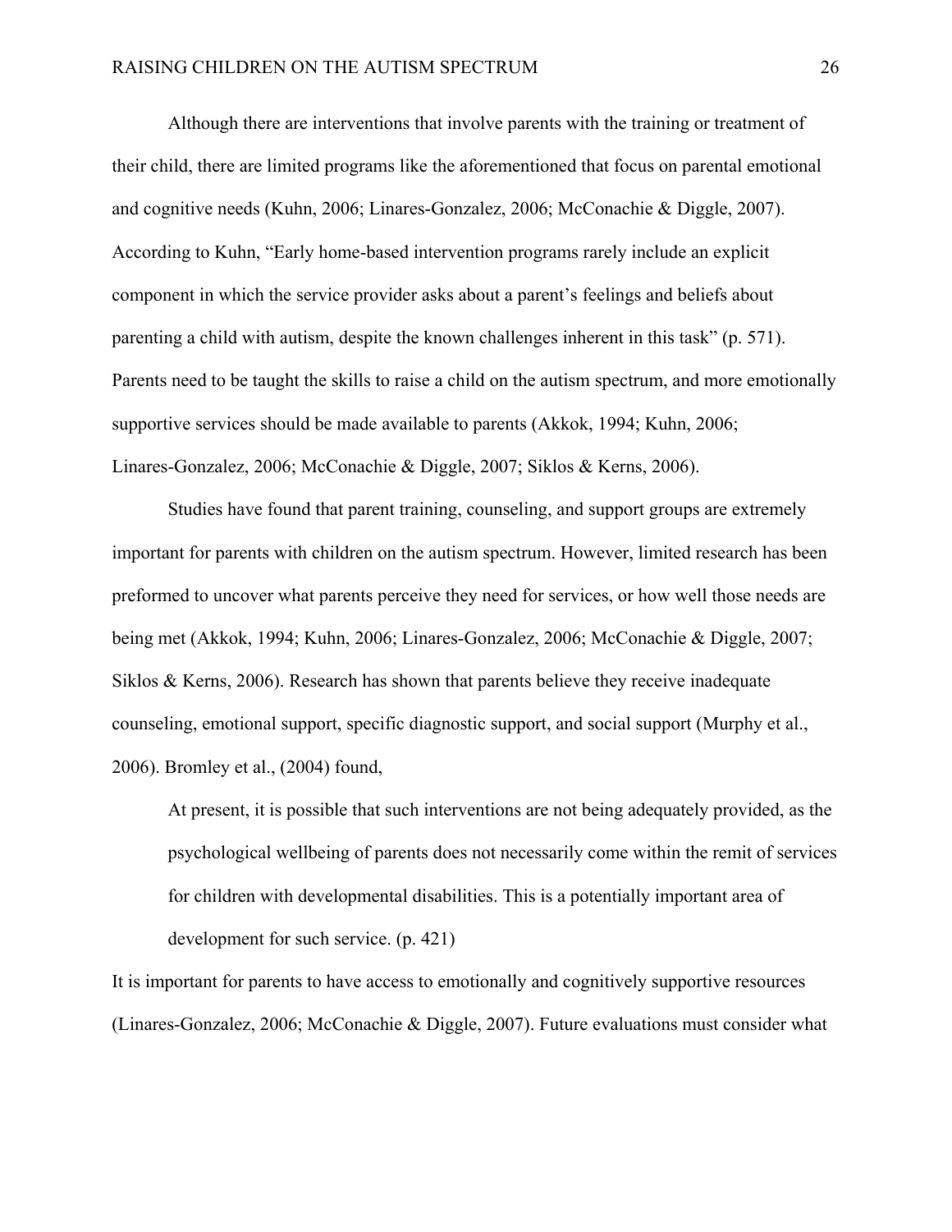Although there are interventions that involve parents with the training or treatment of their child, there are limited programs like the aforementioned that focus on parental emotional and cognitive needs (Kuhn, 2006; Linares-Gonzalez, 2006; McConachie & Diggle, 2007). According to Kuhn, "Early home-based intervention programs rarely include an explicit component in which the service provider asks about a parent's feelings and beliefs about parenting a child with autism, despite the known challenges inherent in this task" (p. 571). Parents need to be taught the skills to raise a child on the autism spectrum, and more emotionally supportive services should be made available to parents (Akkok, 1994; Kuhn, 2006; Linares-Gonzalez, 2006; McConachie & Diggle, 2007; Siklos & Kerns, 2006).

Studies have found that parent training, counseling, and support groups are extremely important for parents with children on the autism spectrum. However, limited research has been preformed to uncover what parents perceive they need for services, or how well those needs are being met (Akkok, 1994; Kuhn, 2006; Linares-Gonzalez, 2006; McConachie & Diggle, 2007; Siklos & Kerns, 2006). Research has shown that parents believe they receive inadequate counseling, emotional support, specific diagnostic support, and social support (Murphy et al., 2006). Bromley et al., (2004) found,

> At present, it is possible that such interventions are not being adequately provided, as the psychological wellbeing of parents does not necessarily come within the remit of services for children with developmental disabilities. This is a potentially important area of development for such service. (p. 421)

It is important for parents to have access to emotionally and cognitively supportive resources (Linares-Gonzalez, 2006; McConachie & Diggle, 2007). Future evaluations must consider what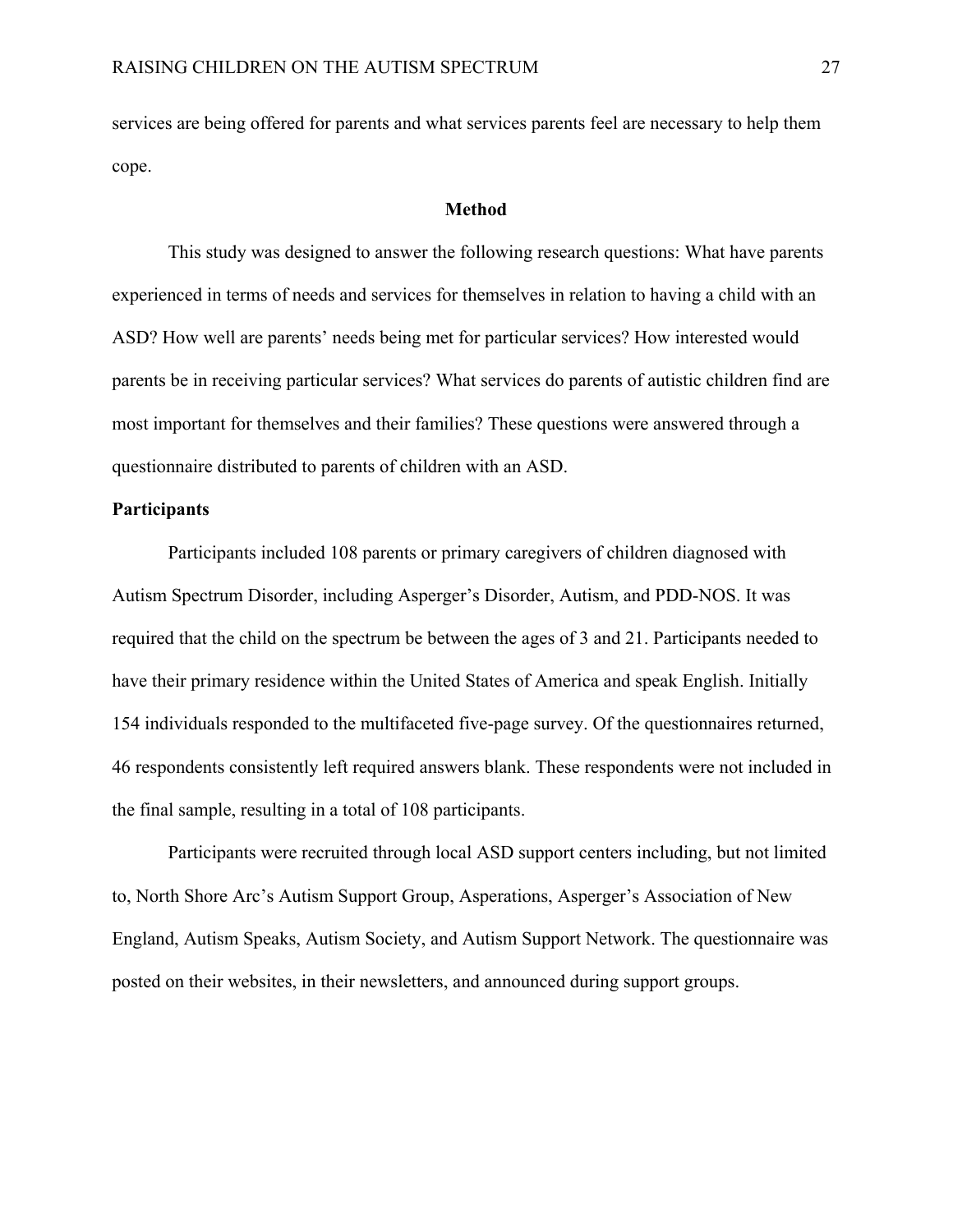services are being offered for parents and what services parents feel are necessary to help them cope.

## Method

This study was designed to answer the following research questions: What have parents experienced in terms of needs and services for themselves in relation to having a child with an ASD? How well are parents' needs being met for particular services? How interested would parents be in receiving particular services? What services do parents of autistic children find are most important for themselves and their families? These questions were answered through a questionnaire distributed to parents of children with an ASD.

### Participants

Participants included 108 parents or primary caregivers of children diagnosed with Autism Spectrum Disorder, including Asperger's Disorder, Autism, and PDD-NOS. It was required that the child on the spectrum be between the ages of 3 and 21. Participants needed to have their primary residence within the United States of America and speak English. Initially 154 individuals responded to the multifaceted five-page survey. Of the questionnaires returned, 46 respondents consistently left required answers blank. These respondents were not included in the final sample, resulting in a total of 108 participants.

Participants were recruited through local ASD support centers including, but not limited to, North Shore Arc's Autism Support Group, Asperations, Asperger's Association of New England, Autism Speaks, Autism Society, and Autism Support Network. The questionnaire was posted on their websites, in their newsletters, and announced during support groups.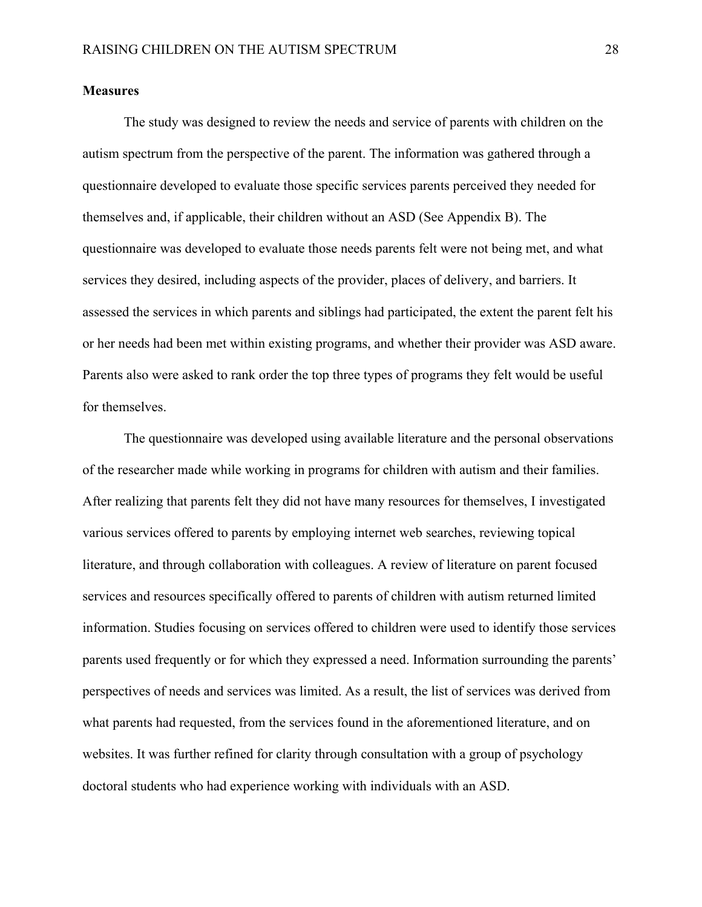**Measures**

The study was designed to review the needs and service of parents with children on the autism spectrum from the perspective of the parent. The information was gathered through a questionnaire developed to evaluate those specific services parents perceived they needed for themselves and, if applicable, their children without an ASD (See Appendix B). The questionnaire was developed to evaluate those needs parents felt were not being met, and what services they desired, including aspects of the provider, places of delivery, and barriers. It assessed the services in which parents and siblings had participated, the extent the parent felt his or her needs had been met within existing programs, and whether their provider was ASD aware. Parents also were asked to rank order the top three types of programs they felt would be useful for themselves.

The questionnaire was developed using available literature and the personal observations of the researcher made while working in programs for children with autism and their families. After realizing that parents felt they did not have many resources for themselves, I investigated various services offered to parents by employing internet web searches, reviewing topical literature, and through collaboration with colleagues. A review of literature on parent focused services and resources specifically offered to parents of children with autism returned limited information. Studies focusing on services offered to children were used to identify those services parents used frequently or for which they expressed a need. Information surrounding the parents' perspectives of needs and services was limited. As a result, the list of services was derived from what parents had requested, from the services found in the aforementioned literature, and on websites. It was further refined for clarity through consultation with a group of psychology doctoral students who had experience working with individuals with an ASD.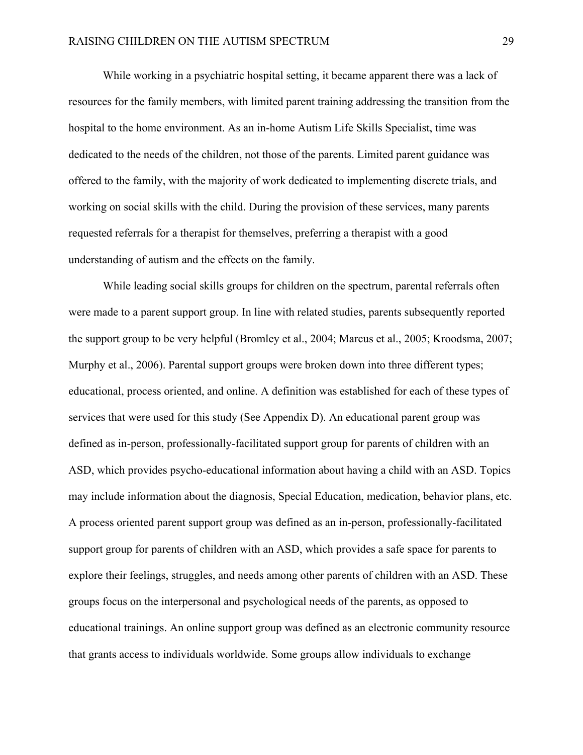While working in a psychiatric hospital setting, it became apparent there was a lack of resources for the family members, with limited parent training addressing the transition from the hospital to the home environment. As an in-home Autism Life Skills Specialist, time was dedicated to the needs of the children, not those of the parents. Limited parent guidance was offered to the family, with the majority of work dedicated to implementing discrete trials, and working on social skills with the child. During the provision of these services, many parents requested referrals for a therapist for themselves, preferring a therapist with a good understanding of autism and the effects on the family.

While leading social skills groups for children on the spectrum, parental referrals often were made to a parent support group. In line with related studies, parents subsequently reported the support group to be very helpful (Bromley et al., 2004; Marcus et al., 2005; Kroodsma, 2007; Murphy et al., 2006). Parental support groups were broken down into three different types; educational, process oriented, and online. A definition was established for each of these types of services that were used for this study (See Appendix D). An educational parent group was defined as in-person, professionally-facilitated support group for parents of children with an ASD, which provides psycho-educational information about having a child with an ASD. Topics may include information about the diagnosis, Special Education, medication, behavior plans, etc. A process oriented parent support group was defined as an in-person, professionally-facilitated support group for parents of children with an ASD, which provides a safe space for parents to explore their feelings, struggles, and needs among other parents of children with an ASD. These groups focus on the interpersonal and psychological needs of the parents, as opposed to educational trainings. An online support group was defined as an electronic community resource that grants access to individuals worldwide. Some groups allow individuals to exchange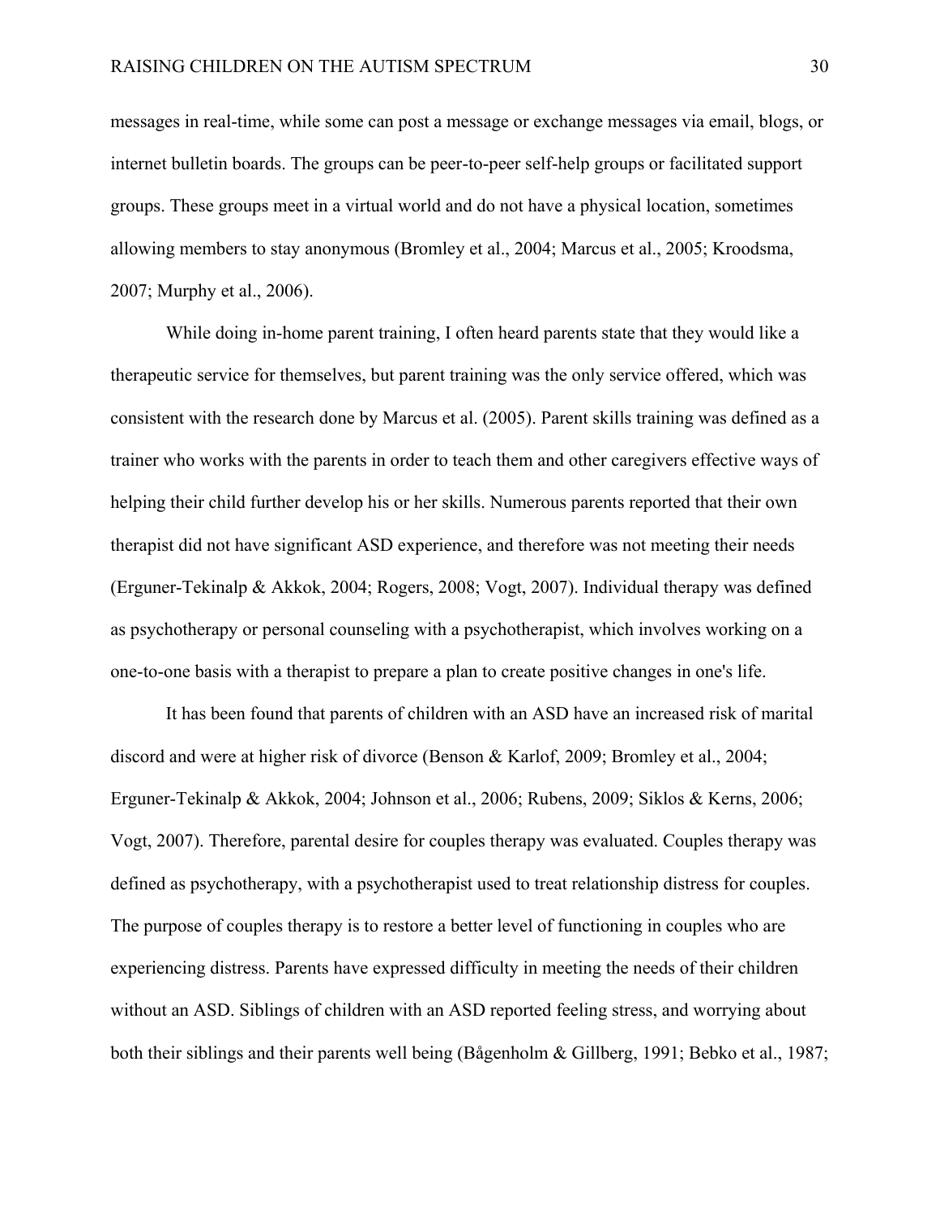messages in real-time, while some can post a message or exchange messages via email, blogs, or internet bulletin boards. The groups can be peer-to-peer self-help groups or facilitated support groups. These groups meet in a virtual world and do not have a physical location, sometimes allowing members to stay anonymous (Bromley et al., 2004; Marcus et al., 2005; Kroodsma, 2007; Murphy et al., 2006).

While doing in-home parent training, I often heard parents state that they would like a therapeutic service for themselves, but parent training was the only service offered, which was consistent with the research done by Marcus et al. (2005). Parent skills training was defined as a trainer who works with the parents in order to teach them and other caregivers effective ways of helping their child further develop his or her skills. Numerous parents reported that their own therapist did not have significant ASD experience, and therefore was not meeting their needs (Erguner-Tekinalp & Akkok, 2004; Rogers, 2008; Vogt, 2007). Individual therapy was defined as psychotherapy or personal counseling with a psychotherapist, which involves working on a one-to-one basis with a therapist to prepare a plan to create positive changes in one's life.

It has been found that parents of children with an ASD have an increased risk of marital discord and were at higher risk of divorce (Benson & Karlof, 2009; Bromley et al., 2004; Erguner-Tekinalp & Akkok, 2004; Johnson et al., 2006; Rubens, 2009; Siklos & Kerns, 2006; Vogt, 2007). Therefore, parental desire for couples therapy was evaluated. Couples therapy was defined as psychotherapy, with a psychotherapist used to treat relationship distress for couples. The purpose of couples therapy is to restore a better level of functioning in couples who are experiencing distress. Parents have expressed difficulty in meeting the needs of their children without an ASD. Siblings of children with an ASD reported feeling stress, and worrying about both their siblings and their parents well being (Bågenholm & Gillberg, 1991; Bebko et al., 1987;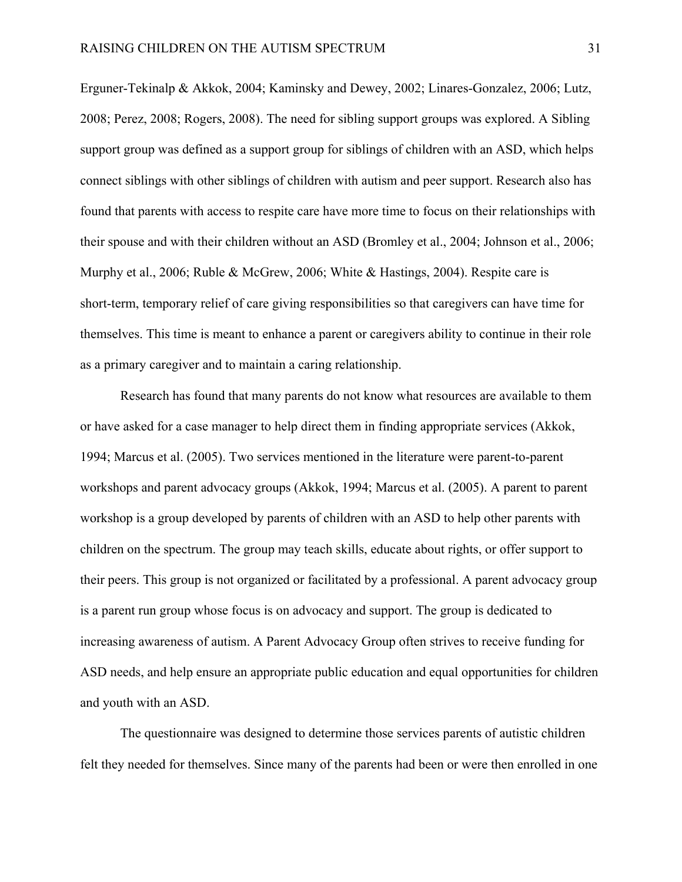Erguner-Tekinalp & Akkok, 2004; Kaminsky and Dewey, 2002; Linares-Gonzalez, 2006; Lutz, 2008; Perez, 2008; Rogers, 2008). The need for sibling support groups was explored. A Sibling support group was defined as a support group for siblings of children with an ASD, which helps connect siblings with other siblings of children with autism and peer support. Research also has found that parents with access to respite care have more time to focus on their relationships with their spouse and with their children without an ASD (Bromley et al., 2004; Johnson et al., 2006; Murphy et al., 2006; Ruble & McGrew, 2006; White & Hastings, 2004). Respite care is short-term, temporary relief of care giving responsibilities so that caregivers can have time for themselves. This time is meant to enhance a parent or caregivers ability to continue in their role as a primary caregiver and to maintain a caring relationship.

Research has found that many parents do not know what resources are available to them or have asked for a case manager to help direct them in finding appropriate services (Akkok, 1994; Marcus et al. (2005). Two services mentioned in the literature were parent-to-parent workshops and parent advocacy groups (Akkok, 1994; Marcus et al. (2005). A parent to parent workshop is a group developed by parents of children with an ASD to help other parents with children on the spectrum. The group may teach skills, educate about rights, or offer support to their peers. This group is not organized or facilitated by a professional. A parent advocacy group is a parent run group whose focus is on advocacy and support. The group is dedicated to increasing awareness of autism. A Parent Advocacy Group often strives to receive funding for ASD needs, and help ensure an appropriate public education and equal opportunities for children and youth with an ASD.

The questionnaire was designed to determine those services parents of autistic children felt they needed for themselves. Since many of the parents had been or were then enrolled in one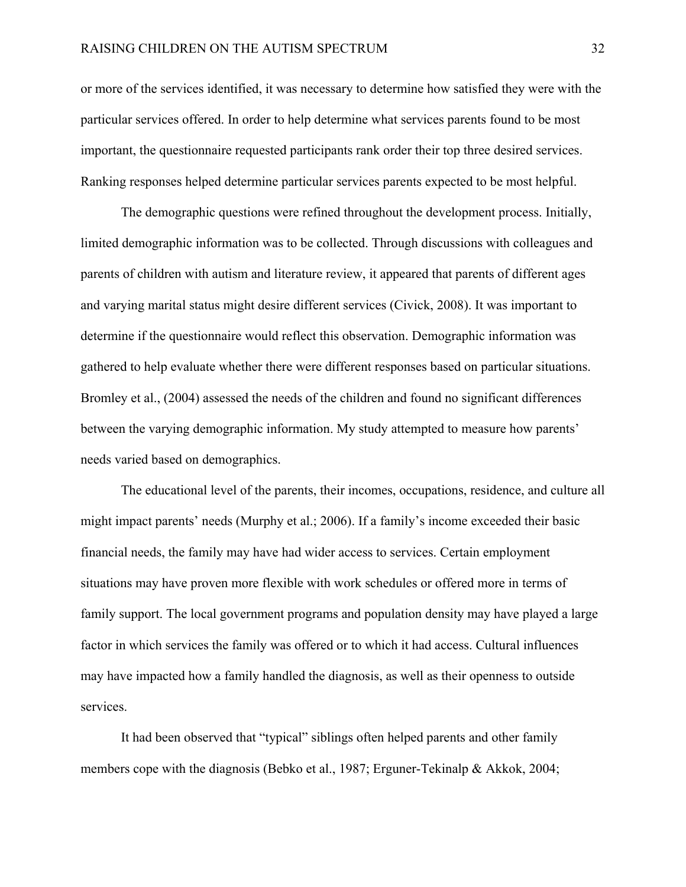or more of the services identified, it was necessary to determine how satisfied they were with the particular services offered. In order to help determine what services parents found to be most important, the questionnaire requested participants rank order their top three desired services. Ranking responses helped determine particular services parents expected to be most helpful.

The demographic questions were refined throughout the development process. Initially, limited demographic information was to be collected. Through discussions with colleagues and parents of children with autism and literature review, it appeared that parents of different ages and varying marital status might desire different services (Civick, 2008). It was important to determine if the questionnaire would reflect this observation. Demographic information was gathered to help evaluate whether there were different responses based on particular situations. Bromley et al., (2004) assessed the needs of the children and found no significant differences between the varying demographic information. My study attempted to measure how parents' needs varied based on demographics.

The educational level of the parents, their incomes, occupations, residence, and culture all might impact parents' needs (Murphy et al.; 2006). If a family's income exceeded their basic financial needs, the family may have had wider access to services. Certain employment situations may have proven more flexible with work schedules or offered more in terms of family support. The local government programs and population density may have played a large factor in which services the family was offered or to which it had access. Cultural influences may have impacted how a family handled the diagnosis, as well as their openness to outside services.

It had been observed that "typical" siblings often helped parents and other family members cope with the diagnosis (Bebko et al., 1987; Erguner-Tekinalp & Akkok, 2004;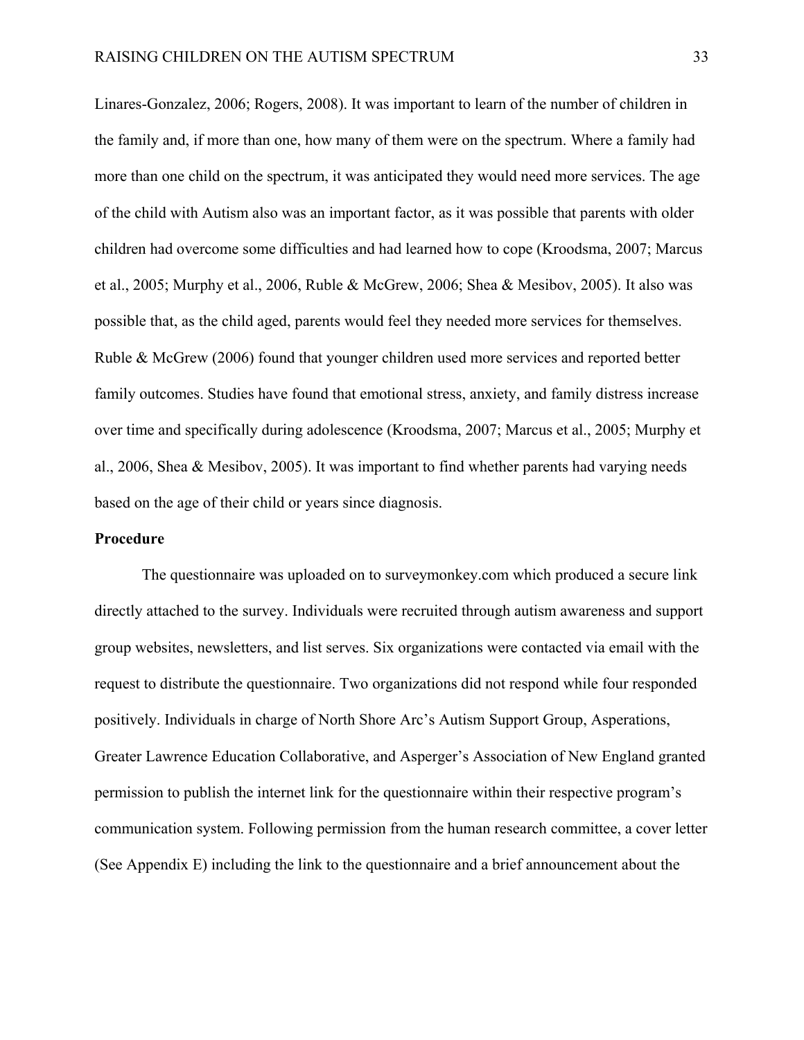Linares-Gonzalez, 2006; Rogers, 2008). It was important to learn of the number of children in the family and, if more than one, how many of them were on the spectrum. Where a family had more than one child on the spectrum, it was anticipated they would need more services. The age of the child with Autism also was an important factor, as it was possible that parents with older children had overcome some difficulties and had learned how to cope (Kroodsma, 2007; Marcus et al., 2005; Murphy et al., 2006, Ruble & McGrew, 2006; Shea & Mesibov, 2005). It also was possible that, as the child aged, parents would feel they needed more services for themselves. Ruble & McGrew (2006) found that younger children used more services and reported better family outcomes. Studies have found that emotional stress, anxiety, and family distress increase over time and specifically during adolescence (Kroodsma, 2007; Marcus et al., 2005; Murphy et al., 2006, Shea & Mesibov, 2005). It was important to find whether parents had varying needs based on the age of their child or years since diagnosis.

**Procedure**

The questionnaire was uploaded on to surveymonkey.com which produced a secure link directly attached to the survey. Individuals were recruited through autism awareness and support group websites, newsletters, and list serves. Six organizations were contacted via email with the request to distribute the questionnaire. Two organizations did not respond while four responded positively. Individuals in charge of North Shore Arc's Autism Support Group, Asperations, Greater Lawrence Education Collaborative, and Asperger's Association of New England granted permission to publish the internet link for the questionnaire within their respective program's communication system. Following permission from the human research committee, a cover letter (See Appendix E) including the link to the questionnaire and a brief announcement about the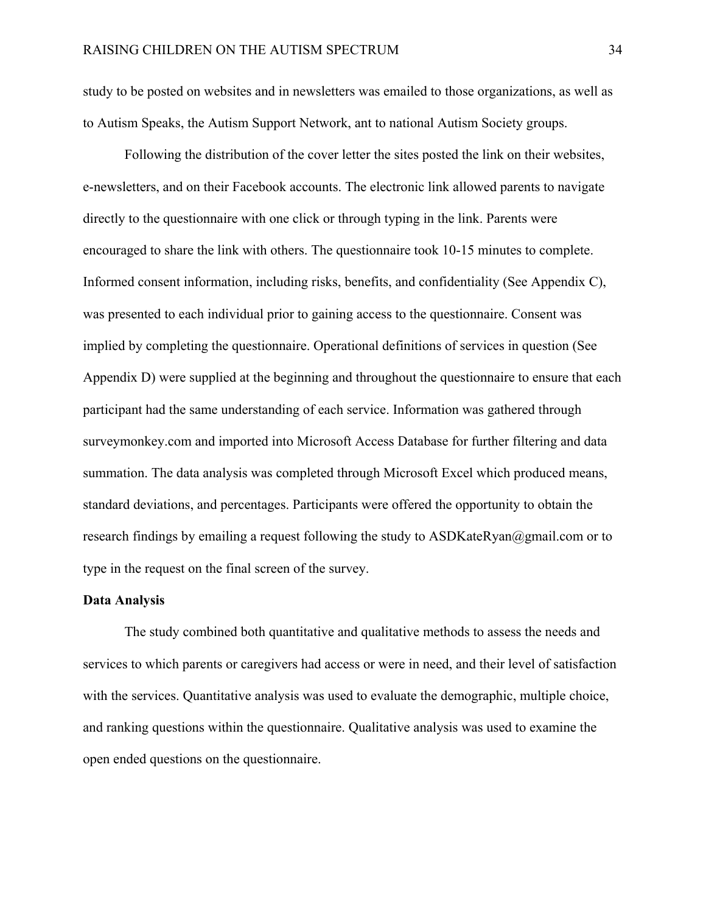study to be posted on websites and in newsletters was emailed to those organizations, as well as to Autism Speaks, the Autism Support Network, ant to national Autism Society groups.

Following the distribution of the cover letter the sites posted the link on their websites, e-newsletters, and on their Facebook accounts. The electronic link allowed parents to navigate directly to the questionnaire with one click or through typing in the link. Parents were encouraged to share the link with others. The questionnaire took 10-15 minutes to complete. Informed consent information, including risks, benefits, and confidentiality (See Appendix C), was presented to each individual prior to gaining access to the questionnaire. Consent was implied by completing the questionnaire. Operational definitions of services in question (See Appendix D) were supplied at the beginning and throughout the questionnaire to ensure that each participant had the same understanding of each service. Information was gathered through surveymonkey.com and imported into Microsoft Access Database for further filtering and data summation. The data analysis was completed through Microsoft Excel which produced means, standard deviations, and percentages. Participants were offered the opportunity to obtain the research findings by emailing a request following the study to ASDKateRyan@gmail.com or to type in the request on the final screen of the survey.

**Data Analysis**

The study combined both quantitative and qualitative methods to assess the needs and services to which parents or caregivers had access or were in need, and their level of satisfaction with the services. Quantitative analysis was used to evaluate the demographic, multiple choice, and ranking questions within the questionnaire. Qualitative analysis was used to examine the open ended questions on the questionnaire.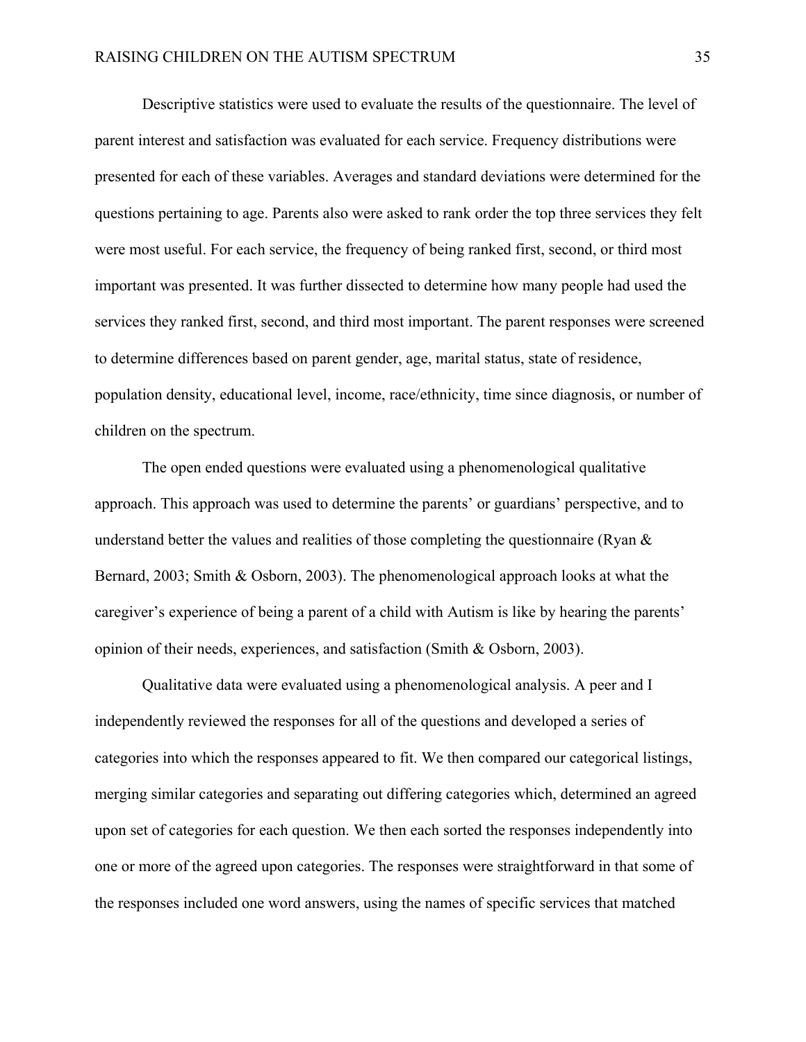Descriptive statistics were used to evaluate the results of the questionnaire. The level of parent interest and satisfaction was evaluated for each service. Frequency distributions were presented for each of these variables. Averages and standard deviations were determined for the questions pertaining to age. Parents also were asked to rank order the top three services they felt were most useful. For each service, the frequency of being ranked first, second, or third most important was presented. It was further dissected to determine how many people had used the services they ranked first, second, and third most important. The parent responses were screened to determine differences based on parent gender, age, marital status, state of residence, population density, educational level, income, race/ethnicity, time since diagnosis, or number of children on the spectrum.

The open ended questions were evaluated using a phenomenological qualitative approach. This approach was used to determine the parents' or guardians' perspective, and to understand better the values and realities of those completing the questionnaire (Ryan & Bernard, 2003; Smith & Osborn, 2003). The phenomenological approach looks at what the caregiver's experience of being a parent of a child with Autism is like by hearing the parents' opinion of their needs, experiences, and satisfaction (Smith & Osborn, 2003).

Qualitative data were evaluated using a phenomenological analysis. A peer and I independently reviewed the responses for all of the questions and developed a series of categories into which the responses appeared to fit. We then compared our categorical listings, merging similar categories and separating out differing categories which, determined an agreed upon set of categories for each question. We then each sorted the responses independently into one or more of the agreed upon categories. The responses were straightforward in that some of the responses included one word answers, using the names of specific services that matched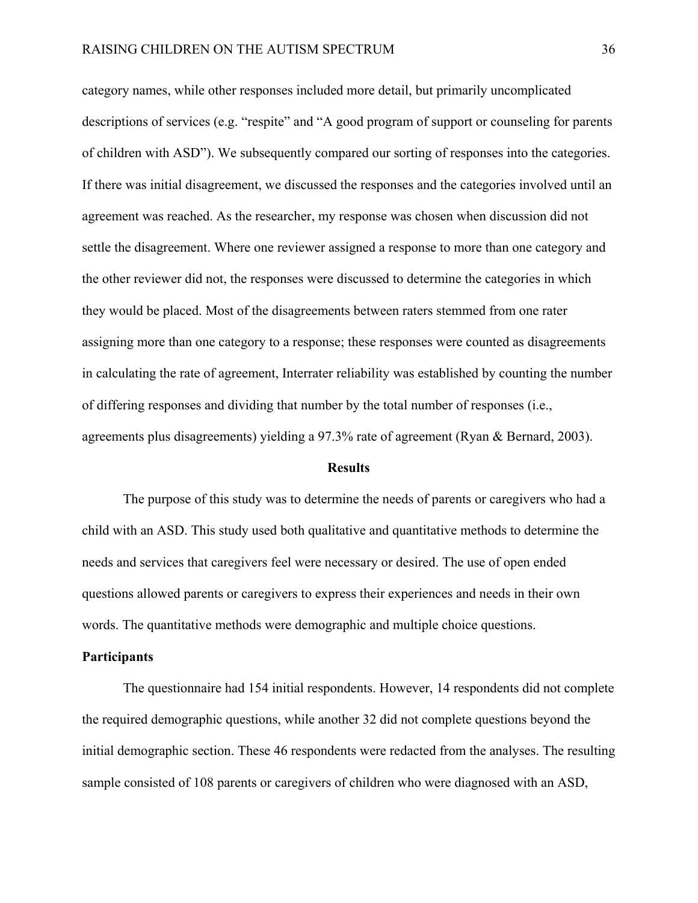category names, while other responses included more detail, but primarily uncomplicated descriptions of services (e.g. "respite" and "A good program of support or counseling for parents of children with ASD"). We subsequently compared our sorting of responses into the categories. If there was initial disagreement, we discussed the responses and the categories involved until an agreement was reached. As the researcher, my response was chosen when discussion did not settle the disagreement. Where one reviewer assigned a response to more than one category and the other reviewer did not, the responses were discussed to determine the categories in which they would be placed. Most of the disagreements between raters stemmed from one rater assigning more than one category to a response; these responses were counted as disagreements in calculating the rate of agreement, Interrater reliability was established by counting the number of differing responses and dividing that number by the total number of responses (i.e., agreements plus disagreements) yielding a 97.3% rate of agreement (Ryan & Bernard, 2003).

## Results

The purpose of this study was to determine the needs of parents or caregivers who had a child with an ASD. This study used both qualitative and quantitative methods to determine the needs and services that caregivers feel were necessary or desired. The use of open ended questions allowed parents or caregivers to express their experiences and needs in their own words. The quantitative methods were demographic and multiple choice questions.

### Participants

The questionnaire had 154 initial respondents. However, 14 respondents did not complete the required demographic questions, while another 32 did not complete questions beyond the initial demographic section. These 46 respondents were redacted from the analyses. The resulting sample consisted of 108 parents or caregivers of children who were diagnosed with an ASD,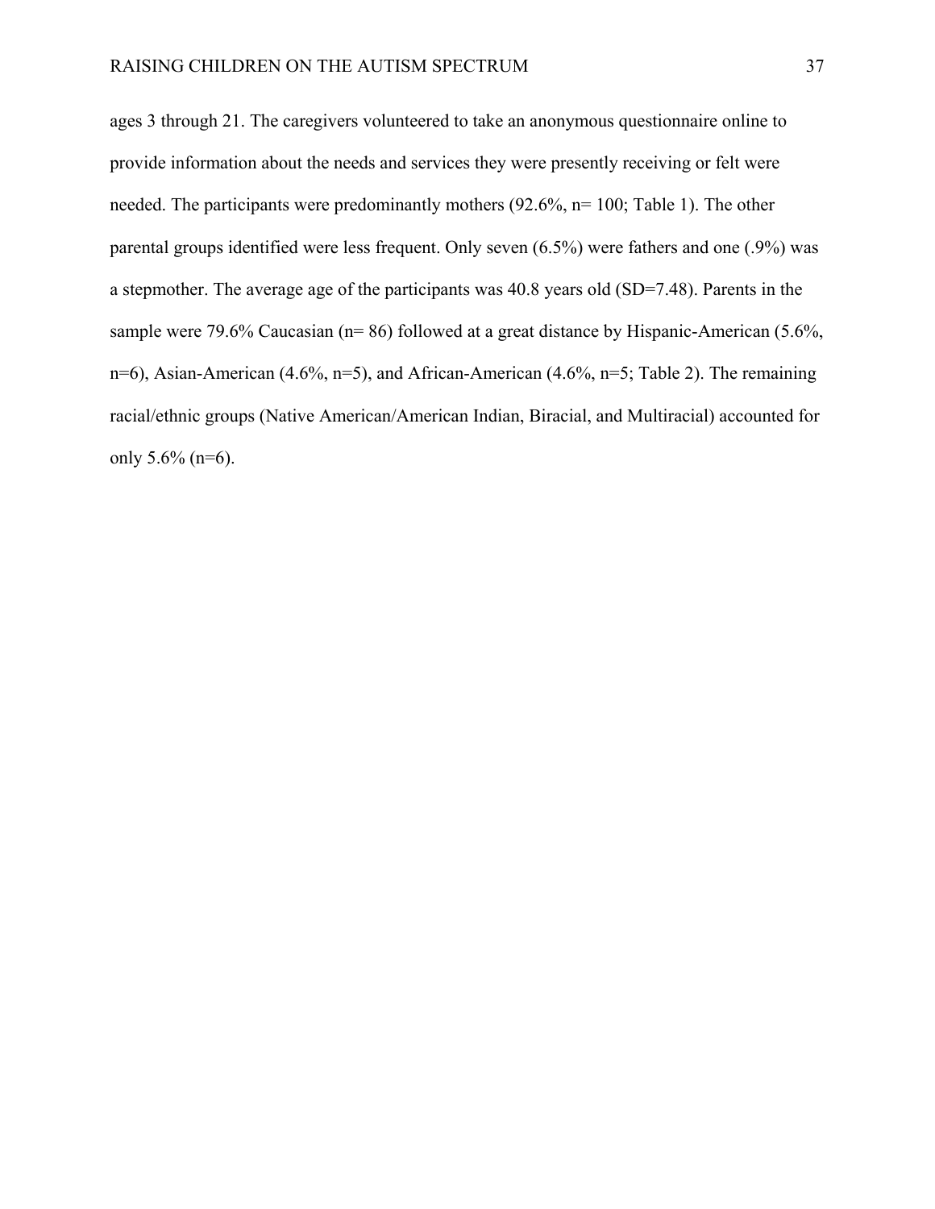ages 3 through 21. The caregivers volunteered to take an anonymous questionnaire online to provide information about the needs and services they were presently receiving or felt were needed. The participants were predominantly mothers (92.6%, n= 100; Table 1). The other parental groups identified were less frequent. Only seven (6.5%) were fathers and one (.9%) was a stepmother. The average age of the participants was 40.8 years old (SD=7.48). Parents in the sample were 79.6% Caucasian (n= 86) followed at a great distance by Hispanic-American (5.6%, n=6), Asian-American (4.6%, n=5), and African-American (4.6%, n=5; Table 2). The remaining racial/ethnic groups (Native American/American Indian, Biracial, and Multiracial) accounted for only 5.6% (n=6).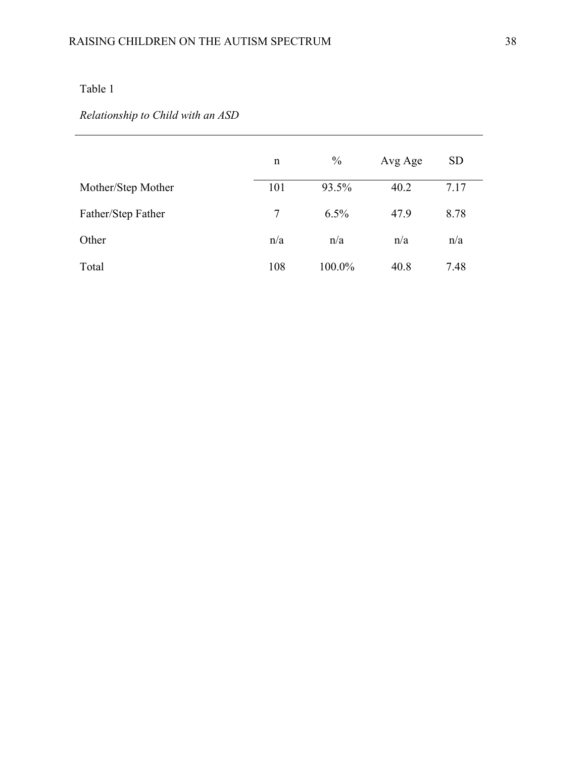Table 1

*Relationship to Child with an ASD*

| | n | % | Avg Age | SD |
|---|---|---|---|---|
| Mother/Step Mother | 101 | 93.5% | 40.2 | 7.17 |
| Father/Step Father | 7 | 6.5% | 47.9 | 8.78 |
| Other | n/a | n/a | n/a | n/a |
| Total | 108 | 100.0% | 40.8 | 7.48 |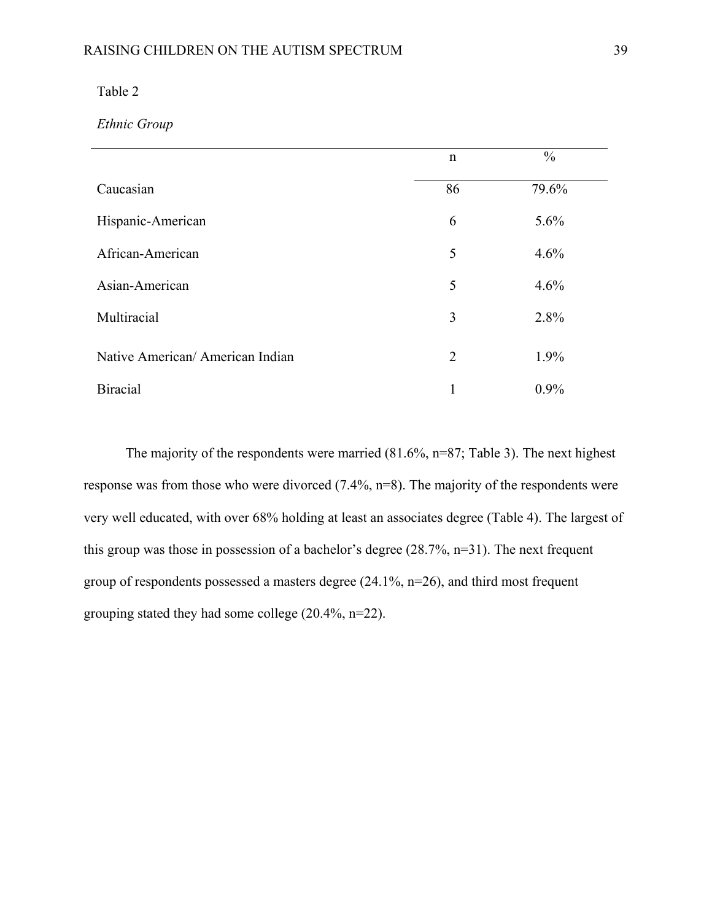Table 2

*Ethnic Group*

| | n | % |
|---|---|---|
| Caucasian | 86 | 79.6% |
| Hispanic-American | 6 | 5.6% |
| African-American | 5 | 4.6% |
| Asian-American | 5 | 4.6% |
| Multiracial | 3 | 2.8% |
| Native American/ American Indian | 2 | 1.9% |
| Biracial | 1 | 0.9% |

The majority of the respondents were married (81.6%, n=87; Table 3). The next highest response was from those who were divorced (7.4%, n=8). The majority of the respondents were very well educated, with over 68% holding at least an associates degree (Table 4). The largest of this group was those in possession of a bachelor's degree (28.7%, n=31). The next frequent group of respondents possessed a masters degree (24.1%, n=26), and third most frequent grouping stated they had some college (20.4%, n=22).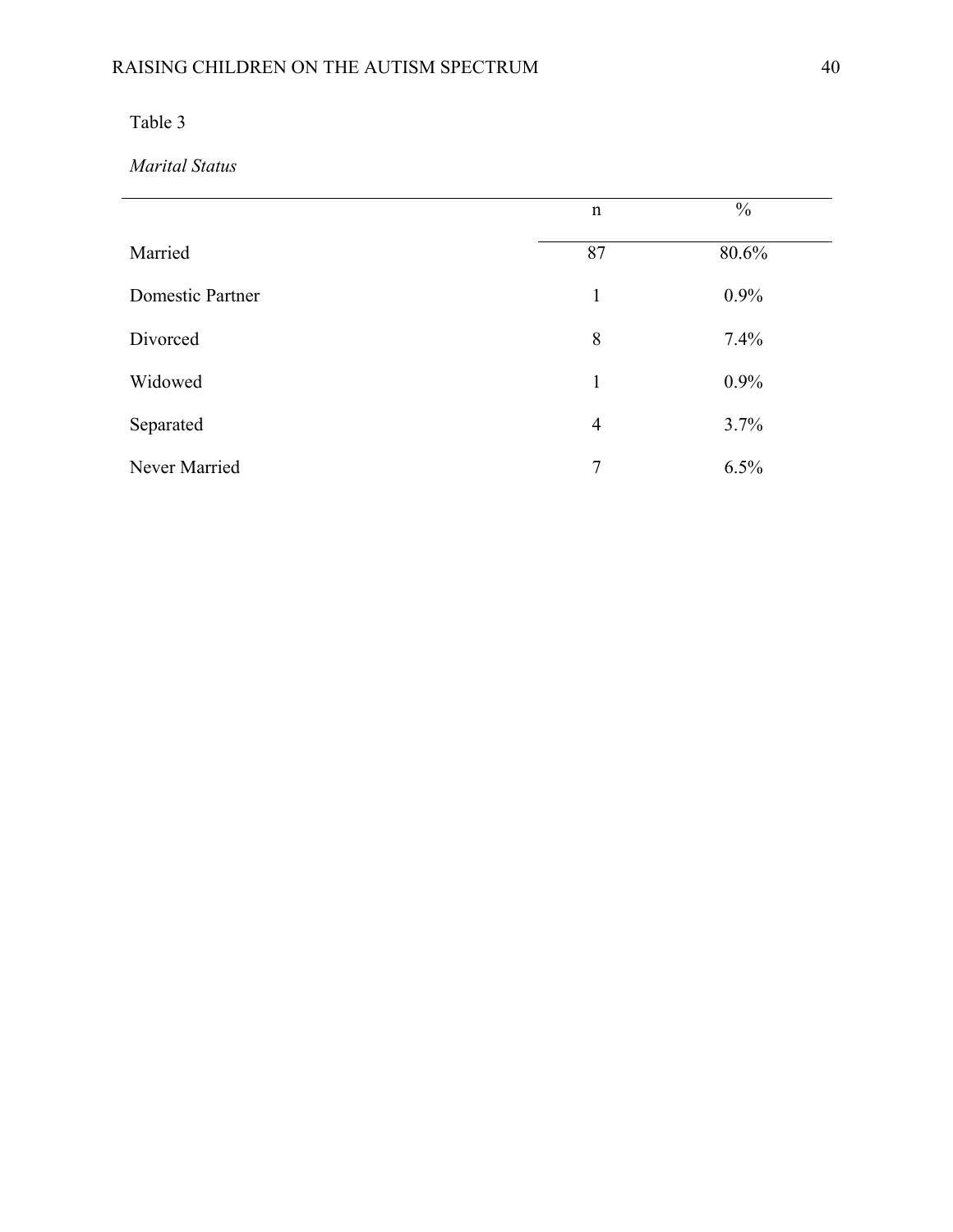Table 3

*Marital Status*

| | n | % |
|---|---|---|
| Married | 87 | 80.6% |
| Domestic Partner | 1 | 0.9% |
| Divorced | 8 | 7.4% |
| Widowed | 1 | 0.9% |
| Separated | 4 | 3.7% |
| Never Married | 7 | 6.5% |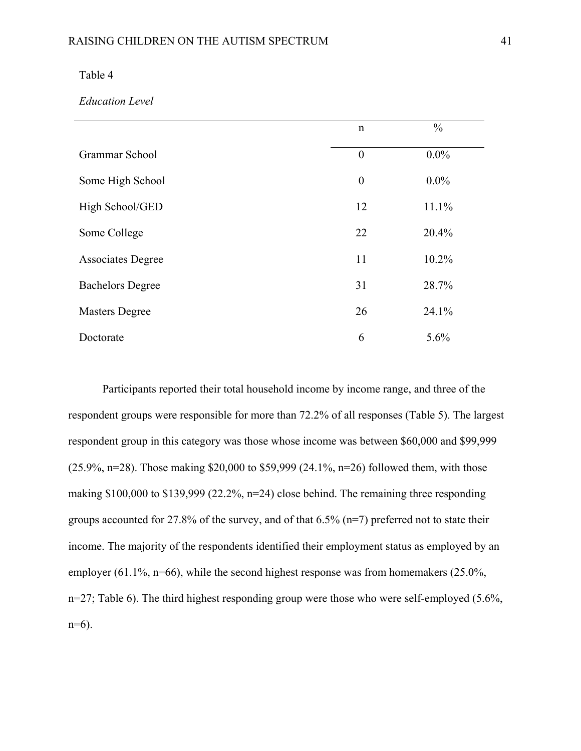Table 4

*Education Level*

| | n | % |
|---|---|---|
| Grammar School | 0 | 0.0% |
| Some High School | 0 | 0.0% |
| High School/GED | 12 | 11.1% |
| Some College | 22 | 20.4% |
| Associates Degree | 11 | 10.2% |
| Bachelors Degree | 31 | 28.7% |
| Masters Degree | 26 | 24.1% |
| Doctorate | 6 | 5.6% |

Participants reported their total household income by income range, and three of the respondent groups were responsible for more than 72.2% of all responses (Table 5). The largest respondent group in this category was those whose income was between $60,000 and $99,999 (25.9%, n=28). Those making $20,000 to $59,999 (24.1%, n=26) followed them, with those making $100,000 to $139,999 (22.2%, n=24) close behind. The remaining three responding groups accounted for 27.8% of the survey, and of that 6.5% (n=7) preferred not to state their income. The majority of the respondents identified their employment status as employed by an employer (61.1%, n=66), while the second highest response was from homemakers (25.0%, n=27; Table 6). The third highest responding group were those who were self-employed (5.6%, n=6).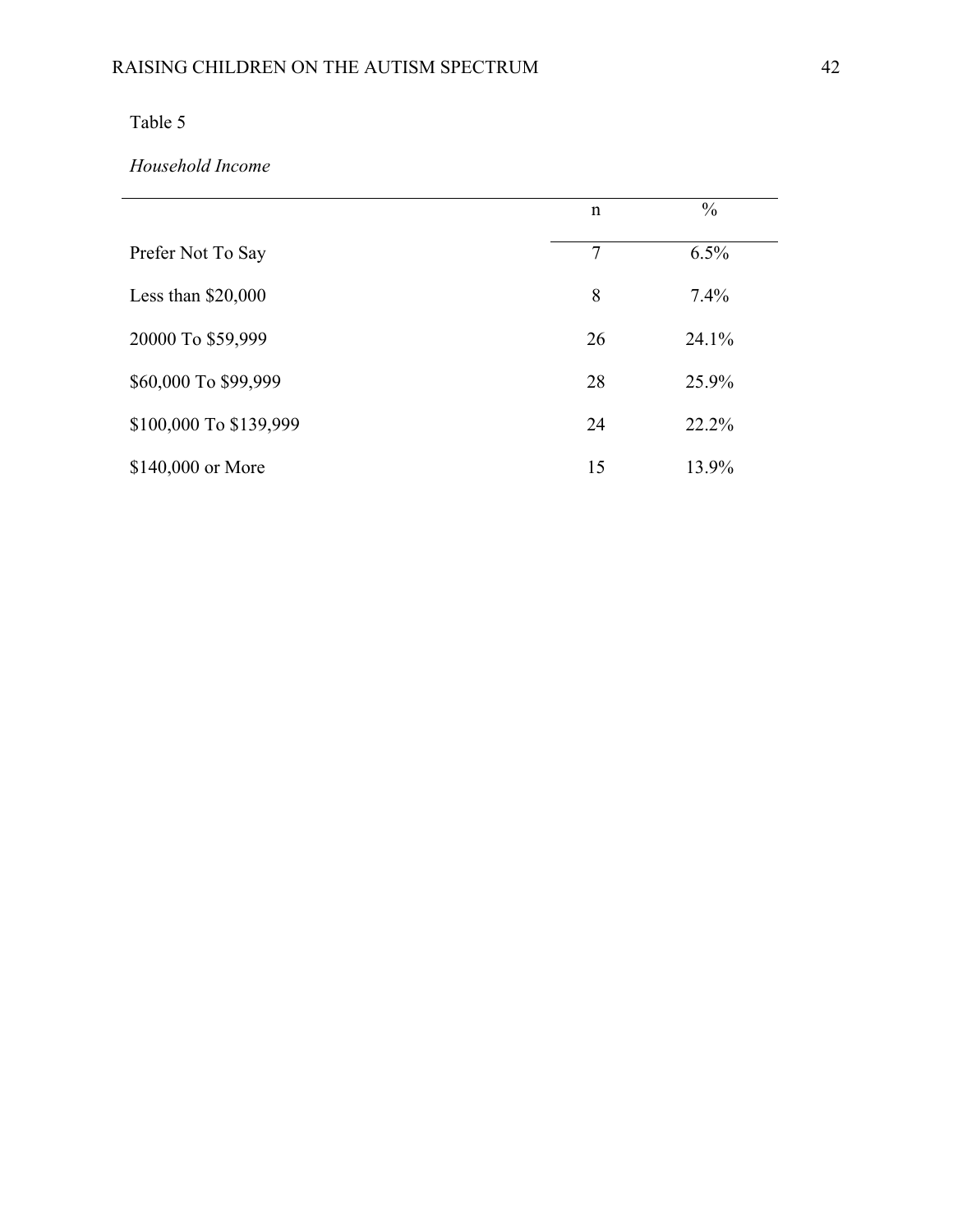Table 5

*Household Income*

| | n | % |
|---|---|---|
| Prefer Not To Say | 7 | 6.5% |
| Less than $20,000 | 8 | 7.4% |
| 20000 To $59,999 | 26 | 24.1% |
| $60,000 To $99,999 | 28 | 25.9% |
| $100,000 To $139,999 | 24 | 22.2% |
| $140,000 or More | 15 | 13.9% |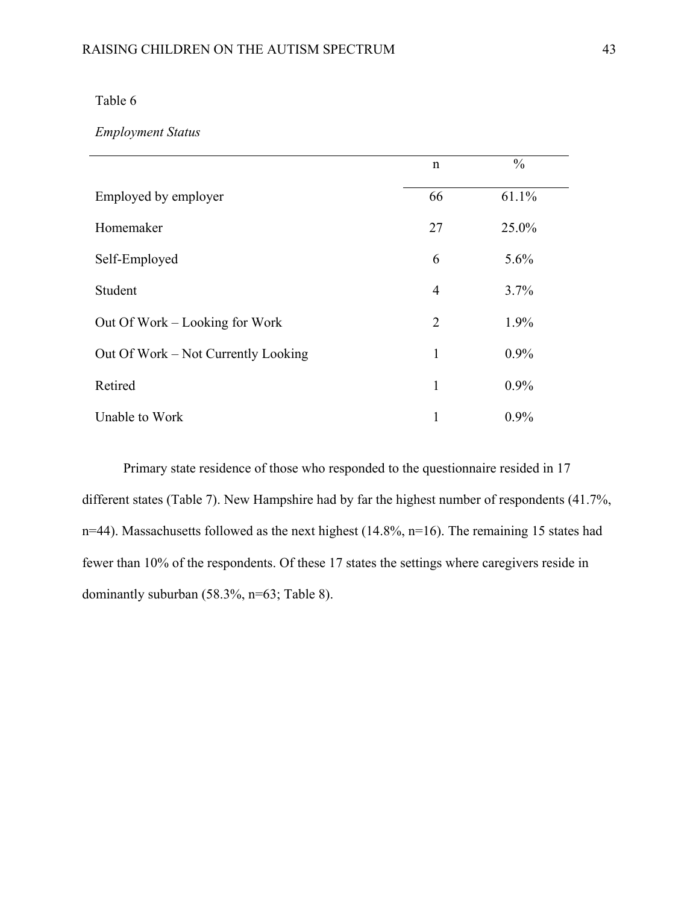Table 6

*Employment Status*

| | n | % |
|---|---|---|
| Employed by employer | 66 | 61.1% |
| Homemaker | 27 | 25.0% |
| Self-Employed | 6 | 5.6% |
| Student | 4 | 3.7% |
| Out Of Work – Looking for Work | 2 | 1.9% |
| Out Of Work – Not Currently Looking | 1 | 0.9% |
| Retired | 1 | 0.9% |
| Unable to Work | 1 | 0.9% |

Primary state residence of those who responded to the questionnaire resided in 17 different states (Table 7). New Hampshire had by far the highest number of respondents (41.7%, n=44). Massachusetts followed as the next highest (14.8%, n=16). The remaining 15 states had fewer than 10% of the respondents. Of these 17 states the settings where caregivers reside in dominantly suburban (58.3%, n=63; Table 8).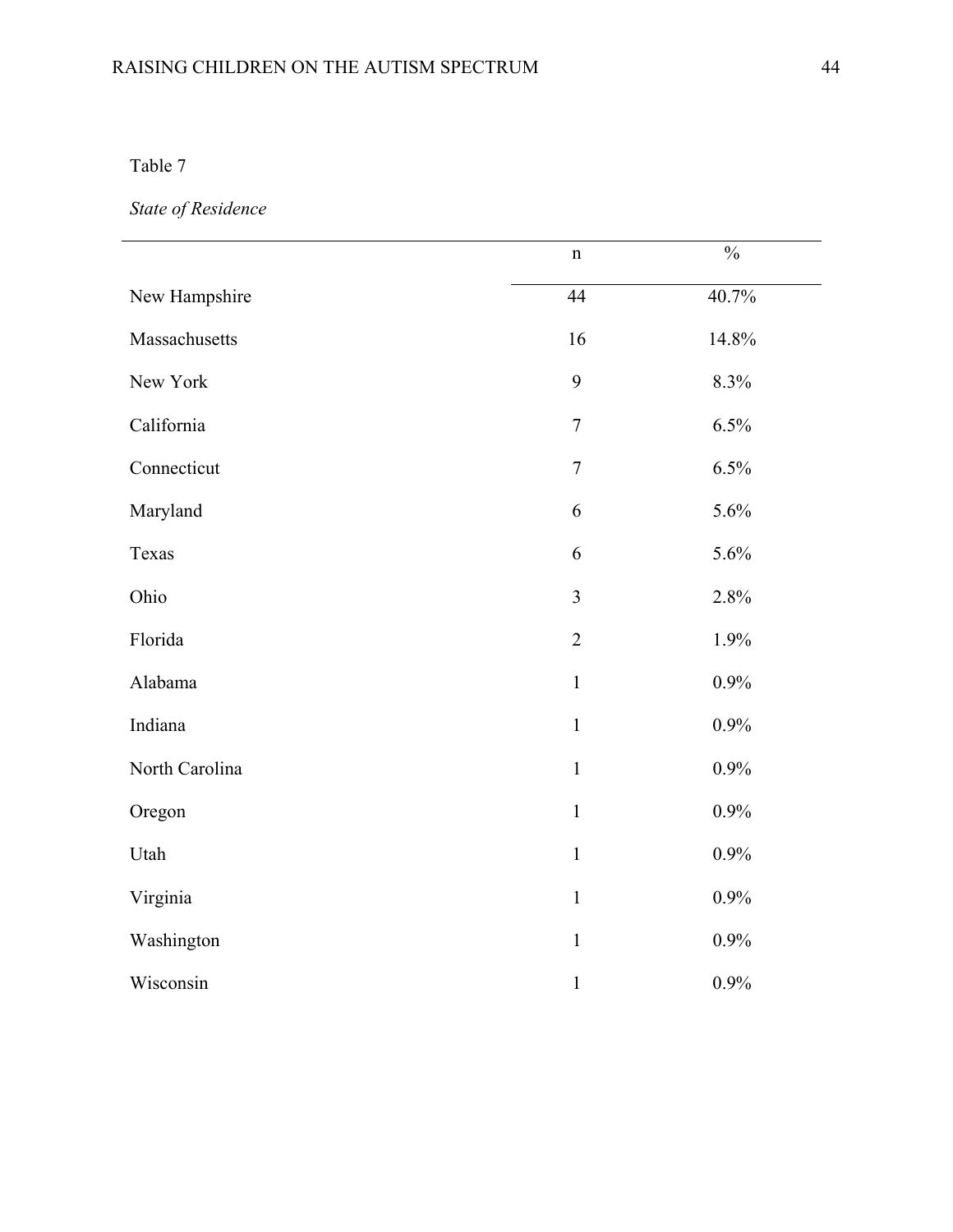Table 7

*State of Residence*

| | n | % |
|---|---|---|
| New Hampshire | 44 | 40.7% |
| Massachusetts | 16 | 14.8% |
| New York | 9 | 8.3% |
| California | 7 | 6.5% |
| Connecticut | 7 | 6.5% |
| Maryland | 6 | 5.6% |
| Texas | 6 | 5.6% |
| Ohio | 3 | 2.8% |
| Florida | 2 | 1.9% |
| Alabama | 1 | 0.9% |
| Indiana | 1 | 0.9% |
| North Carolina | 1 | 0.9% |
| Oregon | 1 | 0.9% |
| Utah | 1 | 0.9% |
| Virginia | 1 | 0.9% |
| Washington | 1 | 0.9% |
| Wisconsin | 1 | 0.9% |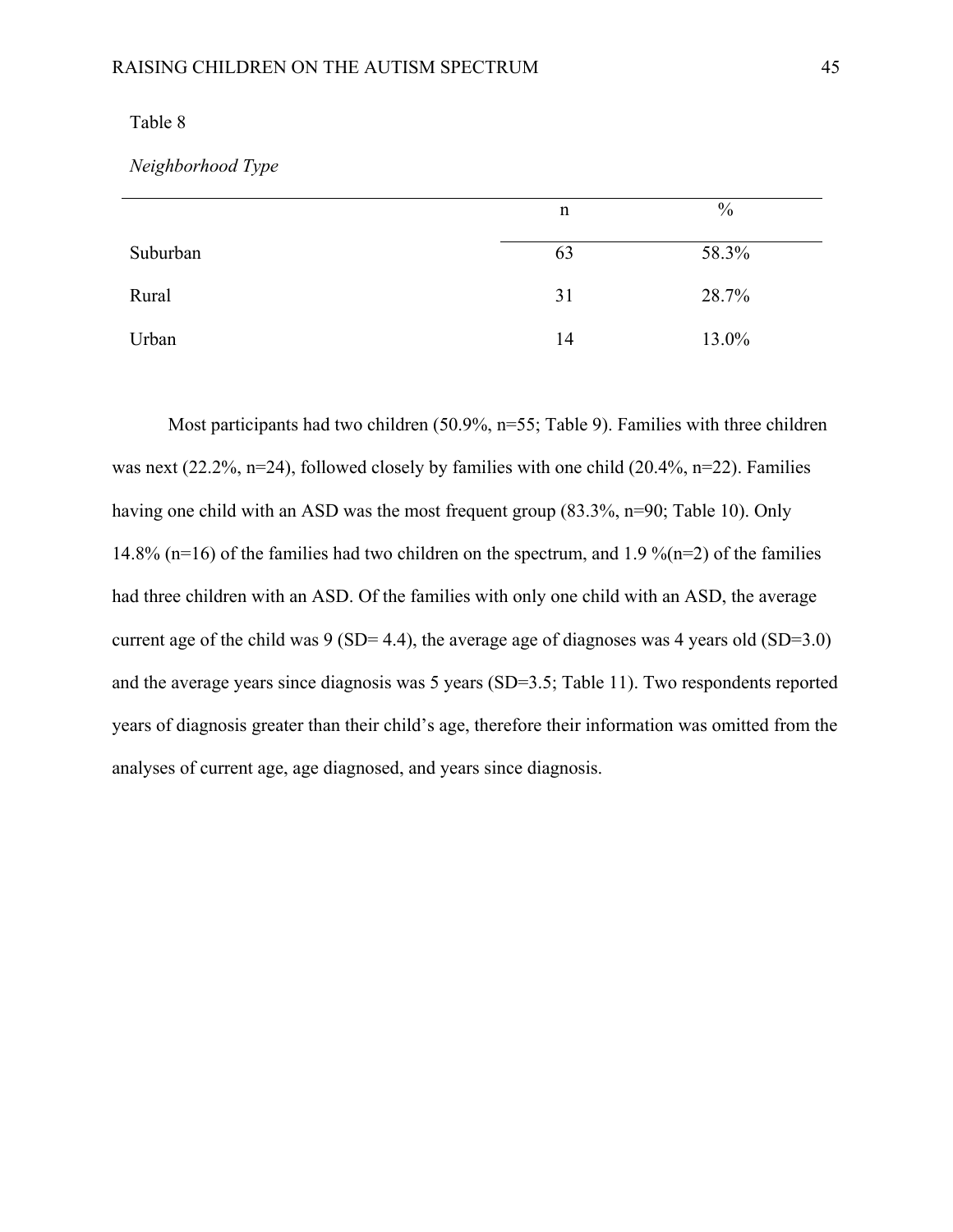Table 8

*Neighborhood Type*

| | n | % |
|---|---|---|
| Suburban | 63 | 58.3% |
| Rural | 31 | 28.7% |
| Urban | 14 | 13.0% |

Most participants had two children (50.9%, n=55; Table 9). Families with three children was next (22.2%, n=24), followed closely by families with one child (20.4%, n=22). Families having one child with an ASD was the most frequent group (83.3%, n=90; Table 10). Only 14.8% (n=16) of the families had two children on the spectrum, and 1.9 %(n=2) of the families had three children with an ASD. Of the families with only one child with an ASD, the average current age of the child was 9 (SD= 4.4), the average age of diagnoses was 4 years old (SD=3.0) and the average years since diagnosis was 5 years (SD=3.5; Table 11). Two respondents reported years of diagnosis greater than their child's age, therefore their information was omitted from the analyses of current age, age diagnosed, and years since diagnosis.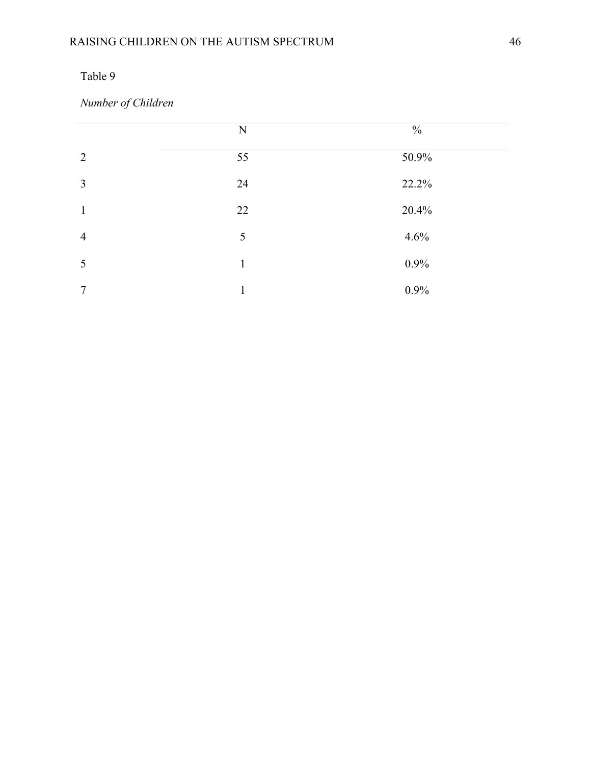Table 9

*Number of Children*

| | N | % |
|---|---|---|
| 2 | 55 | 50.9% |
| 3 | 24 | 22.2% |
| 1 | 22 | 20.4% |
| 4 | 5 | 4.6% |
| 5 | 1 | 0.9% |
| 7 | 1 | 0.9% |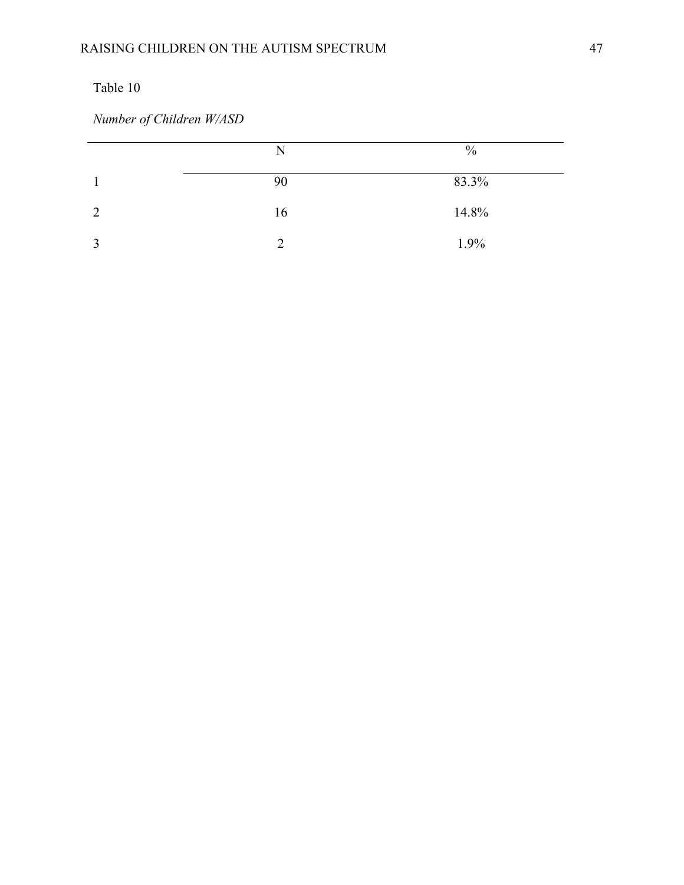Table 10

*Number of Children W/ASD*

| | N | % |
|---|---|---|
| 1 | 90 | 83.3% |
| 2 | 16 | 14.8% |
| 3 | 2 | 1.9% |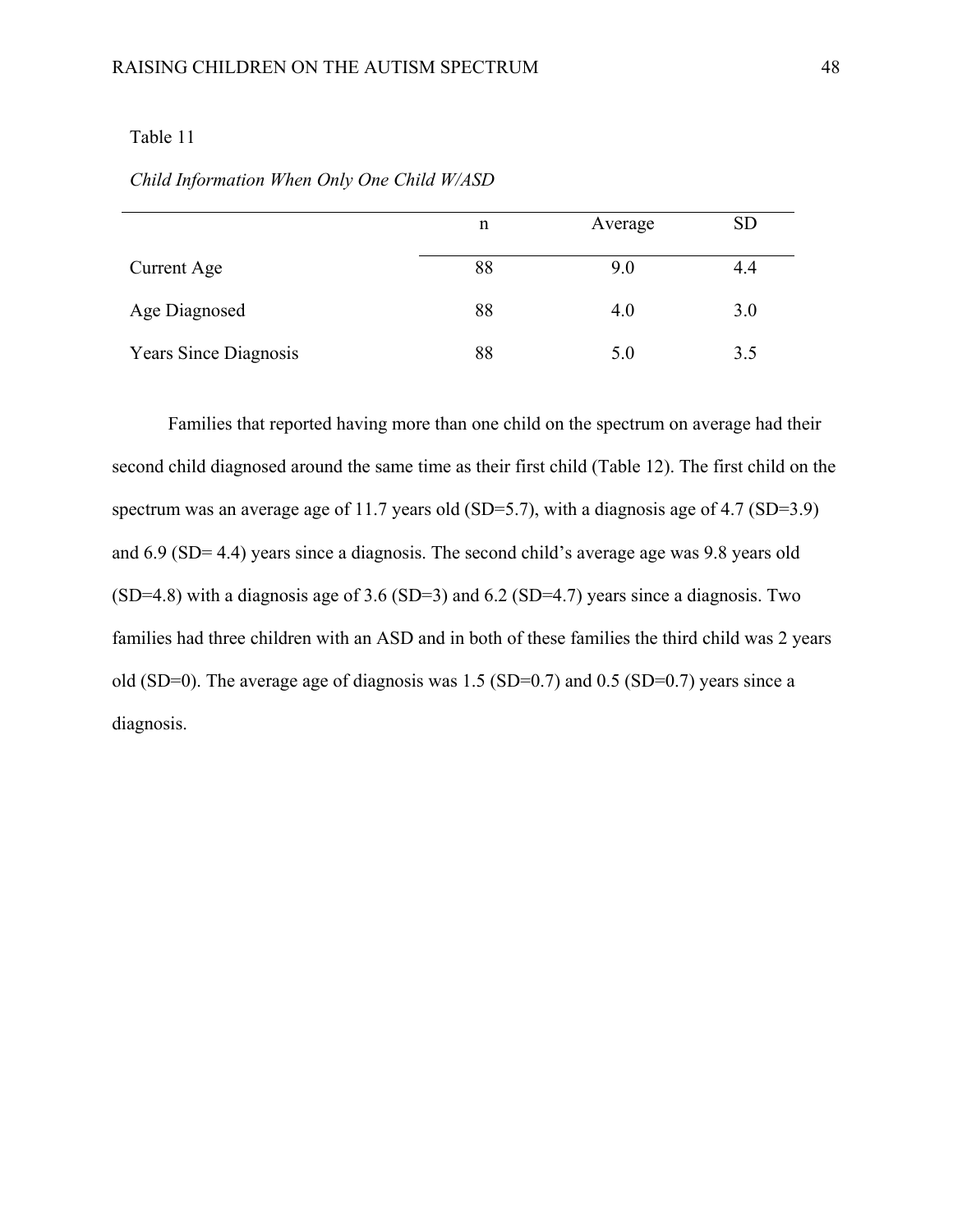Table 11

*Child Information When Only One Child W/ASD*

| | n | Average | SD |
|---|---|---|---|
| Current Age | 88 | 9.0 | 4.4 |
| Age Diagnosed | 88 | 4.0 | 3.0 |
| Years Since Diagnosis | 88 | 5.0 | 3.5 |

Families that reported having more than one child on the spectrum on average had their second child diagnosed around the same time as their first child (Table 12). The first child on the spectrum was an average age of 11.7 years old (SD=5.7), with a diagnosis age of 4.7 (SD=3.9) and 6.9 (SD= 4.4) years since a diagnosis. The second child's average age was 9.8 years old (SD=4.8) with a diagnosis age of 3.6 (SD=3) and 6.2 (SD=4.7) years since a diagnosis. Two families had three children with an ASD and in both of these families the third child was 2 years old (SD=0). The average age of diagnosis was 1.5 (SD=0.7) and 0.5 (SD=0.7) years since a diagnosis.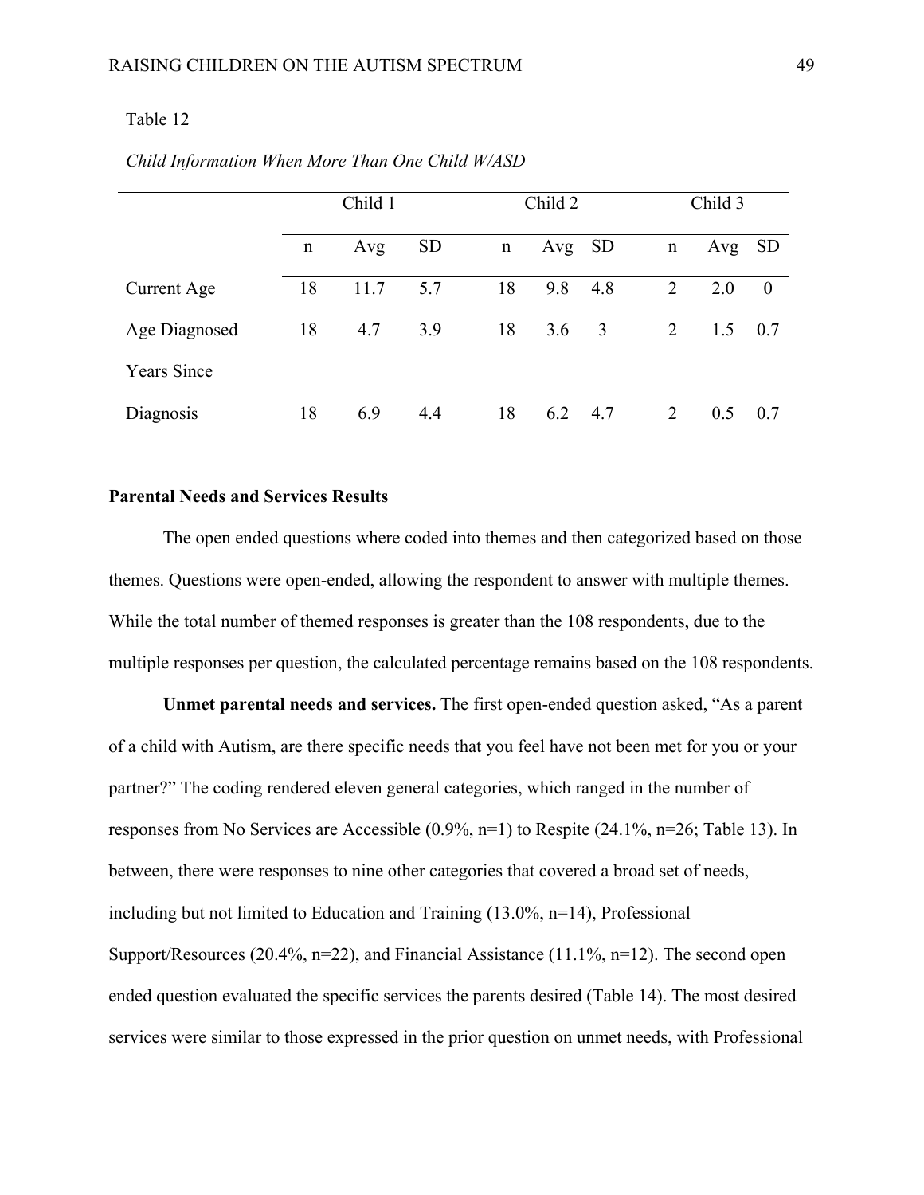Table 12

*Child Information When More Than One Child W/ASD*

| | Child 1 | | | Child 2 | | | Child 3 | | |
|---|---|---|---|---|---|---|---|---|---|
| | n | Avg | SD | n | Avg | SD | n | Avg | SD |
| Current Age | 18 | 11.7 | 5.7 | 18 | 9.8 | 4.8 | 2 | 2.0 | 0 |
| Age Diagnosed | 18 | 4.7 | 3.9 | 18 | 3.6 | 3 | 2 | 1.5 | 0.7 |
| Years Since Diagnosis | 18 | 6.9 | 4.4 | 18 | 6.2 | 4.7 | 2 | 0.5 | 0.7 |

**Parental Needs and Services Results**

The open ended questions where coded into themes and then categorized based on those themes. Questions were open-ended, allowing the respondent to answer with multiple themes. While the total number of themed responses is greater than the 108 respondents, due to the multiple responses per question, the calculated percentage remains based on the 108 respondents.

**Unmet parental needs and services.** The first open-ended question asked, "As a parent of a child with Autism, are there specific needs that you feel have not been met for you or your partner?" The coding rendered eleven general categories, which ranged in the number of responses from No Services are Accessible (0.9%, n=1) to Respite (24.1%, n=26; Table 13). In between, there were responses to nine other categories that covered a broad set of needs, including but not limited to Education and Training (13.0%, n=14), Professional Support/Resources (20.4%, n=22), and Financial Assistance (11.1%, n=12). The second open ended question evaluated the specific services the parents desired (Table 14). The most desired services were similar to those expressed in the prior question on unmet needs, with Professional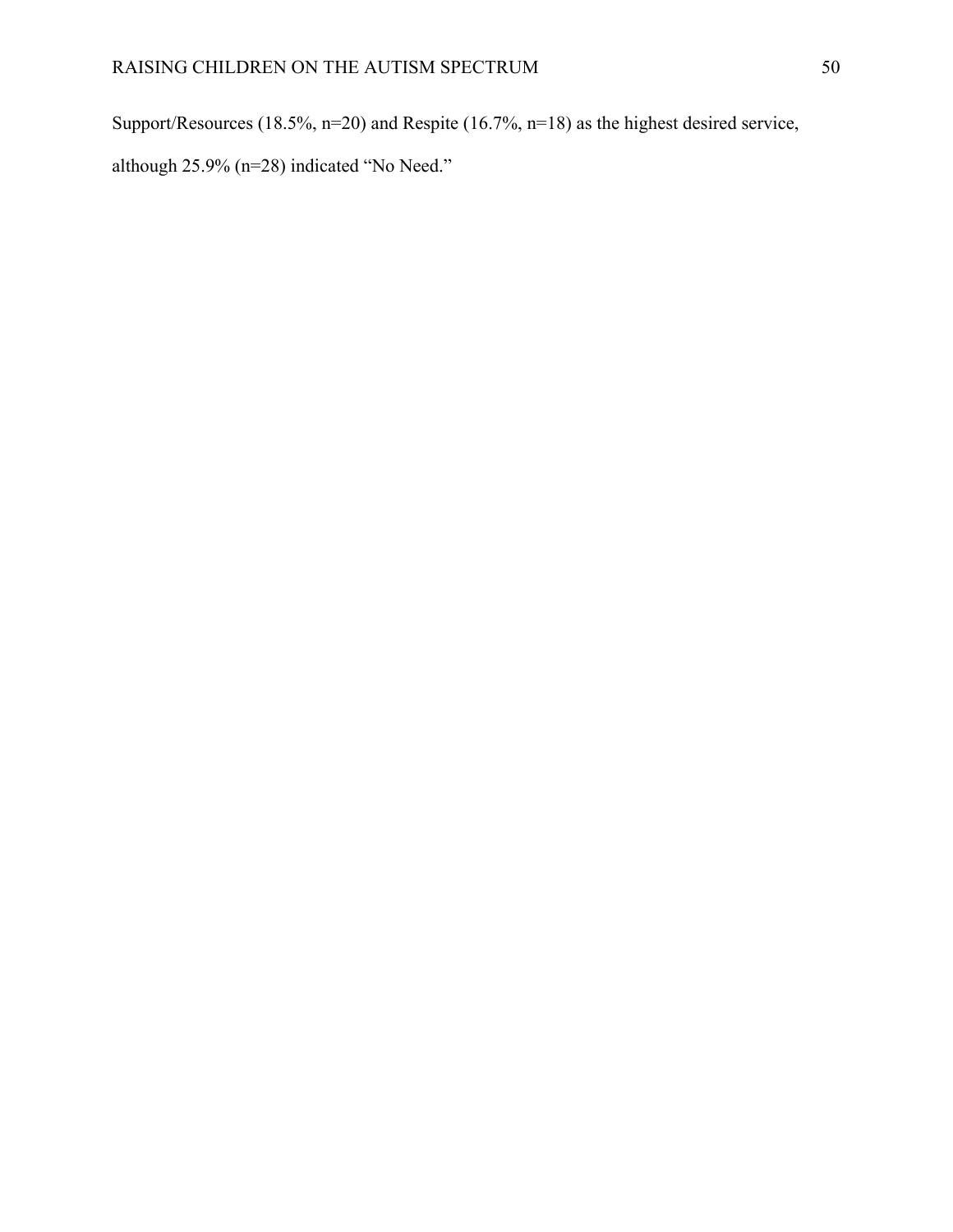Support/Resources (18.5%, n=20) and Respite (16.7%, n=18) as the highest desired service, although 25.9% (n=28) indicated "No Need."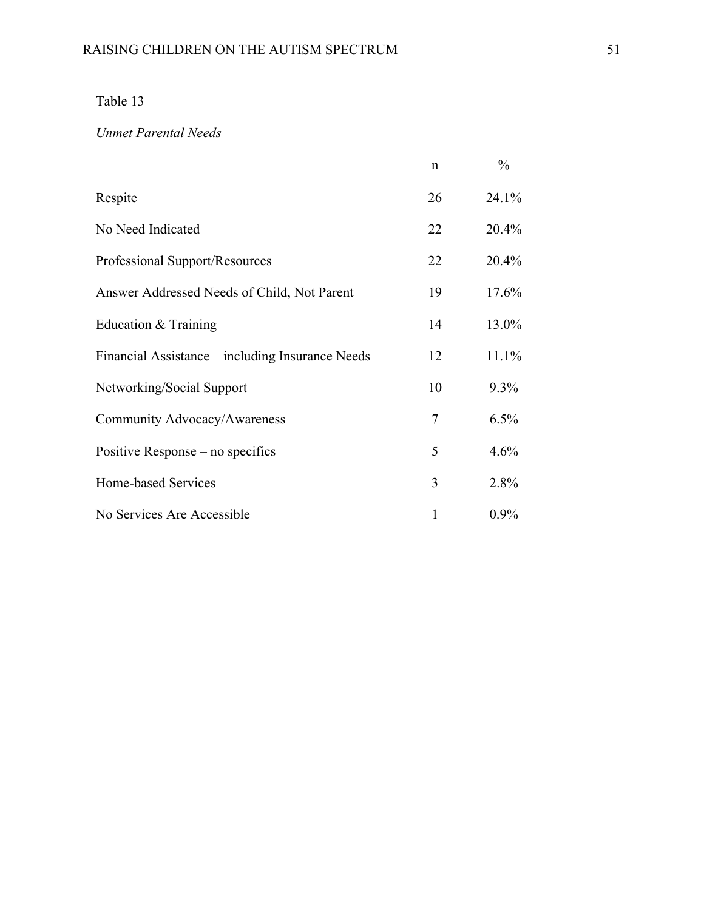Table 13

*Unmet Parental Needs*

| | n | % |
|---|---|---|
| Respite | 26 | 24.1% |
| No Need Indicated | 22 | 20.4% |
| Professional Support/Resources | 22 | 20.4% |
| Answer Addressed Needs of Child, Not Parent | 19 | 17.6% |
| Education & Training | 14 | 13.0% |
| Financial Assistance – including Insurance Needs | 12 | 11.1% |
| Networking/Social Support | 10 | 9.3% |
| Community Advocacy/Awareness | 7 | 6.5% |
| Positive Response – no specifics | 5 | 4.6% |
| Home-based Services | 3 | 2.8% |
| No Services Are Accessible | 1 | 0.9% |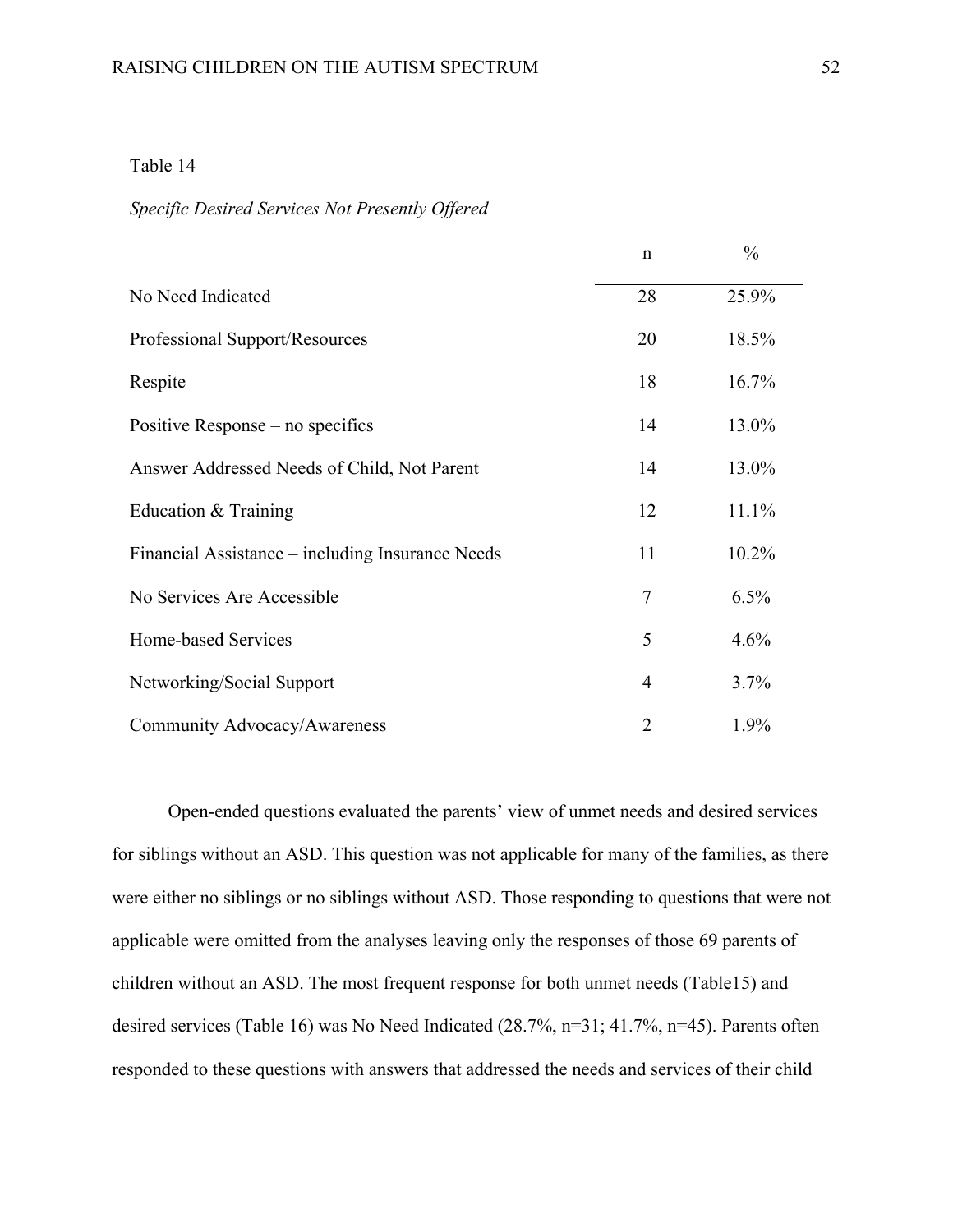Table 14

*Specific Desired Services Not Presently Offered*

| | n | % |
|---|---|---|
| No Need Indicated | 28 | 25.9% |
| Professional Support/Resources | 20 | 18.5% |
| Respite | 18 | 16.7% |
| Positive Response – no specifics | 14 | 13.0% |
| Answer Addressed Needs of Child, Not Parent | 14 | 13.0% |
| Education & Training | 12 | 11.1% |
| Financial Assistance – including Insurance Needs | 11 | 10.2% |
| No Services Are Accessible | 7 | 6.5% |
| Home-based Services | 5 | 4.6% |
| Networking/Social Support | 4 | 3.7% |
| Community Advocacy/Awareness | 2 | 1.9% |

Open-ended questions evaluated the parents' view of unmet needs and desired services for siblings without an ASD. This question was not applicable for many of the families, as there were either no siblings or no siblings without ASD. Those responding to questions that were not applicable were omitted from the analyses leaving only the responses of those 69 parents of children without an ASD. The most frequent response for both unmet needs (Table15) and desired services (Table 16) was No Need Indicated (28.7%, n=31; 41.7%, n=45). Parents often responded to these questions with answers that addressed the needs and services of their child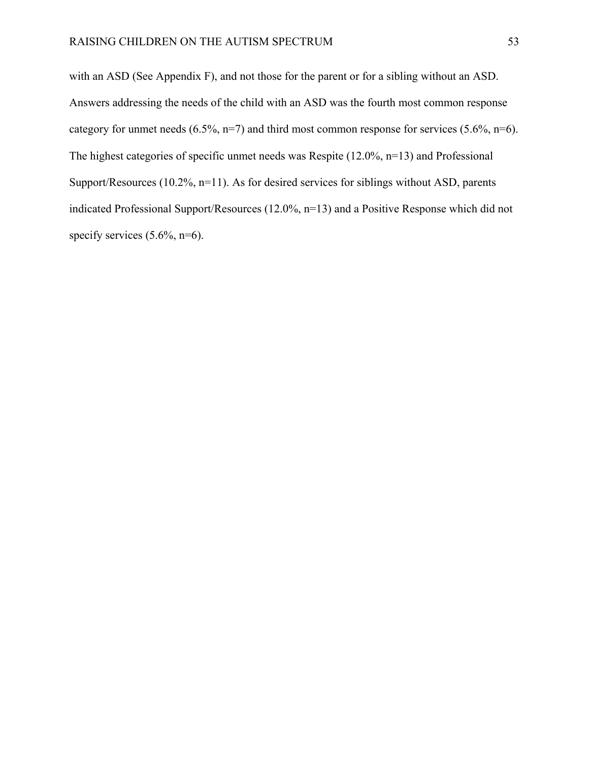with an ASD (See Appendix F), and not those for the parent or for a sibling without an ASD. Answers addressing the needs of the child with an ASD was the fourth most common response category for unmet needs (6.5%, n=7) and third most common response for services (5.6%, n=6). The highest categories of specific unmet needs was Respite (12.0%, n=13) and Professional Support/Resources (10.2%, n=11). As for desired services for siblings without ASD, parents indicated Professional Support/Resources (12.0%, n=13) and a Positive Response which did not specify services (5.6%, n=6).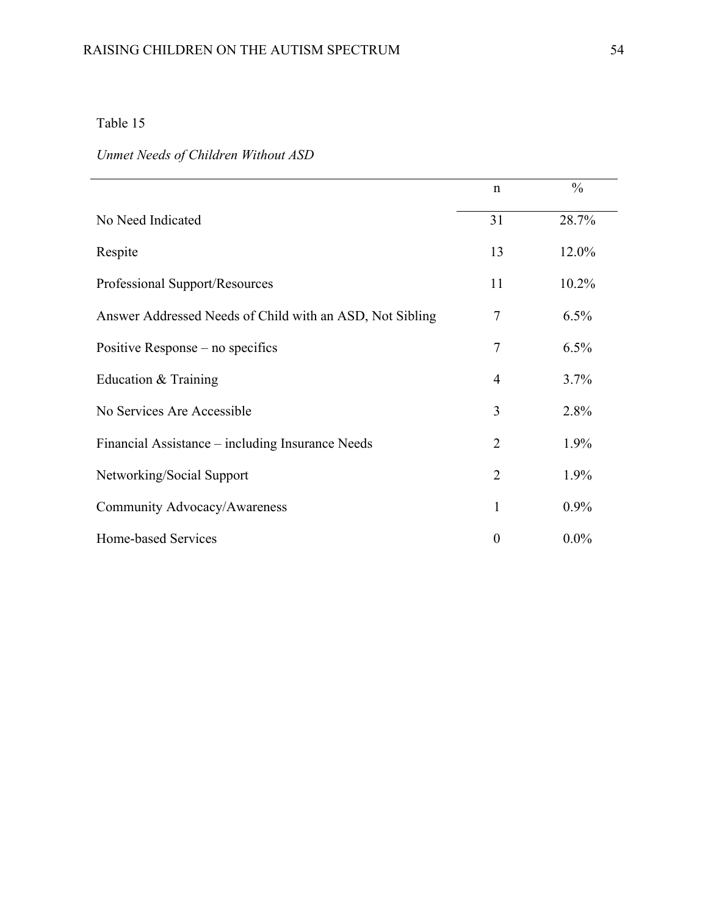Table 15

*Unmet Needs of Children Without ASD*

| | n | % |
|---|---|---|
| No Need Indicated | 31 | 28.7% |
| Respite | 13 | 12.0% |
| Professional Support/Resources | 11 | 10.2% |
| Answer Addressed Needs of Child with an ASD, Not Sibling | 7 | 6.5% |
| Positive Response – no specifics | 7 | 6.5% |
| Education & Training | 4 | 3.7% |
| No Services Are Accessible | 3 | 2.8% |
| Financial Assistance – including Insurance Needs | 2 | 1.9% |
| Networking/Social Support | 2 | 1.9% |
| Community Advocacy/Awareness | 1 | 0.9% |
| Home-based Services | 0 | 0.0% |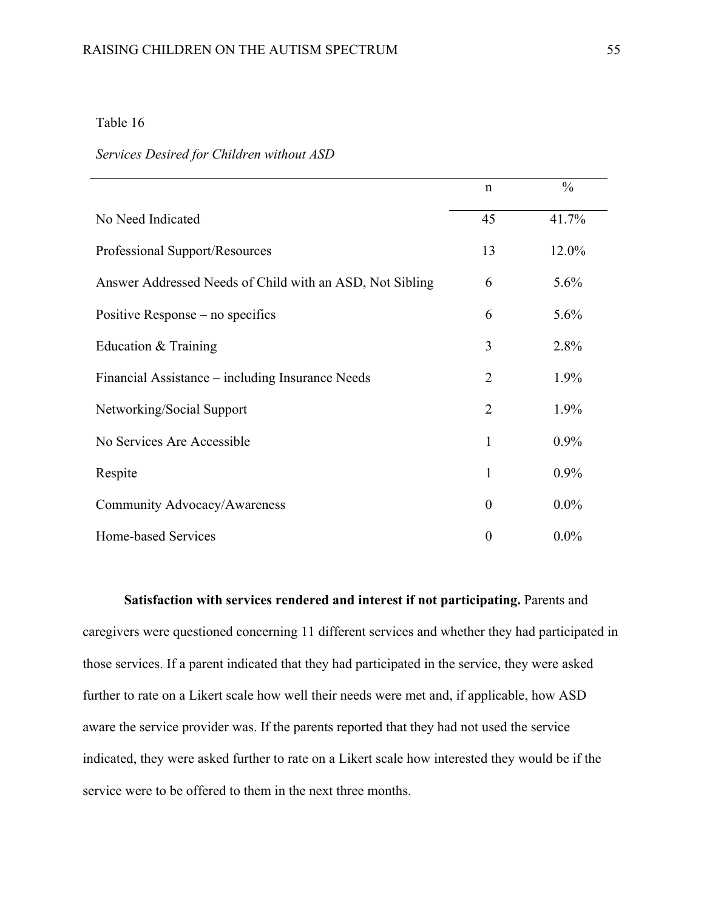Table 16

*Services Desired for Children without ASD*

| | n | % |
|---|---|---|
| No Need Indicated | 45 | 41.7% |
| Professional Support/Resources | 13 | 12.0% |
| Answer Addressed Needs of Child with an ASD, Not Sibling | 6 | 5.6% |
| Positive Response – no specifics | 6 | 5.6% |
| Education & Training | 3 | 2.8% |
| Financial Assistance – including Insurance Needs | 2 | 1.9% |
| Networking/Social Support | 2 | 1.9% |
| No Services Are Accessible | 1 | 0.9% |
| Respite | 1 | 0.9% |
| Community Advocacy/Awareness | 0 | 0.0% |
| Home-based Services | 0 | 0.0% |

**Satisfaction with services rendered and interest if not participating.** Parents and caregivers were questioned concerning 11 different services and whether they had participated in those services. If a parent indicated that they had participated in the service, they were asked further to rate on a Likert scale how well their needs were met and, if applicable, how ASD aware the service provider was. If the parents reported that they had not used the service indicated, they were asked further to rate on a Likert scale how interested they would be if the service were to be offered to them in the next three months.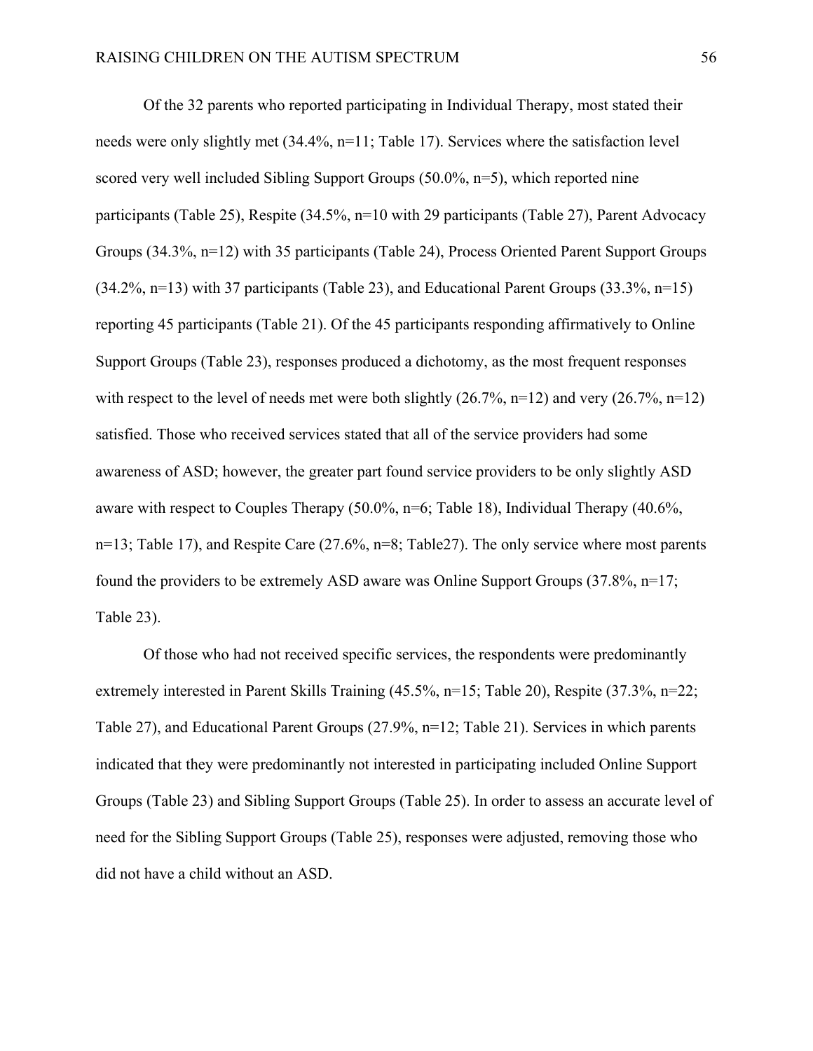Of the 32 parents who reported participating in Individual Therapy, most stated their needs were only slightly met (34.4%, n=11; Table 17). Services where the satisfaction level scored very well included Sibling Support Groups (50.0%, n=5), which reported nine participants (Table 25), Respite (34.5%, n=10 with 29 participants (Table 27), Parent Advocacy Groups (34.3%, n=12) with 35 participants (Table 24), Process Oriented Parent Support Groups (34.2%, n=13) with 37 participants (Table 23), and Educational Parent Groups (33.3%, n=15) reporting 45 participants (Table 21). Of the 45 participants responding affirmatively to Online Support Groups (Table 23), responses produced a dichotomy, as the most frequent responses with respect to the level of needs met were both slightly (26.7%, n=12) and very (26.7%, n=12) satisfied. Those who received services stated that all of the service providers had some awareness of ASD; however, the greater part found service providers to be only slightly ASD aware with respect to Couples Therapy (50.0%, n=6; Table 18), Individual Therapy (40.6%, n=13; Table 17), and Respite Care (27.6%, n=8; Table27). The only service where most parents found the providers to be extremely ASD aware was Online Support Groups (37.8%, n=17; Table 23).

Of those who had not received specific services, the respondents were predominantly extremely interested in Parent Skills Training (45.5%, n=15; Table 20), Respite (37.3%, n=22; Table 27), and Educational Parent Groups (27.9%, n=12; Table 21). Services in which parents indicated that they were predominantly not interested in participating included Online Support Groups (Table 23) and Sibling Support Groups (Table 25). In order to assess an accurate level of need for the Sibling Support Groups (Table 25), responses were adjusted, removing those who did not have a child without an ASD.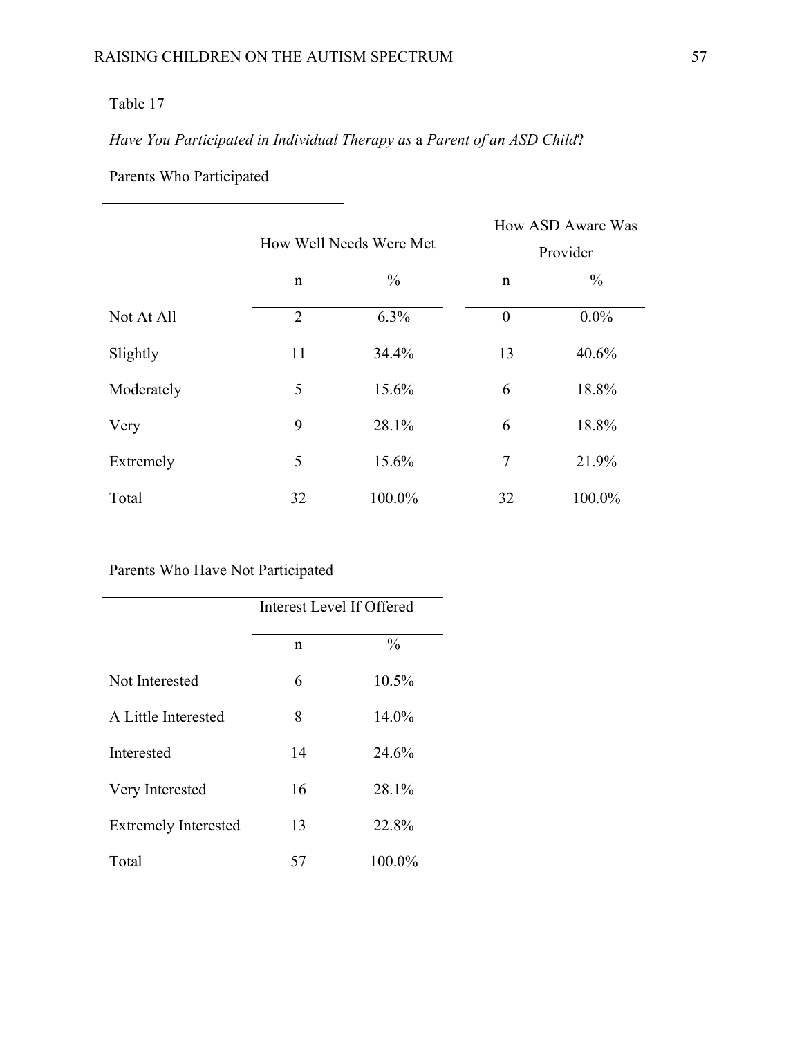Table 17

*Have You Participated in Individual Therapy as* a *Parent of an ASD Child*?

Parents Who Participated

| | How Well Needs Were Met | | How ASD Aware Was Provider | |
|---|---|---|---|---|
| | n | % | n | % |
| Not At All | 2 | 6.3% | 0 | 0.0% |
| Slightly | 11 | 34.4% | 13 | 40.6% |
| Moderately | 5 | 15.6% | 6 | 18.8% |
| Very | 9 | 28.1% | 6 | 18.8% |
| Extremely | 5 | 15.6% | 7 | 21.9% |
| Total | 32 | 100.0% | 32 | 100.0% |

Parents Who Have Not Participated

| | Interest Level If Offered | |
|---|---|---|
| | n | % |
| Not Interested | 6 | 10.5% |
| A Little Interested | 8 | 14.0% |
| Interested | 14 | 24.6% |
| Very Interested | 16 | 28.1% |
| Extremely Interested | 13 | 22.8% |
| Total | 57 | 100.0% |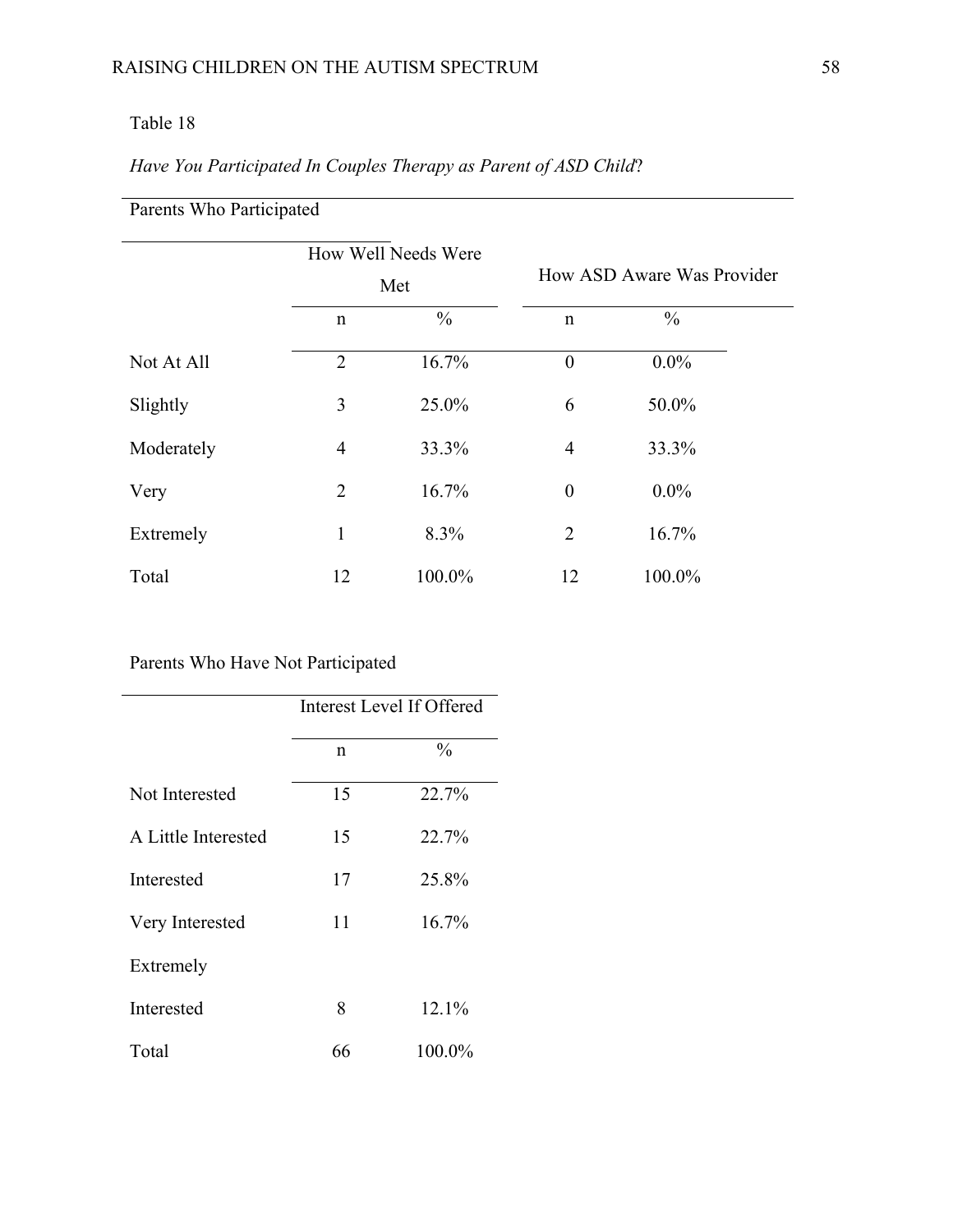Table 18

*Have You Participated In Couples Therapy as Parent of ASD Child?*

Parents Who Participated

| | How Well Needs Were Met | | How ASD Aware Was Provider | |
|---|---|---|---|---|
| | n | % | n | % |
| Not At All | 2 | 16.7% | 0 | 0.0% |
| Slightly | 3 | 25.0% | 6 | 50.0% |
| Moderately | 4 | 33.3% | 4 | 33.3% |
| Very | 2 | 16.7% | 0 | 0.0% |
| Extremely | 1 | 8.3% | 2 | 16.7% |
| Total | 12 | 100.0% | 12 | 100.0% |

Parents Who Have Not Participated

| | Interest Level If Offered | |
|---|---|---|
| | n | % |
| Not Interested | 15 | 22.7% |
| A Little Interested | 15 | 22.7% |
| Interested | 17 | 25.8% |
| Very Interested | 11 | 16.7% |
| Extremely Interested | 8 | 12.1% |
| Total | 66 | 100.0% |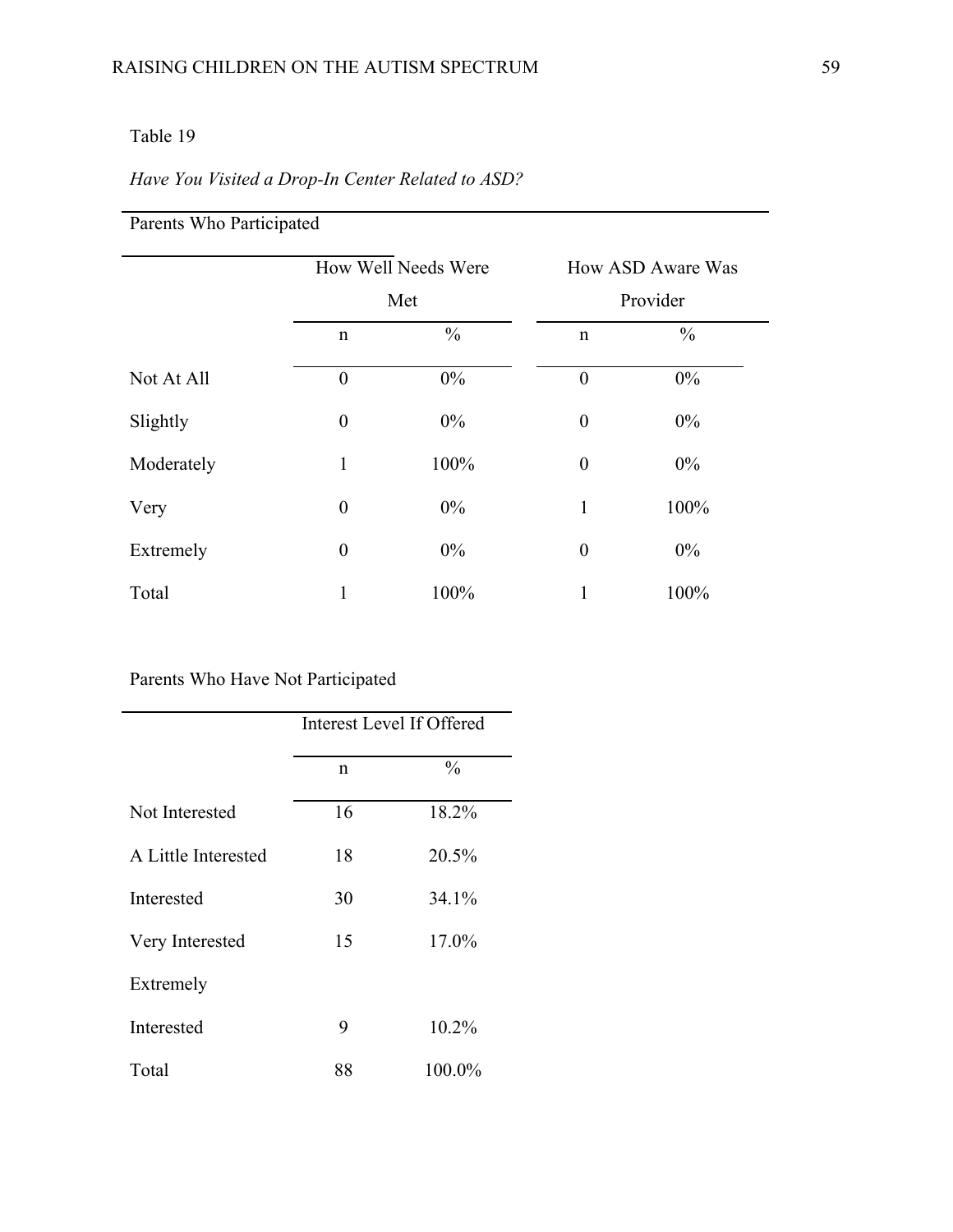Table 19

*Have You Visited a Drop-In Center Related to ASD?*

Parents Who Participated

| | How Well Needs Were Met | | How ASD Aware Was Provider | |
|---|---|---|---|---|
| | n | % | n | % |
| Not At All | 0 | 0% | 0 | 0% |
| Slightly | 0 | 0% | 0 | 0% |
| Moderately | 1 | 100% | 0 | 0% |
| Very | 0 | 0% | 1 | 100% |
| Extremely | 0 | 0% | 0 | 0% |
| Total | 1 | 100% | 1 | 100% |

Parents Who Have Not Participated

| | Interest Level If Offered | |
|---|---|---|
| | n | % |
| Not Interested | 16 | 18.2% |
| A Little Interested | 18 | 20.5% |
| Interested | 30 | 34.1% |
| Very Interested | 15 | 17.0% |
| Extremely Interested | 9 | 10.2% |
| Total | 88 | 100.0% |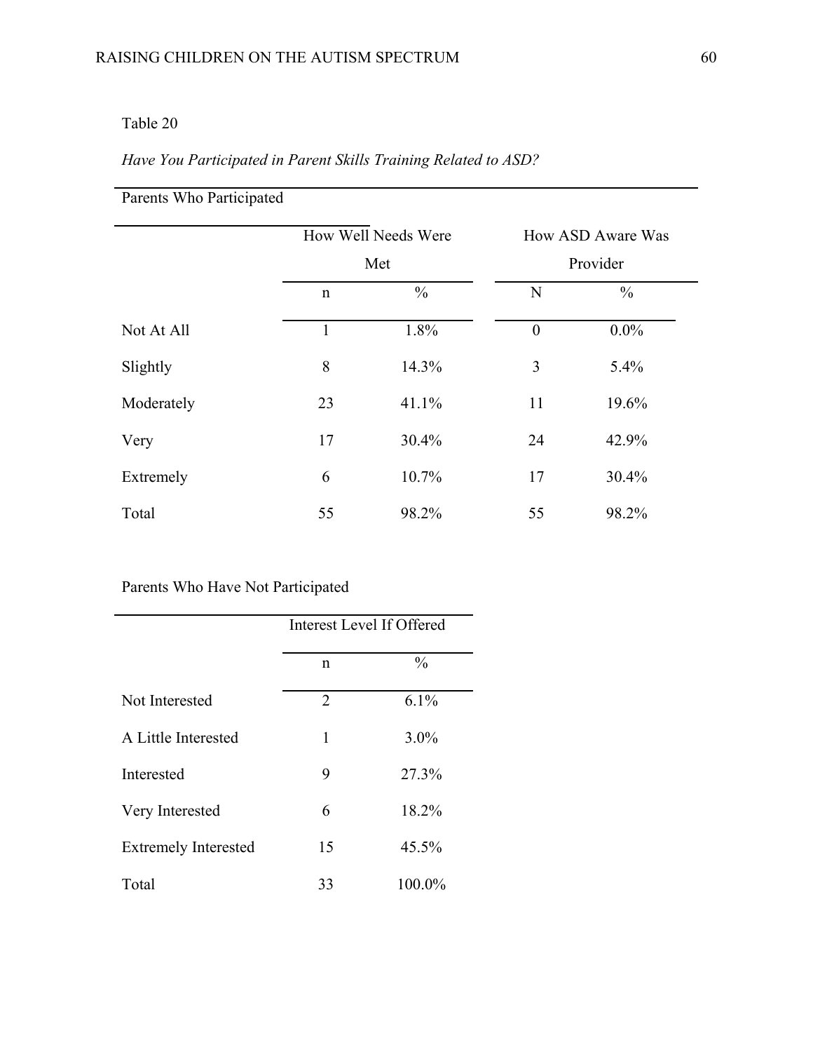Table 20

*Have You Participated in Parent Skills Training Related to ASD?*

Parents Who Participated

| | How Well Needs Were Met | | How ASD Aware Was Provider | |
|---|---|---|---|---|
| | n | % | N | % |
| Not At All | 1 | 1.8% | 0 | 0.0% |
| Slightly | 8 | 14.3% | 3 | 5.4% |
| Moderately | 23 | 41.1% | 11 | 19.6% |
| Very | 17 | 30.4% | 24 | 42.9% |
| Extremely | 6 | 10.7% | 17 | 30.4% |
| Total | 55 | 98.2% | 55 | 98.2% |

Parents Who Have Not Participated

| | Interest Level If Offered | |
|---|---|---|
| | n | % |
| Not Interested | 2 | 6.1% |
| A Little Interested | 1 | 3.0% |
| Interested | 9 | 27.3% |
| Very Interested | 6 | 18.2% |
| Extremely Interested | 15 | 45.5% |
| Total | 33 | 100.0% |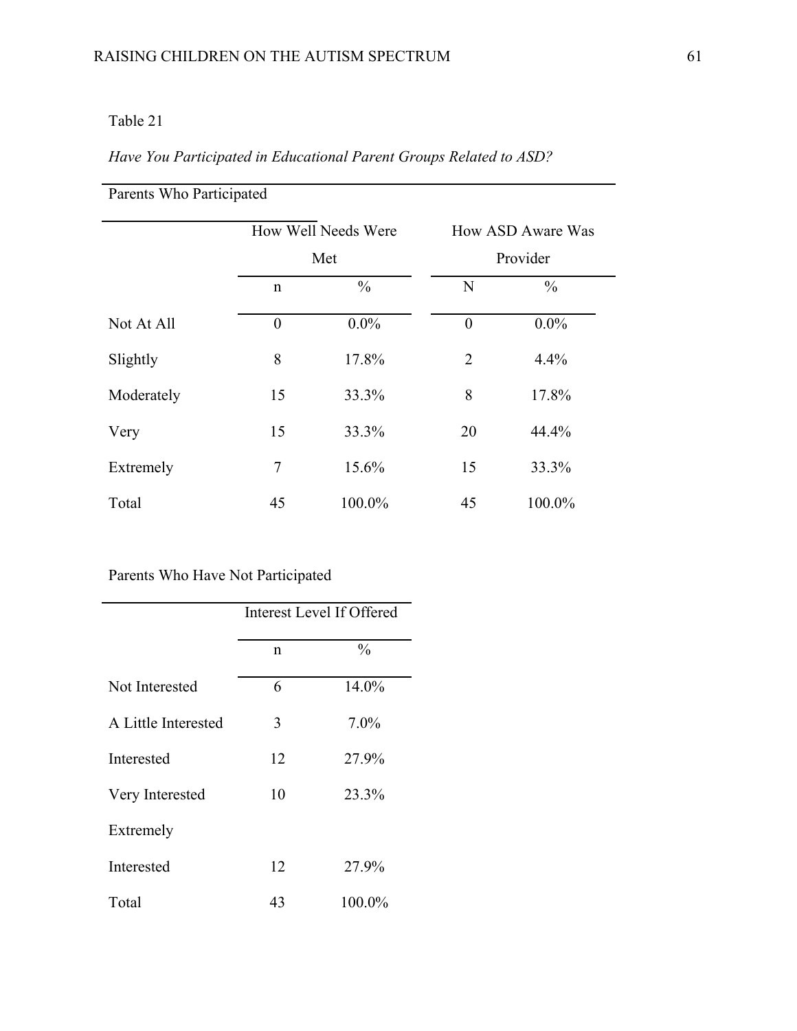Table 21

*Have You Participated in Educational Parent Groups Related to ASD?*

Parents Who Participated

| | How Well Needs Were Met | | How ASD Aware Was Provider | |
|---|---|---|---|---|
| | n | % | N | % |
| Not At All | 0 | 0.0% | 0 | 0.0% |
| Slightly | 8 | 17.8% | 2 | 4.4% |
| Moderately | 15 | 33.3% | 8 | 17.8% |
| Very | 15 | 33.3% | 20 | 44.4% |
| Extremely | 7 | 15.6% | 15 | 33.3% |
| Total | 45 | 100.0% | 45 | 100.0% |

Parents Who Have Not Participated

| | Interest Level If Offered | |
|---|---|---|
| | n | % |
| Not Interested | 6 | 14.0% |
| A Little Interested | 3 | 7.0% |
| Interested | 12 | 27.9% |
| Very Interested | 10 | 23.3% |
| Extremely Interested | 12 | 27.9% |
| Total | 43 | 100.0% |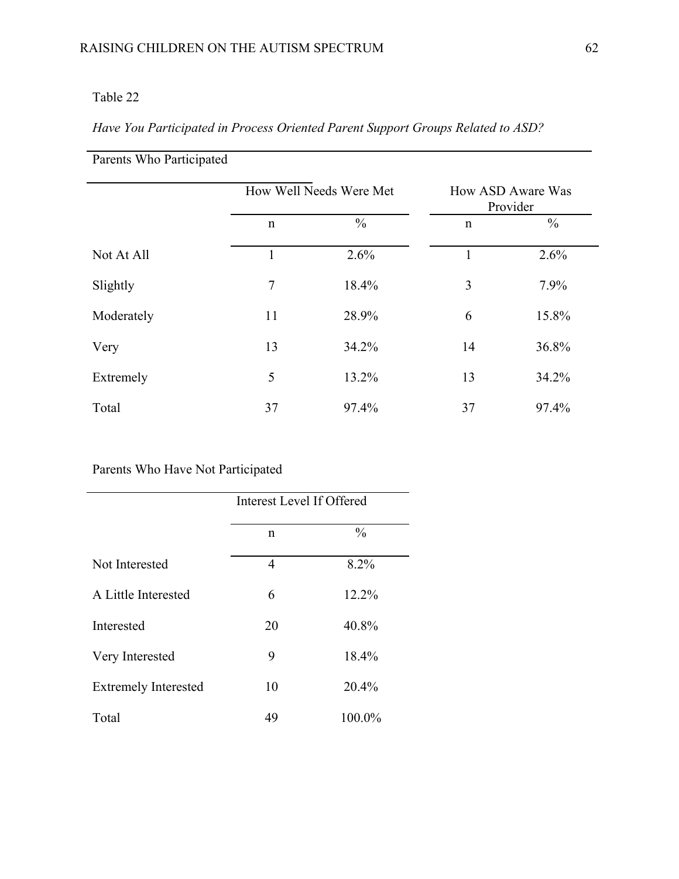Table 22

*Have You Participated in Process Oriented Parent Support Groups Related to ASD?*

Parents Who Participated

| | How Well Needs Were Met | | How ASD Aware Was Provider | |
|---|---|---|---|---|
| | n | % | n | % |
| Not At All | 1 | 2.6% | 1 | 2.6% |
| Slightly | 7 | 18.4% | 3 | 7.9% |
| Moderately | 11 | 28.9% | 6 | 15.8% |
| Very | 13 | 34.2% | 14 | 36.8% |
| Extremely | 5 | 13.2% | 13 | 34.2% |
| Total | 37 | 97.4% | 37 | 97.4% |

Parents Who Have Not Participated

| | Interest Level If Offered | |
|---|---|---|
| | n | % |
| Not Interested | 4 | 8.2% |
| A Little Interested | 6 | 12.2% |
| Interested | 20 | 40.8% |
| Very Interested | 9 | 18.4% |
| Extremely Interested | 10 | 20.4% |
| Total | 49 | 100.0% |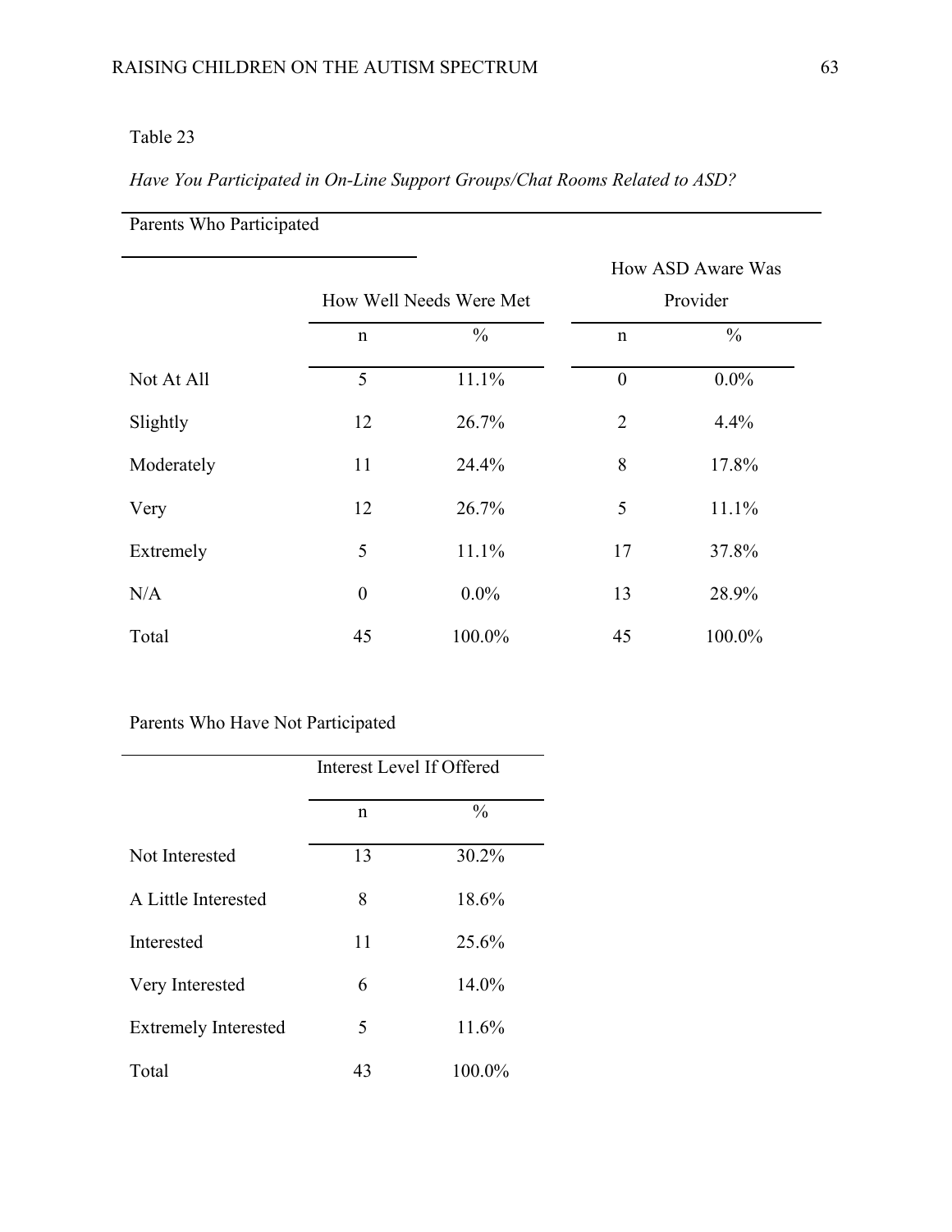Table 23

*Have You Participated in On-Line Support Groups/Chat Rooms Related to ASD?*

Parents Who Participated

| | How Well Needs Were Met | | How ASD Aware Was Provider | |
|---|---|---|---|---|
| | n | % | n | % |
| Not At All | 5 | 11.1% | 0 | 0.0% |
| Slightly | 12 | 26.7% | 2 | 4.4% |
| Moderately | 11 | 24.4% | 8 | 17.8% |
| Very | 12 | 26.7% | 5 | 11.1% |
| Extremely | 5 | 11.1% | 17 | 37.8% |
| N/A | 0 | 0.0% | 13 | 28.9% |
| Total | 45 | 100.0% | 45 | 100.0% |

Parents Who Have Not Participated

| | Interest Level If Offered | |
|---|---|---|
| | n | % |
| Not Interested | 13 | 30.2% |
| A Little Interested | 8 | 18.6% |
| Interested | 11 | 25.6% |
| Very Interested | 6 | 14.0% |
| Extremely Interested | 5 | 11.6% |
| Total | 43 | 100.0% |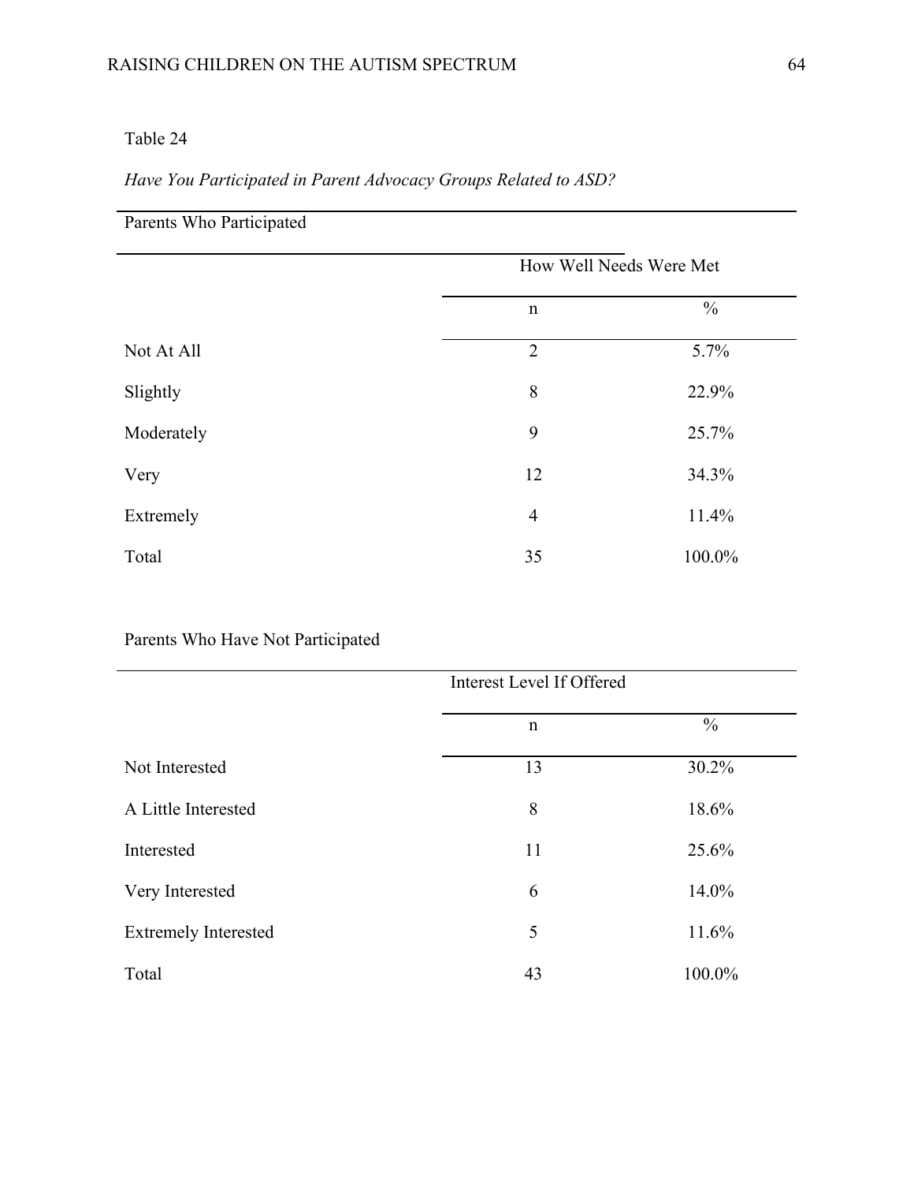Table 24

*Have You Participated in Parent Advocacy Groups Related to ASD?*

Parents Who Participated

| | How Well Needs Were Met | |
|---|---|---|
| | n | % |
| Not At All | 2 | 5.7% |
| Slightly | 8 | 22.9% |
| Moderately | 9 | 25.7% |
| Very | 12 | 34.3% |
| Extremely | 4 | 11.4% |
| Total | 35 | 100.0% |

Parents Who Have Not Participated

| | Interest Level If Offered | |
|---|---|---|
| | n | % |
| Not Interested | 13 | 30.2% |
| A Little Interested | 8 | 18.6% |
| Interested | 11 | 25.6% |
| Very Interested | 6 | 14.0% |
| Extremely Interested | 5 | 11.6% |
| Total | 43 | 100.0% |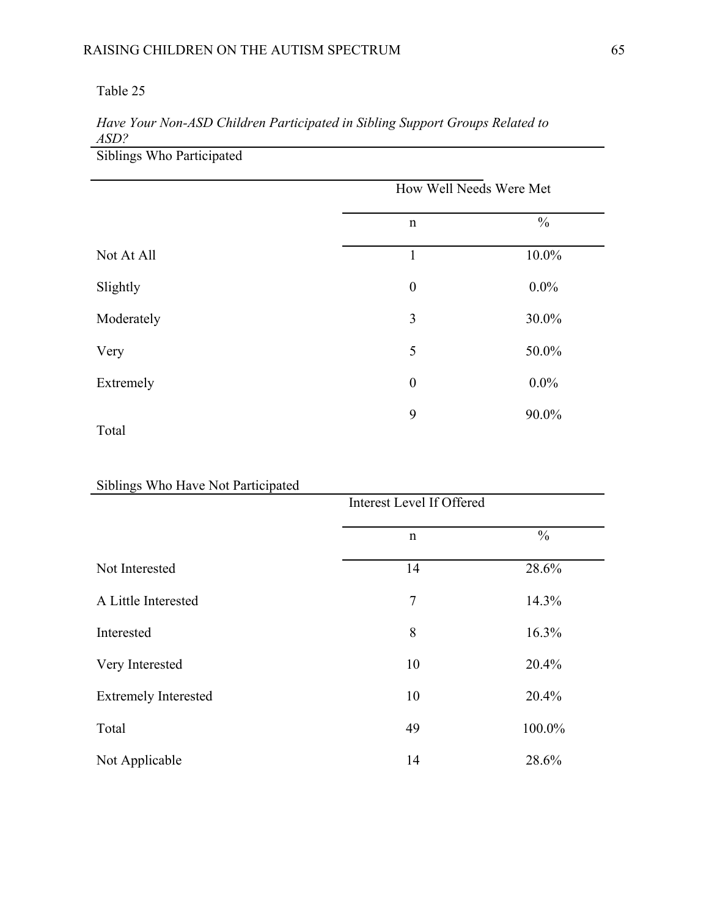Table 25

*Have Your Non-ASD Children Participated in Sibling Support Groups Related to ASD?*

Siblings Who Participated

| | How Well Needs Were Met | |
|---|---|---|
| | n | % |
| Not At All | 1 | 10.0% |
| Slightly | 0 | 0.0% |
| Moderately | 3 | 30.0% |
| Very | 5 | 50.0% |
| Extremely | 0 | 0.0% |
| Total | 9 | 90.0% |

Siblings Who Have Not Participated

| | Interest Level If Offered | |
|---|---|---|
| | n | % |
| Not Interested | 14 | 28.6% |
| A Little Interested | 7 | 14.3% |
| Interested | 8 | 16.3% |
| Very Interested | 10 | 20.4% |
| Extremely Interested | 10 | 20.4% |
| Total | 49 | 100.0% |
| Not Applicable | 14 | 28.6% |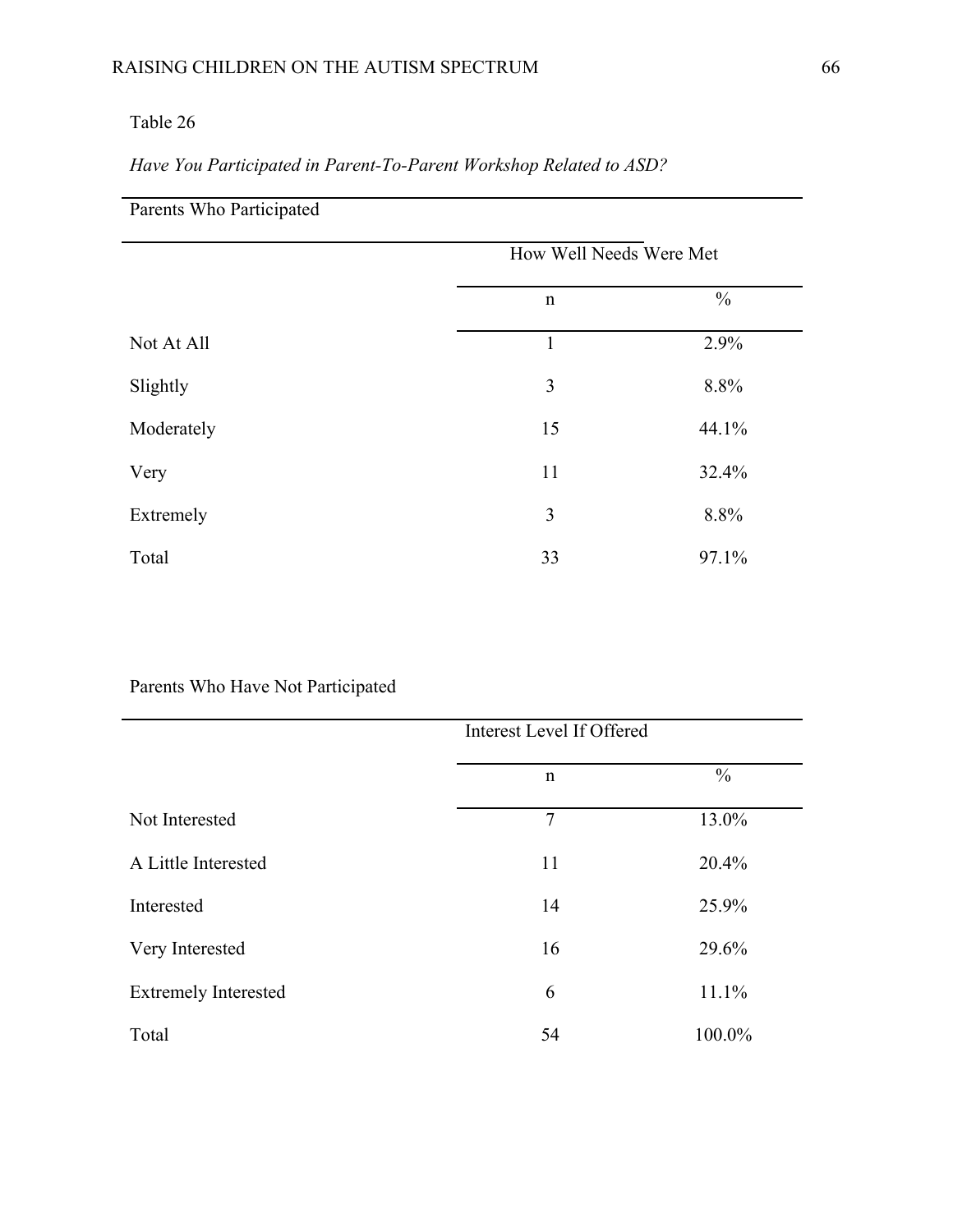Table 26

*Have You Participated in Parent-To-Parent Workshop Related to ASD?*

Parents Who Participated

| | How Well Needs Were Met | |
|---|---|---|
| | n | % |
| Not At All | 1 | 2.9% |
| Slightly | 3 | 8.8% |
| Moderately | 15 | 44.1% |
| Very | 11 | 32.4% |
| Extremely | 3 | 8.8% |
| Total | 33 | 97.1% |

Parents Who Have Not Participated

| | Interest Level If Offered | |
|---|---|---|
| | n | % |
| Not Interested | 7 | 13.0% |
| A Little Interested | 11 | 20.4% |
| Interested | 14 | 25.9% |
| Very Interested | 16 | 29.6% |
| Extremely Interested | 6 | 11.1% |
| Total | 54 | 100.0% |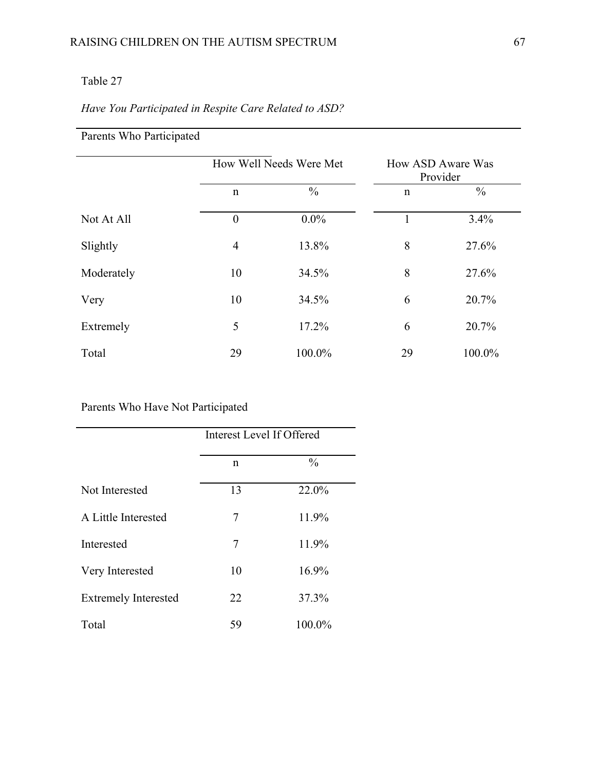Table 27

*Have You Participated in Respite Care Related to ASD?*

Parents Who Participated

| | How Well Needs Were Met | | How ASD Aware Was Provider | |
|---|---|---|---|---|
| | n | % | n | % |
| Not At All | 0 | 0.0% | 1 | 3.4% |
| Slightly | 4 | 13.8% | 8 | 27.6% |
| Moderately | 10 | 34.5% | 8 | 27.6% |
| Very | 10 | 34.5% | 6 | 20.7% |
| Extremely | 5 | 17.2% | 6 | 20.7% |
| Total | 29 | 100.0% | 29 | 100.0% |

Parents Who Have Not Participated

| | Interest Level If Offered | |
|---|---|---|
| | n | % |
| Not Interested | 13 | 22.0% |
| A Little Interested | 7 | 11.9% |
| Interested | 7 | 11.9% |
| Very Interested | 10 | 16.9% |
| Extremely Interested | 22 | 37.3% |
| Total | 59 | 100.0% |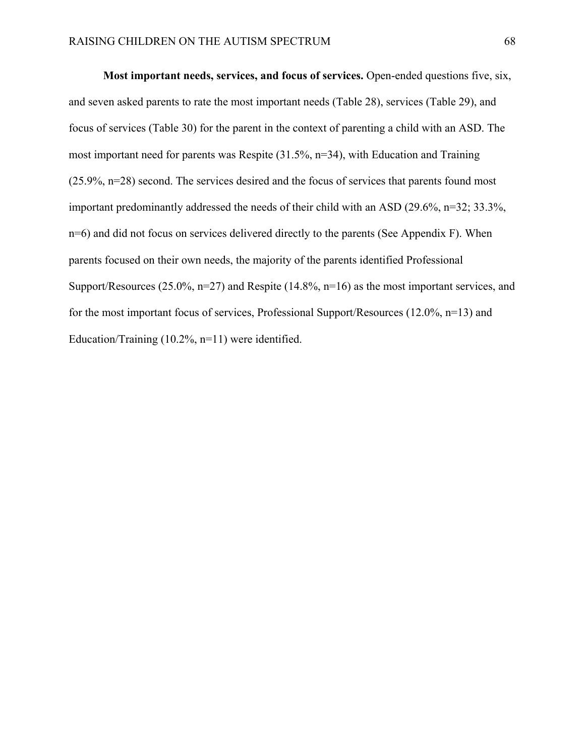**Most important needs, services, and focus of services.** Open-ended questions five, six, and seven asked parents to rate the most important needs (Table 28), services (Table 29), and focus of services (Table 30) for the parent in the context of parenting a child with an ASD. The most important need for parents was Respite (31.5%, n=34), with Education and Training (25.9%, n=28) second. The services desired and the focus of services that parents found most important predominantly addressed the needs of their child with an ASD (29.6%, n=32; 33.3%, n=6) and did not focus on services delivered directly to the parents (See Appendix F). When parents focused on their own needs, the majority of the parents identified Professional Support/Resources (25.0%, n=27) and Respite (14.8%, n=16) as the most important services, and for the most important focus of services, Professional Support/Resources (12.0%, n=13) and Education/Training (10.2%, n=11) were identified.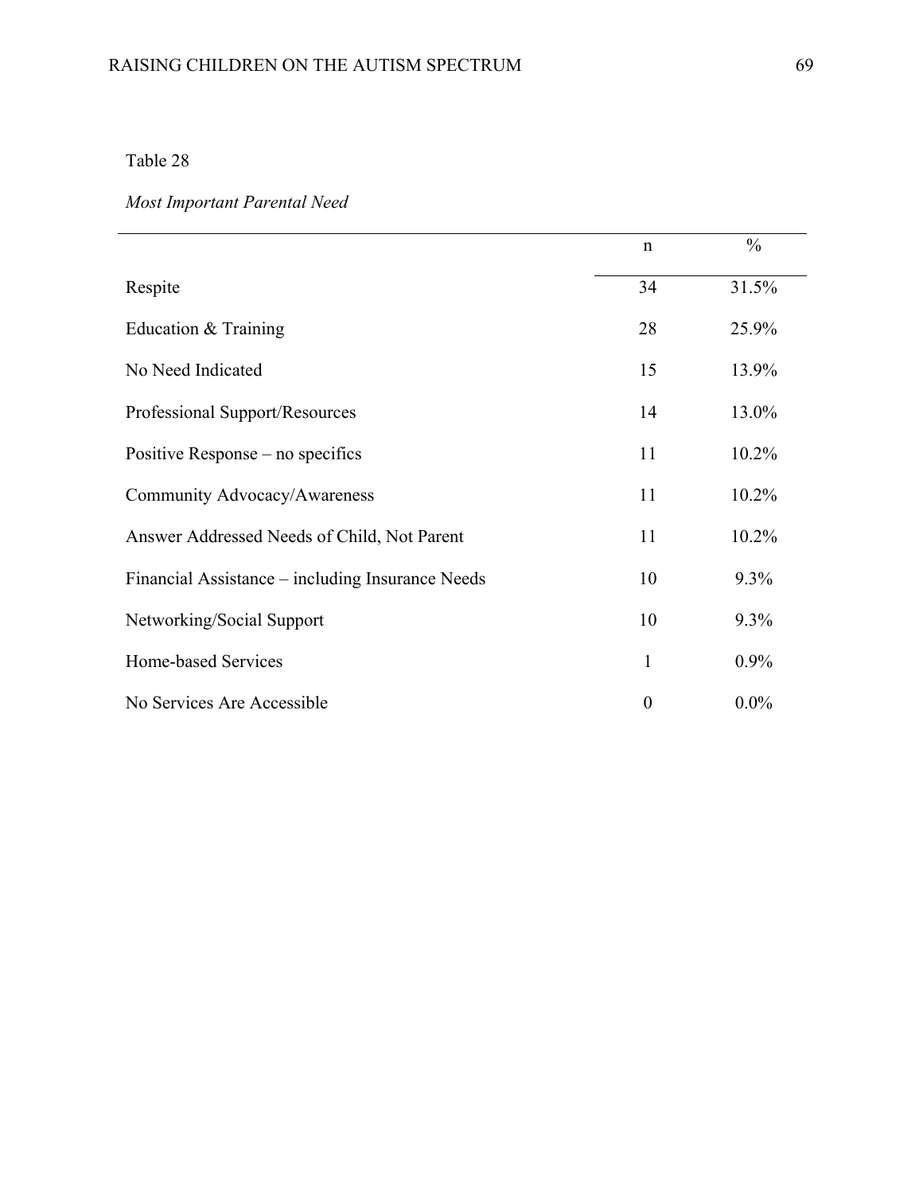Table 28

*Most Important Parental Need*

| | n | % |
|---|---|---|
| Respite | 34 | 31.5% |
| Education & Training | 28 | 25.9% |
| No Need Indicated | 15 | 13.9% |
| Professional Support/Resources | 14 | 13.0% |
| Positive Response – no specifics | 11 | 10.2% |
| Community Advocacy/Awareness | 11 | 10.2% |
| Answer Addressed Needs of Child, Not Parent | 11 | 10.2% |
| Financial Assistance – including Insurance Needs | 10 | 9.3% |
| Networking/Social Support | 10 | 9.3% |
| Home-based Services | 1 | 0.9% |
| No Services Are Accessible | 0 | 0.0% |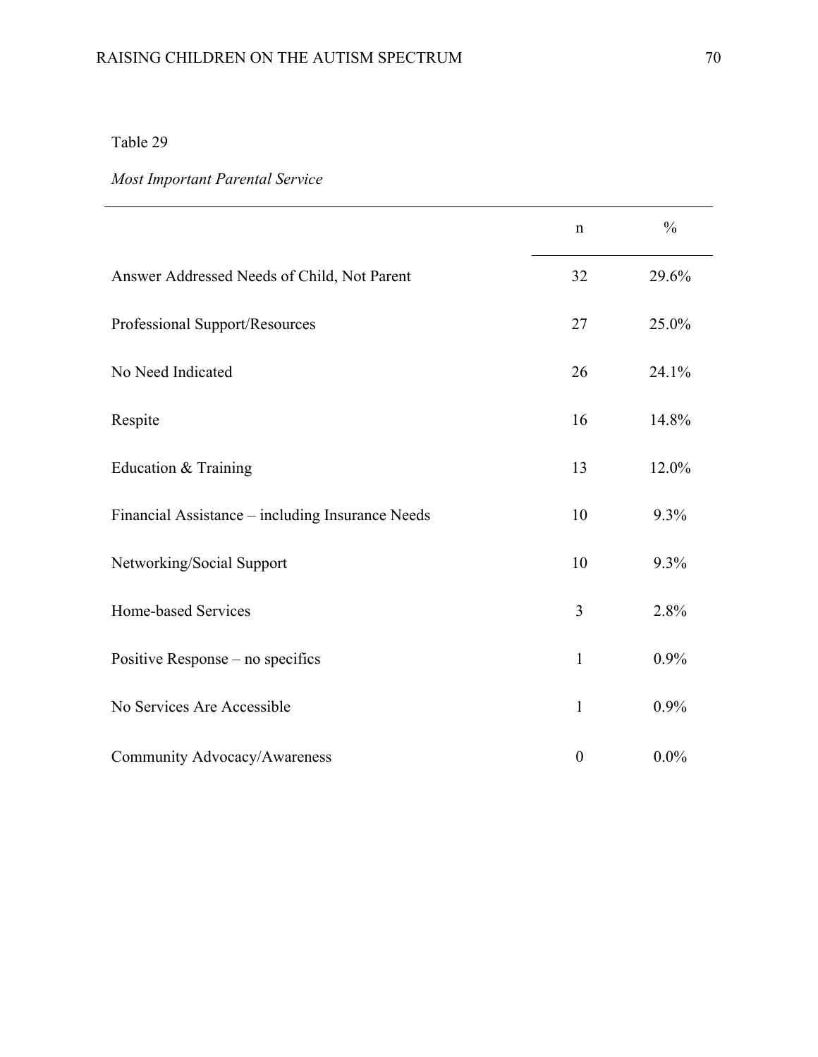Table 29

*Most Important Parental Service*

| | n | % |
|---|---|---|
| Answer Addressed Needs of Child, Not Parent | 32 | 29.6% |
| Professional Support/Resources | 27 | 25.0% |
| No Need Indicated | 26 | 24.1% |
| Respite | 16 | 14.8% |
| Education & Training | 13 | 12.0% |
| Financial Assistance – including Insurance Needs | 10 | 9.3% |
| Networking/Social Support | 10 | 9.3% |
| Home-based Services | 3 | 2.8% |
| Positive Response – no specifics | 1 | 0.9% |
| No Services Are Accessible | 1 | 0.9% |
| Community Advocacy/Awareness | 0 | 0.0% |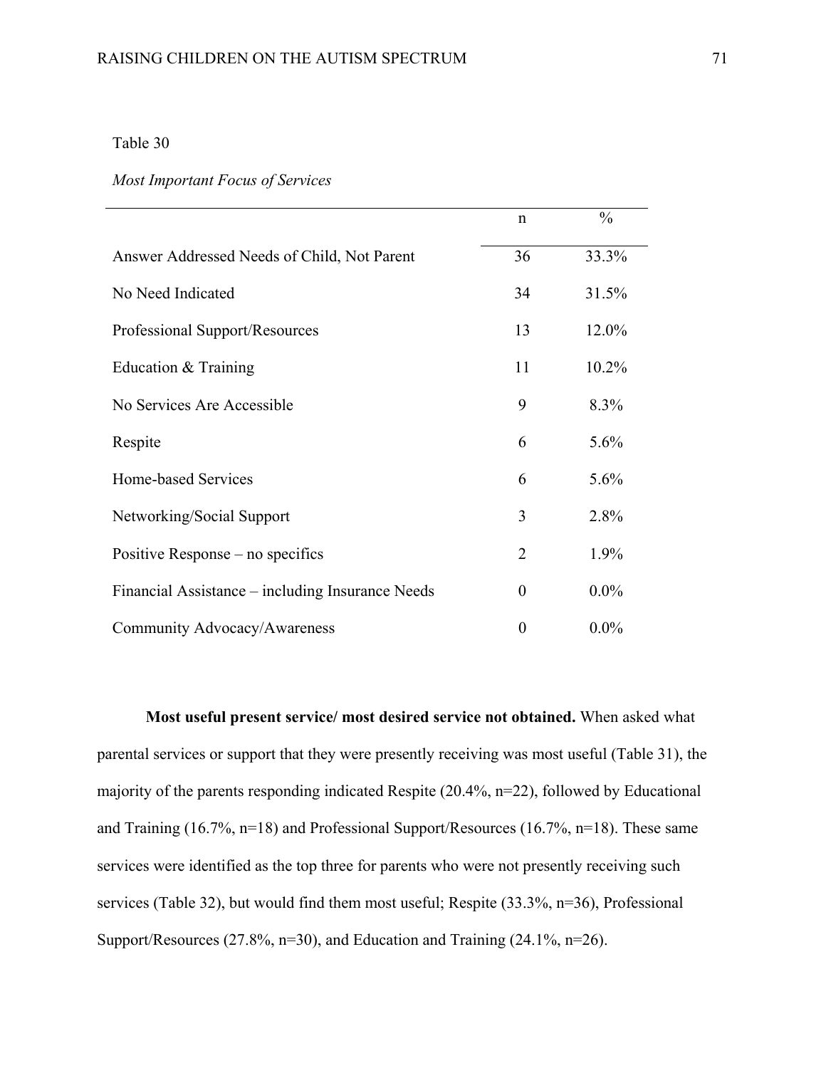Table 30

*Most Important Focus of Services*

| | n | % |
|---|---|---|
| Answer Addressed Needs of Child, Not Parent | 36 | 33.3% |
| No Need Indicated | 34 | 31.5% |
| Professional Support/Resources | 13 | 12.0% |
| Education & Training | 11 | 10.2% |
| No Services Are Accessible | 9 | 8.3% |
| Respite | 6 | 5.6% |
| Home-based Services | 6 | 5.6% |
| Networking/Social Support | 3 | 2.8% |
| Positive Response – no specifics | 2 | 1.9% |
| Financial Assistance – including Insurance Needs | 0 | 0.0% |
| Community Advocacy/Awareness | 0 | 0.0% |

**Most useful present service/ most desired service not obtained.** When asked what parental services or support that they were presently receiving was most useful (Table 31), the majority of the parents responding indicated Respite (20.4%, n=22), followed by Educational and Training (16.7%, n=18) and Professional Support/Resources (16.7%, n=18). These same services were identified as the top three for parents who were not presently receiving such services (Table 32), but would find them most useful; Respite (33.3%, n=36), Professional Support/Resources (27.8%, n=30), and Education and Training (24.1%, n=26).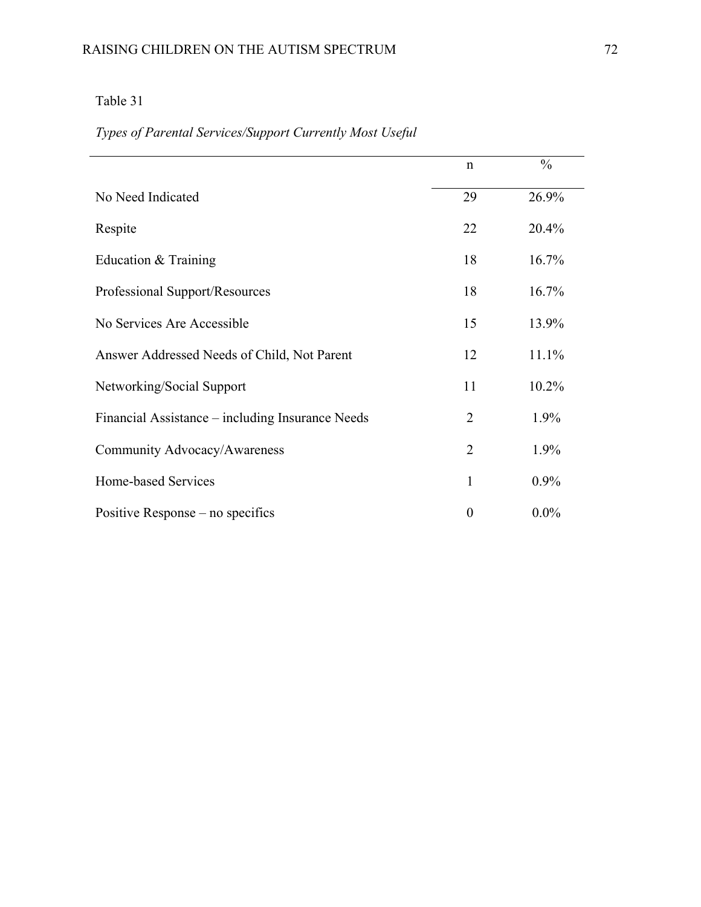Table 31

*Types of Parental Services/Support Currently Most Useful*

| | n | % |
|---|---|---|
| No Need Indicated | 29 | 26.9% |
| Respite | 22 | 20.4% |
| Education & Training | 18 | 16.7% |
| Professional Support/Resources | 18 | 16.7% |
| No Services Are Accessible | 15 | 13.9% |
| Answer Addressed Needs of Child, Not Parent | 12 | 11.1% |
| Networking/Social Support | 11 | 10.2% |
| Financial Assistance – including Insurance Needs | 2 | 1.9% |
| Community Advocacy/Awareness | 2 | 1.9% |
| Home-based Services | 1 | 0.9% |
| Positive Response – no specifics | 0 | 0.0% |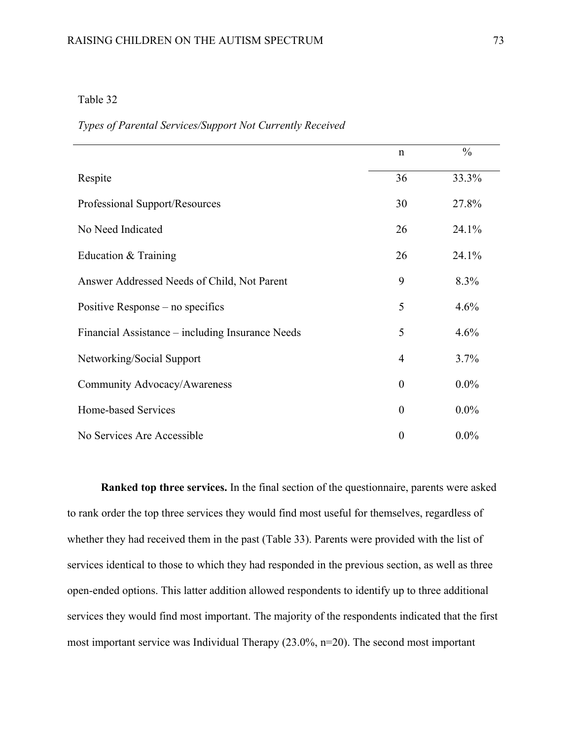Table 32

*Types of Parental Services/Support Not Currently Received*

| | n | % |
|---|---|---|
| Respite | 36 | 33.3% |
| Professional Support/Resources | 30 | 27.8% |
| No Need Indicated | 26 | 24.1% |
| Education & Training | 26 | 24.1% |
| Answer Addressed Needs of Child, Not Parent | 9 | 8.3% |
| Positive Response – no specifics | 5 | 4.6% |
| Financial Assistance – including Insurance Needs | 5 | 4.6% |
| Networking/Social Support | 4 | 3.7% |
| Community Advocacy/Awareness | 0 | 0.0% |
| Home-based Services | 0 | 0.0% |
| No Services Are Accessible | 0 | 0.0% |

**Ranked top three services.** In the final section of the questionnaire, parents were asked to rank order the top three services they would find most useful for themselves, regardless of whether they had received them in the past (Table 33). Parents were provided with the list of services identical to those to which they had responded in the previous section, as well as three open-ended options. This latter addition allowed respondents to identify up to three additional services they would find most important. The majority of the respondents indicated that the first most important service was Individual Therapy (23.0%, n=20). The second most important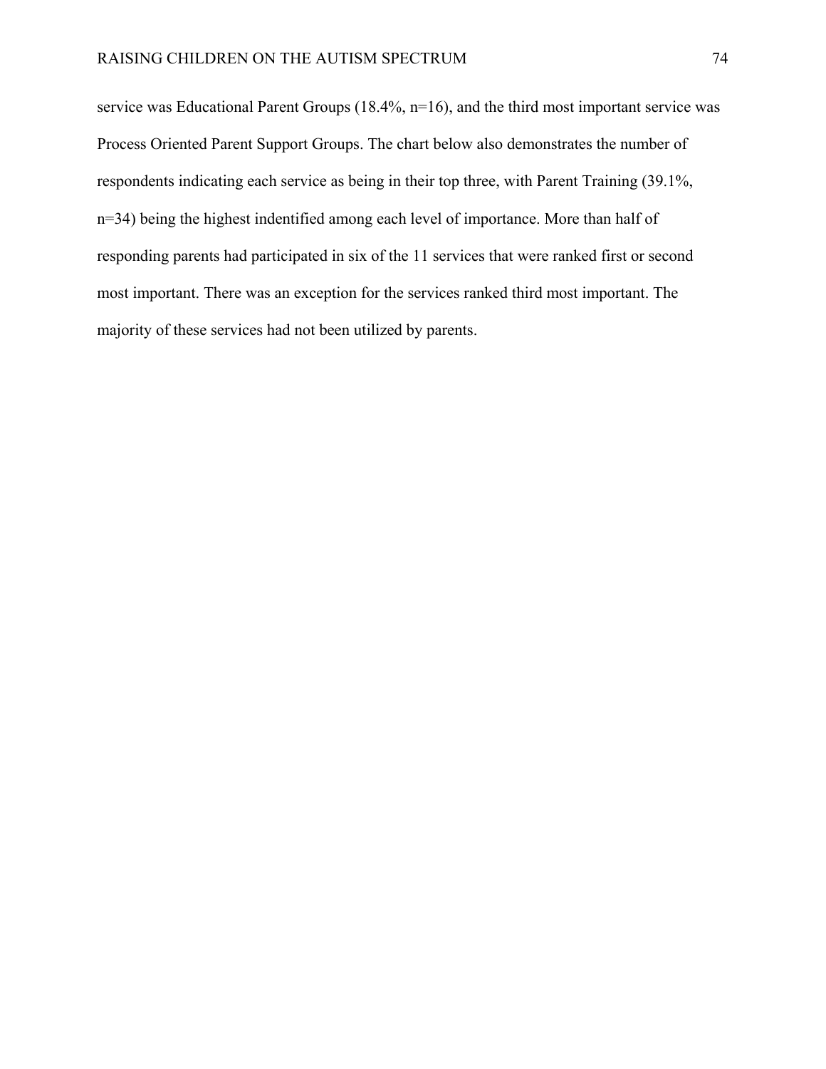service was Educational Parent Groups (18.4%, n=16), and the third most important service was Process Oriented Parent Support Groups. The chart below also demonstrates the number of respondents indicating each service as being in their top three, with Parent Training (39.1%, n=34) being the highest indentified among each level of importance. More than half of responding parents had participated in six of the 11 services that were ranked first or second most important. There was an exception for the services ranked third most important. The majority of these services had not been utilized by parents.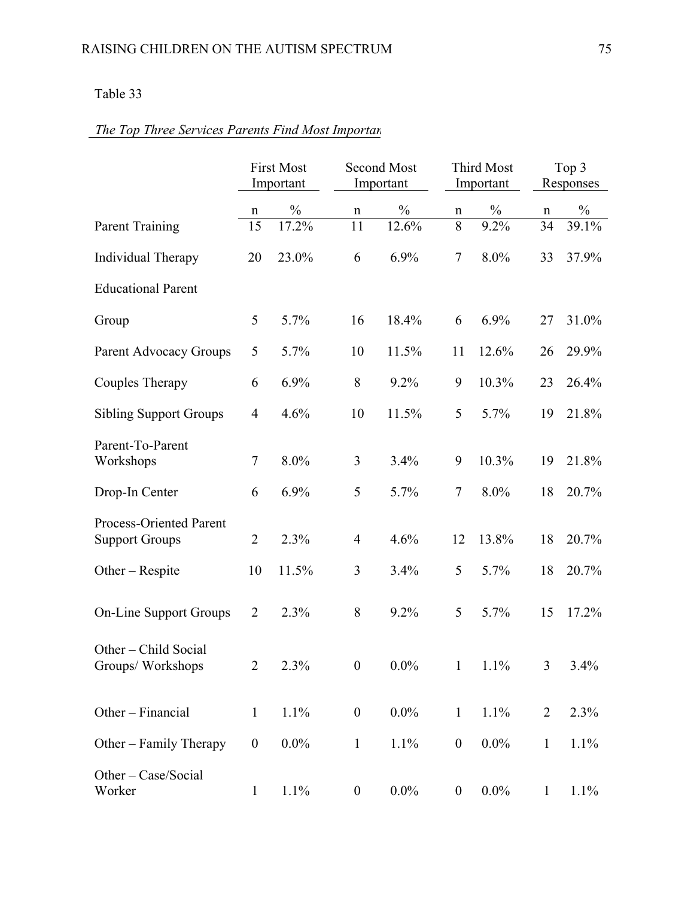Table 33

*The Top Three Services Parents Find Most Importan*

| | First Most Important | | Second Most Important | | Third Most Important | | Top 3 Responses | |
|---|---|---|---|---|---|---|---|---|
| | n | % | n | % | n | % | n | % |
| Parent Training | 15 | 17.2% | 11 | 12.6% | 8 | 9.2% | 34 | 39.1% |
| Individual Therapy | 20 | 23.0% | 6 | 6.9% | 7 | 8.0% | 33 | 37.9% |
| Educational Parent Group | 5 | 5.7% | 16 | 18.4% | 6 | 6.9% | 27 | 31.0% |
| Parent Advocacy Groups | 5 | 5.7% | 10 | 11.5% | 11 | 12.6% | 26 | 29.9% |
| Couples Therapy | 6 | 6.9% | 8 | 9.2% | 9 | 10.3% | 23 | 26.4% |
| Sibling Support Groups | 4 | 4.6% | 10 | 11.5% | 5 | 5.7% | 19 | 21.8% |
| Parent-To-Parent Workshops | 7 | 8.0% | 3 | 3.4% | 9 | 10.3% | 19 | 21.8% |
| Drop-In Center | 6 | 6.9% | 5 | 5.7% | 7 | 8.0% | 18 | 20.7% |
| Process-Oriented Parent Support Groups | 2 | 2.3% | 4 | 4.6% | 12 | 13.8% | 18 | 20.7% |
| Other – Respite | 10 | 11.5% | 3 | 3.4% | 5 | 5.7% | 18 | 20.7% |
| On-Line Support Groups | 2 | 2.3% | 8 | 9.2% | 5 | 5.7% | 15 | 17.2% |
| Other – Child Social Groups/ Workshops | 2 | 2.3% | 0 | 0.0% | 1 | 1.1% | 3 | 3.4% |
| Other – Financial | 1 | 1.1% | 0 | 0.0% | 1 | 1.1% | 2 | 2.3% |
| Other – Family Therapy | 0 | 0.0% | 1 | 1.1% | 0 | 0.0% | 1 | 1.1% |
| Other – Case/Social Worker | 1 | 1.1% | 0 | 0.0% | 0 | 0.0% | 1 | 1.1% |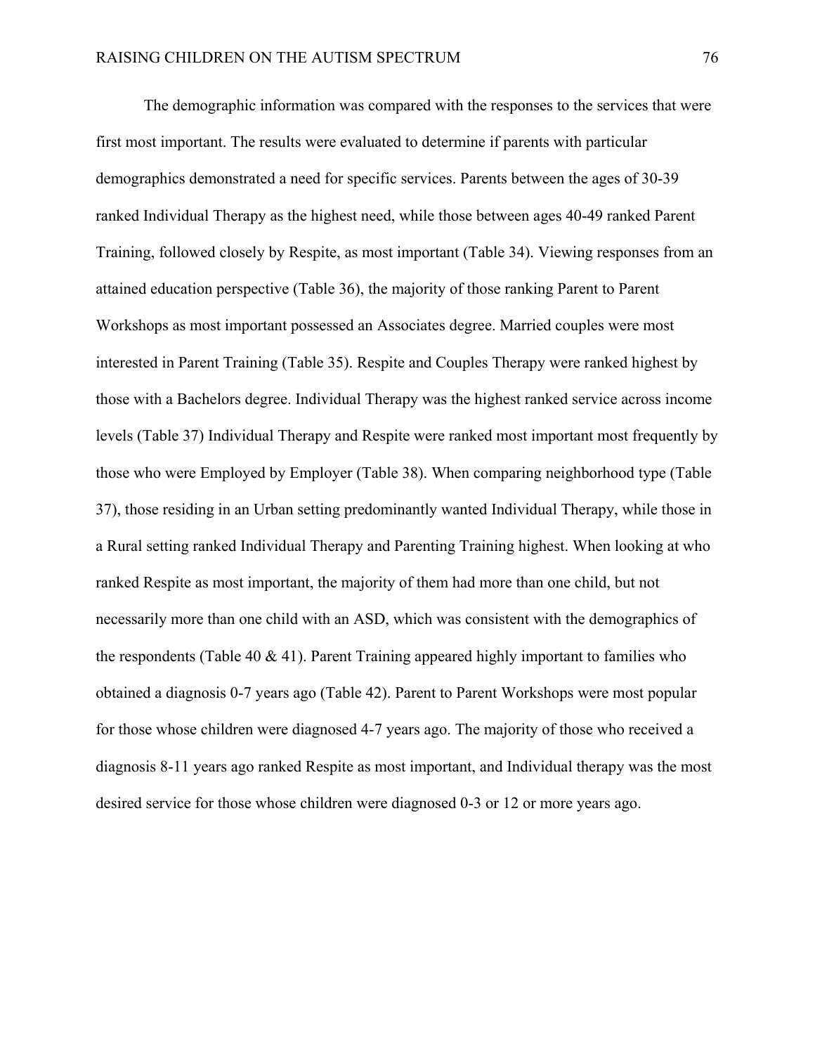The demographic information was compared with the responses to the services that were first most important. The results were evaluated to determine if parents with particular demographics demonstrated a need for specific services. Parents between the ages of 30-39 ranked Individual Therapy as the highest need, while those between ages 40-49 ranked Parent Training, followed closely by Respite, as most important (Table 34). Viewing responses from an attained education perspective (Table 36), the majority of those ranking Parent to Parent Workshops as most important possessed an Associates degree. Married couples were most interested in Parent Training (Table 35). Respite and Couples Therapy were ranked highest by those with a Bachelors degree. Individual Therapy was the highest ranked service across income levels (Table 37) Individual Therapy and Respite were ranked most important most frequently by those who were Employed by Employer (Table 38). When comparing neighborhood type (Table 37), those residing in an Urban setting predominantly wanted Individual Therapy, while those in a Rural setting ranked Individual Therapy and Parenting Training highest. When looking at who ranked Respite as most important, the majority of them had more than one child, but not necessarily more than one child with an ASD, which was consistent with the demographics of the respondents (Table 40 & 41). Parent Training appeared highly important to families who obtained a diagnosis 0-7 years ago (Table 42). Parent to Parent Workshops were most popular for those whose children were diagnosed 4-7 years ago. The majority of those who received a diagnosis 8-11 years ago ranked Respite as most important, and Individual therapy was the most desired service for those whose children were diagnosed 0-3 or 12 or more years ago.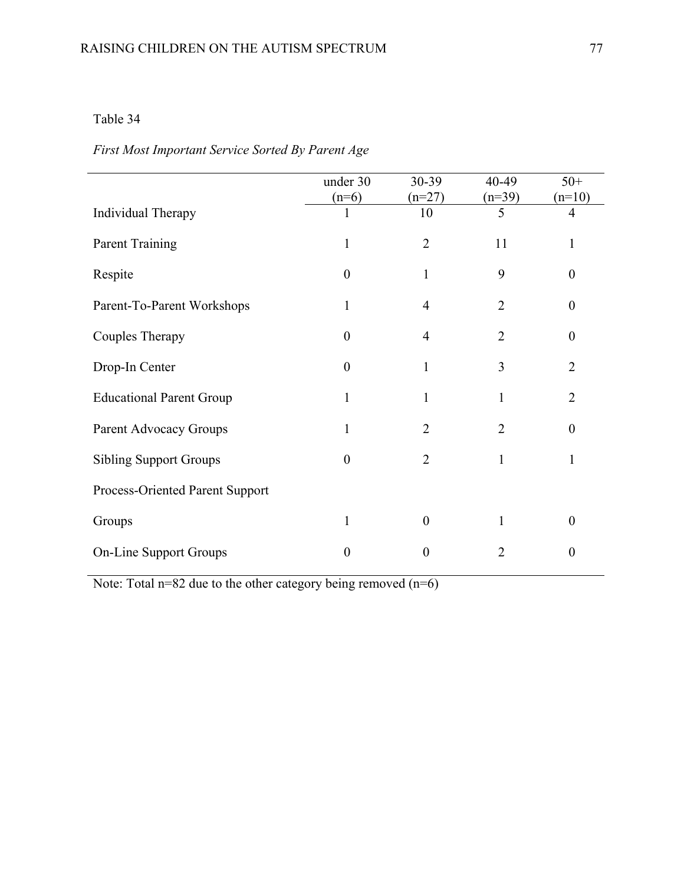Table 34

*First Most Important Service Sorted By Parent Age*

| | under 30 (n=6) | 30-39 (n=27) | 40-49 (n=39) | 50+ (n=10) |
|---|---|---|---|---|
| Individual Therapy | 1 | 10 | 5 | 4 |
| Parent Training | 1 | 2 | 11 | 1 |
| Respite | 0 | 1 | 9 | 0 |
| Parent-To-Parent Workshops | 1 | 4 | 2 | 0 |
| Couples Therapy | 0 | 4 | 2 | 0 |
| Drop-In Center | 0 | 1 | 3 | 2 |
| Educational Parent Group | 1 | 1 | 1 | 2 |
| Parent Advocacy Groups | 1 | 2 | 2 | 0 |
| Sibling Support Groups | 0 | 2 | 1 | 1 |
| Process-Oriented Parent Support Groups | 1 | 0 | 1 | 0 |
| On-Line Support Groups | 0 | 0 | 2 | 0 |

Note: Total n=82 due to the other category being removed (n=6)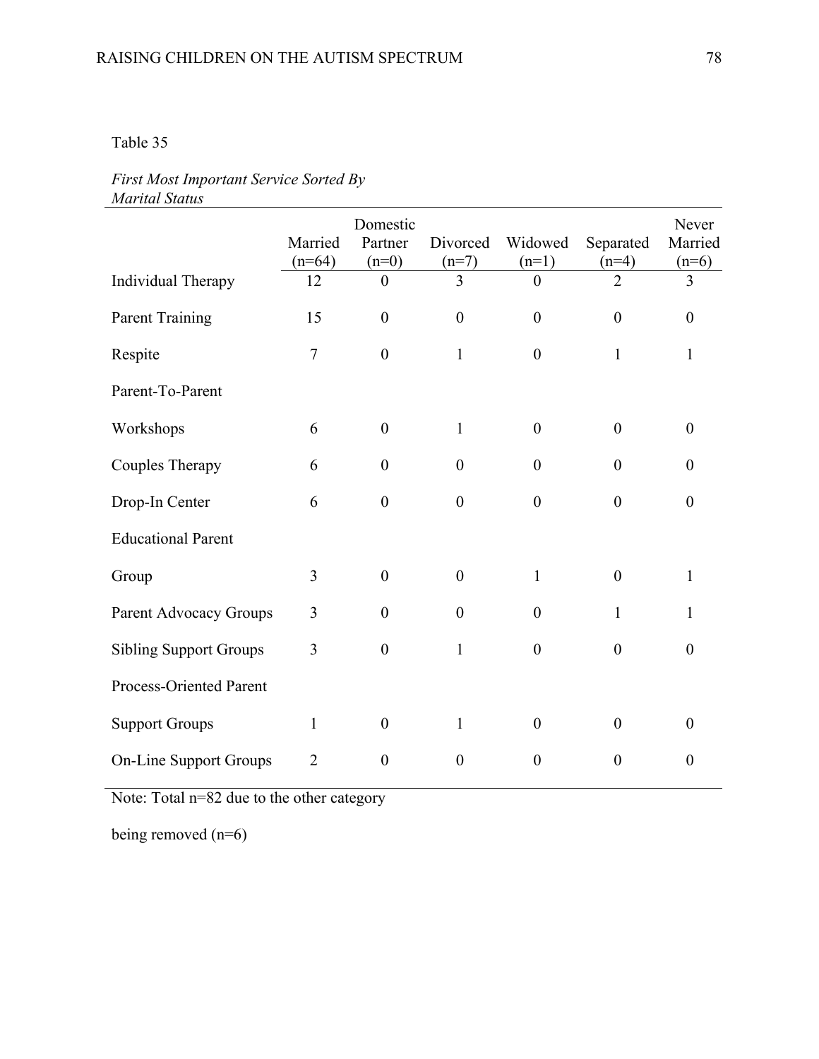Table 35

*First Most Important Service Sorted By Marital Status*

| | Married (n=64) | Domestic Partner (n=0) | Divorced (n=7) | Widowed (n=1) | Separated (n=4) | Never Married (n=6) |
|---|---|---|---|---|---|---|
| Individual Therapy | 12 | 0 | 3 | 0 | 2 | 3 |
| Parent Training | 15 | 0 | 0 | 0 | 0 | 0 |
| Respite | 7 | 0 | 1 | 0 | 1 | 1 |
| Parent-To-Parent Workshops | 6 | 0 | 1 | 0 | 0 | 0 |
| Couples Therapy | 6 | 0 | 0 | 0 | 0 | 0 |
| Drop-In Center | 6 | 0 | 0 | 0 | 0 | 0 |
| Educational Parent Group | 3 | 0 | 0 | 1 | 0 | 1 |
| Parent Advocacy Groups | 3 | 0 | 0 | 0 | 1 | 1 |
| Sibling Support Groups | 3 | 0 | 1 | 0 | 0 | 0 |
| Process-Oriented Parent Support Groups | 1 | 0 | 1 | 0 | 0 | 0 |
| On-Line Support Groups | 2 | 0 | 0 | 0 | 0 | 0 |

Note: Total n=82 due to the other category being removed (n=6)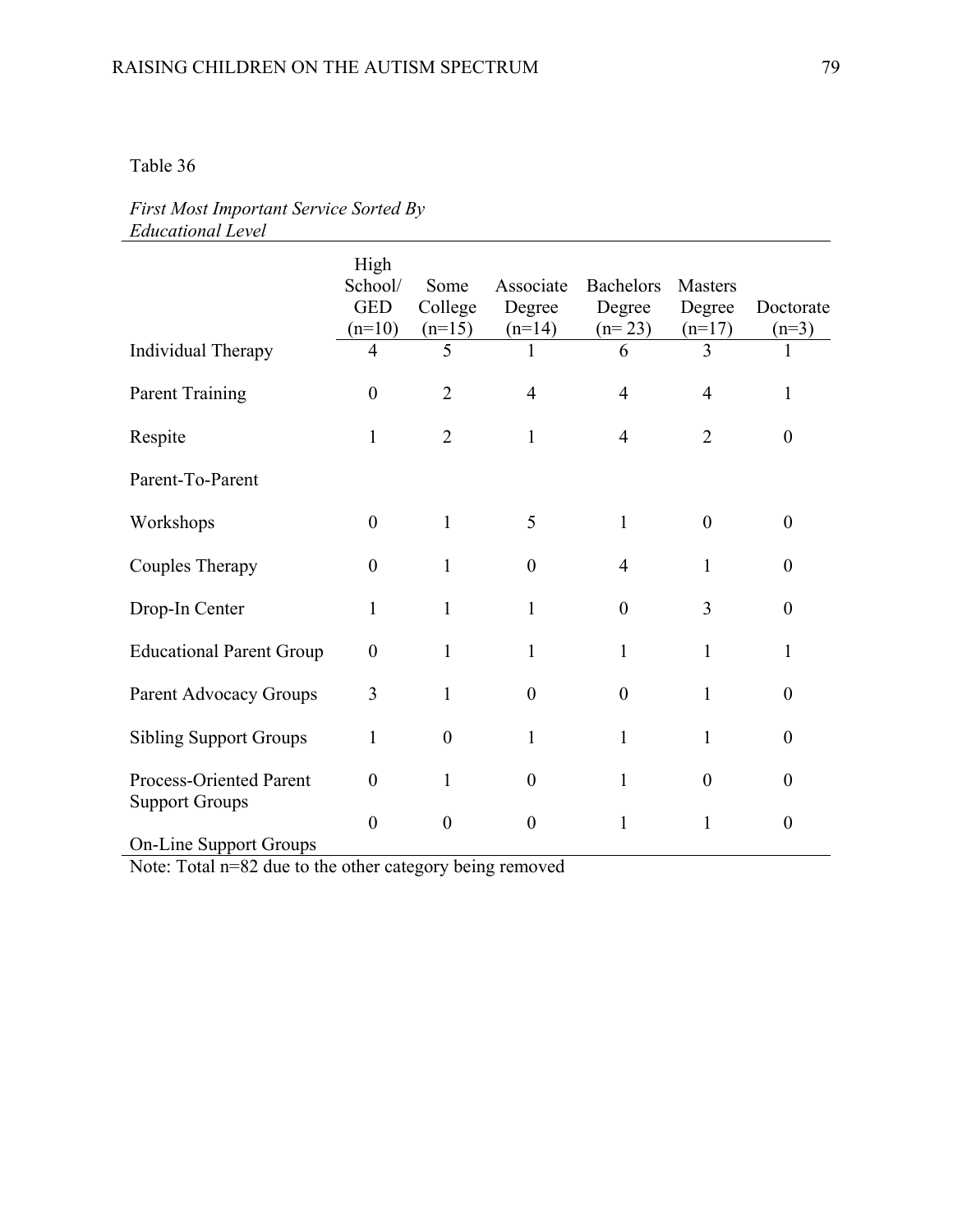Table 36

*First Most Important Service Sorted By Educational Level*

| | High School/ GED (n=10) | Some College (n=15) | Associate Degree (n=14) | Bachelors Degree (n= 23) | Masters Degree (n=17) | Doctorate (n=3) |
|---|---|---|---|---|---|---|
| Individual Therapy | 4 | 5 | 1 | 6 | 3 | 1 |
| Parent Training | 0 | 2 | 4 | 4 | 4 | 1 |
| Respite | 1 | 2 | 1 | 4 | 2 | 0 |
| Parent-To-Parent | | | | | | |
| Workshops | 0 | 1 | 5 | 1 | 0 | 0 |
| Couples Therapy | 0 | 1 | 0 | 4 | 1 | 0 |
| Drop-In Center | 1 | 1 | 1 | 0 | 3 | 0 |
| Educational Parent Group | 0 | 1 | 1 | 1 | 1 | 1 |
| Parent Advocacy Groups | 3 | 1 | 0 | 0 | 1 | 0 |
| Sibling Support Groups | 1 | 0 | 1 | 1 | 1 | 0 |
| Process-Oriented Parent Support Groups | 0 | 1 | 0 | 1 | 0 | 0 |
| On-Line Support Groups | 0 | 0 | 0 | 1 | 1 | 0 |

Note: Total n=82 due to the other category being removed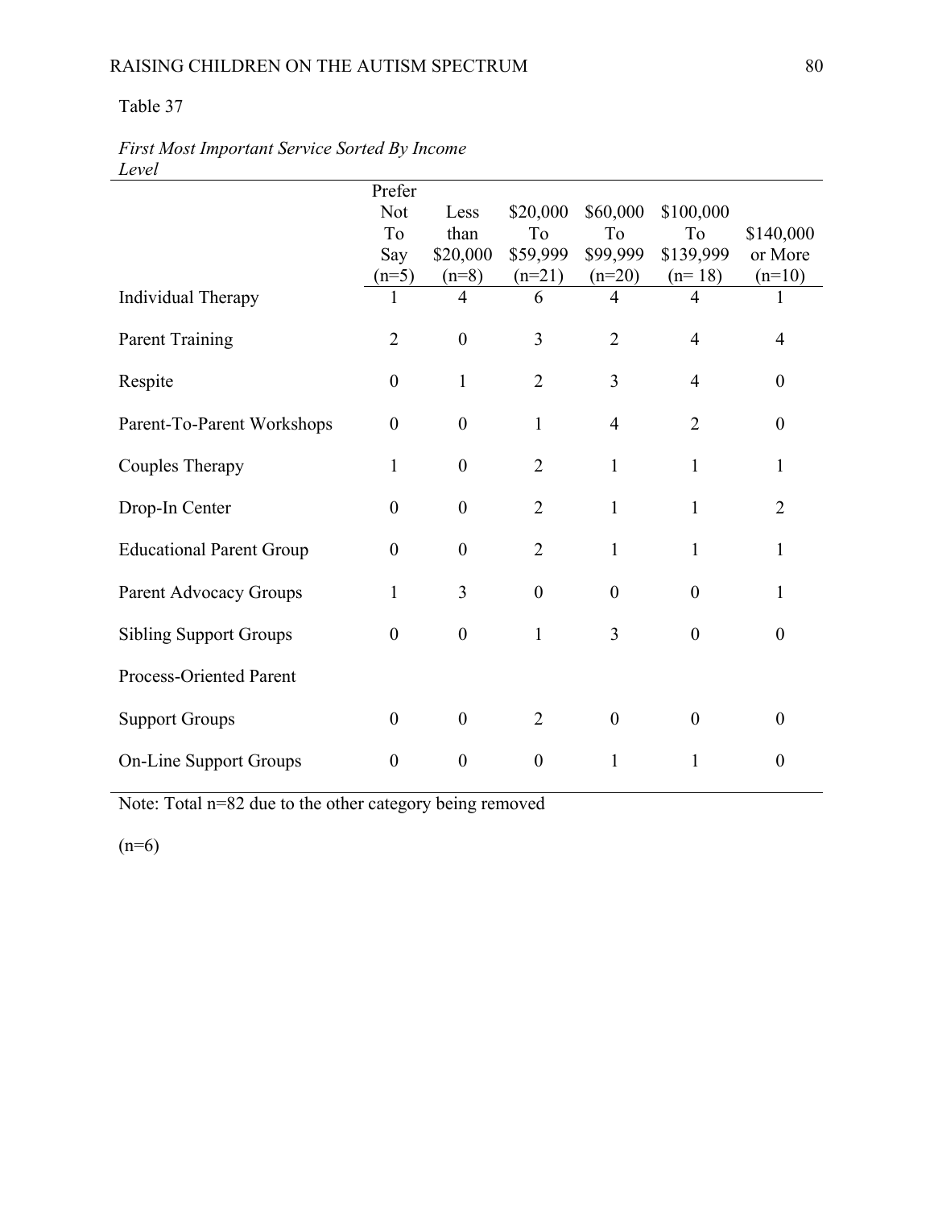Table 37

*First Most Important Service Sorted By Income Level*

| | Prefer Not To Say (n=5) | Less than $20,000 (n=8) | $20,000 To $59,999 (n=21) | $60,000 To $99,999 (n=20) | $100,000 To $139,999 (n= 18) | $140,000 or More (n=10) |
|---|---|---|---|---|---|---|
| Individual Therapy | 1 | 4 | 6 | 4 | 4 | 1 |
| Parent Training | 2 | 0 | 3 | 2 | 4 | 4 |
| Respite | 0 | 1 | 2 | 3 | 4 | 0 |
| Parent-To-Parent Workshops | 0 | 0 | 1 | 4 | 2 | 0 |
| Couples Therapy | 1 | 0 | 2 | 1 | 1 | 1 |
| Drop-In Center | 0 | 0 | 2 | 1 | 1 | 2 |
| Educational Parent Group | 0 | 0 | 2 | 1 | 1 | 1 |
| Parent Advocacy Groups | 1 | 3 | 0 | 0 | 0 | 1 |
| Sibling Support Groups | 0 | 0 | 1 | 3 | 0 | 0 |
| Process-Oriented Parent Support Groups | 0 | 0 | 2 | 0 | 0 | 0 |
| On-Line Support Groups | 0 | 0 | 0 | 1 | 1 | 0 |

Note: Total n=82 due to the other category being removed

(n=6)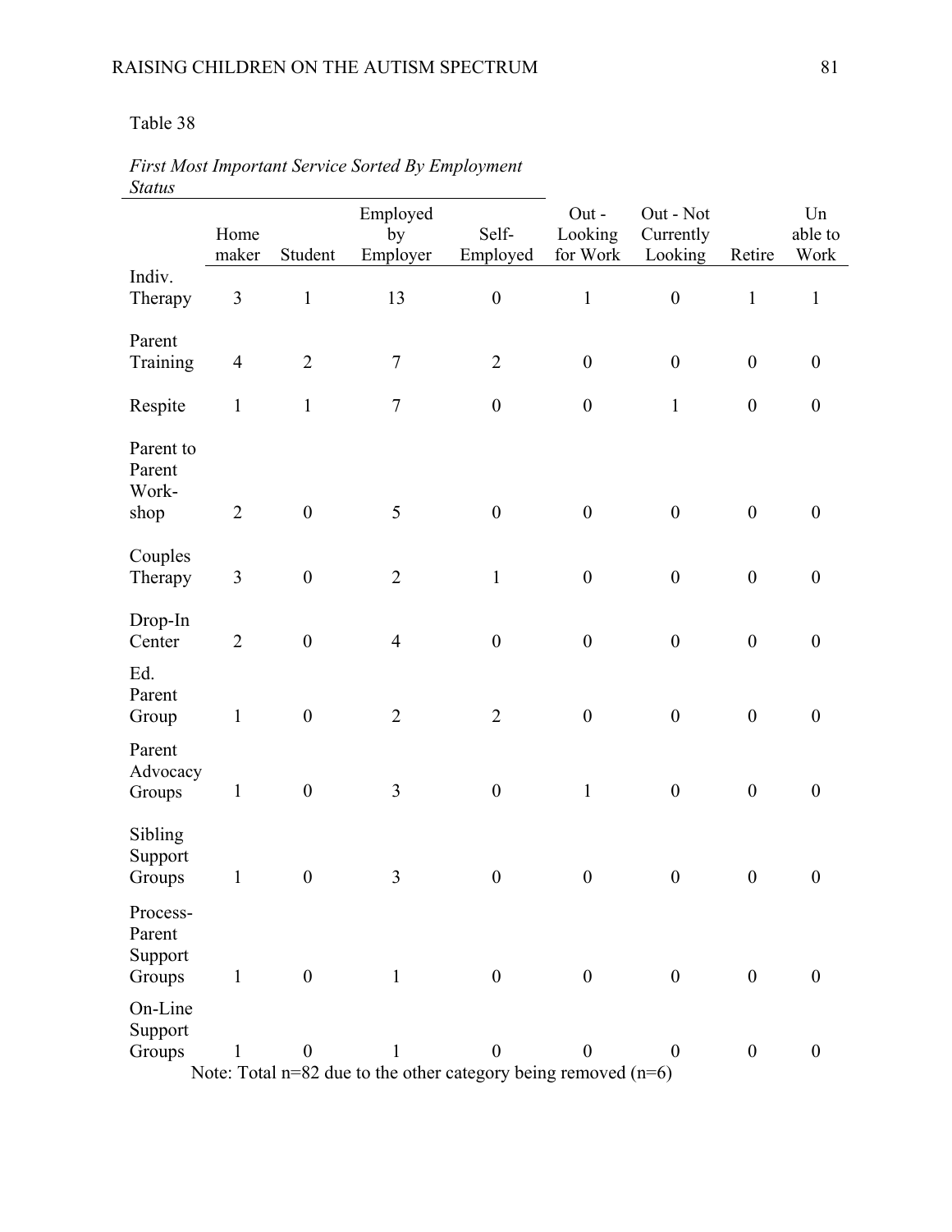Table 38

*First Most Important Service Sorted By Employment Status*

| | Home maker | Student | Employed by Employer | Self-Employed | Out - Looking for Work | Out - Not Currently Looking | Retire | Un able to Work |
|---|---|---|---|---|---|---|---|---|
| Indiv. Therapy | 3 | 1 | 13 | 0 | 1 | 0 | 1 | 1 |
| Parent Training | 4 | 2 | 7 | 2 | 0 | 0 | 0 | 0 |
| Respite | 1 | 1 | 7 | 0 | 0 | 1 | 0 | 0 |
| Parent to Parent Work-shop | 2 | 0 | 5 | 0 | 0 | 0 | 0 | 0 |
| Couples Therapy | 3 | 0 | 2 | 1 | 0 | 0 | 0 | 0 |
| Drop-In Center | 2 | 0 | 4 | 0 | 0 | 0 | 0 | 0 |
| Ed. Parent Group | 1 | 0 | 2 | 2 | 0 | 0 | 0 | 0 |
| Parent Advocacy Groups | 1 | 0 | 3 | 0 | 1 | 0 | 0 | 0 |
| Sibling Support Groups | 1 | 0 | 3 | 0 | 0 | 0 | 0 | 0 |
| Process-Parent Support Groups | 1 | 0 | 1 | 0 | 0 | 0 | 0 | 0 |
| On-Line Support Groups | 1 | 0 | 1 | 0 | 0 | 0 | 0 | 0 |

Note: Total n=82 due to the other category being removed (n=6)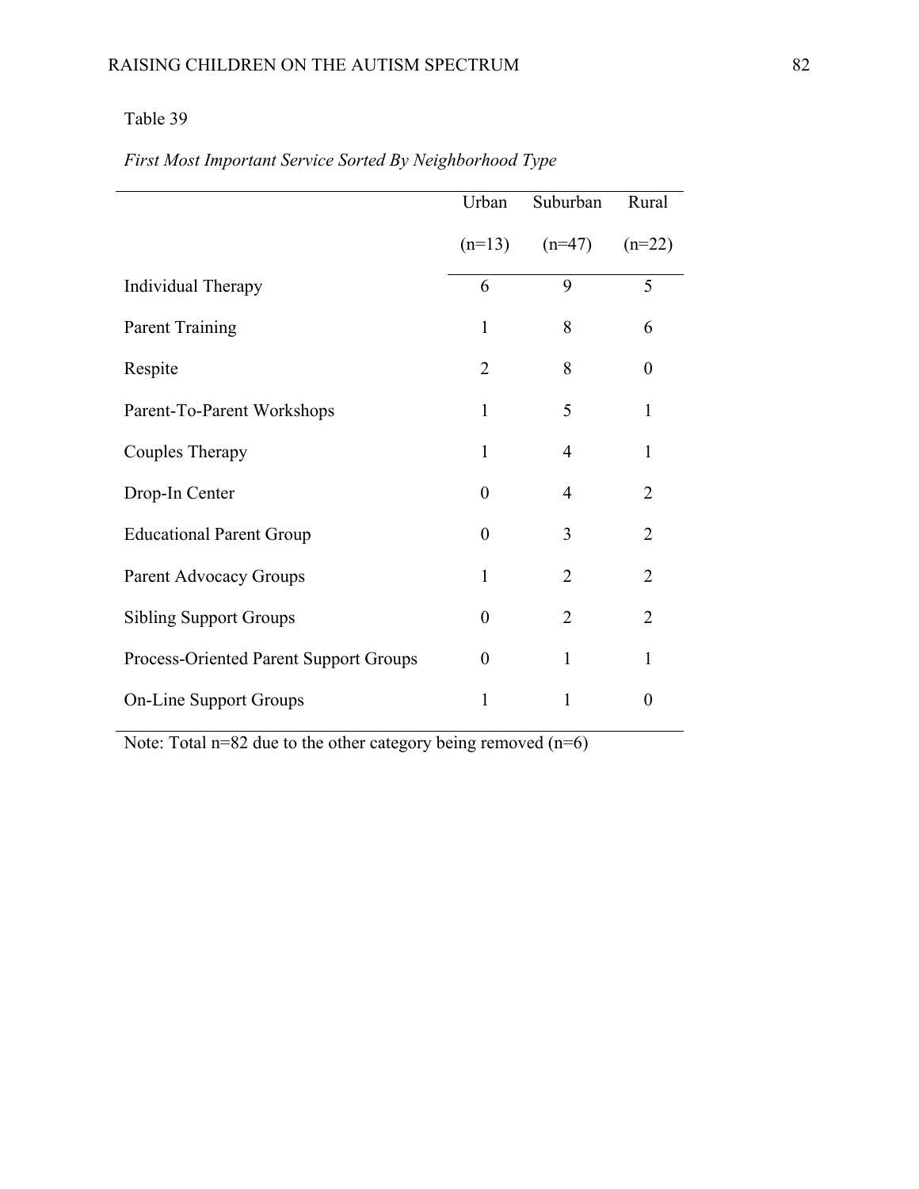Table 39

*First Most Important Service Sorted By Neighborhood Type*

| | Urban (n=13) | Suburban (n=47) | Rural (n=22) |
|---|---|---|---|
| Individual Therapy | 6 | 9 | 5 |
| Parent Training | 1 | 8 | 6 |
| Respite | 2 | 8 | 0 |
| Parent-To-Parent Workshops | 1 | 5 | 1 |
| Couples Therapy | 1 | 4 | 1 |
| Drop-In Center | 0 | 4 | 2 |
| Educational Parent Group | 0 | 3 | 2 |
| Parent Advocacy Groups | 1 | 2 | 2 |
| Sibling Support Groups | 0 | 2 | 2 |
| Process-Oriented Parent Support Groups | 0 | 1 | 1 |
| On-Line Support Groups | 1 | 1 | 0 |

Note: Total n=82 due to the other category being removed (n=6)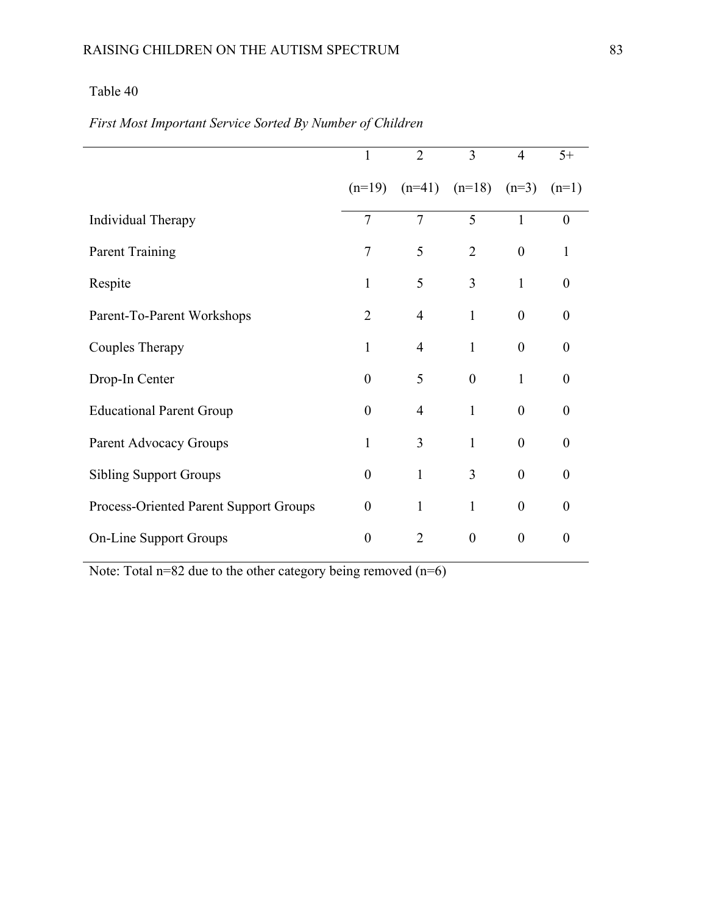Table 40

*First Most Important Service Sorted By Number of Children*

| | 1 (n=19) | 2 (n=41) | 3 (n=18) | 4 (n=3) | 5+ (n=1) |
|---|---|---|---|---|---|
| Individual Therapy | 7 | 7 | 5 | 1 | 0 |
| Parent Training | 7 | 5 | 2 | 0 | 1 |
| Respite | 1 | 5 | 3 | 1 | 0 |
| Parent-To-Parent Workshops | 2 | 4 | 1 | 0 | 0 |
| Couples Therapy | 1 | 4 | 1 | 0 | 0 |
| Drop-In Center | 0 | 5 | 0 | 1 | 0 |
| Educational Parent Group | 0 | 4 | 1 | 0 | 0 |
| Parent Advocacy Groups | 1 | 3 | 1 | 0 | 0 |
| Sibling Support Groups | 0 | 1 | 3 | 0 | 0 |
| Process-Oriented Parent Support Groups | 0 | 1 | 1 | 0 | 0 |
| On-Line Support Groups | 0 | 2 | 0 | 0 | 0 |

Note: Total n=82 due to the other category being removed (n=6)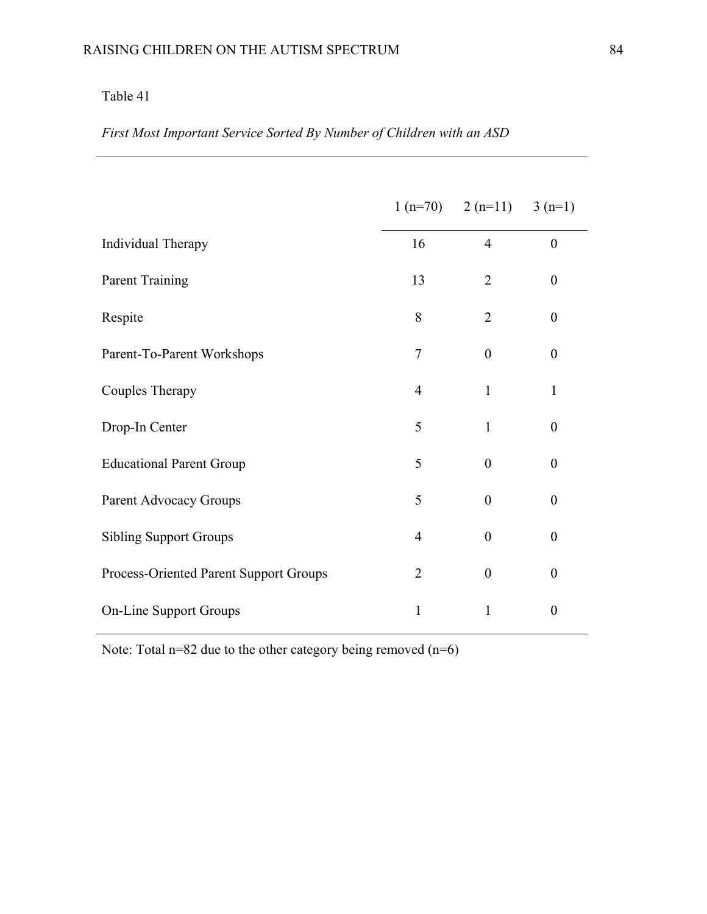Table 41

*First Most Important Service Sorted By Number of Children with an ASD*

| | 1 (n=70) | 2 (n=11) | 3 (n=1) |
|---|---|---|---|
| Individual Therapy | 16 | 4 | 0 |
| Parent Training | 13 | 2 | 0 |
| Respite | 8 | 2 | 0 |
| Parent-To-Parent Workshops | 7 | 0 | 0 |
| Couples Therapy | 4 | 1 | 1 |
| Drop-In Center | 5 | 1 | 0 |
| Educational Parent Group | 5 | 0 | 0 |
| Parent Advocacy Groups | 5 | 0 | 0 |
| Sibling Support Groups | 4 | 0 | 0 |
| Process-Oriented Parent Support Groups | 2 | 0 | 0 |
| On-Line Support Groups | 1 | 1 | 0 |

Note: Total n=82 due to the other category being removed (n=6)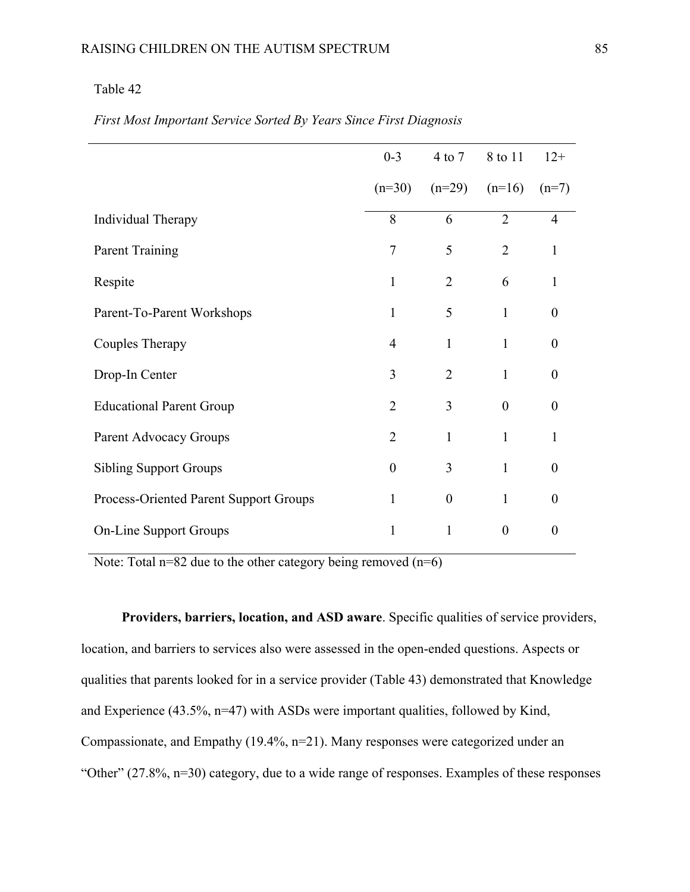Table 42

*First Most Important Service Sorted By Years Since First Diagnosis*

| | 0-3 (n=30) | 4 to 7 (n=29) | 8 to 11 (n=16) | 12+ (n=7) |
|---|---|---|---|---|
| Individual Therapy | 8 | 6 | 2 | 4 |
| Parent Training | 7 | 5 | 2 | 1 |
| Respite | 1 | 2 | 6 | 1 |
| Parent-To-Parent Workshops | 1 | 5 | 1 | 0 |
| Couples Therapy | 4 | 1 | 1 | 0 |
| Drop-In Center | 3 | 2 | 1 | 0 |
| Educational Parent Group | 2 | 3 | 0 | 0 |
| Parent Advocacy Groups | 2 | 1 | 1 | 1 |
| Sibling Support Groups | 0 | 3 | 1 | 0 |
| Process-Oriented Parent Support Groups | 1 | 0 | 1 | 0 |
| On-Line Support Groups | 1 | 1 | 0 | 0 |

Note: Total n=82 due to the other category being removed (n=6)

**Providers, barriers, location, and ASD aware**. Specific qualities of service providers, location, and barriers to services also were assessed in the open-ended questions. Aspects or qualities that parents looked for in a service provider (Table 43) demonstrated that Knowledge and Experience (43.5%, n=47) with ASDs were important qualities, followed by Kind, Compassionate, and Empathy (19.4%, n=21). Many responses were categorized under an "Other" (27.8%, n=30) category, due to a wide range of responses. Examples of these responses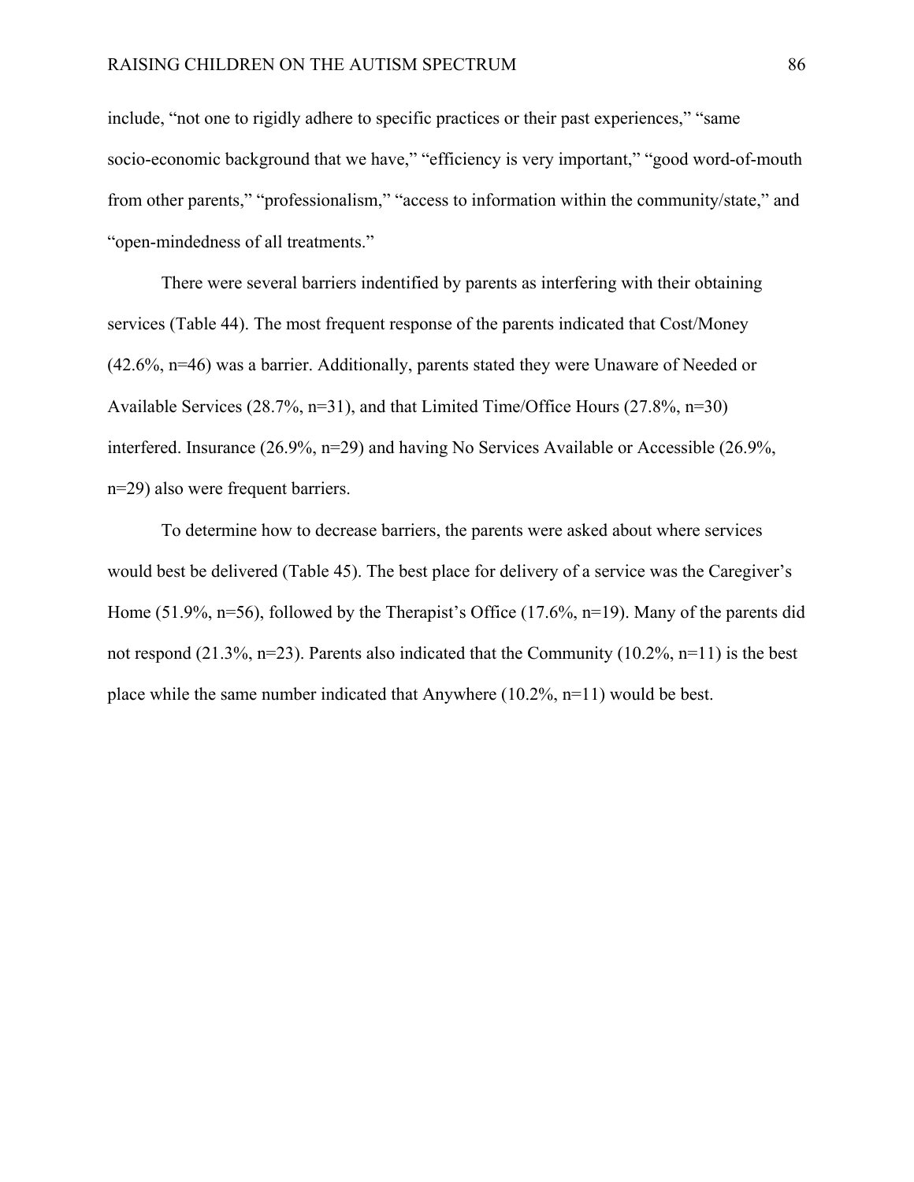include, “not one to rigidly adhere to specific practices or their past experiences,” “same socio-economic background that we have,” “efficiency is very important,” “good word-of-mouth from other parents,” “professionalism,” “access to information within the community/state,” and “open-mindedness of all treatments.”

There were several barriers indentified by parents as interfering with their obtaining services (Table 44). The most frequent response of the parents indicated that Cost/Money (42.6%, n=46) was a barrier. Additionally, parents stated they were Unaware of Needed or Available Services (28.7%, n=31), and that Limited Time/Office Hours (27.8%, n=30) interfered. Insurance (26.9%, n=29) and having No Services Available or Accessible (26.9%, n=29) also were frequent barriers.

To determine how to decrease barriers, the parents were asked about where services would best be delivered (Table 45). The best place for delivery of a service was the Caregiver’s Home (51.9%, n=56), followed by the Therapist’s Office (17.6%, n=19). Many of the parents did not respond (21.3%, n=23). Parents also indicated that the Community (10.2%, n=11) is the best place while the same number indicated that Anywhere (10.2%, n=11) would be best.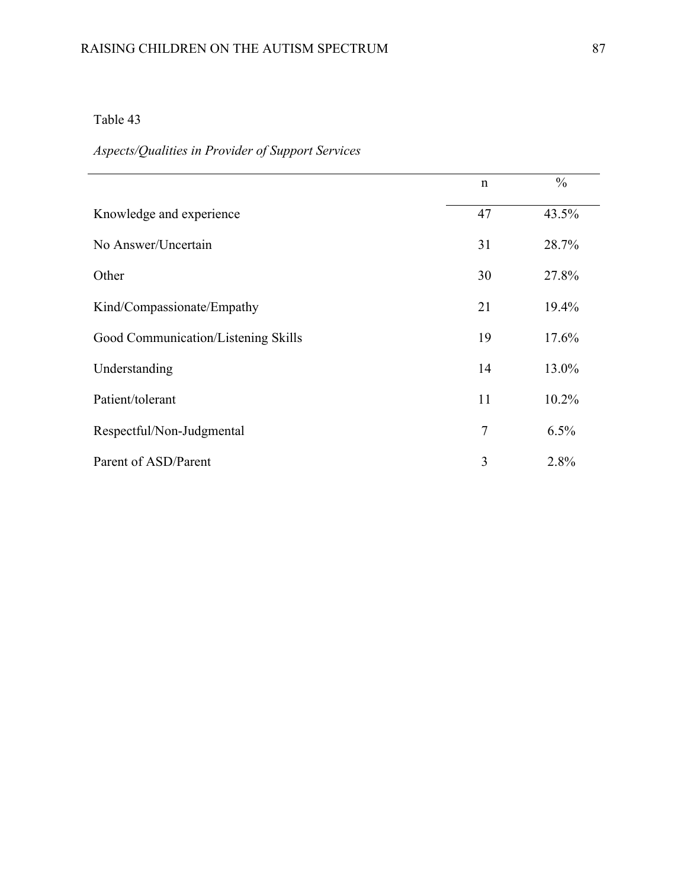Table 43

*Aspects/Qualities in Provider of Support Services*

| | n | % |
|---|---|---|
| Knowledge and experience | 47 | 43.5% |
| No Answer/Uncertain | 31 | 28.7% |
| Other | 30 | 27.8% |
| Kind/Compassionate/Empathy | 21 | 19.4% |
| Good Communication/Listening Skills | 19 | 17.6% |
| Understanding | 14 | 13.0% |
| Patient/tolerant | 11 | 10.2% |
| Respectful/Non-Judgmental | 7 | 6.5% |
| Parent of ASD/Parent | 3 | 2.8% |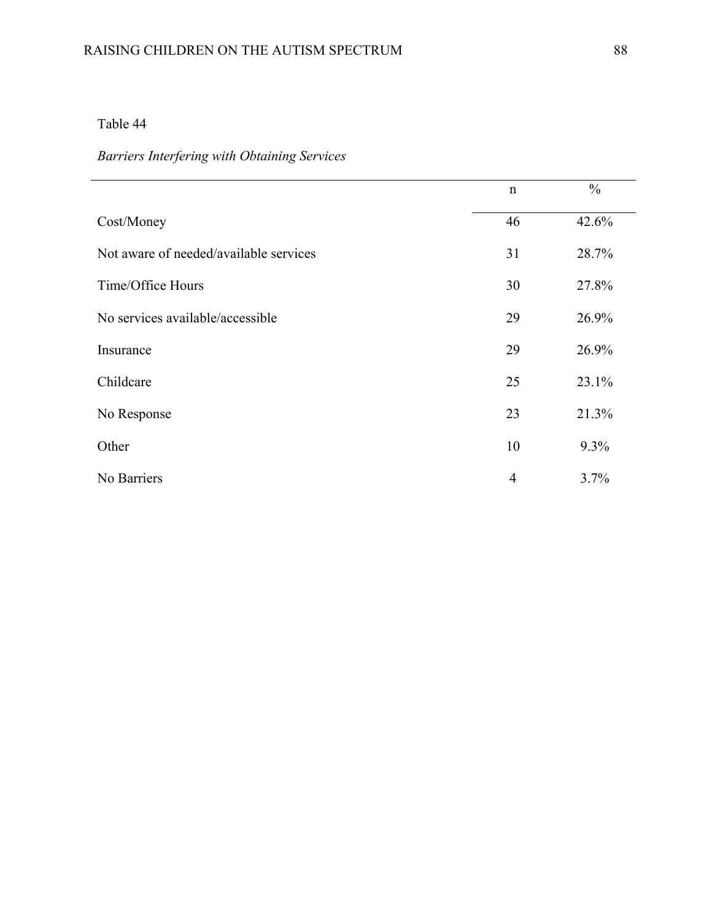Table 44

*Barriers Interfering with Obtaining Services*

| | n | % |
|---|---|---|
| Cost/Money | 46 | 42.6% |
| Not aware of needed/available services | 31 | 28.7% |
| Time/Office Hours | 30 | 27.8% |
| No services available/accessible | 29 | 26.9% |
| Insurance | 29 | 26.9% |
| Childcare | 25 | 23.1% |
| No Response | 23 | 21.3% |
| Other | 10 | 9.3% |
| No Barriers | 4 | 3.7% |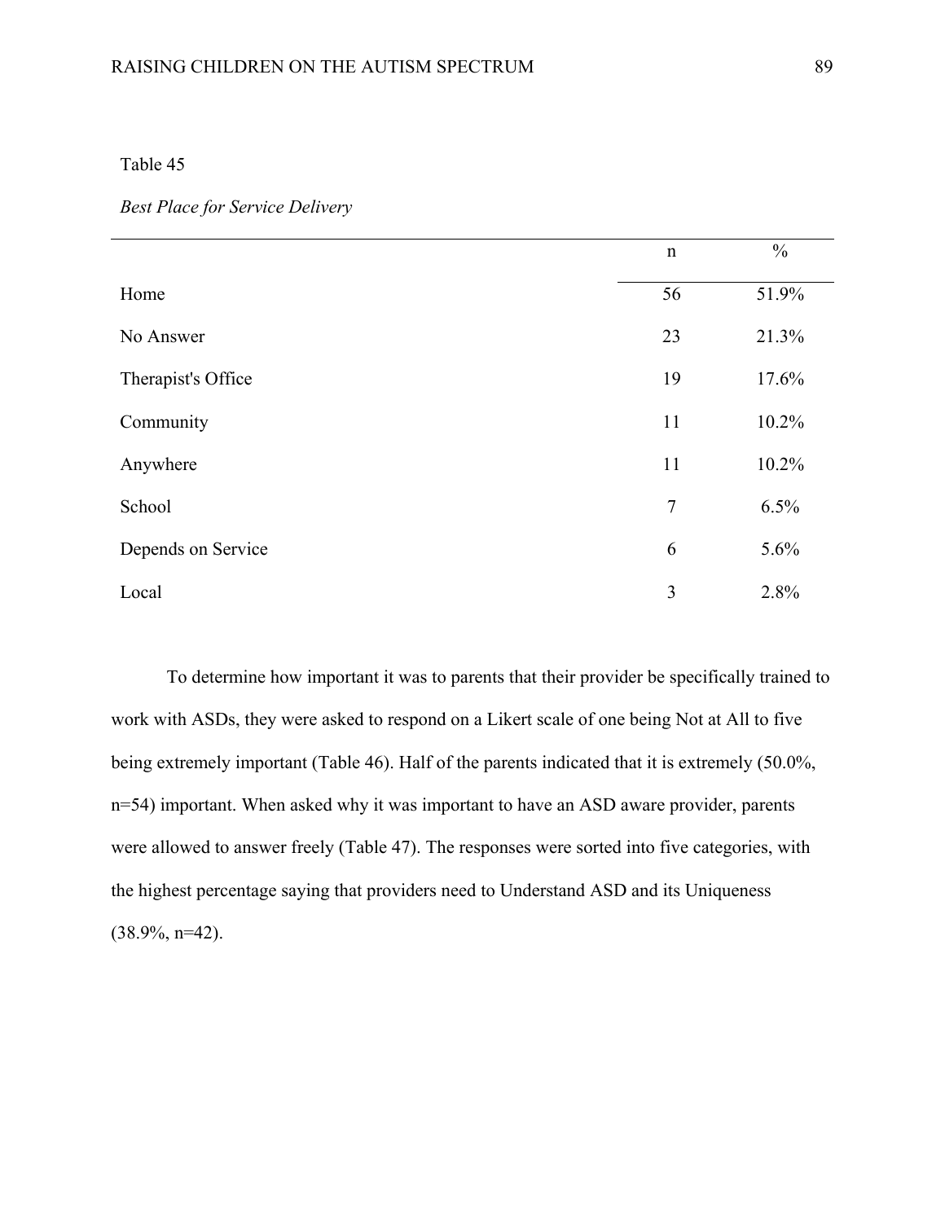Table 45

*Best Place for Service Delivery*

| | n | % |
|---|---|---|
| Home | 56 | 51.9% |
| No Answer | 23 | 21.3% |
| Therapist's Office | 19 | 17.6% |
| Community | 11 | 10.2% |
| Anywhere | 11 | 10.2% |
| School | 7 | 6.5% |
| Depends on Service | 6 | 5.6% |
| Local | 3 | 2.8% |

To determine how important it was to parents that their provider be specifically trained to work with ASDs, they were asked to respond on a Likert scale of one being Not at All to five being extremely important (Table 46). Half of the parents indicated that it is extremely (50.0%, n=54) important. When asked why it was important to have an ASD aware provider, parents were allowed to answer freely (Table 47). The responses were sorted into five categories, with the highest percentage saying that providers need to Understand ASD and its Uniqueness (38.9%, n=42).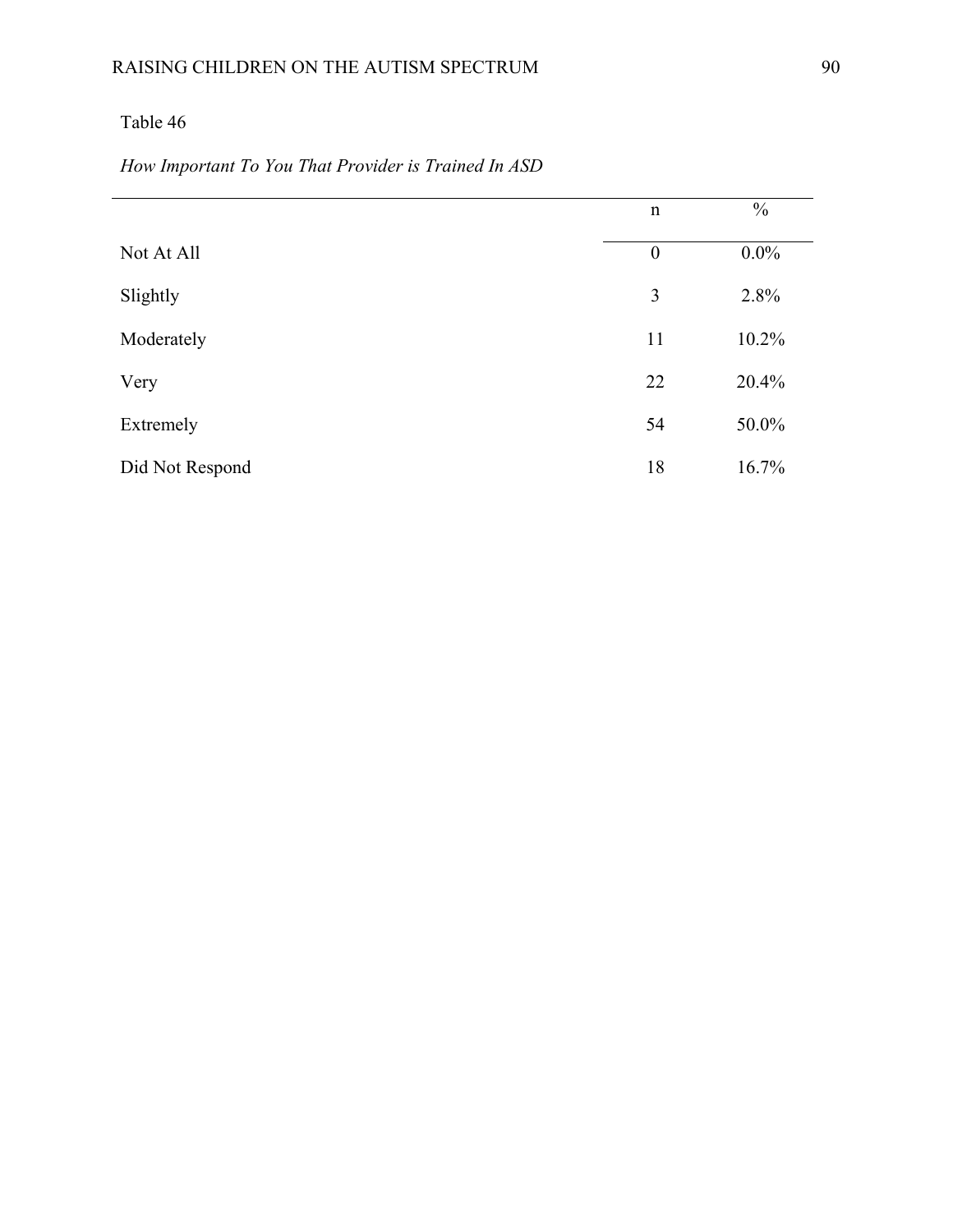Table 46

*How Important To You That Provider is Trained In ASD*

| | n | % |
|---|---|---|
| Not At All | 0 | 0.0% |
| Slightly | 3 | 2.8% |
| Moderately | 11 | 10.2% |
| Very | 22 | 20.4% |
| Extremely | 54 | 50.0% |
| Did Not Respond | 18 | 16.7% |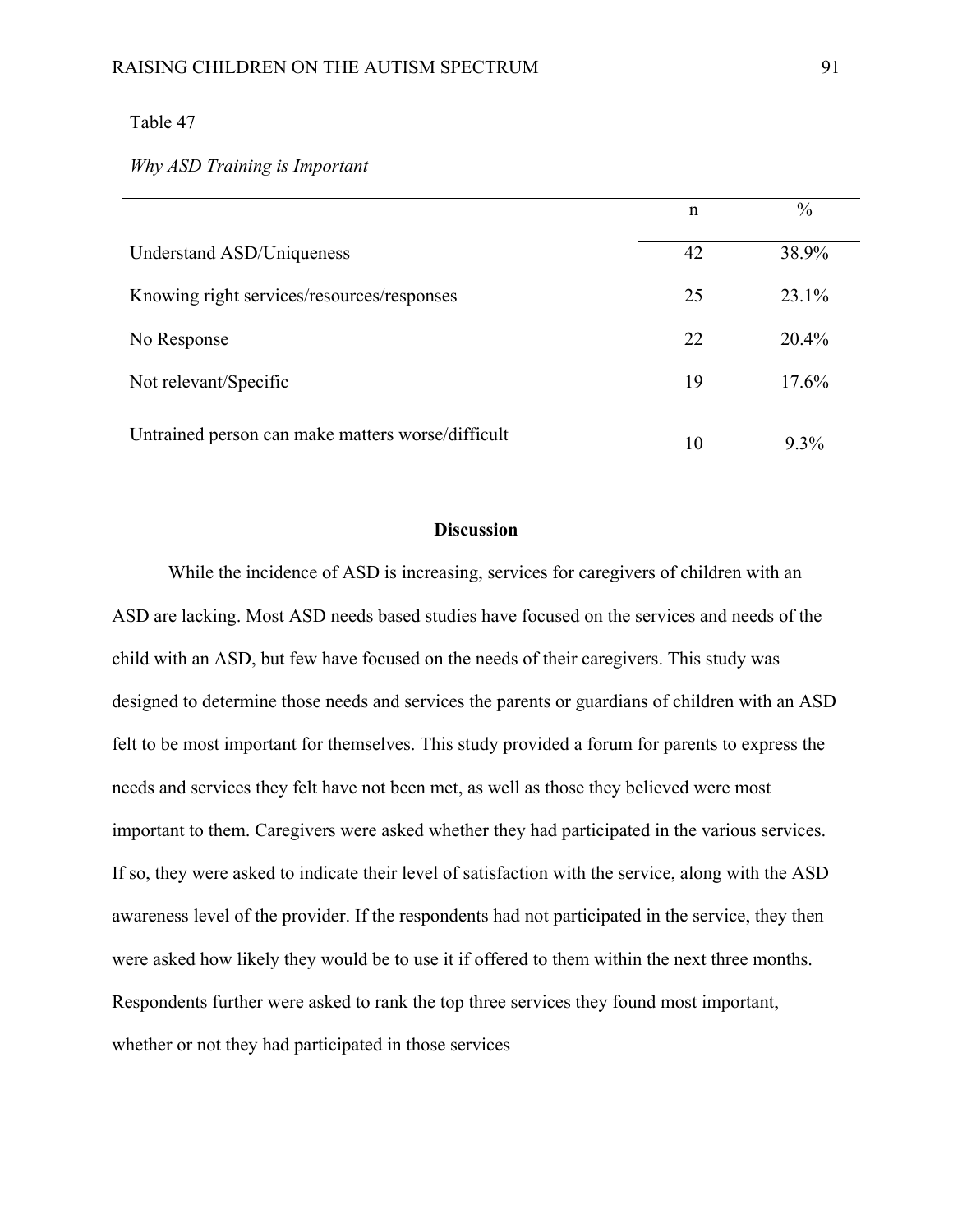Table 47

*Why ASD Training is Important*

| | n | % |
|---|---|---|
| Understand ASD/Uniqueness | 42 | 38.9% |
| Knowing right services/resources/responses | 25 | 23.1% |
| No Response | 22 | 20.4% |
| Not relevant/Specific | 19 | 17.6% |
| Untrained person can make matters worse/difficult | 10 | 9.3% |

## Discussion

While the incidence of ASD is increasing, services for caregivers of children with an ASD are lacking. Most ASD needs based studies have focused on the services and needs of the child with an ASD, but few have focused on the needs of their caregivers. This study was designed to determine those needs and services the parents or guardians of children with an ASD felt to be most important for themselves. This study provided a forum for parents to express the needs and services they felt have not been met, as well as those they believed were most important to them. Caregivers were asked whether they had participated in the various services. If so, they were asked to indicate their level of satisfaction with the service, along with the ASD awareness level of the provider. If the respondents had not participated in the service, they then were asked how likely they would be to use it if offered to them within the next three months. Respondents further were asked to rank the top three services they found most important, whether or not they had participated in those services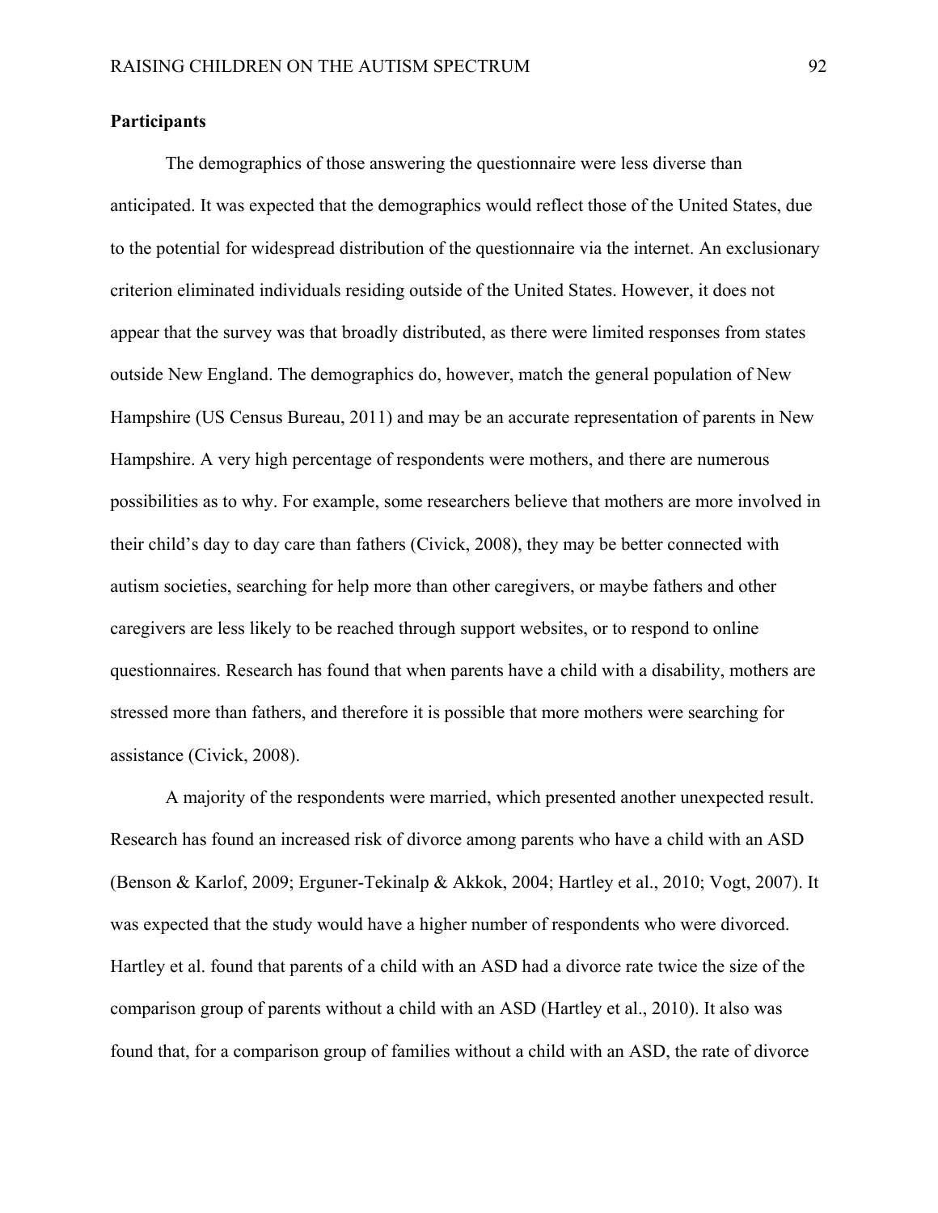**Participants**

The demographics of those answering the questionnaire were less diverse than anticipated. It was expected that the demographics would reflect those of the United States, due to the potential for widespread distribution of the questionnaire via the internet. An exclusionary criterion eliminated individuals residing outside of the United States. However, it does not appear that the survey was that broadly distributed, as there were limited responses from states outside New England. The demographics do, however, match the general population of New Hampshire (US Census Bureau, 2011) and may be an accurate representation of parents in New Hampshire. A very high percentage of respondents were mothers, and there are numerous possibilities as to why. For example, some researchers believe that mothers are more involved in their child's day to day care than fathers (Civick, 2008), they may be better connected with autism societies, searching for help more than other caregivers, or maybe fathers and other caregivers are less likely to be reached through support websites, or to respond to online questionnaires. Research has found that when parents have a child with a disability, mothers are stressed more than fathers, and therefore it is possible that more mothers were searching for assistance (Civick, 2008).

A majority of the respondents were married, which presented another unexpected result. Research has found an increased risk of divorce among parents who have a child with an ASD (Benson & Karlof, 2009; Erguner-Tekinalp & Akkok, 2004; Hartley et al., 2010; Vogt, 2007). It was expected that the study would have a higher number of respondents who were divorced. Hartley et al. found that parents of a child with an ASD had a divorce rate twice the size of the comparison group of parents without a child with an ASD (Hartley et al., 2010). It also was found that, for a comparison group of families without a child with an ASD, the rate of divorce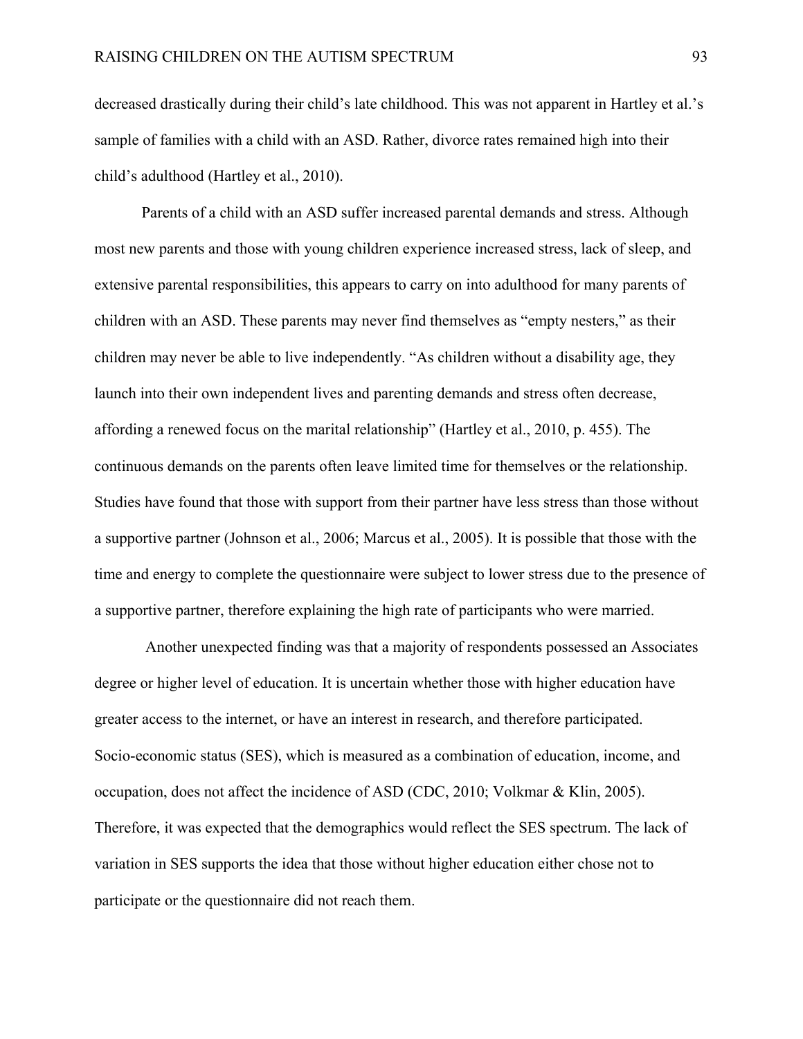decreased drastically during their child's late childhood. This was not apparent in Hartley et al.'s sample of families with a child with an ASD. Rather, divorce rates remained high into their child's adulthood (Hartley et al., 2010).

Parents of a child with an ASD suffer increased parental demands and stress. Although most new parents and those with young children experience increased stress, lack of sleep, and extensive parental responsibilities, this appears to carry on into adulthood for many parents of children with an ASD. These parents may never find themselves as "empty nesters," as their children may never be able to live independently. "As children without a disability age, they launch into their own independent lives and parenting demands and stress often decrease, affording a renewed focus on the marital relationship" (Hartley et al., 2010, p. 455). The continuous demands on the parents often leave limited time for themselves or the relationship. Studies have found that those with support from their partner have less stress than those without a supportive partner (Johnson et al., 2006; Marcus et al., 2005). It is possible that those with the time and energy to complete the questionnaire were subject to lower stress due to the presence of a supportive partner, therefore explaining the high rate of participants who were married.

Another unexpected finding was that a majority of respondents possessed an Associates degree or higher level of education. It is uncertain whether those with higher education have greater access to the internet, or have an interest in research, and therefore participated. Socio-economic status (SES), which is measured as a combination of education, income, and occupation, does not affect the incidence of ASD (CDC, 2010; Volkmar & Klin, 2005). Therefore, it was expected that the demographics would reflect the SES spectrum. The lack of variation in SES supports the idea that those without higher education either chose not to participate or the questionnaire did not reach them.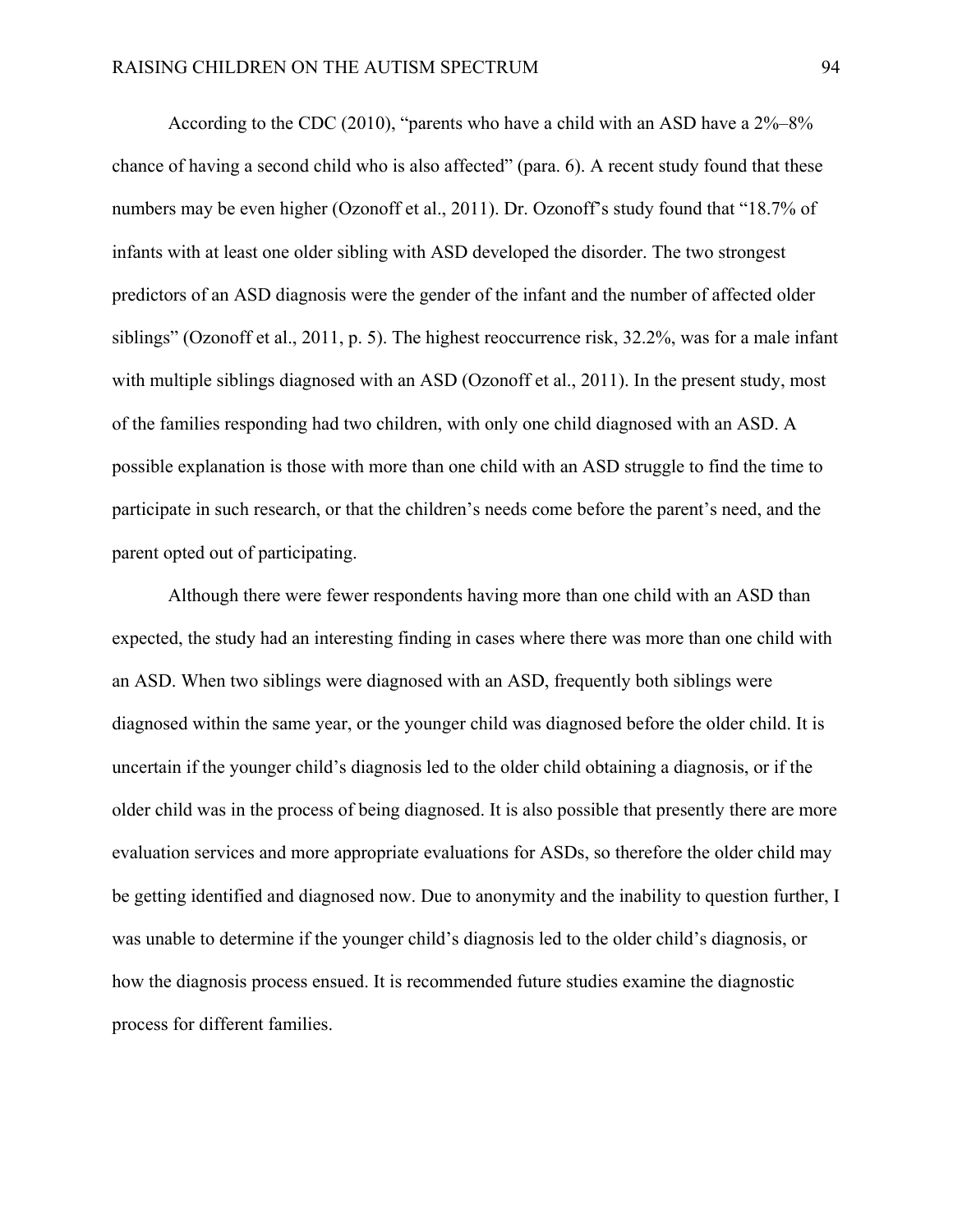According to the CDC (2010), "parents who have a child with an ASD have a 2%–8% chance of having a second child who is also affected" (para. 6). A recent study found that these numbers may be even higher (Ozonoff et al., 2011). Dr. Ozonoff's study found that "18.7% of infants with at least one older sibling with ASD developed the disorder. The two strongest predictors of an ASD diagnosis were the gender of the infant and the number of affected older siblings" (Ozonoff et al., 2011, p. 5). The highest reoccurrence risk, 32.2%, was for a male infant with multiple siblings diagnosed with an ASD (Ozonoff et al., 2011). In the present study, most of the families responding had two children, with only one child diagnosed with an ASD. A possible explanation is those with more than one child with an ASD struggle to find the time to participate in such research, or that the children's needs come before the parent's need, and the parent opted out of participating.

Although there were fewer respondents having more than one child with an ASD than expected, the study had an interesting finding in cases where there was more than one child with an ASD. When two siblings were diagnosed with an ASD, frequently both siblings were diagnosed within the same year, or the younger child was diagnosed before the older child. It is uncertain if the younger child's diagnosis led to the older child obtaining a diagnosis, or if the older child was in the process of being diagnosed. It is also possible that presently there are more evaluation services and more appropriate evaluations for ASDs, so therefore the older child may be getting identified and diagnosed now. Due to anonymity and the inability to question further, I was unable to determine if the younger child's diagnosis led to the older child's diagnosis, or how the diagnosis process ensued. It is recommended future studies examine the diagnostic process for different families.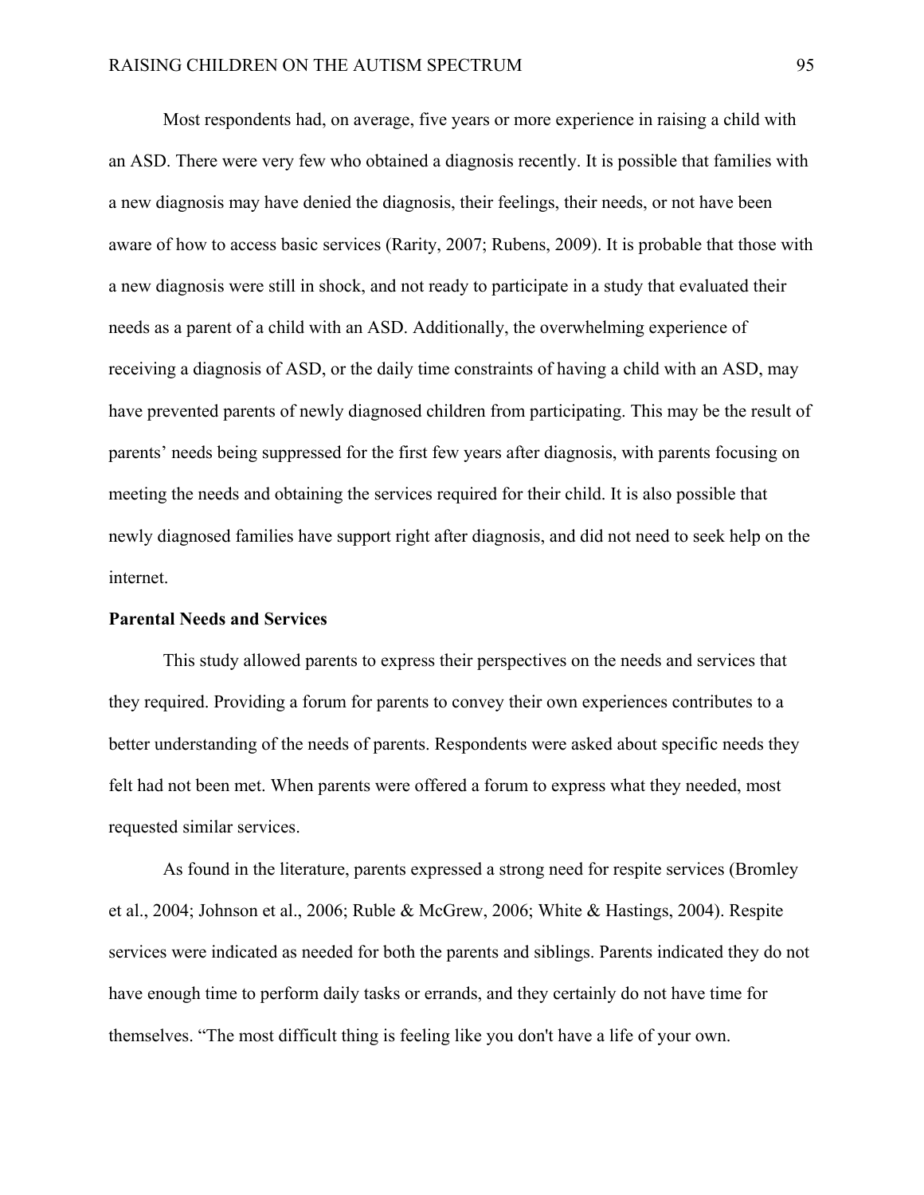Most respondents had, on average, five years or more experience in raising a child with an ASD. There were very few who obtained a diagnosis recently. It is possible that families with a new diagnosis may have denied the diagnosis, their feelings, their needs, or not have been aware of how to access basic services (Rarity, 2007; Rubens, 2009). It is probable that those with a new diagnosis were still in shock, and not ready to participate in a study that evaluated their needs as a parent of a child with an ASD. Additionally, the overwhelming experience of receiving a diagnosis of ASD, or the daily time constraints of having a child with an ASD, may have prevented parents of newly diagnosed children from participating. This may be the result of parents' needs being suppressed for the first few years after diagnosis, with parents focusing on meeting the needs and obtaining the services required for their child. It is also possible that newly diagnosed families have support right after diagnosis, and did not need to seek help on the internet.

**Parental Needs and Services**

This study allowed parents to express their perspectives on the needs and services that they required. Providing a forum for parents to convey their own experiences contributes to a better understanding of the needs of parents. Respondents were asked about specific needs they felt had not been met. When parents were offered a forum to express what they needed, most requested similar services.

As found in the literature, parents expressed a strong need for respite services (Bromley et al., 2004; Johnson et al., 2006; Ruble & McGrew, 2006; White & Hastings, 2004). Respite services were indicated as needed for both the parents and siblings. Parents indicated they do not have enough time to perform daily tasks or errands, and they certainly do not have time for themselves. "The most difficult thing is feeling like you don't have a life of your own.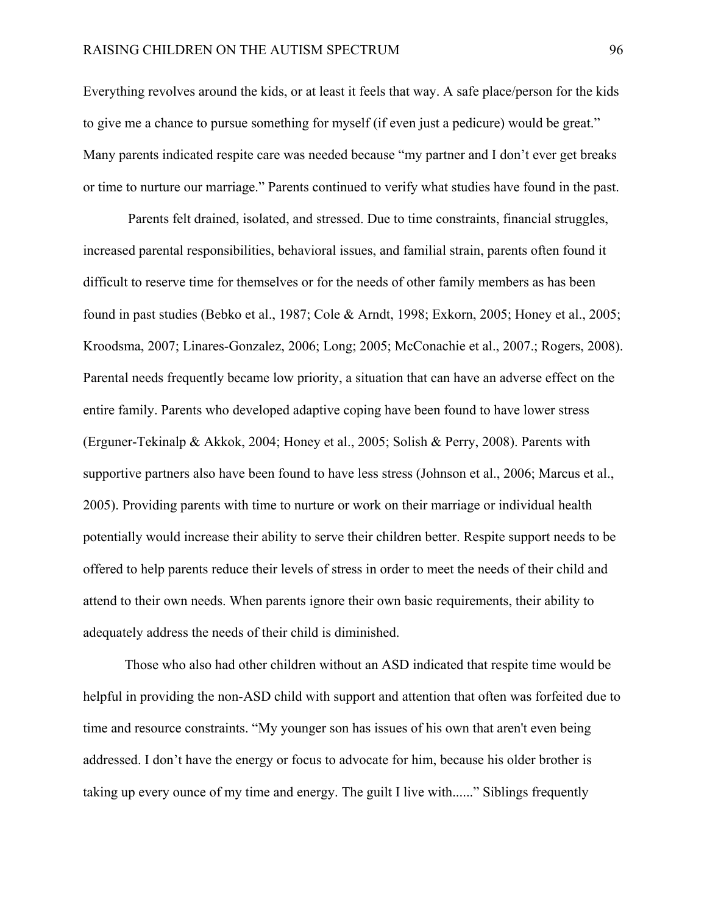Everything revolves around the kids, or at least it feels that way. A safe place/person for the kids to give me a chance to pursue something for myself (if even just a pedicure) would be great." Many parents indicated respite care was needed because "my partner and I don't ever get breaks or time to nurture our marriage." Parents continued to verify what studies have found in the past.

Parents felt drained, isolated, and stressed. Due to time constraints, financial struggles, increased parental responsibilities, behavioral issues, and familial strain, parents often found it difficult to reserve time for themselves or for the needs of other family members as has been found in past studies (Bebko et al., 1987; Cole & Arndt, 1998; Exkorn, 2005; Honey et al., 2005; Kroodsma, 2007; Linares-Gonzalez, 2006; Long; 2005; McConachie et al., 2007.; Rogers, 2008). Parental needs frequently became low priority, a situation that can have an adverse effect on the entire family. Parents who developed adaptive coping have been found to have lower stress (Erguner-Tekinalp & Akkok, 2004; Honey et al., 2005; Solish & Perry, 2008). Parents with supportive partners also have been found to have less stress (Johnson et al., 2006; Marcus et al., 2005). Providing parents with time to nurture or work on their marriage or individual health potentially would increase their ability to serve their children better. Respite support needs to be offered to help parents reduce their levels of stress in order to meet the needs of their child and attend to their own needs. When parents ignore their own basic requirements, their ability to adequately address the needs of their child is diminished.

Those who also had other children without an ASD indicated that respite time would be helpful in providing the non-ASD child with support and attention that often was forfeited due to time and resource constraints. "My younger son has issues of his own that aren't even being addressed. I don't have the energy or focus to advocate for him, because his older brother is taking up every ounce of my time and energy. The guilt I live with......" Siblings frequently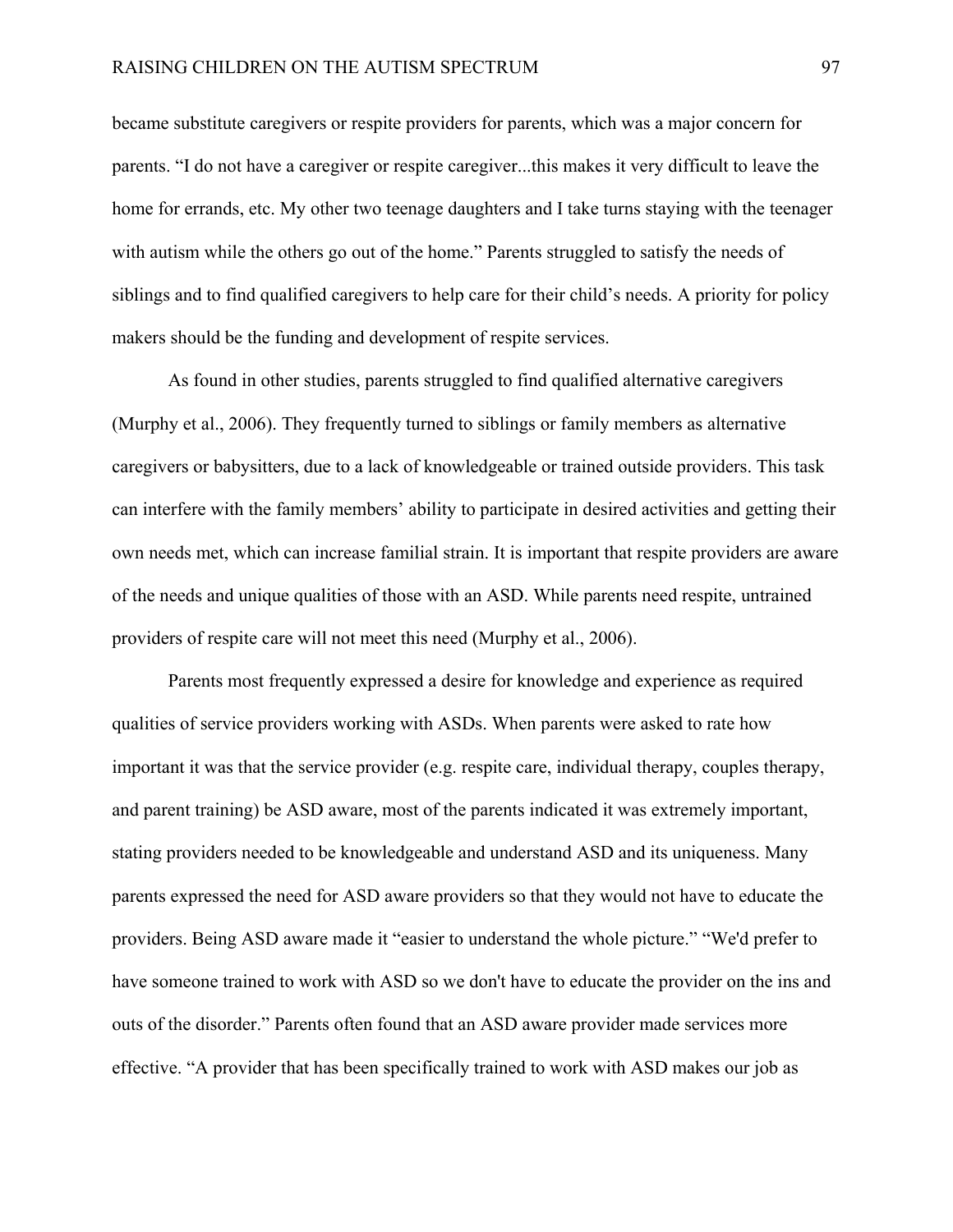became substitute caregivers or respite providers for parents, which was a major concern for parents. "I do not have a caregiver or respite caregiver...this makes it very difficult to leave the home for errands, etc. My other two teenage daughters and I take turns staying with the teenager with autism while the others go out of the home." Parents struggled to satisfy the needs of siblings and to find qualified caregivers to help care for their child's needs. A priority for policy makers should be the funding and development of respite services.

As found in other studies, parents struggled to find qualified alternative caregivers (Murphy et al., 2006). They frequently turned to siblings or family members as alternative caregivers or babysitters, due to a lack of knowledgeable or trained outside providers. This task can interfere with the family members' ability to participate in desired activities and getting their own needs met, which can increase familial strain. It is important that respite providers are aware of the needs and unique qualities of those with an ASD. While parents need respite, untrained providers of respite care will not meet this need (Murphy et al., 2006).

Parents most frequently expressed a desire for knowledge and experience as required qualities of service providers working with ASDs. When parents were asked to rate how important it was that the service provider (e.g. respite care, individual therapy, couples therapy, and parent training) be ASD aware, most of the parents indicated it was extremely important, stating providers needed to be knowledgeable and understand ASD and its uniqueness. Many parents expressed the need for ASD aware providers so that they would not have to educate the providers. Being ASD aware made it "easier to understand the whole picture." "We'd prefer to have someone trained to work with ASD so we don't have to educate the provider on the ins and outs of the disorder." Parents often found that an ASD aware provider made services more effective. "A provider that has been specifically trained to work with ASD makes our job as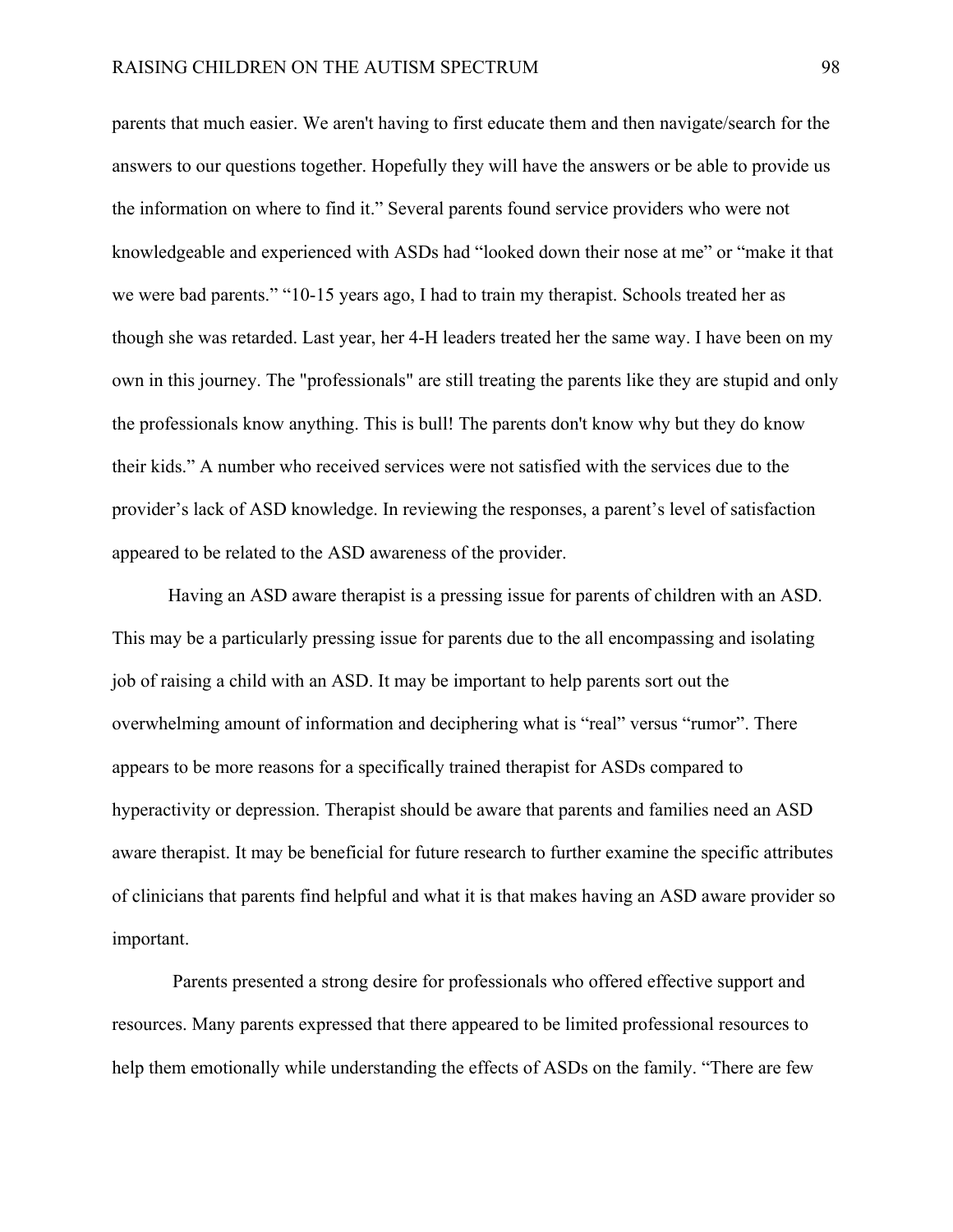parents that much easier. We aren't having to first educate them and then navigate/search for the answers to our questions together. Hopefully they will have the answers or be able to provide us the information on where to find it." Several parents found service providers who were not knowledgeable and experienced with ASDs had "looked down their nose at me" or "make it that we were bad parents." "10-15 years ago, I had to train my therapist. Schools treated her as though she was retarded. Last year, her 4-H leaders treated her the same way. I have been on my own in this journey. The "professionals" are still treating the parents like they are stupid and only the professionals know anything. This is bull! The parents don't know why but they do know their kids." A number who received services were not satisfied with the services due to the provider's lack of ASD knowledge. In reviewing the responses, a parent's level of satisfaction appeared to be related to the ASD awareness of the provider.

Having an ASD aware therapist is a pressing issue for parents of children with an ASD. This may be a particularly pressing issue for parents due to the all encompassing and isolating job of raising a child with an ASD. It may be important to help parents sort out the overwhelming amount of information and deciphering what is "real" versus "rumor". There appears to be more reasons for a specifically trained therapist for ASDs compared to hyperactivity or depression. Therapist should be aware that parents and families need an ASD aware therapist. It may be beneficial for future research to further examine the specific attributes of clinicians that parents find helpful and what it is that makes having an ASD aware provider so important.

Parents presented a strong desire for professionals who offered effective support and resources. Many parents expressed that there appeared to be limited professional resources to help them emotionally while understanding the effects of ASDs on the family. "There are few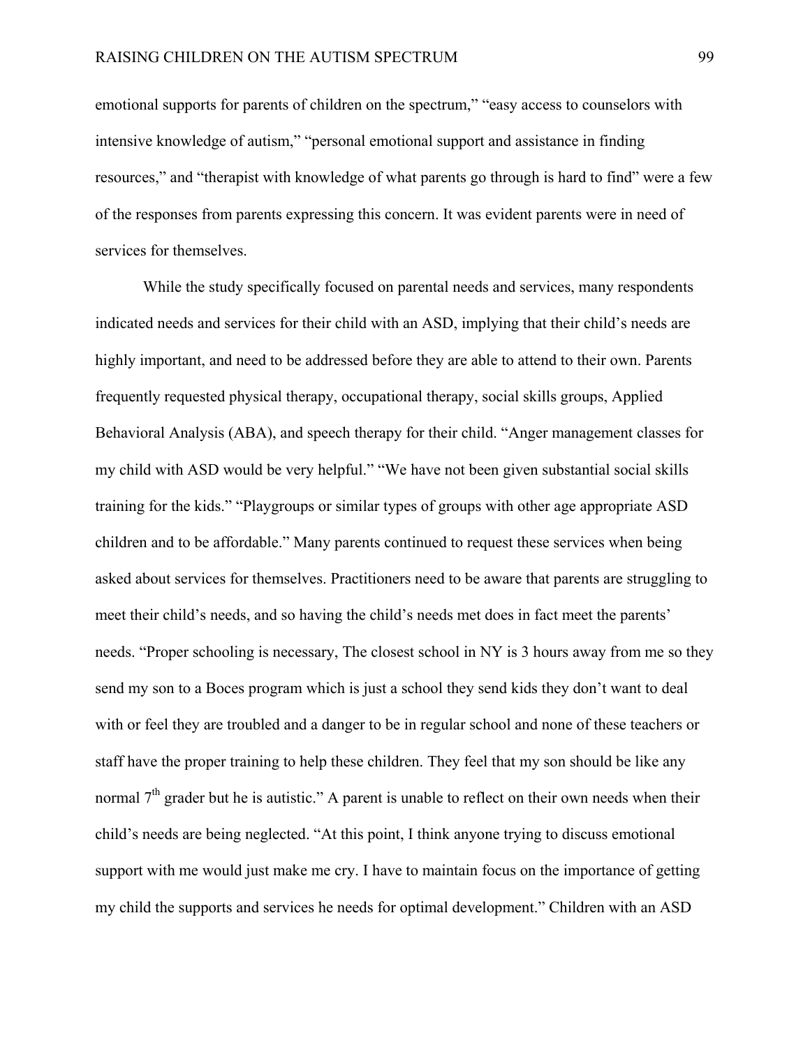emotional supports for parents of children on the spectrum," "easy access to counselors with intensive knowledge of autism," "personal emotional support and assistance in finding resources," and "therapist with knowledge of what parents go through is hard to find" were a few of the responses from parents expressing this concern. It was evident parents were in need of services for themselves.

While the study specifically focused on parental needs and services, many respondents indicated needs and services for their child with an ASD, implying that their child's needs are highly important, and need to be addressed before they are able to attend to their own. Parents frequently requested physical therapy, occupational therapy, social skills groups, Applied Behavioral Analysis (ABA), and speech therapy for their child. "Anger management classes for my child with ASD would be very helpful." "We have not been given substantial social skills training for the kids." "Playgroups or similar types of groups with other age appropriate ASD children and to be affordable." Many parents continued to request these services when being asked about services for themselves. Practitioners need to be aware that parents are struggling to meet their child's needs, and so having the child's needs met does in fact meet the parents' needs. "Proper schooling is necessary, The closest school in NY is 3 hours away from me so they send my son to a Boces program which is just a school they send kids they don't want to deal with or feel they are troubled and a danger to be in regular school and none of these teachers or staff have the proper training to help these children. They feel that my son should be like any normal 7th grader but he is autistic." A parent is unable to reflect on their own needs when their child's needs are being neglected. "At this point, I think anyone trying to discuss emotional support with me would just make me cry. I have to maintain focus on the importance of getting my child the supports and services he needs for optimal development." Children with an ASD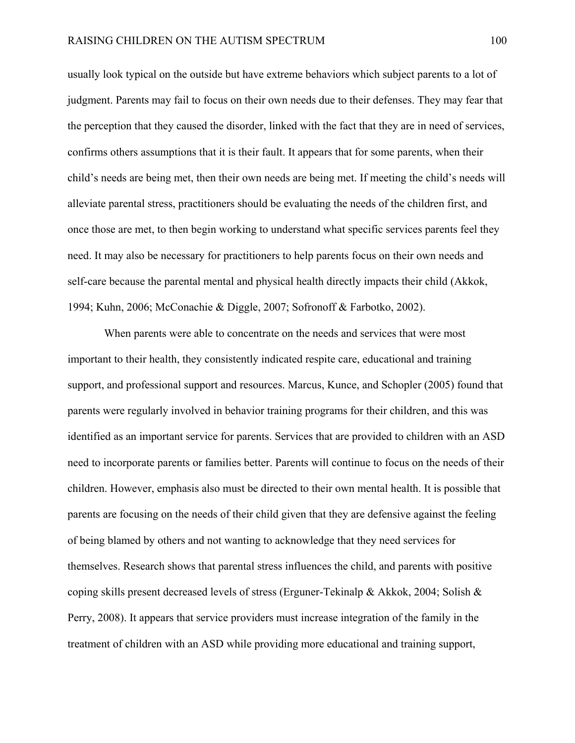usually look typical on the outside but have extreme behaviors which subject parents to a lot of judgment. Parents may fail to focus on their own needs due to their defenses. They may fear that the perception that they caused the disorder, linked with the fact that they are in need of services, confirms others assumptions that it is their fault. It appears that for some parents, when their child's needs are being met, then their own needs are being met. If meeting the child's needs will alleviate parental stress, practitioners should be evaluating the needs of the children first, and once those are met, to then begin working to understand what specific services parents feel they need. It may also be necessary for practitioners to help parents focus on their own needs and self-care because the parental mental and physical health directly impacts their child (Akkok, 1994; Kuhn, 2006; McConachie & Diggle, 2007; Sofronoff & Farbotko, 2002).

When parents were able to concentrate on the needs and services that were most important to their health, they consistently indicated respite care, educational and training support, and professional support and resources. Marcus, Kunce, and Schopler (2005) found that parents were regularly involved in behavior training programs for their children, and this was identified as an important service for parents. Services that are provided to children with an ASD need to incorporate parents or families better. Parents will continue to focus on the needs of their children. However, emphasis also must be directed to their own mental health. It is possible that parents are focusing on the needs of their child given that they are defensive against the feeling of being blamed by others and not wanting to acknowledge that they need services for themselves. Research shows that parental stress influences the child, and parents with positive coping skills present decreased levels of stress (Erguner-Tekinalp & Akkok, 2004; Solish & Perry, 2008). It appears that service providers must increase integration of the family in the treatment of children with an ASD while providing more educational and training support,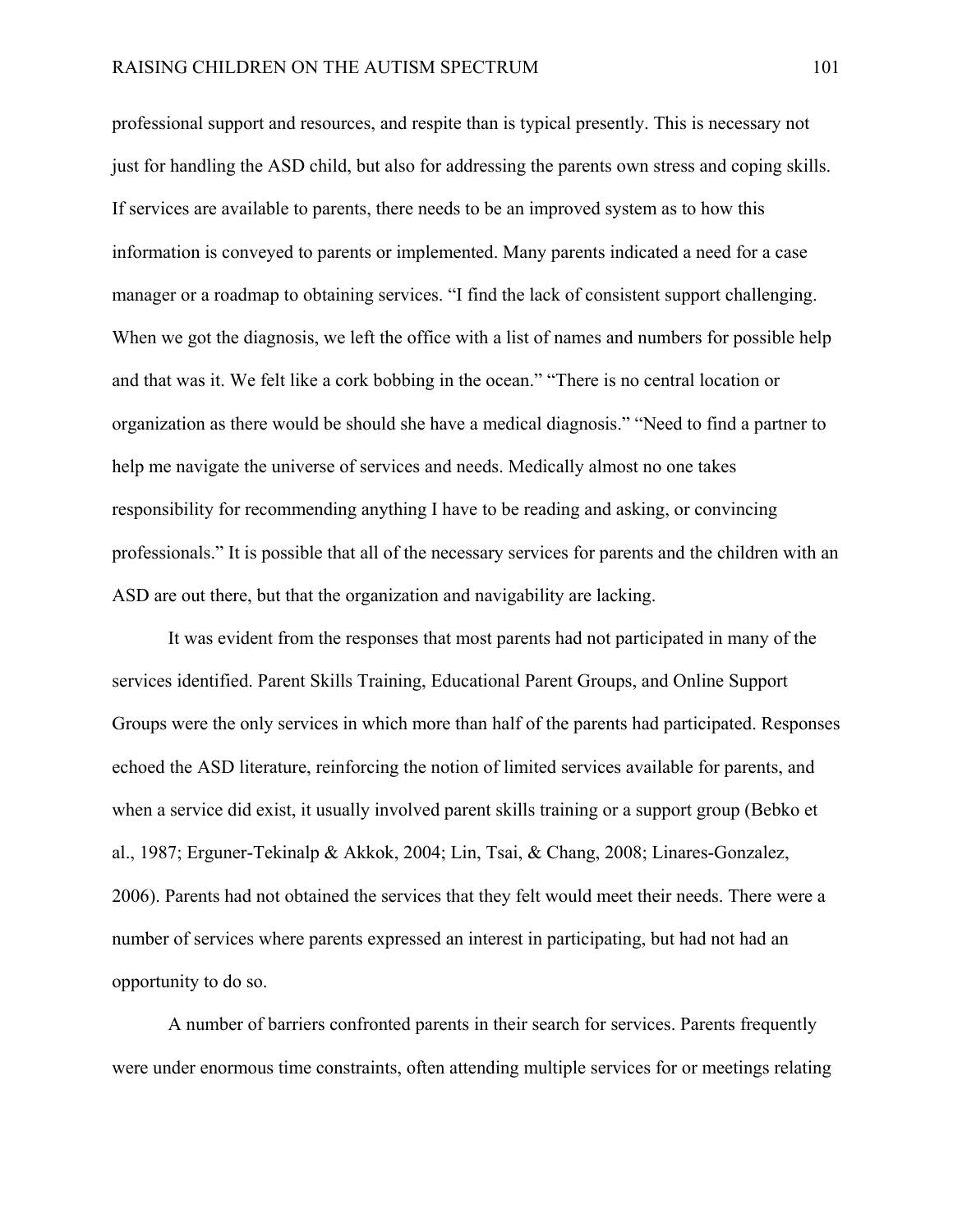professional support and resources, and respite than is typical presently. This is necessary not just for handling the ASD child, but also for addressing the parents own stress and coping skills. If services are available to parents, there needs to be an improved system as to how this information is conveyed to parents or implemented. Many parents indicated a need for a case manager or a roadmap to obtaining services. "I find the lack of consistent support challenging. When we got the diagnosis, we left the office with a list of names and numbers for possible help and that was it. We felt like a cork bobbing in the ocean." "There is no central location or organization as there would be should she have a medical diagnosis." "Need to find a partner to help me navigate the universe of services and needs. Medically almost no one takes responsibility for recommending anything I have to be reading and asking, or convincing professionals." It is possible that all of the necessary services for parents and the children with an ASD are out there, but that the organization and navigability are lacking.

It was evident from the responses that most parents had not participated in many of the services identified. Parent Skills Training, Educational Parent Groups, and Online Support Groups were the only services in which more than half of the parents had participated. Responses echoed the ASD literature, reinforcing the notion of limited services available for parents, and when a service did exist, it usually involved parent skills training or a support group (Bebko et al., 1987; Erguner-Tekinalp & Akkok, 2004; Lin, Tsai, & Chang, 2008; Linares-Gonzalez, 2006). Parents had not obtained the services that they felt would meet their needs. There were a number of services where parents expressed an interest in participating, but had not had an opportunity to do so.

A number of barriers confronted parents in their search for services. Parents frequently were under enormous time constraints, often attending multiple services for or meetings relating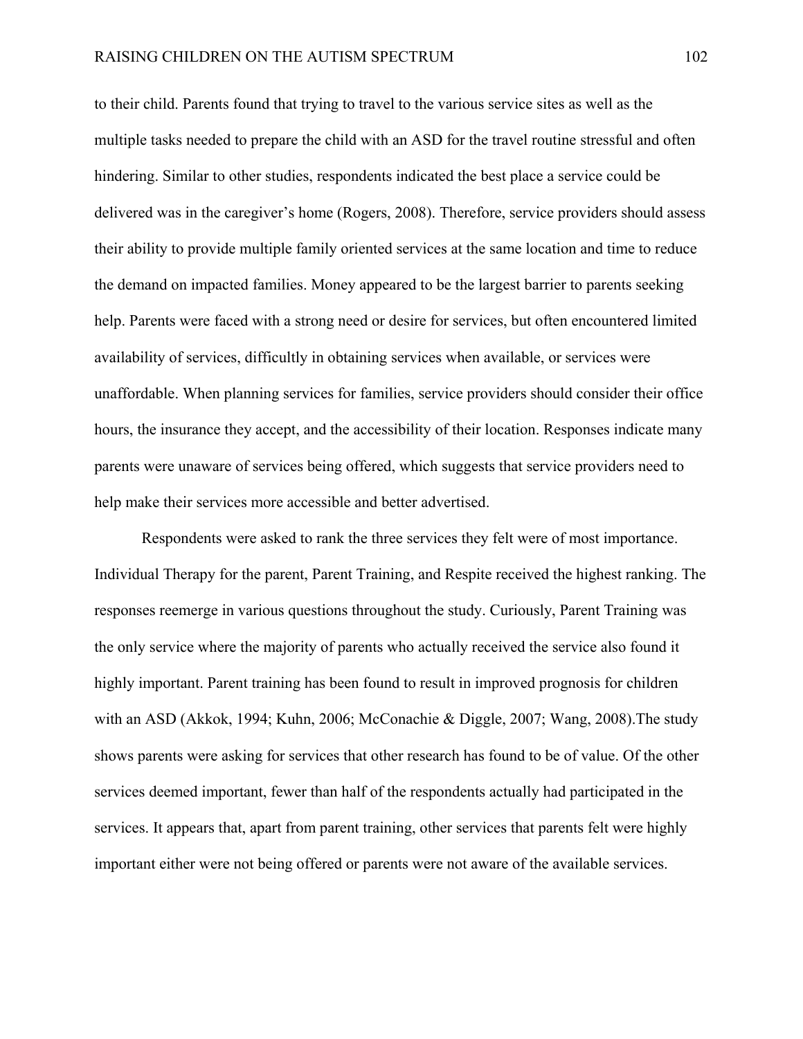to their child. Parents found that trying to travel to the various service sites as well as the multiple tasks needed to prepare the child with an ASD for the travel routine stressful and often hindering. Similar to other studies, respondents indicated the best place a service could be delivered was in the caregiver's home (Rogers, 2008). Therefore, service providers should assess their ability to provide multiple family oriented services at the same location and time to reduce the demand on impacted families. Money appeared to be the largest barrier to parents seeking help. Parents were faced with a strong need or desire for services, but often encountered limited availability of services, difficultly in obtaining services when available, or services were unaffordable. When planning services for families, service providers should consider their office hours, the insurance they accept, and the accessibility of their location. Responses indicate many parents were unaware of services being offered, which suggests that service providers need to help make their services more accessible and better advertised.

Respondents were asked to rank the three services they felt were of most importance. Individual Therapy for the parent, Parent Training, and Respite received the highest ranking. The responses reemerge in various questions throughout the study. Curiously, Parent Training was the only service where the majority of parents who actually received the service also found it highly important. Parent training has been found to result in improved prognosis for children with an ASD (Akkok, 1994; Kuhn, 2006; McConachie & Diggle, 2007; Wang, 2008).The study shows parents were asking for services that other research has found to be of value. Of the other services deemed important, fewer than half of the respondents actually had participated in the services. It appears that, apart from parent training, other services that parents felt were highly important either were not being offered or parents were not aware of the available services.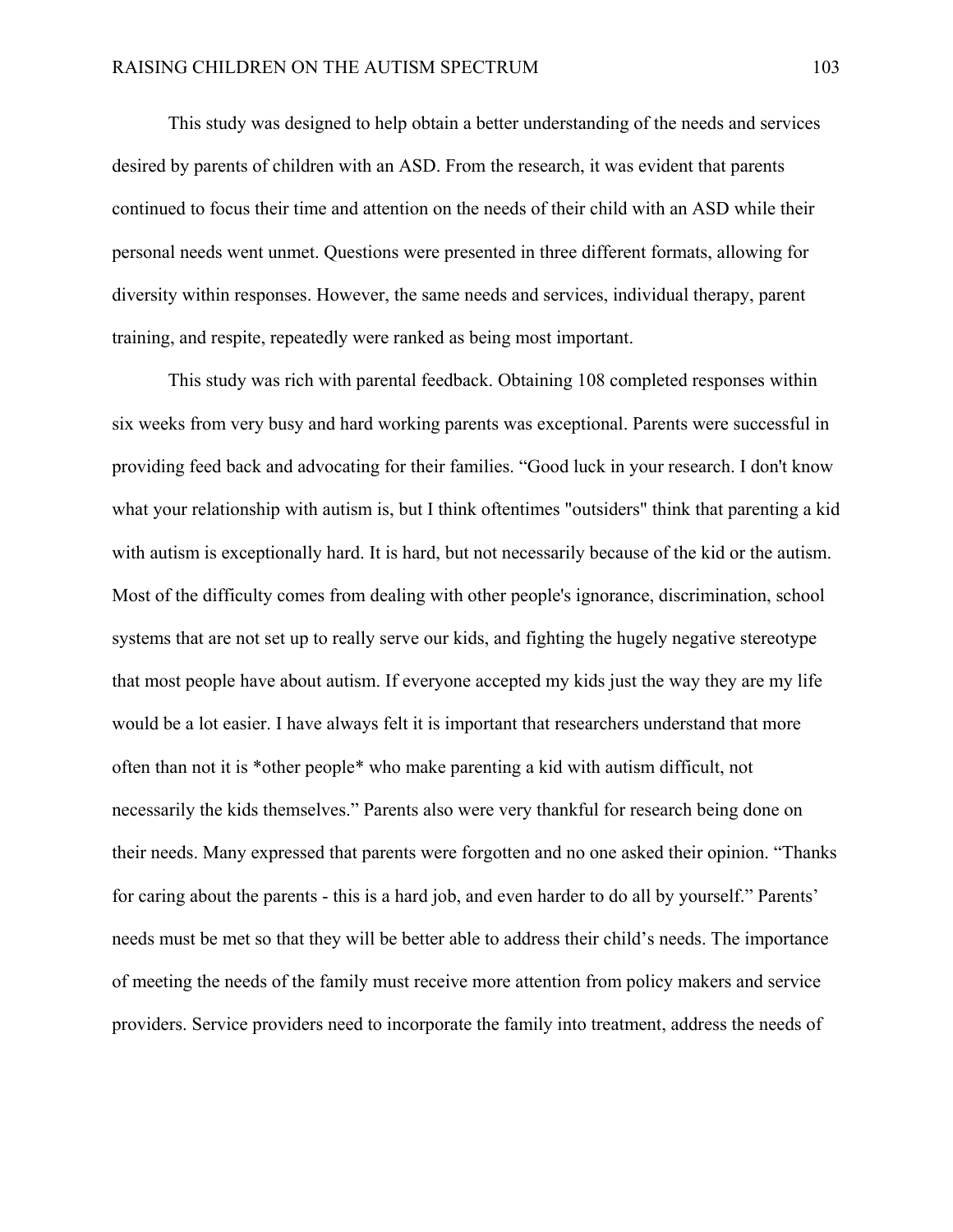This study was designed to help obtain a better understanding of the needs and services desired by parents of children with an ASD. From the research, it was evident that parents continued to focus their time and attention on the needs of their child with an ASD while their personal needs went unmet. Questions were presented in three different formats, allowing for diversity within responses. However, the same needs and services, individual therapy, parent training, and respite, repeatedly were ranked as being most important.

This study was rich with parental feedback. Obtaining 108 completed responses within six weeks from very busy and hard working parents was exceptional. Parents were successful in providing feed back and advocating for their families. "Good luck in your research. I don't know what your relationship with autism is, but I think oftentimes "outsiders" think that parenting a kid with autism is exceptionally hard. It is hard, but not necessarily because of the kid or the autism. Most of the difficulty comes from dealing with other people's ignorance, discrimination, school systems that are not set up to really serve our kids, and fighting the hugely negative stereotype that most people have about autism. If everyone accepted my kids just the way they are my life would be a lot easier. I have always felt it is important that researchers understand that more often than not it is *other people* who make parenting a kid with autism difficult, not necessarily the kids themselves." Parents also were very thankful for research being done on their needs. Many expressed that parents were forgotten and no one asked their opinion. "Thanks for caring about the parents - this is a hard job, and even harder to do all by yourself." Parents' needs must be met so that they will be better able to address their child's needs. The importance of meeting the needs of the family must receive more attention from policy makers and service providers. Service providers need to incorporate the family into treatment, address the needs of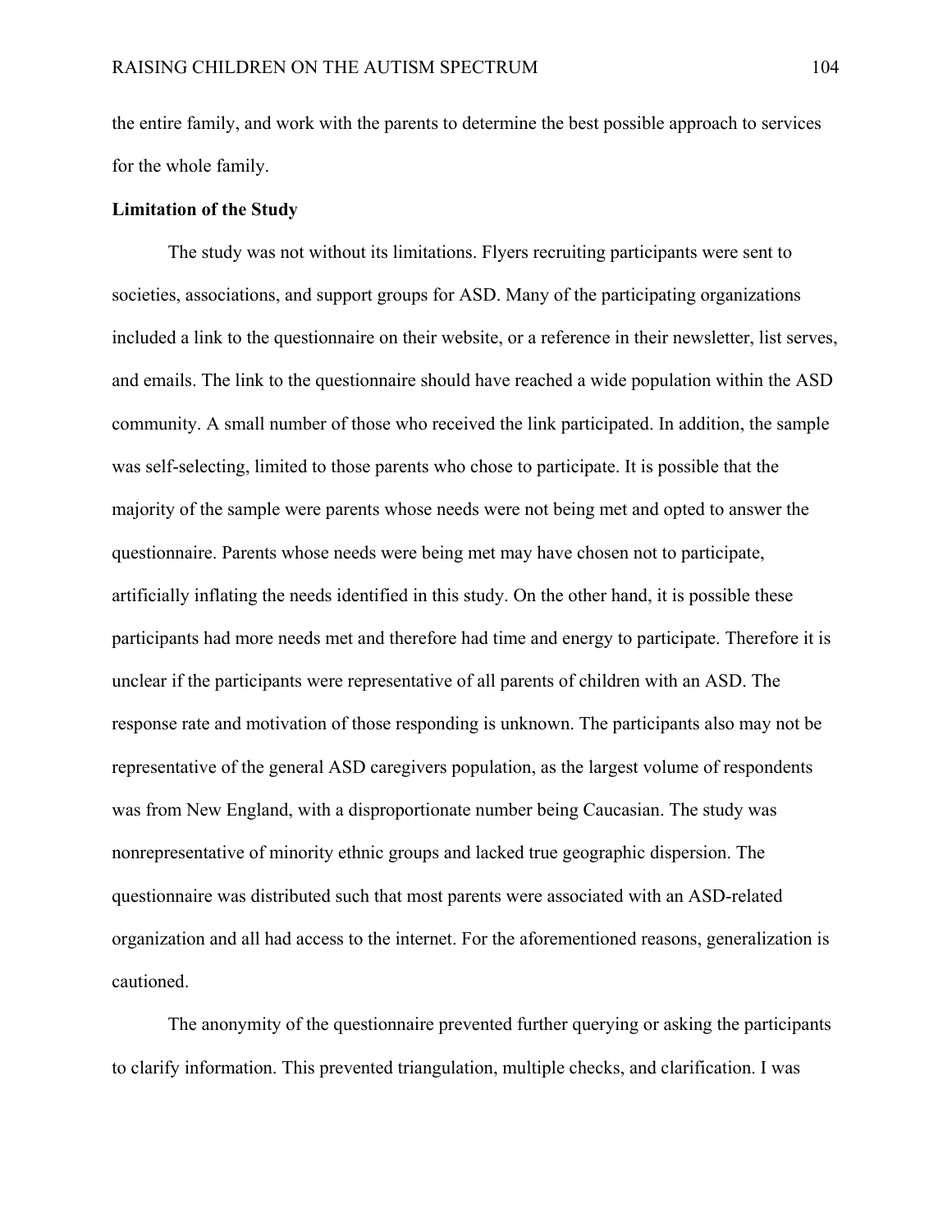the entire family, and work with the parents to determine the best possible approach to services for the whole family.

**Limitation of the Study**

The study was not without its limitations. Flyers recruiting participants were sent to societies, associations, and support groups for ASD. Many of the participating organizations included a link to the questionnaire on their website, or a reference in their newsletter, list serves, and emails. The link to the questionnaire should have reached a wide population within the ASD community. A small number of those who received the link participated. In addition, the sample was self-selecting, limited to those parents who chose to participate. It is possible that the majority of the sample were parents whose needs were not being met and opted to answer the questionnaire. Parents whose needs were being met may have chosen not to participate, artificially inflating the needs identified in this study. On the other hand, it is possible these participants had more needs met and therefore had time and energy to participate. Therefore it is unclear if the participants were representative of all parents of children with an ASD. The response rate and motivation of those responding is unknown. The participants also may not be representative of the general ASD caregivers population, as the largest volume of respondents was from New England, with a disproportionate number being Caucasian. The study was nonrepresentative of minority ethnic groups and lacked true geographic dispersion. The questionnaire was distributed such that most parents were associated with an ASD-related organization and all had access to the internet. For the aforementioned reasons, generalization is cautioned.

The anonymity of the questionnaire prevented further querying or asking the participants to clarify information. This prevented triangulation, multiple checks, and clarification. I was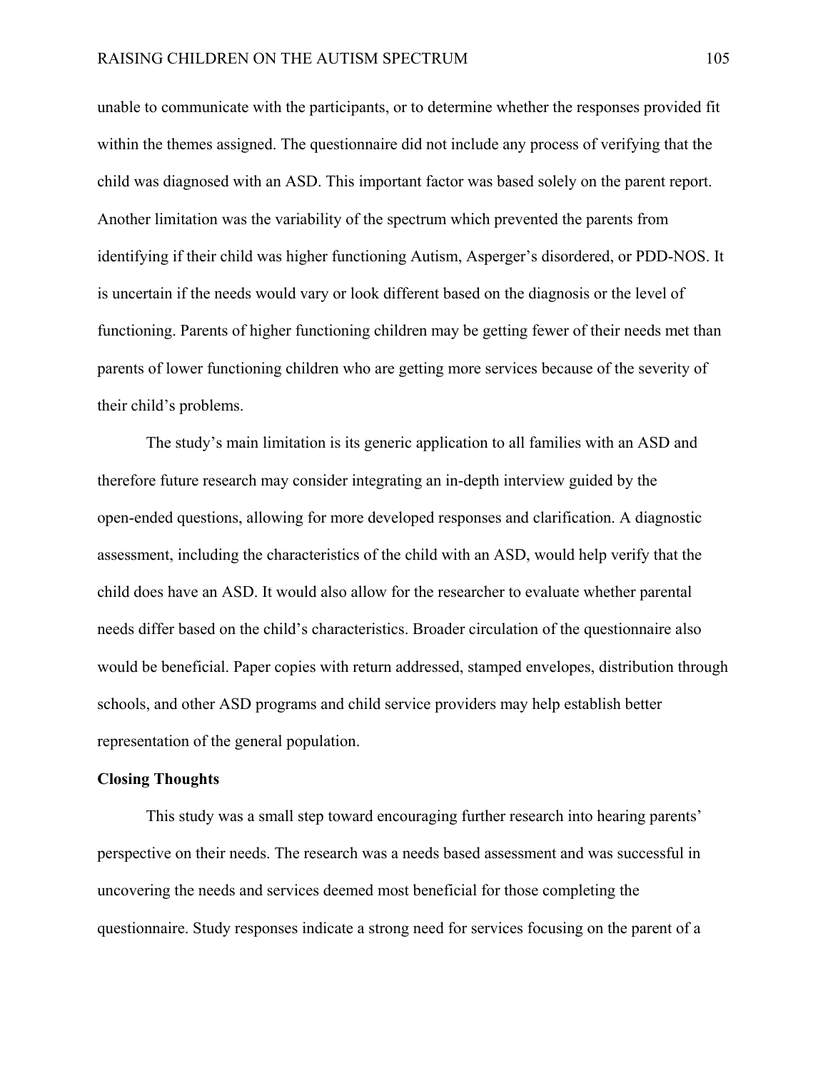unable to communicate with the participants, or to determine whether the responses provided fit within the themes assigned. The questionnaire did not include any process of verifying that the child was diagnosed with an ASD. This important factor was based solely on the parent report. Another limitation was the variability of the spectrum which prevented the parents from identifying if their child was higher functioning Autism, Asperger's disordered, or PDD-NOS. It is uncertain if the needs would vary or look different based on the diagnosis or the level of functioning. Parents of higher functioning children may be getting fewer of their needs met than parents of lower functioning children who are getting more services because of the severity of their child's problems.

The study's main limitation is its generic application to all families with an ASD and therefore future research may consider integrating an in-depth interview guided by the open-ended questions, allowing for more developed responses and clarification. A diagnostic assessment, including the characteristics of the child with an ASD, would help verify that the child does have an ASD. It would also allow for the researcher to evaluate whether parental needs differ based on the child's characteristics. Broader circulation of the questionnaire also would be beneficial. Paper copies with return addressed, stamped envelopes, distribution through schools, and other ASD programs and child service providers may help establish better representation of the general population.

**Closing Thoughts**

This study was a small step toward encouraging further research into hearing parents' perspective on their needs. The research was a needs based assessment and was successful in uncovering the needs and services deemed most beneficial for those completing the questionnaire. Study responses indicate a strong need for services focusing on the parent of a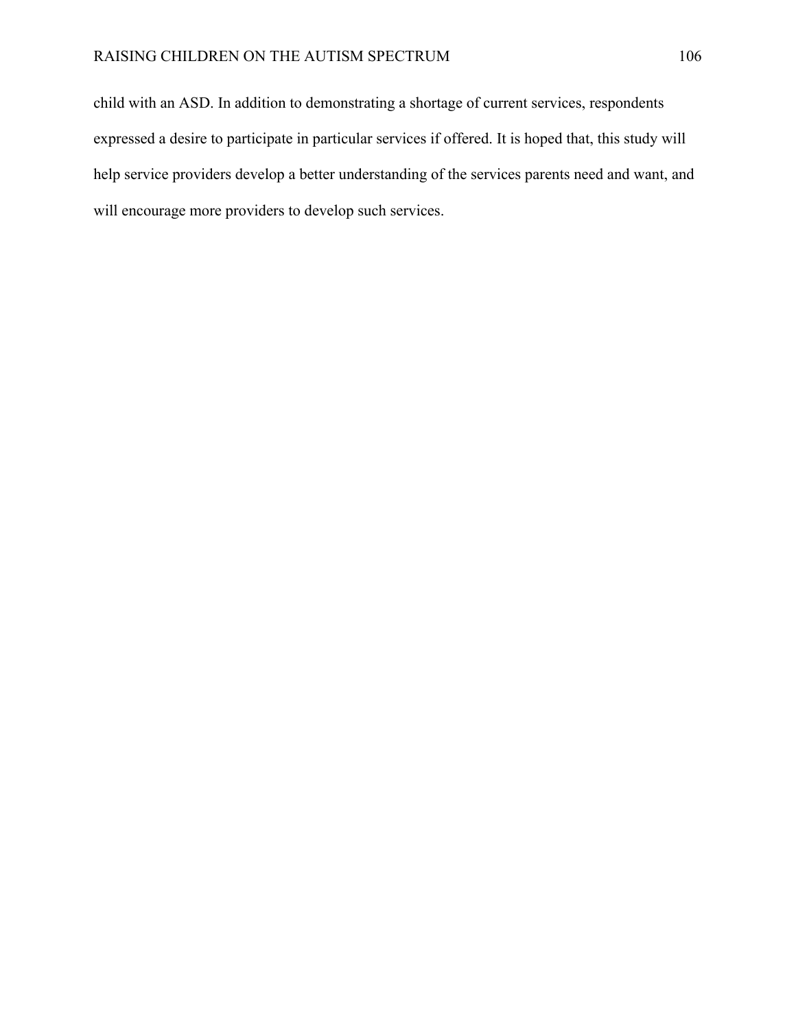child with an ASD. In addition to demonstrating a shortage of current services, respondents expressed a desire to participate in particular services if offered. It is hoped that, this study will help service providers develop a better understanding of the services parents need and want, and will encourage more providers to develop such services.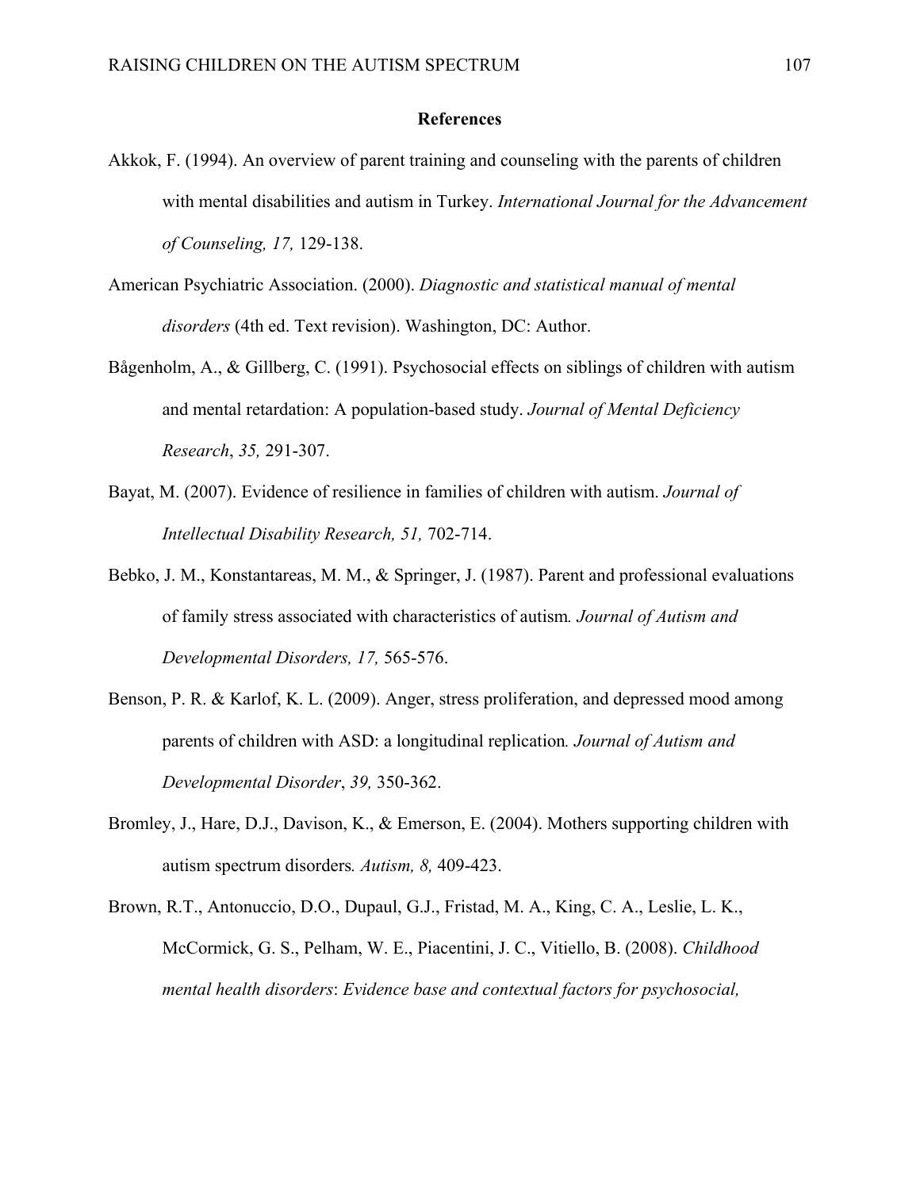## References

Akkok, F. (1994). An overview of parent training and counseling with the parents of children with mental disabilities and autism in Turkey. *International Journal for the Advancement of Counseling, 17,* 129-138.

American Psychiatric Association. (2000). *Diagnostic and statistical manual of mental disorders* (4th ed. Text revision). Washington, DC: Author.

Bågenholm, A., & Gillberg, C. (1991). Psychosocial effects on siblings of children with autism and mental retardation: A population-based study. *Journal of Mental Deficiency Research*, *35,* 291-307.

Bayat, M. (2007). Evidence of resilience in families of children with autism. *Journal of Intellectual Disability Research, 51,* 702-714.

Bebko, J. M., Konstantareas, M. M., & Springer, J. (1987). Parent and professional evaluations of family stress associated with characteristics of autism*. Journal of Autism and Developmental Disorders, 17,* 565-576.

Benson, P. R. & Karlof, K. L. (2009). Anger, stress proliferation, and depressed mood among parents of children with ASD: a longitudinal replication*. Journal of Autism and Developmental Disorder*, *39,* 350-362.

Bromley, J., Hare, D.J., Davison, K., & Emerson, E. (2004). Mothers supporting children with autism spectrum disorders*. Autism, 8,* 409-423.

Brown, R.T., Antonuccio, D.O., Dupaul, G.J., Fristad, M. A., King, C. A., Leslie, L. K., McCormick, G. S., Pelham, W. E., Piacentini, J. C., Vitiello, B. (2008). *Childhood mental health disorders*: *Evidence base and contextual factors for psychosocial,*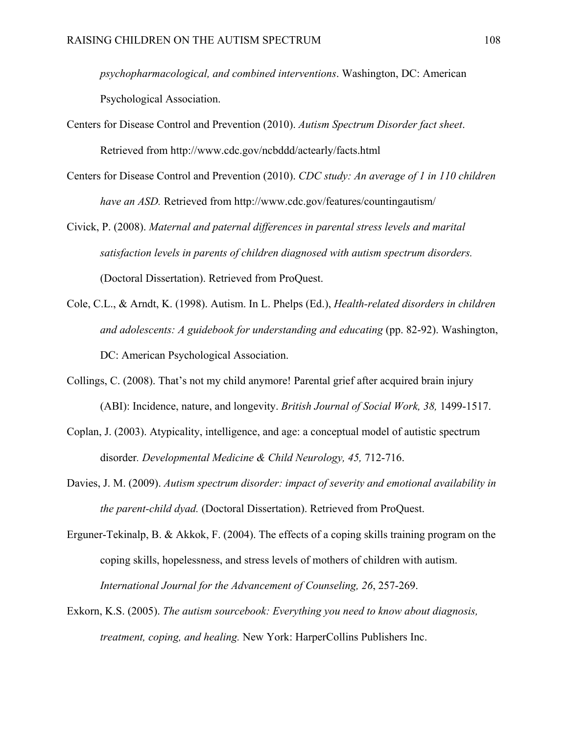*psychopharmacological, and combined interventions*. Washington, DC: American Psychological Association.

Centers for Disease Control and Prevention (2010). *Autism Spectrum Disorder fact sheet*. Retrieved from http://www.cdc.gov/ncbddd/actearly/facts.html

Centers for Disease Control and Prevention (2010). *CDC study: An average of 1 in 110 children have an ASD.* Retrieved from http://www.cdc.gov/features/countingautism/

Civick, P. (2008). *Maternal and paternal differences in parental stress levels and marital satisfaction levels in parents of children diagnosed with autism spectrum disorders.* (Doctoral Dissertation). Retrieved from ProQuest.

Cole, C.L., & Arndt, K. (1998). Autism. In L. Phelps (Ed.), *Health-related disorders in children and adolescents: A guidebook for understanding and educating* (pp. 82-92). Washington, DC: American Psychological Association.

Collings, C. (2008). That's not my child anymore! Parental grief after acquired brain injury (ABI): Incidence, nature, and longevity. *British Journal of Social Work, 38,* 1499-1517.

Coplan, J. (2003). Atypicality, intelligence, and age: a conceptual model of autistic spectrum disorder. *Developmental Medicine & Child Neurology, 45,* 712-716.

Davies, J. M. (2009). *Autism spectrum disorder: impact of severity and emotional availability in the parent-child dyad.* (Doctoral Dissertation). Retrieved from ProQuest.

Erguner-Tekinalp, B. & Akkok, F. (2004). The effects of a coping skills training program on the coping skills, hopelessness, and stress levels of mothers of children with autism. *International Journal for the Advancement of Counseling, 26*, 257-269.

Exkorn, K.S. (2005). *The autism sourcebook: Everything you need to know about diagnosis, treatment, coping, and healing.* New York: HarperCollins Publishers Inc.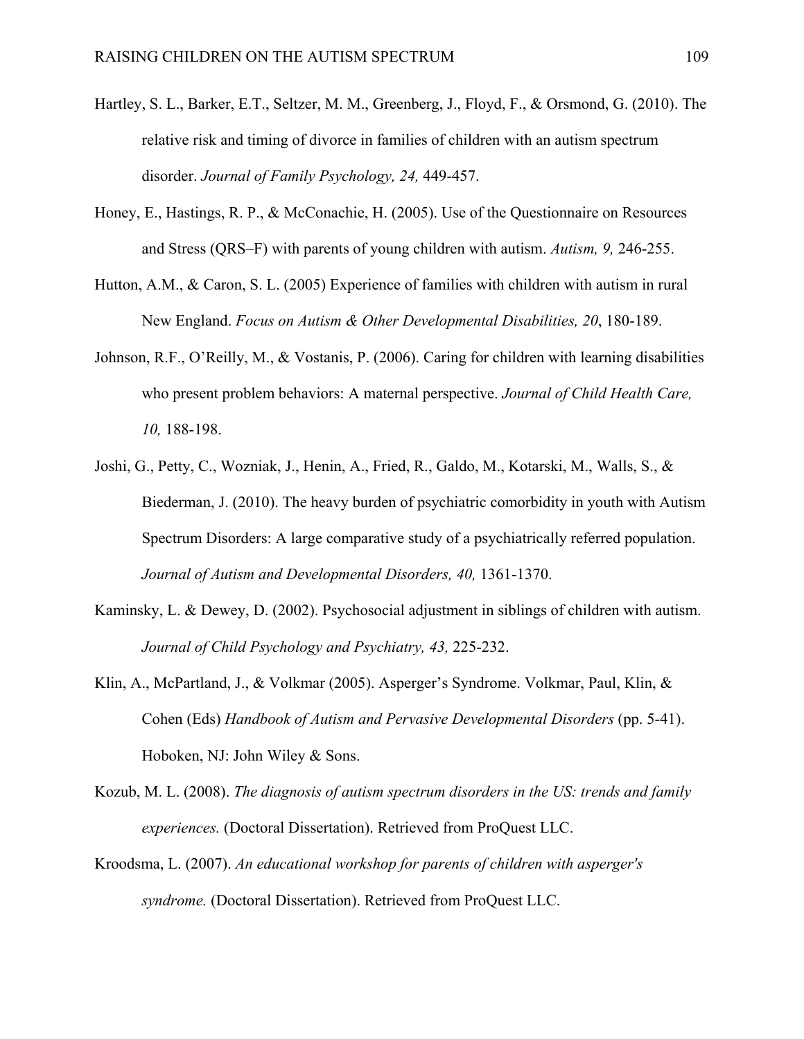Hartley, S. L., Barker, E.T., Seltzer, M. M., Greenberg, J., Floyd, F., & Orsmond, G. (2010). The relative risk and timing of divorce in families of children with an autism spectrum disorder. *Journal of Family Psychology, 24,* 449-457.

Honey, E., Hastings, R. P., & McConachie, H. (2005). Use of the Questionnaire on Resources and Stress (QRS–F) with parents of young children with autism. *Autism, 9,* 246-255.

Hutton, A.M., & Caron, S. L. (2005) Experience of families with children with autism in rural New England. *Focus on Autism & Other Developmental Disabilities, 20*, 180-189.

Johnson, R.F., O'Reilly, M., & Vostanis, P. (2006). Caring for children with learning disabilities who present problem behaviors: A maternal perspective. *Journal of Child Health Care, 10,* 188-198.

Joshi, G., Petty, C., Wozniak, J., Henin, A., Fried, R., Galdo, M., Kotarski, M., Walls, S., & Biederman, J. (2010). The heavy burden of psychiatric comorbidity in youth with Autism Spectrum Disorders: A large comparative study of a psychiatrically referred population. *Journal of Autism and Developmental Disorders, 40,* 1361-1370.

Kaminsky, L. & Dewey, D. (2002). Psychosocial adjustment in siblings of children with autism. *Journal of Child Psychology and Psychiatry, 43,* 225-232.

Klin, A., McPartland, J., & Volkmar (2005). Asperger's Syndrome. Volkmar, Paul, Klin, & Cohen (Eds) *Handbook of Autism and Pervasive Developmental Disorders* (pp. 5-41). Hoboken, NJ: John Wiley & Sons.

Kozub, M. L. (2008). *The diagnosis of autism spectrum disorders in the US: trends and family experiences.* (Doctoral Dissertation). Retrieved from ProQuest LLC.

Kroodsma, L. (2007). *An educational workshop for parents of children with asperger's syndrome.* (Doctoral Dissertation). Retrieved from ProQuest LLC.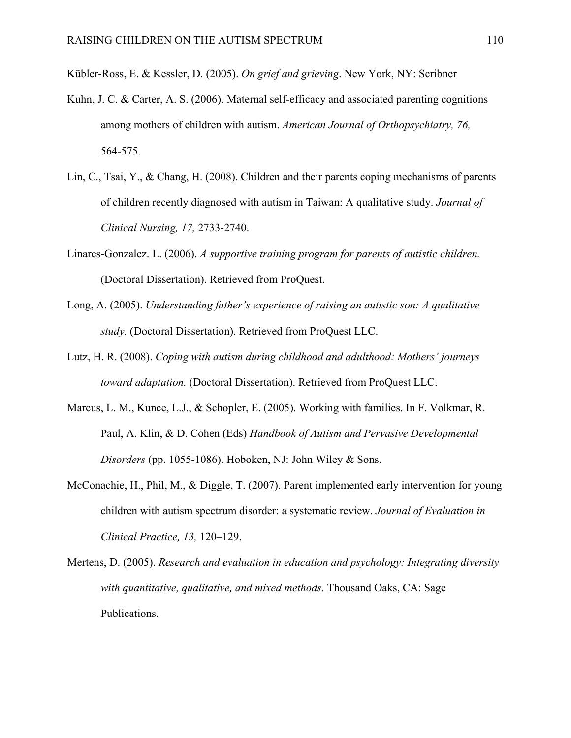Kübler-Ross, E. & Kessler, D. (2005). *On grief and grieving*. New York, NY: Scribner

Kuhn, J. C. & Carter, A. S. (2006). Maternal self-efficacy and associated parenting cognitions among mothers of children with autism. *American Journal of Orthopsychiatry, 76,* 564-575.

Lin, C., Tsai, Y., & Chang, H. (2008). Children and their parents coping mechanisms of parents of children recently diagnosed with autism in Taiwan: A qualitative study. *Journal of Clinical Nursing, 17,* 2733-2740.

Linares-Gonzalez. L. (2006). *A supportive training program for parents of autistic children.* (Doctoral Dissertation). Retrieved from ProQuest.

Long, A. (2005). *Understanding father's experience of raising an autistic son: A qualitative study.* (Doctoral Dissertation). Retrieved from ProQuest LLC.

Lutz, H. R. (2008). *Coping with autism during childhood and adulthood: Mothers' journeys toward adaptation.* (Doctoral Dissertation). Retrieved from ProQuest LLC.

Marcus, L. M., Kunce, L.J., & Schopler, E. (2005). Working with families. In F. Volkmar, R. Paul, A. Klin, & D. Cohen (Eds) *Handbook of Autism and Pervasive Developmental Disorders* (pp. 1055-1086). Hoboken, NJ: John Wiley & Sons.

McConachie, H., Phil, M., & Diggle, T. (2007). Parent implemented early intervention for young children with autism spectrum disorder: a systematic review. *Journal of Evaluation in Clinical Practice, 13,* 120–129.

Mertens, D. (2005). *Research and evaluation in education and psychology: Integrating diversity with quantitative, qualitative, and mixed methods.* Thousand Oaks, CA: Sage Publications.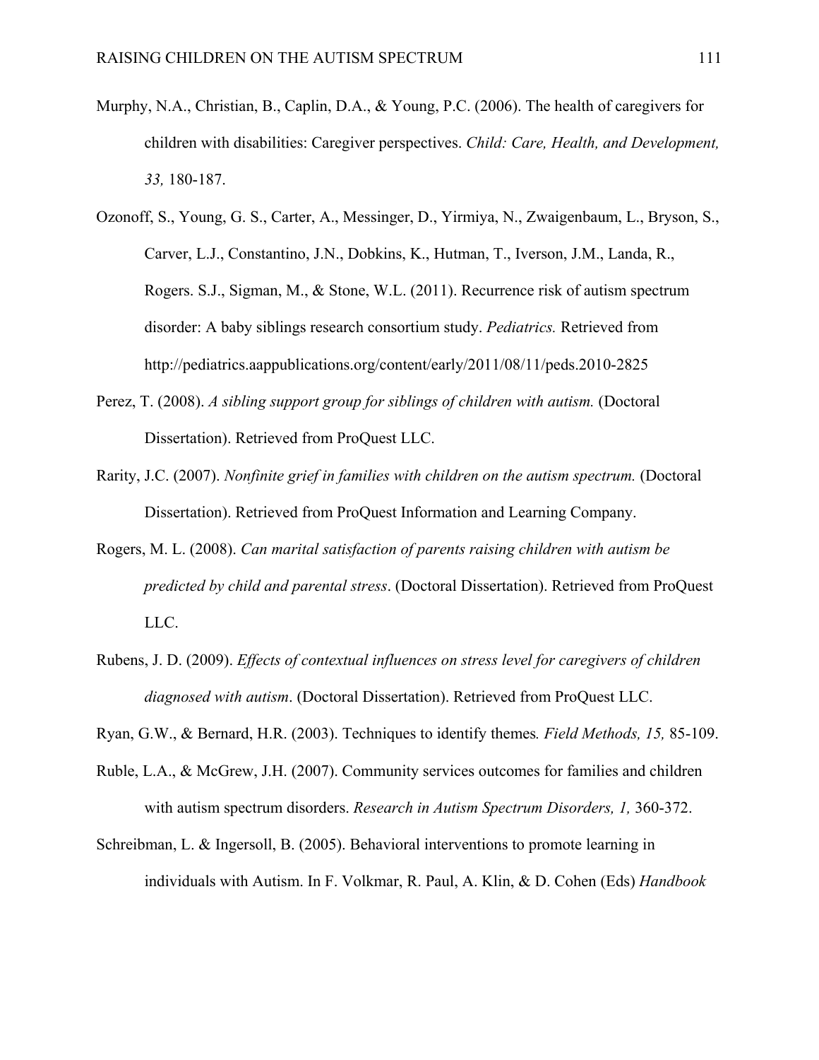Murphy, N.A., Christian, B., Caplin, D.A., & Young, P.C. (2006). The health of caregivers for children with disabilities: Caregiver perspectives. *Child: Care, Health, and Development, 33,* 180-187.

Ozonoff, S., Young, G. S., Carter, A., Messinger, D., Yirmiya, N., Zwaigenbaum, L., Bryson, S., Carver, L.J., Constantino, J.N., Dobkins, K., Hutman, T., Iverson, J.M., Landa, R., Rogers. S.J., Sigman, M., & Stone, W.L. (2011). Recurrence risk of autism spectrum disorder: A baby siblings research consortium study. *Pediatrics.* Retrieved from http://pediatrics.aappublications.org/content/early/2011/08/11/peds.2010-2825

Perez, T. (2008). *A sibling support group for siblings of children with autism.* (Doctoral Dissertation). Retrieved from ProQuest LLC.

Rarity, J.C. (2007). *Nonfinite grief in families with children on the autism spectrum.* (Doctoral Dissertation). Retrieved from ProQuest Information and Learning Company.

Rogers, M. L. (2008). *Can marital satisfaction of parents raising children with autism be predicted by child and parental stress*. (Doctoral Dissertation). Retrieved from ProQuest LLC.

Rubens, J. D. (2009). *Effects of contextual influences on stress level for caregivers of children diagnosed with autism*. (Doctoral Dissertation). Retrieved from ProQuest LLC.

Ryan, G.W., & Bernard, H.R. (2003). Techniques to identify themes*. Field Methods, 15,* 85-109.

Ruble, L.A., & McGrew, J.H. (2007). Community services outcomes for families and children with autism spectrum disorders. *Research in Autism Spectrum Disorders, 1,* 360-372.

Schreibman, L. & Ingersoll, B. (2005). Behavioral interventions to promote learning in individuals with Autism. In F. Volkmar, R. Paul, A. Klin, & D. Cohen (Eds) *Handbook*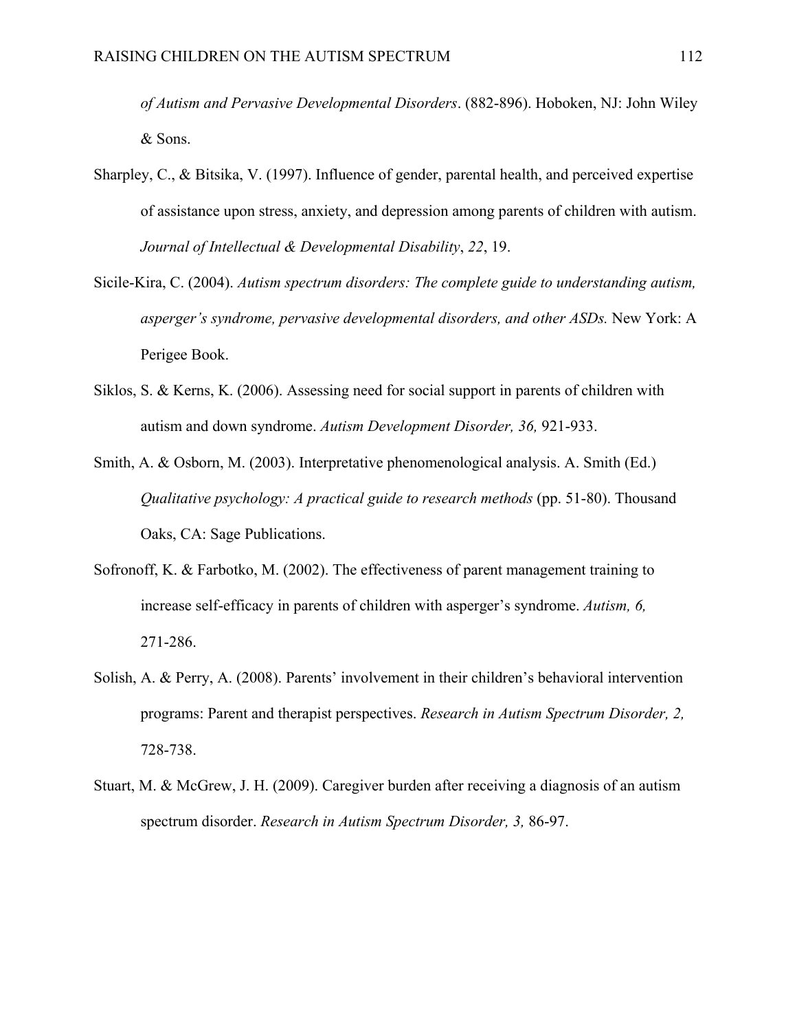*of Autism and Pervasive Developmental Disorders*. (882-896). Hoboken, NJ: John Wiley & Sons.

Sharpley, C., & Bitsika, V. (1997). Influence of gender, parental health, and perceived expertise of assistance upon stress, anxiety, and depression among parents of children with autism. *Journal of Intellectual & Developmental Disability*, *22*, 19.

Sicile-Kira, C. (2004). *Autism spectrum disorders: The complete guide to understanding autism, asperger's syndrome, pervasive developmental disorders, and other ASDs.* New York: A Perigee Book.

Siklos, S. & Kerns, K. (2006). Assessing need for social support in parents of children with autism and down syndrome. *Autism Development Disorder, 36,* 921-933.

Smith, A. & Osborn, M. (2003). Interpretative phenomenological analysis. A. Smith (Ed.) *Qualitative psychology: A practical guide to research methods* (pp. 51-80). Thousand Oaks, CA: Sage Publications.

Sofronoff, K. & Farbotko, M. (2002). The effectiveness of parent management training to increase self-efficacy in parents of children with asperger's syndrome. *Autism, 6,* 271-286.

Solish, A. & Perry, A. (2008). Parents' involvement in their children's behavioral intervention programs: Parent and therapist perspectives. *Research in Autism Spectrum Disorder, 2,* 728-738.

Stuart, M. & McGrew, J. H. (2009). Caregiver burden after receiving a diagnosis of an autism spectrum disorder. *Research in Autism Spectrum Disorder, 3,* 86-97.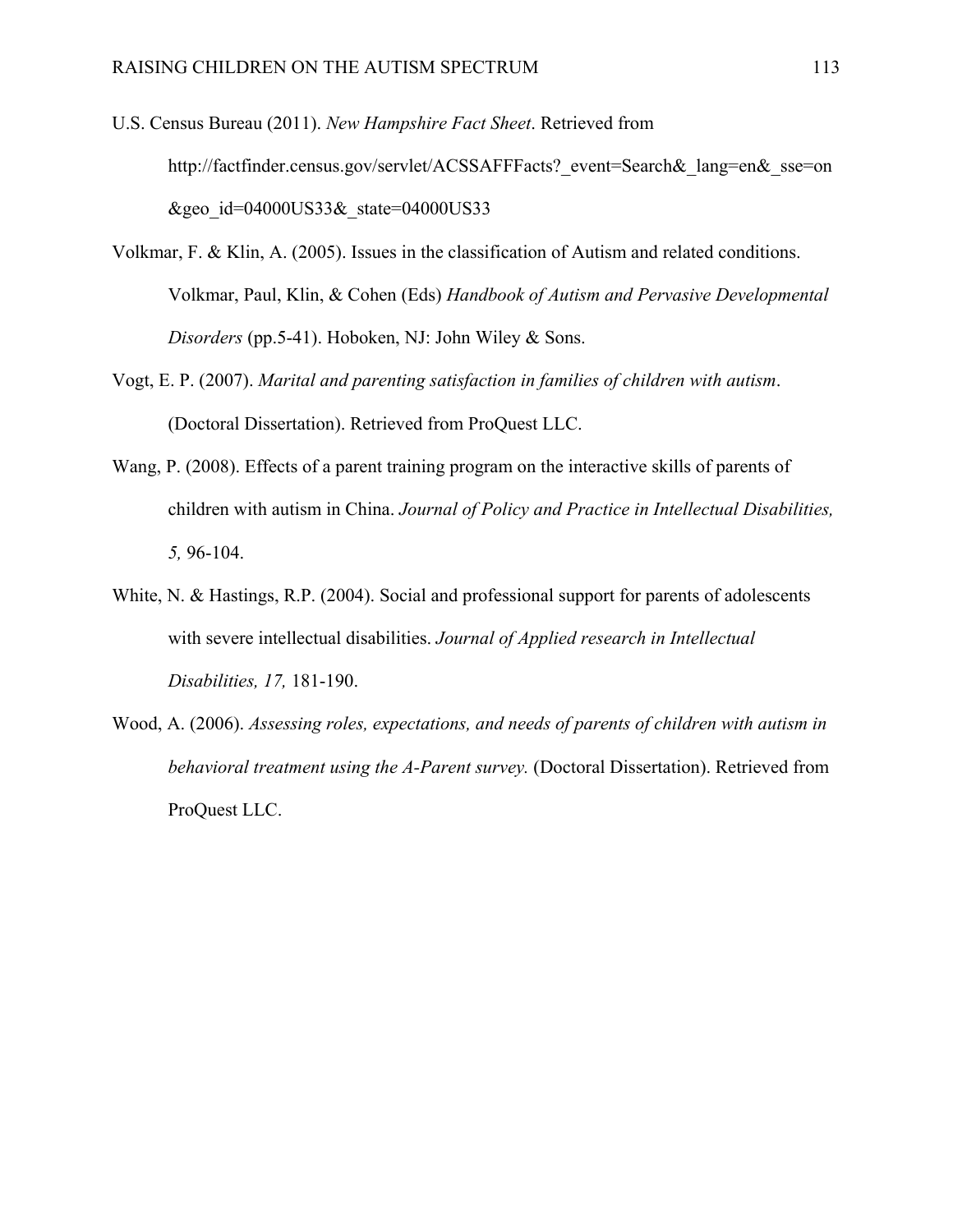U.S. Census Bureau (2011). *New Hampshire Fact Sheet*. Retrieved from http://factfinder.census.gov/servlet/ACSSAFFFacts?_event=Search&_lang=en&_sse=on &geo_id=04000US33&_state=04000US33

Volkmar, F. & Klin, A. (2005). Issues in the classification of Autism and related conditions. Volkmar, Paul, Klin, & Cohen (Eds) *Handbook of Autism and Pervasive Developmental Disorders* (pp.5-41). Hoboken, NJ: John Wiley & Sons.

Vogt, E. P. (2007). *Marital and parenting satisfaction in families of children with autism*. (Doctoral Dissertation). Retrieved from ProQuest LLC.

Wang, P. (2008). Effects of a parent training program on the interactive skills of parents of children with autism in China. *Journal of Policy and Practice in Intellectual Disabilities, 5,* 96-104.

White, N. & Hastings, R.P. (2004). Social and professional support for parents of adolescents with severe intellectual disabilities. *Journal of Applied research in Intellectual Disabilities, 17,* 181-190.

Wood, A. (2006). *Assessing roles, expectations, and needs of parents of children with autism in behavioral treatment using the A-Parent survey.* (Doctoral Dissertation). Retrieved from ProQuest LLC.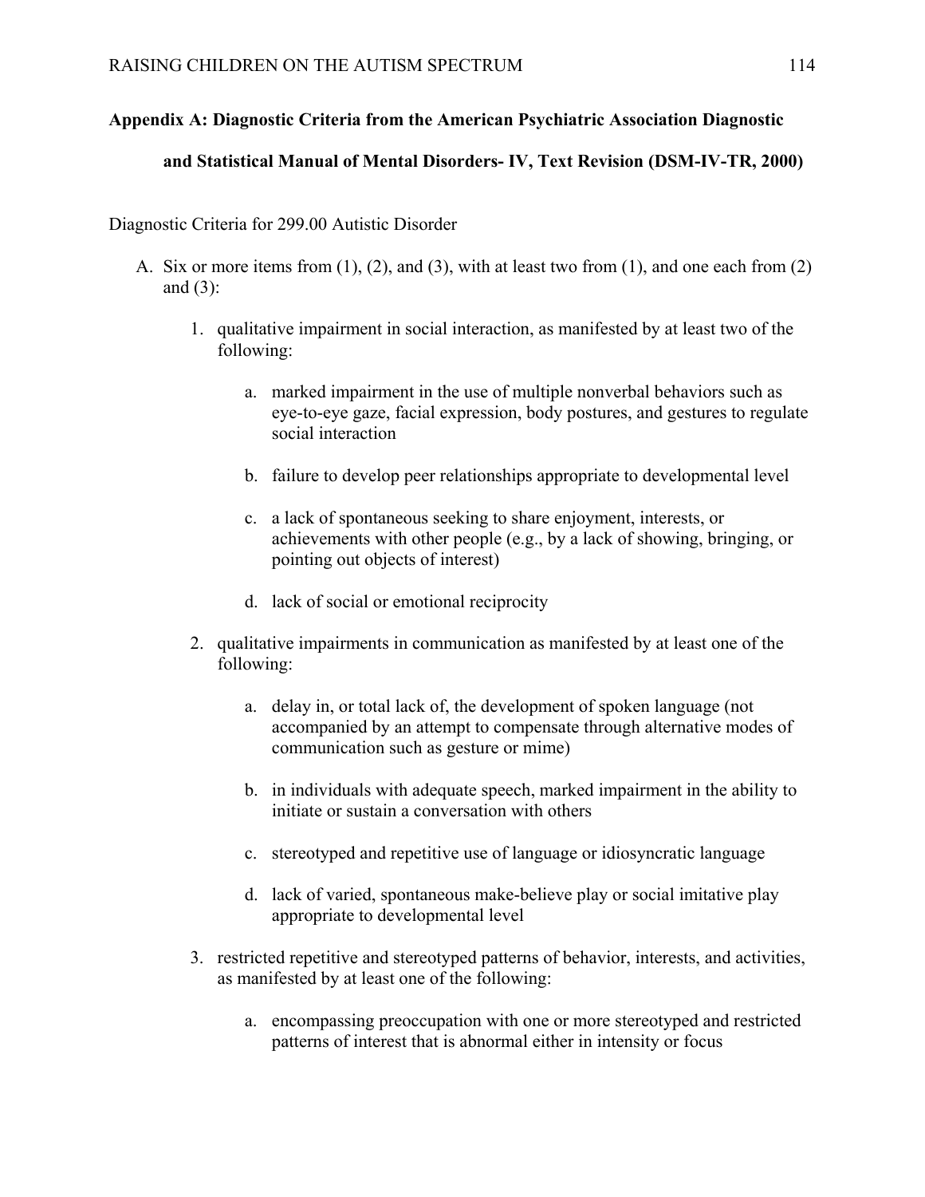## Appendix A: Diagnostic Criteria from the American Psychiatric Association Diagnostic and Statistical Manual of Mental Disorders- IV, Text Revision (DSM-IV-TR, 2000)

Diagnostic Criteria for 299.00 Autistic Disorder

A. Six or more items from (1), (2), and (3), with at least two from (1), and one each from (2) and (3):

   1. qualitative impairment in social interaction, as manifested by at least two of the following:

      a. marked impairment in the use of multiple nonverbal behaviors such as eye-to-eye gaze, facial expression, body postures, and gestures to regulate social interaction

      b. failure to develop peer relationships appropriate to developmental level

      c. a lack of spontaneous seeking to share enjoyment, interests, or achievements with other people (e.g., by a lack of showing, bringing, or pointing out objects of interest)

      d. lack of social or emotional reciprocity

   2. qualitative impairments in communication as manifested by at least one of the following:

      a. delay in, or total lack of, the development of spoken language (not accompanied by an attempt to compensate through alternative modes of communication such as gesture or mime)

      b. in individuals with adequate speech, marked impairment in the ability to initiate or sustain a conversation with others

      c. stereotyped and repetitive use of language or idiosyncratic language

      d. lack of varied, spontaneous make-believe play or social imitative play appropriate to developmental level

   3. restricted repetitive and stereotyped patterns of behavior, interests, and activities, as manifested by at least one of the following:

      a. encompassing preoccupation with one or more stereotyped and restricted patterns of interest that is abnormal either in intensity or focus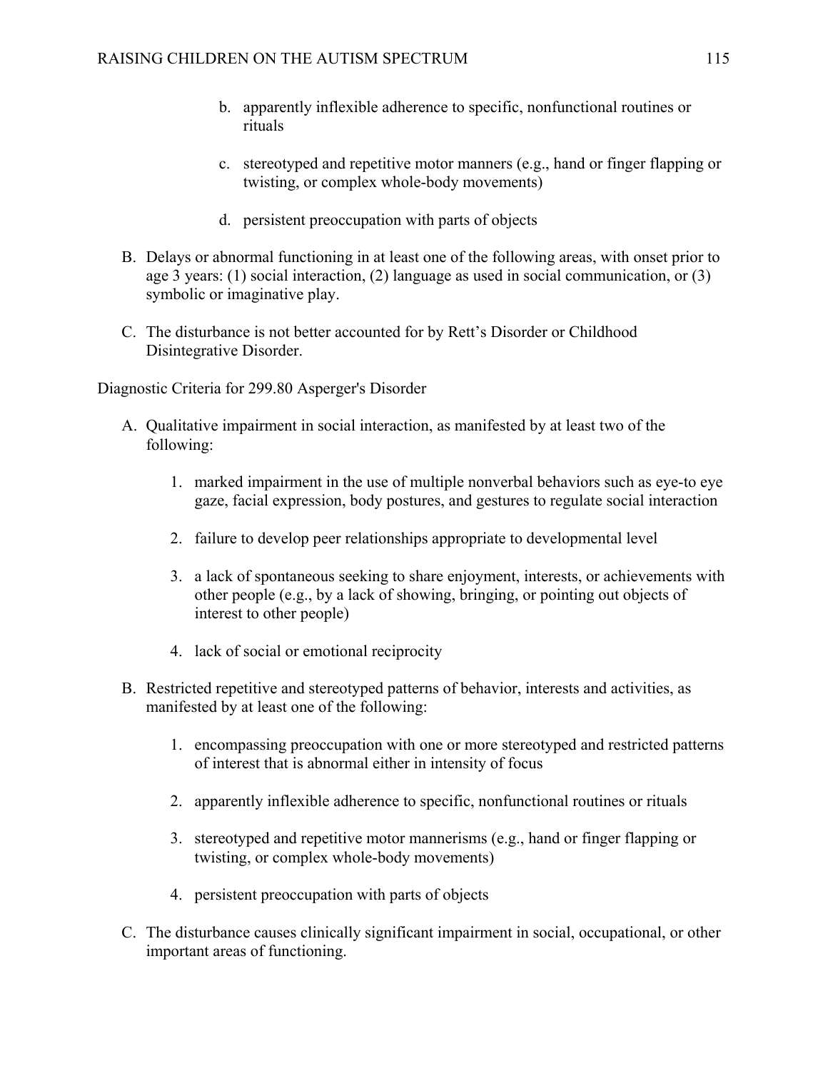b. apparently inflexible adherence to specific, nonfunctional routines or rituals

c. stereotyped and repetitive motor manners (e.g., hand or finger flapping or twisting, or complex whole-body movements)

d. persistent preoccupation with parts of objects

B. Delays or abnormal functioning in at least one of the following areas, with onset prior to age 3 years: (1) social interaction, (2) language as used in social communication, or (3) symbolic or imaginative play.

C. The disturbance is not better accounted for by Rett's Disorder or Childhood Disintegrative Disorder.

Diagnostic Criteria for 299.80 Asperger's Disorder

A. Qualitative impairment in social interaction, as manifested by at least two of the following:

1. marked impairment in the use of multiple nonverbal behaviors such as eye-to eye gaze, facial expression, body postures, and gestures to regulate social interaction

2. failure to develop peer relationships appropriate to developmental level

3. a lack of spontaneous seeking to share enjoyment, interests, or achievements with other people (e.g., by a lack of showing, bringing, or pointing out objects of interest to other people)

4. lack of social or emotional reciprocity

B. Restricted repetitive and stereotyped patterns of behavior, interests and activities, as manifested by at least one of the following:

1. encompassing preoccupation with one or more stereotyped and restricted patterns of interest that is abnormal either in intensity of focus

2. apparently inflexible adherence to specific, nonfunctional routines or rituals

3. stereotyped and repetitive motor mannerisms (e.g., hand or finger flapping or twisting, or complex whole-body movements)

4. persistent preoccupation with parts of objects

C. The disturbance causes clinically significant impairment in social, occupational, or other important areas of functioning.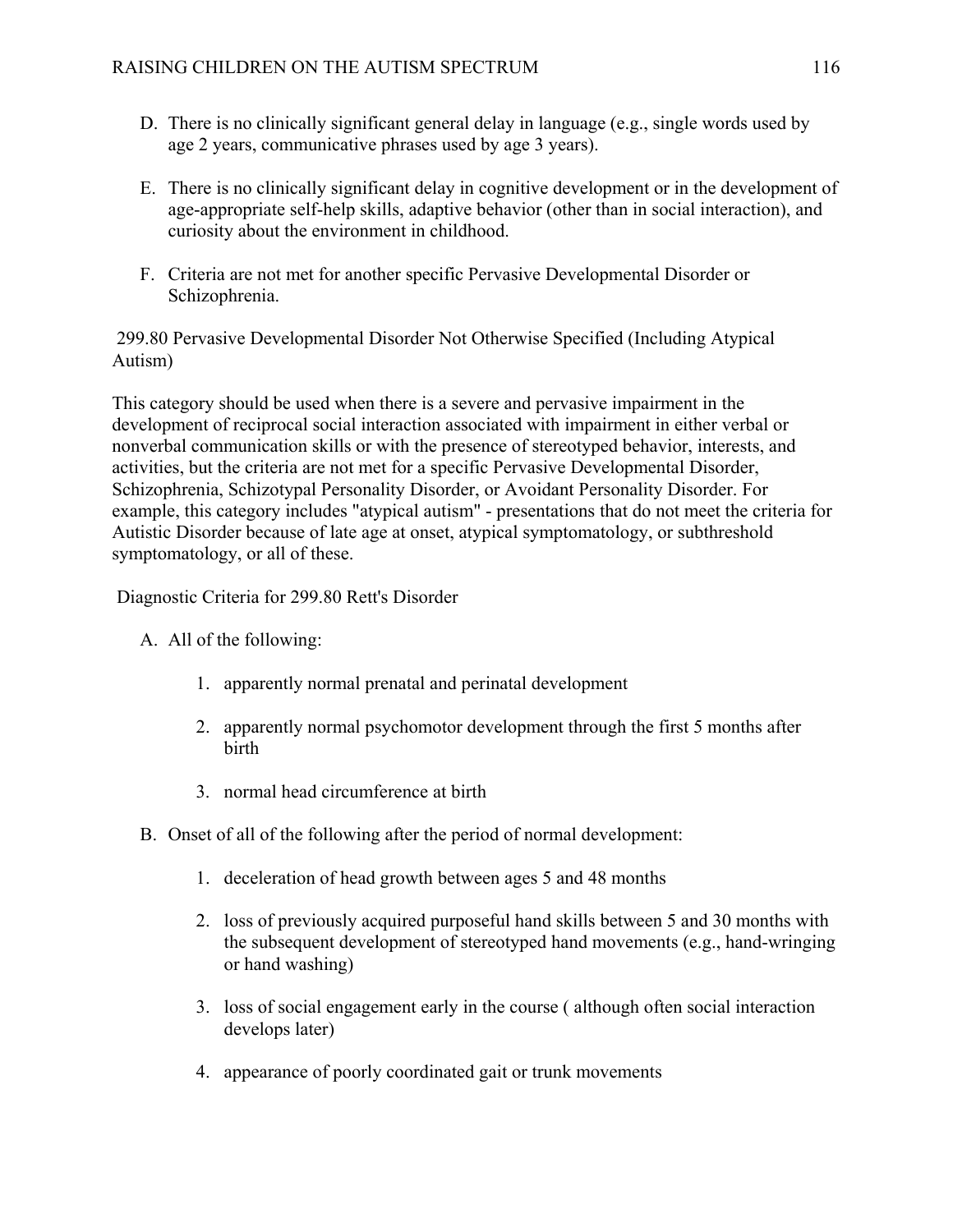D. There is no clinically significant general delay in language (e.g., single words used by age 2 years, communicative phrases used by age 3 years).

E. There is no clinically significant delay in cognitive development or in the development of age-appropriate self-help skills, adaptive behavior (other than in social interaction), and curiosity about the environment in childhood.

F. Criteria are not met for another specific Pervasive Developmental Disorder or Schizophrenia.

299.80 Pervasive Developmental Disorder Not Otherwise Specified (Including Atypical Autism)

This category should be used when there is a severe and pervasive impairment in the development of reciprocal social interaction associated with impairment in either verbal or nonverbal communication skills or with the presence of stereotyped behavior, interests, and activities, but the criteria are not met for a specific Pervasive Developmental Disorder, Schizophrenia, Schizotypal Personality Disorder, or Avoidant Personality Disorder. For example, this category includes "atypical autism" - presentations that do not meet the criteria for Autistic Disorder because of late age at onset, atypical symptomatology, or subthreshold symptomatology, or all of these.

Diagnostic Criteria for 299.80 Rett's Disorder

A. All of the following:

   1. apparently normal prenatal and perinatal development

   2. apparently normal psychomotor development through the first 5 months after birth

   3. normal head circumference at birth

B. Onset of all of the following after the period of normal development:

   1. deceleration of head growth between ages 5 and 48 months

   2. loss of previously acquired purposeful hand skills between 5 and 30 months with the subsequent development of stereotyped hand movements (e.g., hand-wringing or hand washing)

   3. loss of social engagement early in the course ( although often social interaction develops later)

   4. appearance of poorly coordinated gait or trunk movements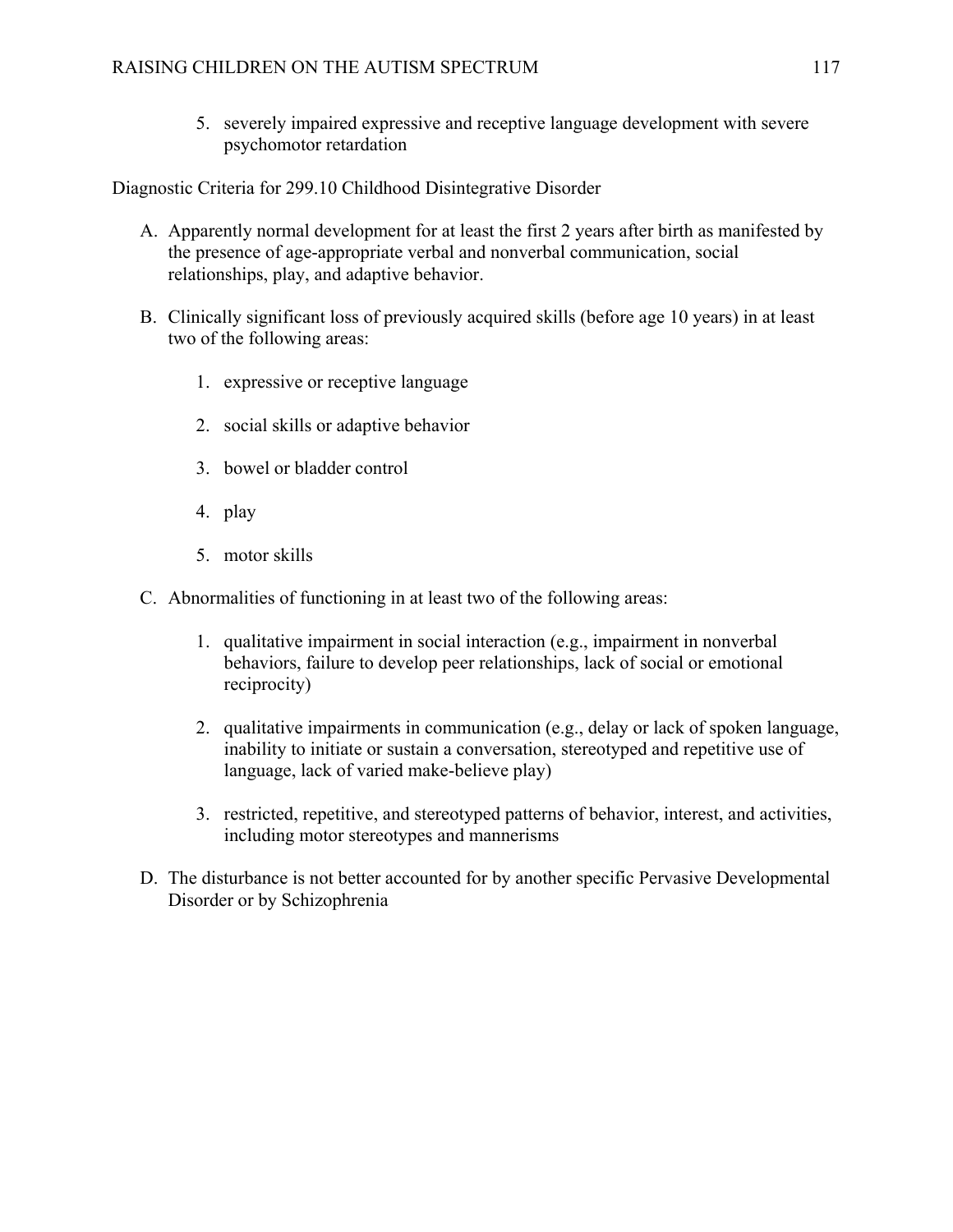5. severely impaired expressive and receptive language development with severe psychomotor retardation

Diagnostic Criteria for 299.10 Childhood Disintegrative Disorder

A. Apparently normal development for at least the first 2 years after birth as manifested by the presence of age-appropriate verbal and nonverbal communication, social relationships, play, and adaptive behavior.

B. Clinically significant loss of previously acquired skills (before age 10 years) in at least two of the following areas:

    1. expressive or receptive language

    2. social skills or adaptive behavior

    3. bowel or bladder control

    4. play

    5. motor skills

C. Abnormalities of functioning in at least two of the following areas:

    1. qualitative impairment in social interaction (e.g., impairment in nonverbal behaviors, failure to develop peer relationships, lack of social or emotional reciprocity)

    2. qualitative impairments in communication (e.g., delay or lack of spoken language, inability to initiate or sustain a conversation, stereotyped and repetitive use of language, lack of varied make-believe play)

    3. restricted, repetitive, and stereotyped patterns of behavior, interest, and activities, including motor stereotypes and mannerisms

D. The disturbance is not better accounted for by another specific Pervasive Developmental Disorder or by Schizophrenia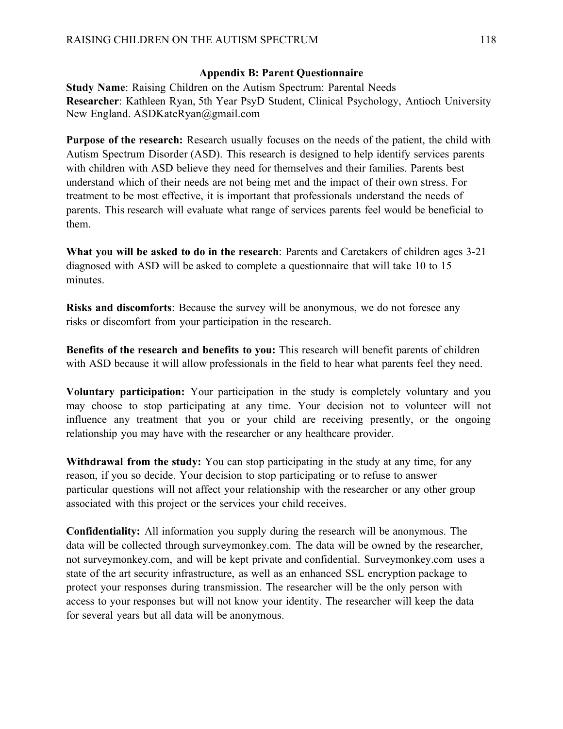## Appendix B: Parent Questionnaire

**Study Name**: Raising Children on the Autism Spectrum: Parental Needs
**Researcher**: Kathleen Ryan, 5th Year PsyD Student, Clinical Psychology, Antioch University New England. ASDKateRyan@gmail.com

**Purpose of the research:** Research usually focuses on the needs of the patient, the child with Autism Spectrum Disorder (ASD). This research is designed to help identify services parents with children with ASD believe they need for themselves and their families. Parents best understand which of their needs are not being met and the impact of their own stress. For treatment to be most effective, it is important that professionals understand the needs of parents. This research will evaluate what range of services parents feel would be beneficial to them.

**What you will be asked to do in the research**: Parents and Caretakers of children ages 3-21 diagnosed with ASD will be asked to complete a questionnaire that will take 10 to 15 minutes.

**Risks and discomforts**: Because the survey will be anonymous, we do not foresee any risks or discomfort from your participation in the research.

**Benefits of the research and benefits to you:** This research will benefit parents of children with ASD because it will allow professionals in the field to hear what parents feel they need.

**Voluntary participation:** Your participation in the study is completely voluntary and you may choose to stop participating at any time. Your decision not to volunteer will not influence any treatment that you or your child are receiving presently, or the ongoing relationship you may have with the researcher or any healthcare provider.

**Withdrawal from the study:** You can stop participating in the study at any time, for any reason, if you so decide. Your decision to stop participating or to refuse to answer particular questions will not affect your relationship with the researcher or any other group associated with this project or the services your child receives.

**Confidentiality:** All information you supply during the research will be anonymous. The data will be collected through surveymonkey.com. The data will be owned by the researcher, not surveymonkey.com, and will be kept private and confidential. Surveymonkey.com uses a state of the art security infrastructure, as well as an enhanced SSL encryption package to protect your responses during transmission. The researcher will be the only person with access to your responses but will not know your identity. The researcher will keep the data for several years but all data will be anonymous.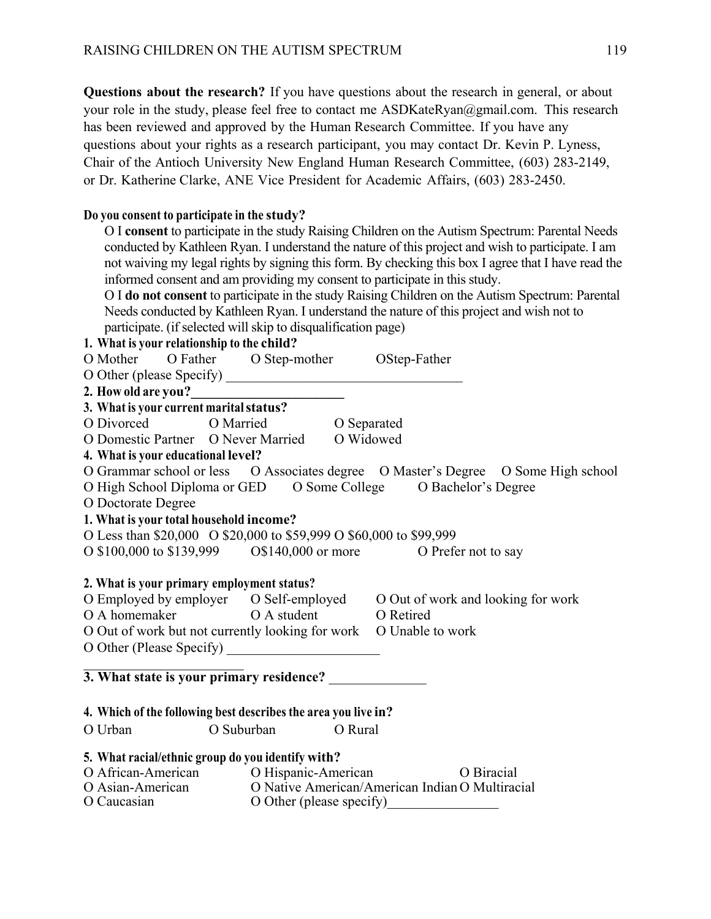**Questions about the research?** If you have questions about the research in general, or about your role in the study, please feel free to contact me ASDKateRyan@gmail.com. This research has been reviewed and approved by the Human Research Committee. If you have any questions about your rights as a research participant, you may contact Dr. Kevin P. Lyness, Chair of the Antioch University New England Human Research Committee, (603) 283-2149, or Dr. Katherine Clarke, ANE Vice President for Academic Affairs, (603) 283-2450.

**Do you consent to participate in the study?**

O I **consent** to participate in the study Raising Children on the Autism Spectrum: Parental Needs conducted by Kathleen Ryan. I understand the nature of this project and wish to participate. I am not waiving my legal rights by signing this form. By checking this box I agree that I have read the informed consent and am providing my consent to participate in this study.

O I **do not consent** to participate in the study Raising Children on the Autism Spectrum: Parental Needs conducted by Kathleen Ryan. I understand the nature of this project and wish not to participate. (if selected will skip to disqualification page)

**1. What is your relationship to the child?**

O Mother O Father O Step-mother OStep-Father

O Other (please Specify) ___________________________________

**2. How old are you?**______________________

**3. What is your current marital status?**

O Divorced O Married O Separated

O Domestic Partner O Never Married O Widowed

**4. What is your educational level?**

O Grammar school or less O Associates degree O Master's Degree O Some High school

O High School Diploma or GED O Some College O Bachelor's Degree

O Doctorate Degree

**1. What is your total household income?**

O Less than $20,000 O $20,000 to $59,999 O $60,000 to $99,999

O $100,000 to $139,999 O$140,000 or more O Prefer not to say

**2. What is your primary employment status?**

O Employed by employer O Self-employed O Out of work and looking for work

O A homemaker O A student O Retired

O Out of work but not currently looking for work O Unable to work

O Other (Please Specify) ______________________

________________________

**3. What state is your primary residence?** ______________

**4. Which of the following best describes the area you live in?**

O Urban O Suburban O Rural

**5. What racial/ethnic group do you identify with?**

O African-American O Hispanic-American O Biracial

O Asian-American O Native American/American Indian O Multiracial

O Caucasian O Other (please specify)________________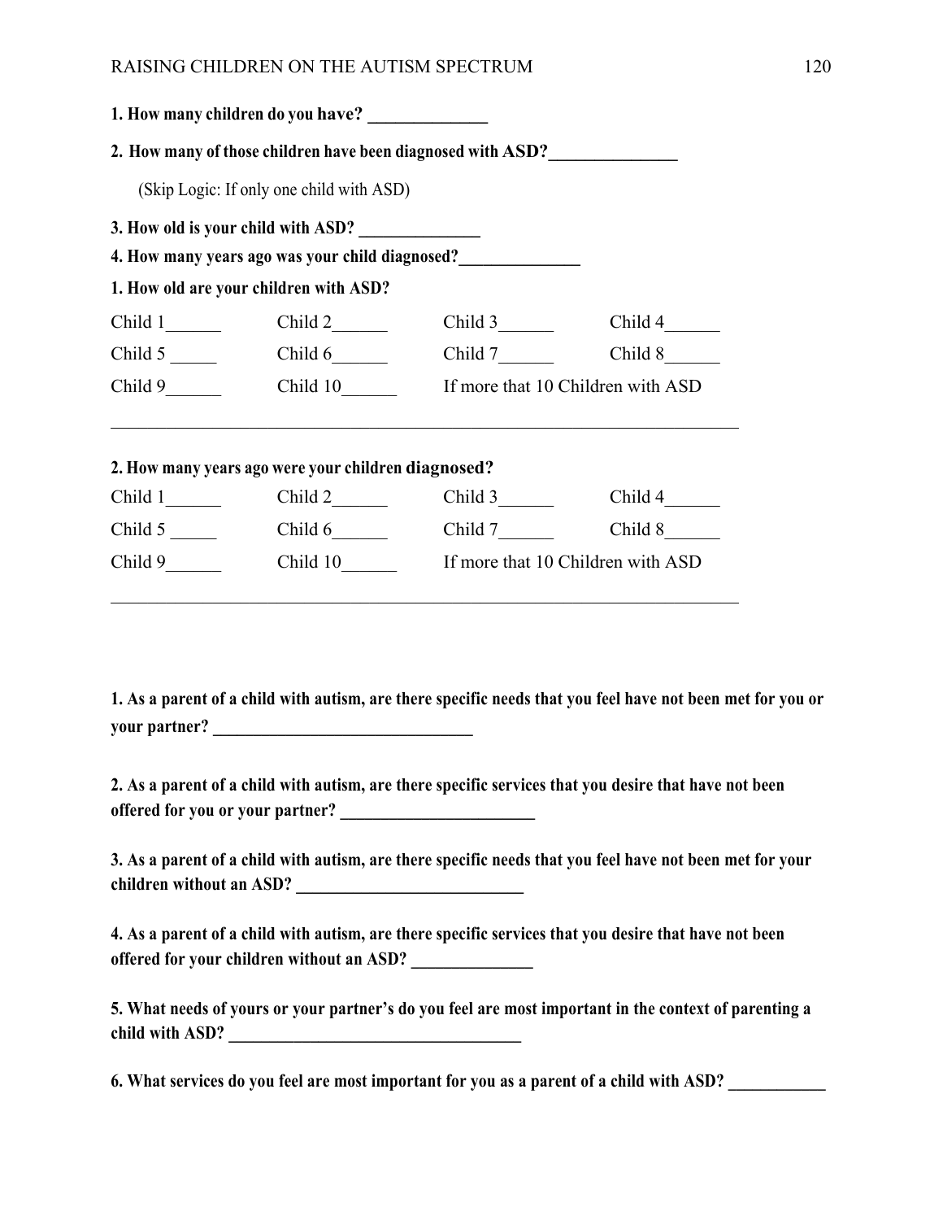**1. How many children do you have? ______________**

**2. How many of those children have been diagnosed with ASD?_______________**

(Skip Logic: If only one child with ASD)

**3. How old is your child with ASD? ______________**

**4. How many years ago was your child diagnosed?______________**

**1. How old are your children with ASD?**

Child 1______ Child 2______ Child 3______ Child 4______

Child 5 _____ Child 6______ Child 7______ Child 8______

Child 9______ Child 10______ If more that 10 Children with ASD

______________________________________________________________________

**2. How many years ago were your children diagnosed?**

Child 1______ Child 2______ Child 3______ Child 4______

Child 5 _____ Child 6______ Child 7______ Child 8______

Child 9______ Child 10______ If more that 10 Children with ASD

______________________________________________________________________

**1. As a parent of a child with autism, are there specific needs that you feel have not been met for you or your partner? ______________________________**

**2. As a parent of a child with autism, are there specific services that you desire that have not been offered for you or your partner? _______________________**

**3. As a parent of a child with autism, are there specific needs that you feel have not been met for your children without an ASD? ___________________________**

**4. As a parent of a child with autism, are there specific services that you desire that have not been offered for your children without an ASD? ______________**

**5. What needs of yours or your partner's do you feel are most important in the context of parenting a child with ASD? __________________________________**

**6. What services do you feel are most important for you as a parent of a child with ASD? ___________**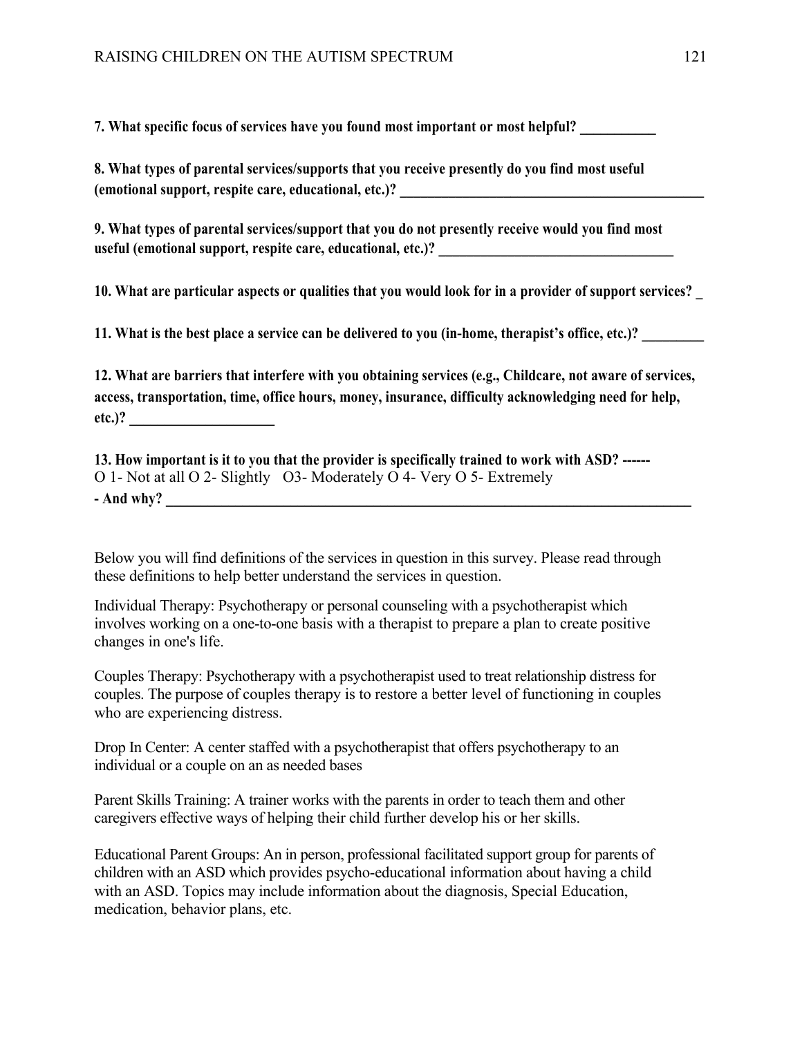**7. What specific focus of services have you found most important or most helpful? ___________**

**8. What types of parental services/supports that you receive presently do you find most useful (emotional support, respite care, educational, etc.)? _____________________________________________**

**9. What types of parental services/support that you do not presently receive would you find most useful (emotional support, respite care, educational, etc.)? __________________________________**

**10. What are particular aspects or qualities that you would look for in a provider of support services? _**

**11. What is the best place a service can be delivered to you (in-home, therapist's office, etc.)? _________**

**12. What are barriers that interfere with you obtaining services (e.g., Childcare, not aware of services, access, transportation, time, office hours, money, insurance, difficulty acknowledging need for help, etc.)? ____________________**

**13. How important is it to you that the provider is specifically trained to work with ASD? ------**
O 1- Not at all O 2- Slightly O3- Moderately O 4- Very O 5- Extremely
**- And why? ________________________________________________________________________________**

Below you will find definitions of the services in question in this survey. Please read through these definitions to help better understand the services in question.

Individual Therapy: Psychotherapy or personal counseling with a psychotherapist which involves working on a one-to-one basis with a therapist to prepare a plan to create positive changes in one's life.

Couples Therapy: Psychotherapy with a psychotherapist used to treat relationship distress for couples. The purpose of couples therapy is to restore a better level of functioning in couples who are experiencing distress.

Drop In Center: A center staffed with a psychotherapist that offers psychotherapy to an individual or a couple on an as needed bases

Parent Skills Training: A trainer works with the parents in order to teach them and other caregivers effective ways of helping their child further develop his or her skills.

Educational Parent Groups: An in person, professional facilitated support group for parents of children with an ASD which provides psycho-educational information about having a child with an ASD. Topics may include information about the diagnosis, Special Education, medication, behavior plans, etc.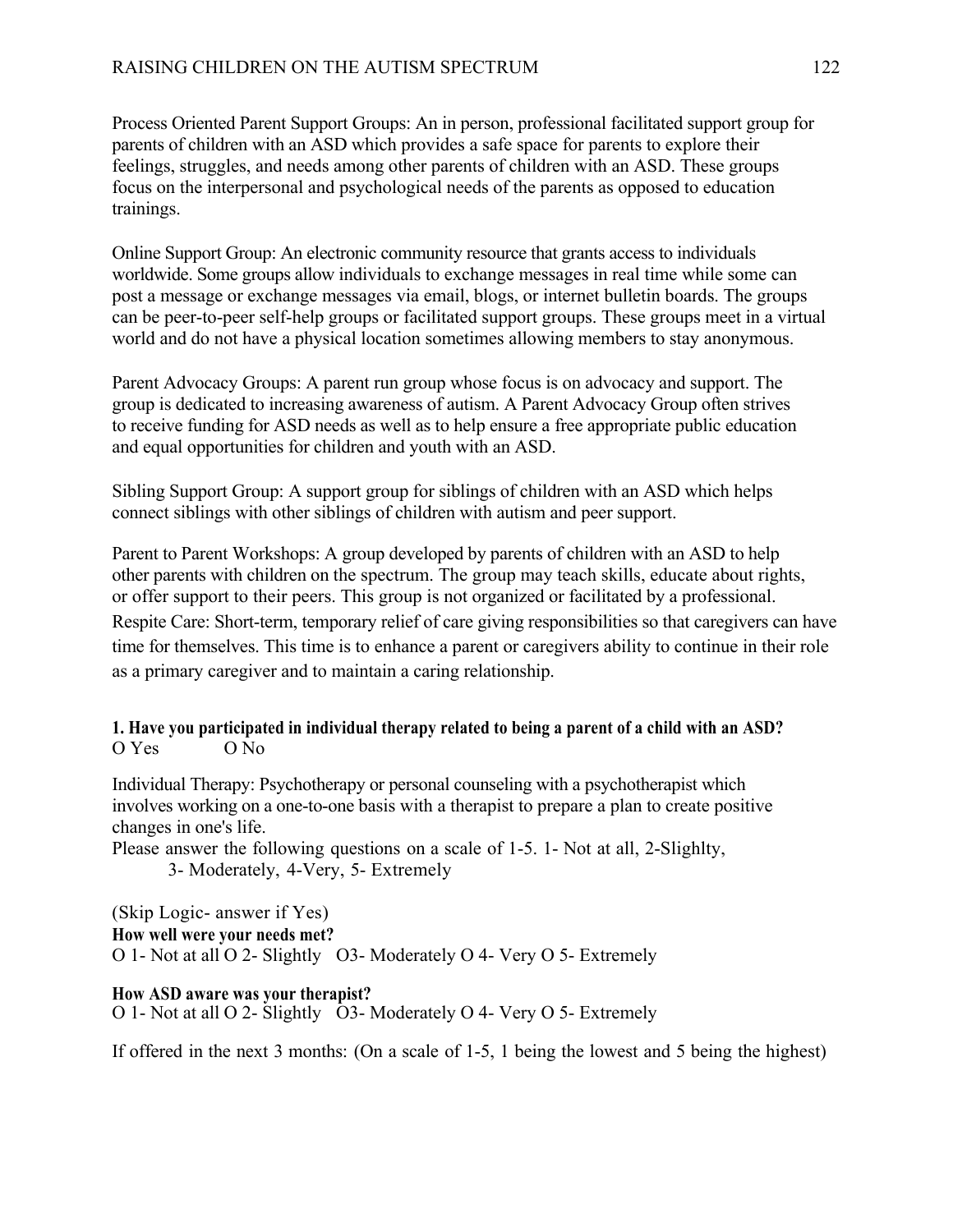Process Oriented Parent Support Groups: An in person, professional facilitated support group for parents of children with an ASD which provides a safe space for parents to explore their feelings, struggles, and needs among other parents of children with an ASD. These groups focus on the interpersonal and psychological needs of the parents as opposed to education trainings.

Online Support Group: An electronic community resource that grants access to individuals worldwide. Some groups allow individuals to exchange messages in real time while some can post a message or exchange messages via email, blogs, or internet bulletin boards. The groups can be peer-to-peer self-help groups or facilitated support groups. These groups meet in a virtual world and do not have a physical location sometimes allowing members to stay anonymous.

Parent Advocacy Groups: A parent run group whose focus is on advocacy and support. The group is dedicated to increasing awareness of autism. A Parent Advocacy Group often strives to receive funding for ASD needs as well as to help ensure a free appropriate public education and equal opportunities for children and youth with an ASD.

Sibling Support Group: A support group for siblings of children with an ASD which helps connect siblings with other siblings of children with autism and peer support.

Parent to Parent Workshops: A group developed by parents of children with an ASD to help other parents with children on the spectrum. The group may teach skills, educate about rights, or offer support to their peers. This group is not organized or facilitated by a professional.
Respite Care: Short-term, temporary relief of care giving responsibilities so that caregivers can have time for themselves. This time is to enhance a parent or caregivers ability to continue in their role as a primary caregiver and to maintain a caring relationship.

**1. Have you participated in individual therapy related to being a parent of a child with an ASD?**
O Yes O No

Individual Therapy: Psychotherapy or personal counseling with a psychotherapist which involves working on a one-to-one basis with a therapist to prepare a plan to create positive changes in one's life.
Please answer the following questions on a scale of 1-5. 1- Not at all, 2-Slighlty, 3- Moderately, 4-Very, 5- Extremely

(Skip Logic- answer if Yes)
**How well were your needs met?**
O 1- Not at all O 2- Slightly O3- Moderately O 4- Very O 5- Extremely

**How ASD aware was your therapist?**
O 1- Not at all O 2- Slightly O3- Moderately O 4- Very O 5- Extremely

If offered in the next 3 months: (On a scale of 1-5, 1 being the lowest and 5 being the highest)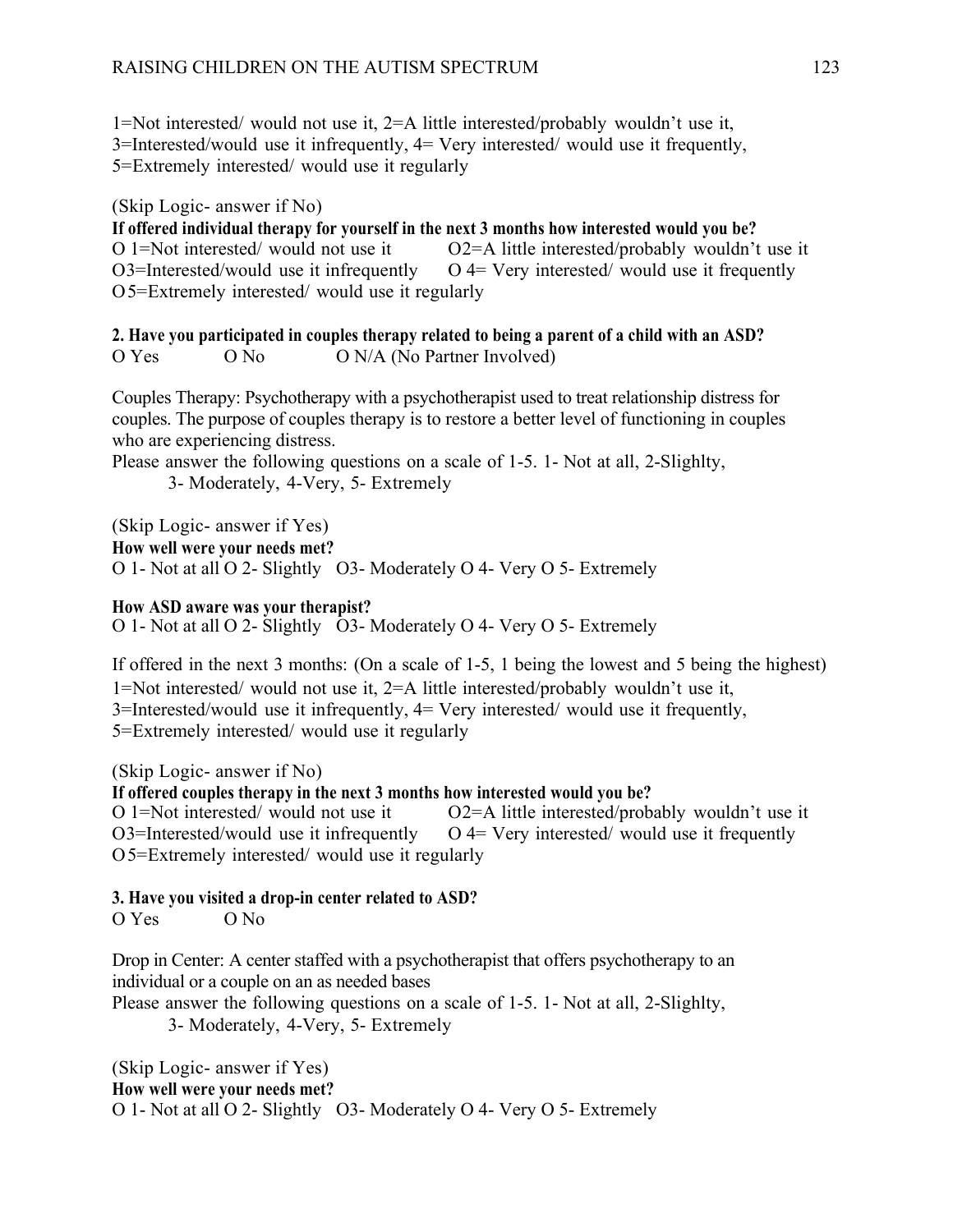1=Not interested/ would not use it, 2=A little interested/probably wouldn't use it, 3=Interested/would use it infrequently, 4= Very interested/ would use it frequently, 5=Extremely interested/ would use it regularly

(Skip Logic- answer if No)

**If offered individual therapy for yourself in the next 3 months how interested would you be?**

O 1=Not interested/ would not use it O2=A little interested/probably wouldn't use it
O3=Interested/would use it infrequently O 4= Very interested/ would use it frequently
O 5=Extremely interested/ would use it regularly

**2. Have you participated in couples therapy related to being a parent of a child with an ASD?**

O Yes O No O N/A (No Partner Involved)

Couples Therapy: Psychotherapy with a psychotherapist used to treat relationship distress for couples. The purpose of couples therapy is to restore a better level of functioning in couples who are experiencing distress.

Please answer the following questions on a scale of 1-5. 1- Not at all, 2-Slighlty, 3- Moderately, 4-Very, 5- Extremely

(Skip Logic- answer if Yes)

**How well were your needs met?**

O 1- Not at all O 2- Slightly O3- Moderately O 4- Very O 5- Extremely

**How ASD aware was your therapist?**

O 1- Not at all O 2- Slightly O3- Moderately O 4- Very O 5- Extremely

If offered in the next 3 months: (On a scale of 1-5, 1 being the lowest and 5 being the highest)
1=Not interested/ would not use it, 2=A little interested/probably wouldn't use it, 3=Interested/would use it infrequently, 4= Very interested/ would use it frequently, 5=Extremely interested/ would use it regularly

(Skip Logic- answer if No)

**If offered couples therapy in the next 3 months how interested would you be?**

O 1=Not interested/ would not use it O2=A little interested/probably wouldn't use it
O3=Interested/would use it infrequently O 4= Very interested/ would use it frequently
O 5=Extremely interested/ would use it regularly

**3. Have you visited a drop-in center related to ASD?**

O Yes O No

Drop in Center: A center staffed with a psychotherapist that offers psychotherapy to an individual or a couple on an as needed bases

Please answer the following questions on a scale of 1-5. 1- Not at all, 2-Slighlty, 3- Moderately, 4-Very, 5- Extremely

(Skip Logic- answer if Yes)

**How well were your needs met?**

O 1- Not at all O 2- Slightly O3- Moderately O 4- Very O 5- Extremely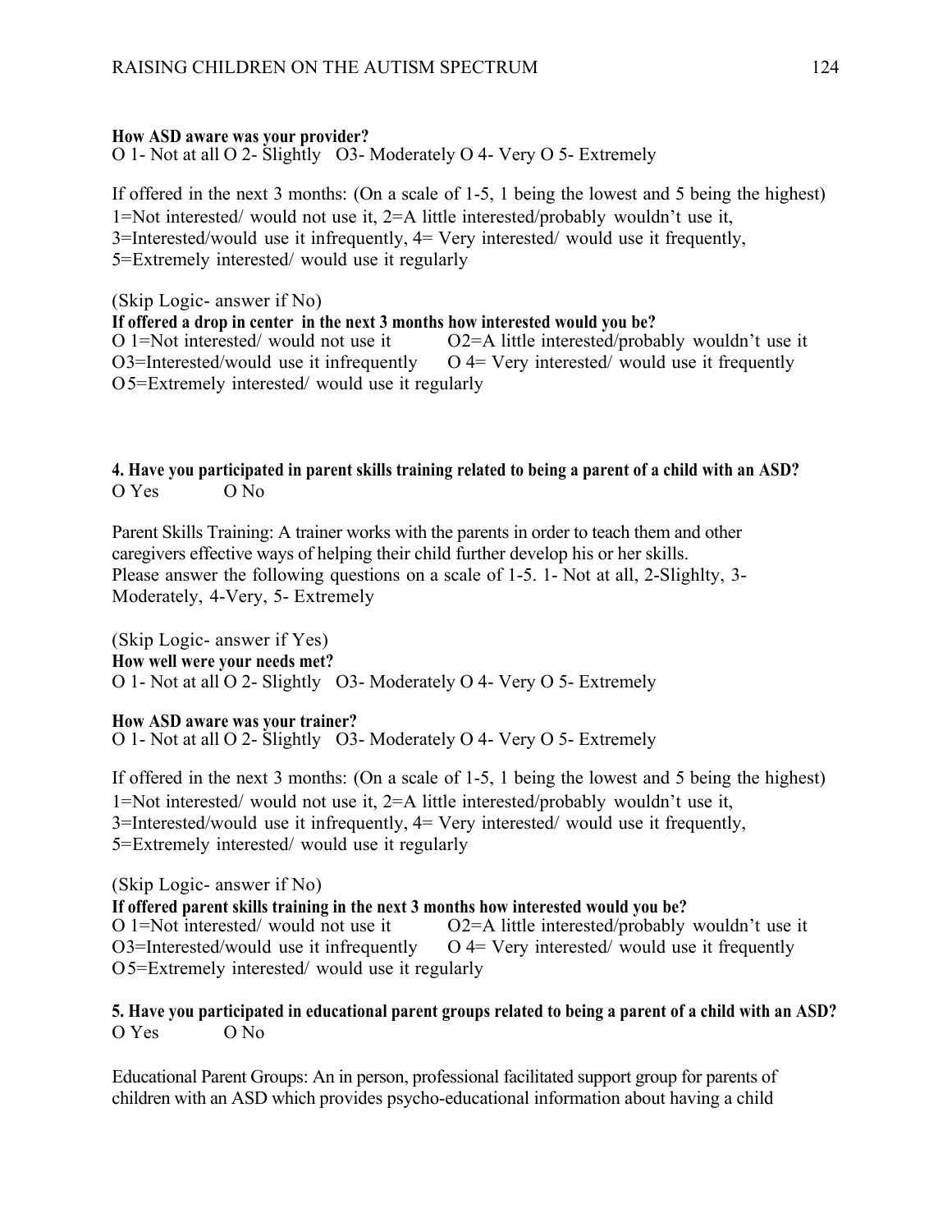**How ASD aware was your provider?**
O 1- Not at all O 2- Slightly O3- Moderately O 4- Very O 5- Extremely

If offered in the next 3 months: (On a scale of 1-5, 1 being the lowest and 5 being the highest)
1=Not interested/ would not use it, 2=A little interested/probably wouldn't use it,
3=Interested/would use it infrequently, 4= Very interested/ would use it frequently,
5=Extremely interested/ would use it regularly

(Skip Logic- answer if No)
**If offered a drop in center in the next 3 months how interested would you be?**
O 1=Not interested/ would not use it O2=A little interested/probably wouldn't use it
O3=Interested/would use it infrequently O 4= Very interested/ would use it frequently
O 5=Extremely interested/ would use it regularly

**4. Have you participated in parent skills training related to being a parent of a child with an ASD?**
O Yes O No

Parent Skills Training: A trainer works with the parents in order to teach them and other caregivers effective ways of helping their child further develop his or her skills.
Please answer the following questions on a scale of 1-5. 1- Not at all, 2-Slighlty, 3-Moderately, 4-Very, 5- Extremely

(Skip Logic- answer if Yes)
**How well were your needs met?**
O 1- Not at all O 2- Slightly O3- Moderately O 4- Very O 5- Extremely

**How ASD aware was your trainer?**
O 1- Not at all O 2- Slightly O3- Moderately O 4- Very O 5- Extremely

If offered in the next 3 months: (On a scale of 1-5, 1 being the lowest and 5 being the highest)
1=Not interested/ would not use it, 2=A little interested/probably wouldn't use it,
3=Interested/would use it infrequently, 4= Very interested/ would use it frequently,
5=Extremely interested/ would use it regularly

(Skip Logic- answer if No)
**If offered parent skills training in the next 3 months how interested would you be?**
O 1=Not interested/ would not use it O2=A little interested/probably wouldn't use it
O3=Interested/would use it infrequently O 4= Very interested/ would use it frequently
O 5=Extremely interested/ would use it regularly

**5. Have you participated in educational parent groups related to being a parent of a child with an ASD?**
O Yes O No

Educational Parent Groups: An in person, professional facilitated support group for parents of children with an ASD which provides psycho-educational information about having a child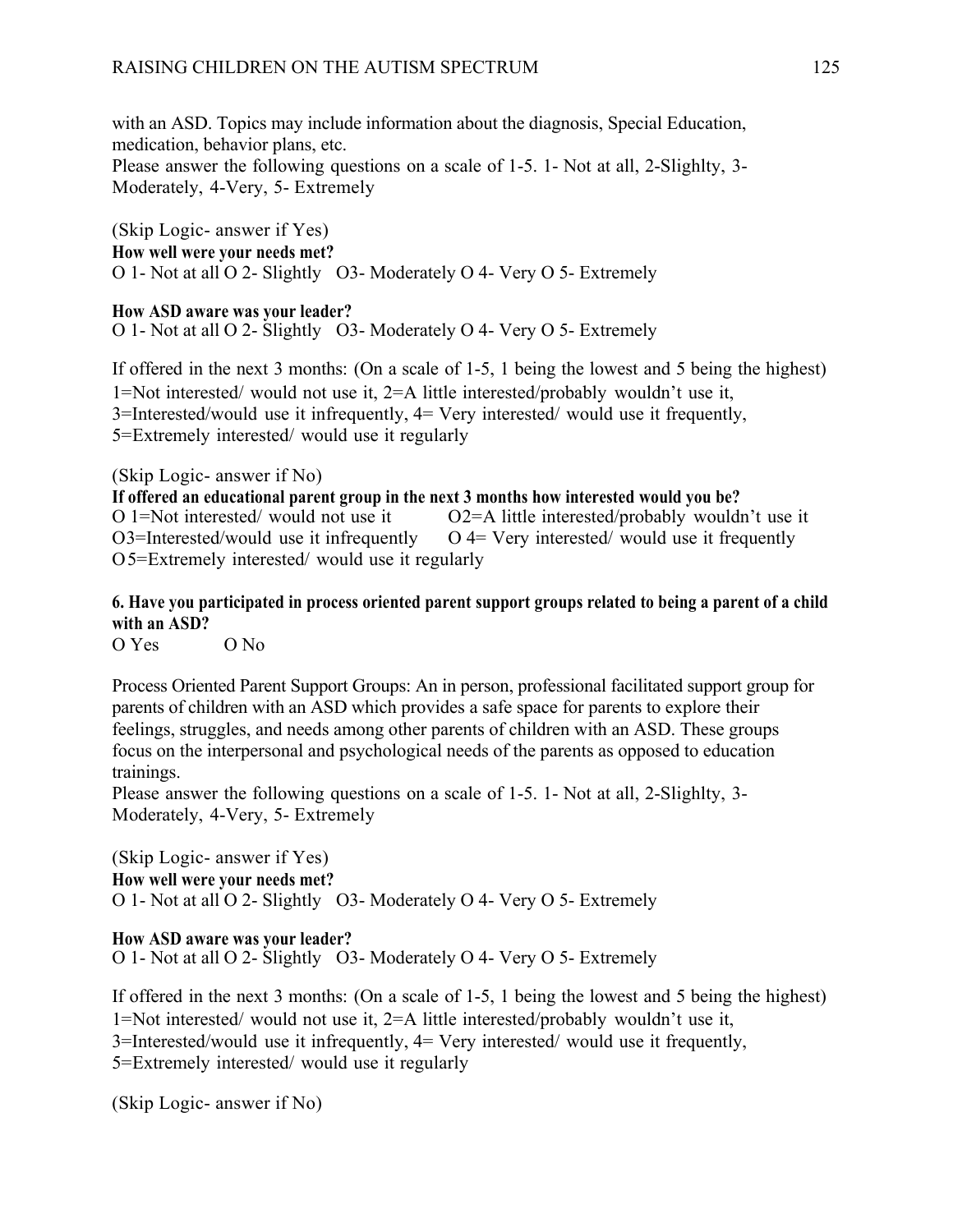with an ASD. Topics may include information about the diagnosis, Special Education, medication, behavior plans, etc.
Please answer the following questions on a scale of 1-5. 1- Not at all, 2-Slighlty, 3-Moderately, 4-Very, 5- Extremely

(Skip Logic- answer if Yes)
**How well were your needs met?**
O 1- Not at all O 2- Slightly O3- Moderately O 4- Very O 5- Extremely

**How ASD aware was your leader?**
O 1- Not at all O 2- Slightly O3- Moderately O 4- Very O 5- Extremely

If offered in the next 3 months: (On a scale of 1-5, 1 being the lowest and 5 being the highest) 1=Not interested/ would not use it, 2=A little interested/probably wouldn't use it, 3=Interested/would use it infrequently, 4= Very interested/ would use it frequently, 5=Extremely interested/ would use it regularly

(Skip Logic- answer if No)
**If offered an educational parent group in the next 3 months how interested would you be?**
O 1=Not interested/ would not use it O2=A little interested/probably wouldn't use it
O3=Interested/would use it infrequently O 4= Very interested/ would use it frequently
O 5=Extremely interested/ would use it regularly

**6. Have you participated in process oriented parent support groups related to being a parent of a child with an ASD?**
O Yes O No

Process Oriented Parent Support Groups: An in person, professional facilitated support group for parents of children with an ASD which provides a safe space for parents to explore their feelings, struggles, and needs among other parents of children with an ASD. These groups focus on the interpersonal and psychological needs of the parents as opposed to education trainings.
Please answer the following questions on a scale of 1-5. 1- Not at all, 2-Slighlty, 3-Moderately, 4-Very, 5- Extremely

(Skip Logic- answer if Yes)
**How well were your needs met?**
O 1- Not at all O 2- Slightly O3- Moderately O 4- Very O 5- Extremely

**How ASD aware was your leader?**
O 1- Not at all O 2- Slightly O3- Moderately O 4- Very O 5- Extremely

If offered in the next 3 months: (On a scale of 1-5, 1 being the lowest and 5 being the highest) 1=Not interested/ would not use it, 2=A little interested/probably wouldn't use it, 3=Interested/would use it infrequently, 4= Very interested/ would use it frequently, 5=Extremely interested/ would use it regularly

(Skip Logic- answer if No)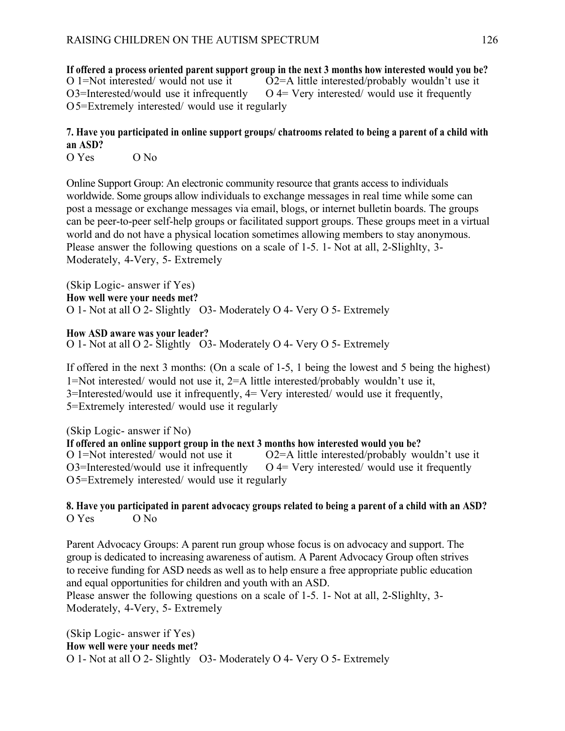**If offered a process oriented parent support group in the next 3 months how interested would you be?**
O 1=Not interested/ would not use it O2=A little interested/probably wouldn't use it
O3=Interested/would use it infrequently O 4= Very interested/ would use it frequently
O 5=Extremely interested/ would use it regularly

**7. Have you participated in online support groups/ chatrooms related to being a parent of a child with an ASD?**
O Yes O No

Online Support Group: An electronic community resource that grants access to individuals worldwide. Some groups allow individuals to exchange messages in real time while some can post a message or exchange messages via email, blogs, or internet bulletin boards. The groups can be peer-to-peer self-help groups or facilitated support groups. These groups meet in a virtual world and do not have a physical location sometimes allowing members to stay anonymous. Please answer the following questions on a scale of 1-5. 1- Not at all, 2-Slighlty, 3- Moderately, 4-Very, 5- Extremely

(Skip Logic- answer if Yes)
**How well were your needs met?**
O 1- Not at all O 2- Slightly O3- Moderately O 4- Very O 5- Extremely

**How ASD aware was your leader?**
O 1- Not at all O 2- Slightly O3- Moderately O 4- Very O 5- Extremely

If offered in the next 3 months: (On a scale of 1-5, 1 being the lowest and 5 being the highest) 1=Not interested/ would not use it, 2=A little interested/probably wouldn't use it, 3=Interested/would use it infrequently, 4= Very interested/ would use it frequently, 5=Extremely interested/ would use it regularly

(Skip Logic- answer if No)
**If offered an online support group in the next 3 months how interested would you be?**
O 1=Not interested/ would not use it O2=A little interested/probably wouldn't use it
O3=Interested/would use it infrequently O 4= Very interested/ would use it frequently
O 5=Extremely interested/ would use it regularly

**8. Have you participated in parent advocacy groups related to being a parent of a child with an ASD?**
O Yes O No

Parent Advocacy Groups: A parent run group whose focus is on advocacy and support. The group is dedicated to increasing awareness of autism. A Parent Advocacy Group often strives to receive funding for ASD needs as well as to help ensure a free appropriate public education and equal opportunities for children and youth with an ASD.
Please answer the following questions on a scale of 1-5. 1- Not at all, 2-Slighlty, 3- Moderately, 4-Very, 5- Extremely

(Skip Logic- answer if Yes)
**How well were your needs met?**
O 1- Not at all O 2- Slightly O3- Moderately O 4- Very O 5- Extremely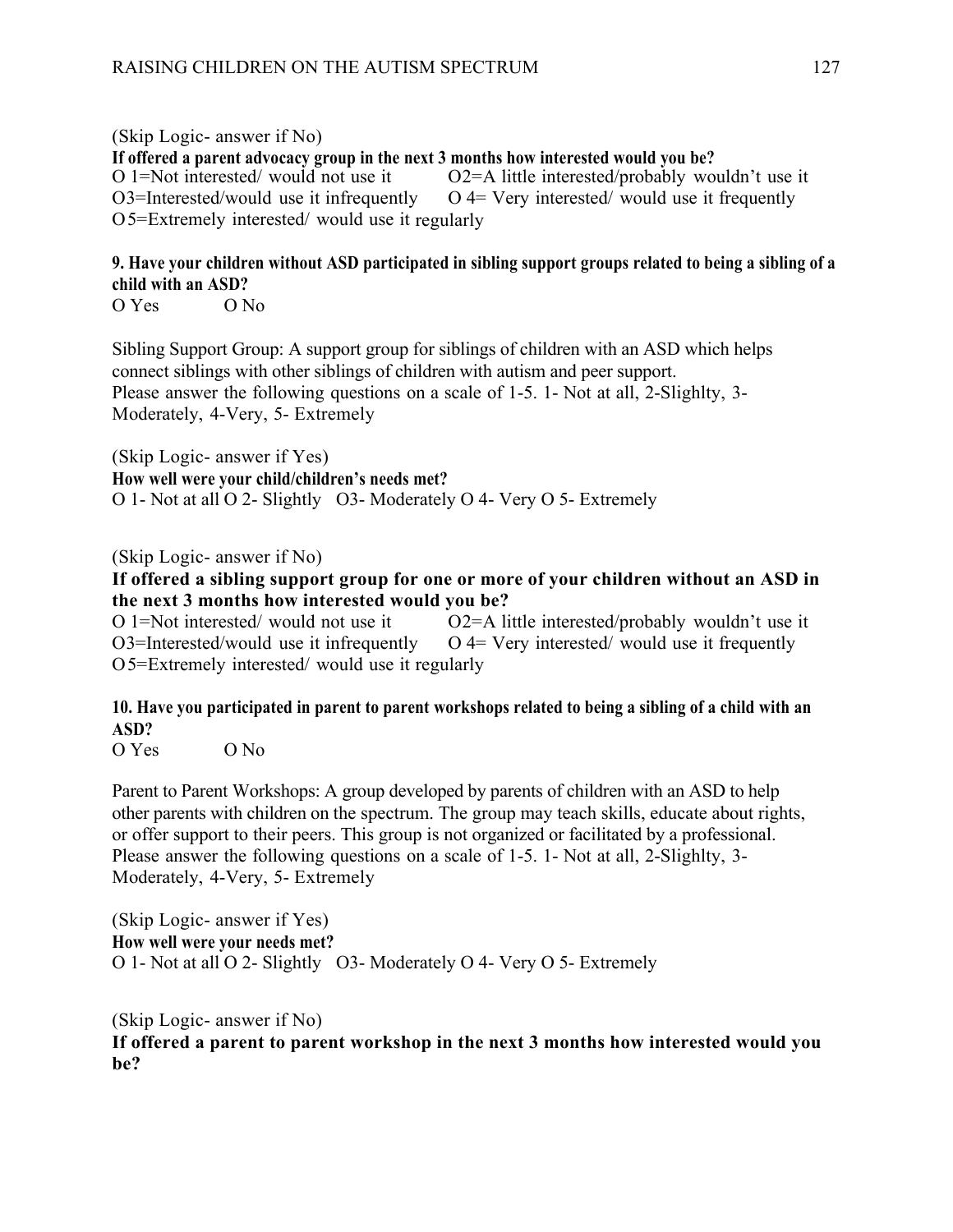(Skip Logic- answer if No)

**If offered a parent advocacy group in the next 3 months how interested would you be?**

O 1=Not interested/ would not use it O2=A little interested/probably wouldn't use it
O3=Interested/would use it infrequently O 4= Very interested/ would use it frequently
O5=Extremely interested/ would use it regularly

**9. Have your children without ASD participated in sibling support groups related to being a sibling of a child with an ASD?**

O Yes O No

Sibling Support Group: A support group for siblings of children with an ASD which helps connect siblings with other siblings of children with autism and peer support.
Please answer the following questions on a scale of 1-5. 1- Not at all, 2-Slighlty, 3-Moderately, 4-Very, 5- Extremely

(Skip Logic- answer if Yes)

**How well were your child/children's needs met?**

O 1- Not at all O 2- Slightly O3- Moderately O 4- Very O 5- Extremely

(Skip Logic- answer if No)

**If offered a sibling support group for one or more of your children without an ASD in the next 3 months how interested would you be?**

O 1=Not interested/ would not use it O2=A little interested/probably wouldn't use it
O3=Interested/would use it infrequently O 4= Very interested/ would use it frequently
O5=Extremely interested/ would use it regularly

**10. Have you participated in parent to parent workshops related to being a sibling of a child with an ASD?**

O Yes O No

Parent to Parent Workshops: A group developed by parents of children with an ASD to help other parents with children on the spectrum. The group may teach skills, educate about rights, or offer support to their peers. This group is not organized or facilitated by a professional.
Please answer the following questions on a scale of 1-5. 1- Not at all, 2-Slighlty, 3-Moderately, 4-Very, 5- Extremely

(Skip Logic- answer if Yes)

**How well were your needs met?**

O 1- Not at all O 2- Slightly O3- Moderately O 4- Very O 5- Extremely

(Skip Logic- answer if No)

**If offered a parent to parent workshop in the next 3 months how interested would you be?**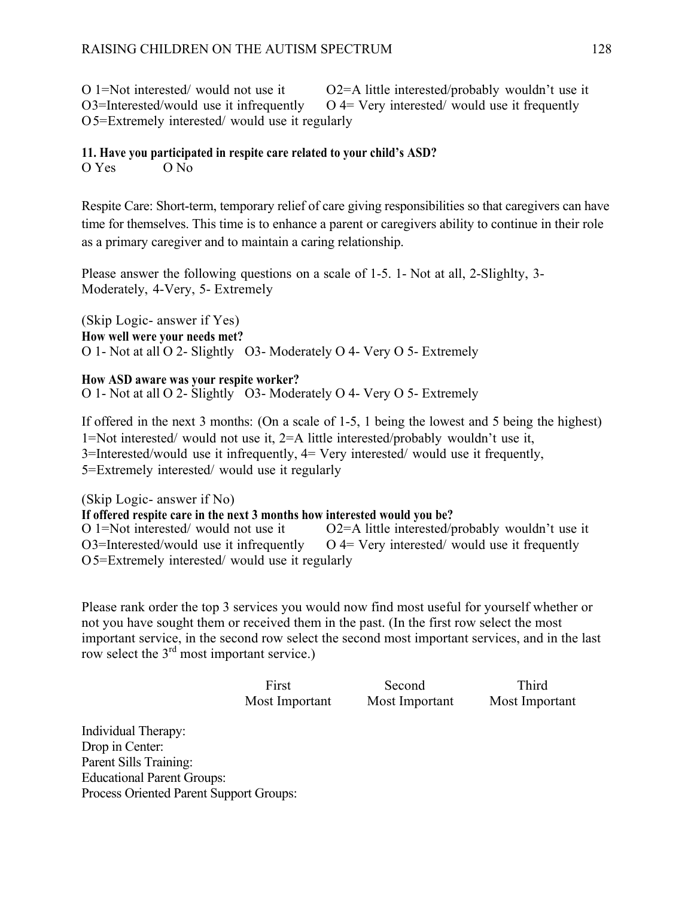O 1=Not interested/ would not use it O2=A little interested/probably wouldn't use it
O3=Interested/would use it infrequently O 4= Very interested/ would use it frequently
O 5=Extremely interested/ would use it regularly

**11. Have you participated in respite care related to your child's ASD?**
O Yes O No

Respite Care: Short-term, temporary relief of care giving responsibilities so that caregivers can have time for themselves. This time is to enhance a parent or caregivers ability to continue in their role as a primary caregiver and to maintain a caring relationship.

Please answer the following questions on a scale of 1-5. 1- Not at all, 2-Slighlty, 3- Moderately, 4-Very, 5- Extremely

(Skip Logic- answer if Yes)
**How well were your needs met?**
O 1- Not at all O 2- Slightly O3- Moderately O 4- Very O 5- Extremely

**How ASD aware was your respite worker?**
O 1- Not at all O 2- Slightly O3- Moderately O 4- Very O 5- Extremely

If offered in the next 3 months: (On a scale of 1-5, 1 being the lowest and 5 being the highest) 1=Not interested/ would not use it, 2=A little interested/probably wouldn't use it, 3=Interested/would use it infrequently, 4= Very interested/ would use it frequently, 5=Extremely interested/ would use it regularly

(Skip Logic- answer if No)
**If offered respite care in the next 3 months how interested would you be?**
O 1=Not interested/ would not use it O2=A little interested/probably wouldn't use it
O3=Interested/would use it infrequently O 4= Very interested/ would use it frequently
O 5=Extremely interested/ would use it regularly

Please rank order the top 3 services you would now find most useful for yourself whether or not you have sought them or received them in the past. (In the first row select the most important service, in the second row select the second most important services, and in the last row select the 3rd most important service.)

| | First Most Important | Second Most Important | Third Most Important |
|---|---|---|---|
| Individual Therapy: | | | |
| Drop in Center: | | | |
| Parent Sills Training: | | | |
| Educational Parent Groups: | | | |
| Process Oriented Parent Support Groups: | | | |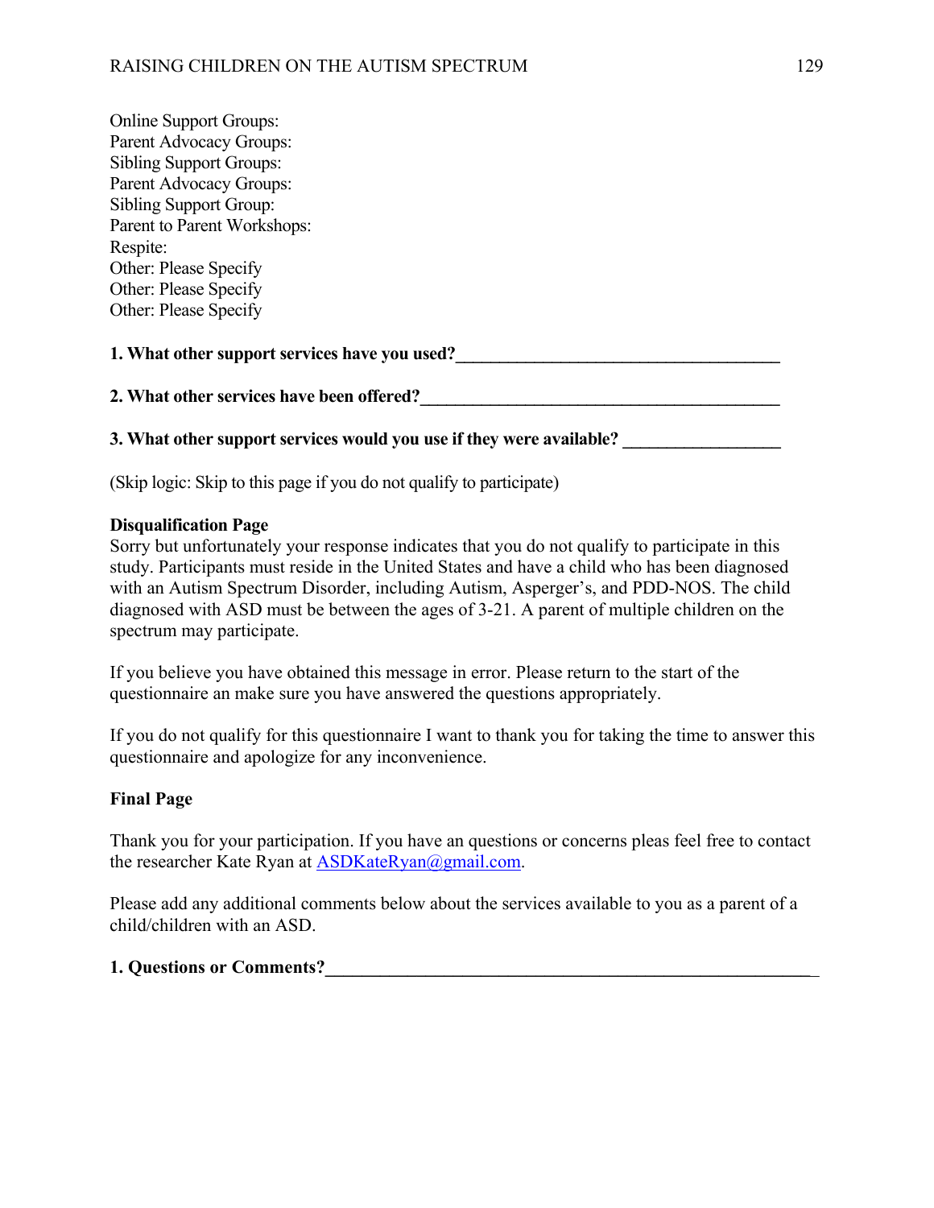Online Support Groups:
Parent Advocacy Groups:
Sibling Support Groups:
Parent Advocacy Groups:
Sibling Support Group:
Parent to Parent Workshops:
Respite:
Other: Please Specify
Other: Please Specify
Other: Please Specify

**1. What other support services have you used?\_\_\_\_\_\_\_\_\_\_\_\_\_\_\_\_\_\_\_\_\_\_\_\_\_\_\_\_\_\_\_\_\_\_\_\_\_\_**

**2. What other services have been offered?\_\_\_\_\_\_\_\_\_\_\_\_\_\_\_\_\_\_\_\_\_\_\_\_\_\_\_\_\_\_\_\_\_\_\_\_\_\_\_\_\_\_\_**

**3. What other support services would you use if they were available? \_\_\_\_\_\_\_\_\_\_\_\_\_\_\_\_\_\_**

(Skip logic: Skip to this page if you do not qualify to participate)

**Disqualification Page**

Sorry but unfortunately your response indicates that you do not qualify to participate in this study. Participants must reside in the United States and have a child who has been diagnosed with an Autism Spectrum Disorder, including Autism, Asperger's, and PDD-NOS. The child diagnosed with ASD must be between the ages of 3-21. A parent of multiple children on the spectrum may participate.

If you believe you have obtained this message in error. Please return to the start of the questionnaire an make sure you have answered the questions appropriately.

If you do not qualify for this questionnaire I want to thank you for taking the time to answer this questionnaire and apologize for any inconvenience.

**Final Page**

Thank you for your participation. If you have an questions or concerns pleas feel free to contact the researcher Kate Ryan at ASDKateRyan@gmail.com.

Please add any additional comments below about the services available to you as a parent of a child/children with an ASD.

**1. Questions or Comments?\_\_\_\_\_\_\_\_\_\_\_\_\_\_\_\_\_\_\_\_\_\_\_\_\_\_\_\_\_\_\_\_\_\_\_\_\_\_\_\_\_\_\_\_\_\_\_\_\_\_\_\_\_\_\_\_**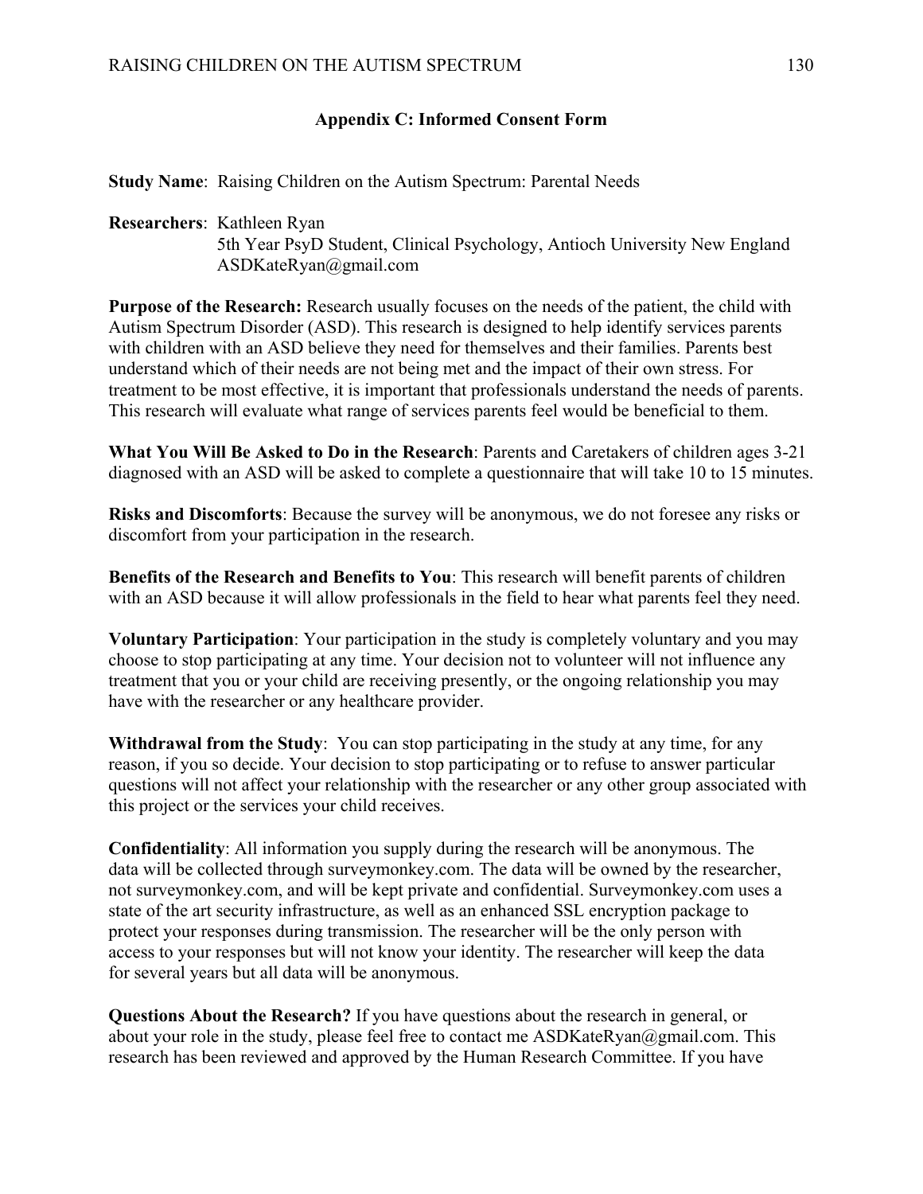## Appendix C: Informed Consent Form

**Study Name**: Raising Children on the Autism Spectrum: Parental Needs

**Researchers**: Kathleen Ryan
5th Year PsyD Student, Clinical Psychology, Antioch University New England
ASDKateRyan@gmail.com

**Purpose of the Research:** Research usually focuses on the needs of the patient, the child with Autism Spectrum Disorder (ASD). This research is designed to help identify services parents with children with an ASD believe they need for themselves and their families. Parents best understand which of their needs are not being met and the impact of their own stress. For treatment to be most effective, it is important that professionals understand the needs of parents. This research will evaluate what range of services parents feel would be beneficial to them.

**What You Will Be Asked to Do in the Research**: Parents and Caretakers of children ages 3-21 diagnosed with an ASD will be asked to complete a questionnaire that will take 10 to 15 minutes.

**Risks and Discomforts**: Because the survey will be anonymous, we do not foresee any risks or discomfort from your participation in the research.

**Benefits of the Research and Benefits to You**: This research will benefit parents of children with an ASD because it will allow professionals in the field to hear what parents feel they need.

**Voluntary Participation**: Your participation in the study is completely voluntary and you may choose to stop participating at any time. Your decision not to volunteer will not influence any treatment that you or your child are receiving presently, or the ongoing relationship you may have with the researcher or any healthcare provider.

**Withdrawal from the Study**: You can stop participating in the study at any time, for any reason, if you so decide. Your decision to stop participating or to refuse to answer particular questions will not affect your relationship with the researcher or any other group associated with this project or the services your child receives.

**Confidentiality**: All information you supply during the research will be anonymous. The data will be collected through surveymonkey.com. The data will be owned by the researcher, not surveymonkey.com, and will be kept private and confidential. Surveymonkey.com uses a state of the art security infrastructure, as well as an enhanced SSL encryption package to protect your responses during transmission. The researcher will be the only person with access to your responses but will not know your identity. The researcher will keep the data for several years but all data will be anonymous.

**Questions About the Research?** If you have questions about the research in general, or about your role in the study, please feel free to contact me ASDKateRyan@gmail.com. This research has been reviewed and approved by the Human Research Committee. If you have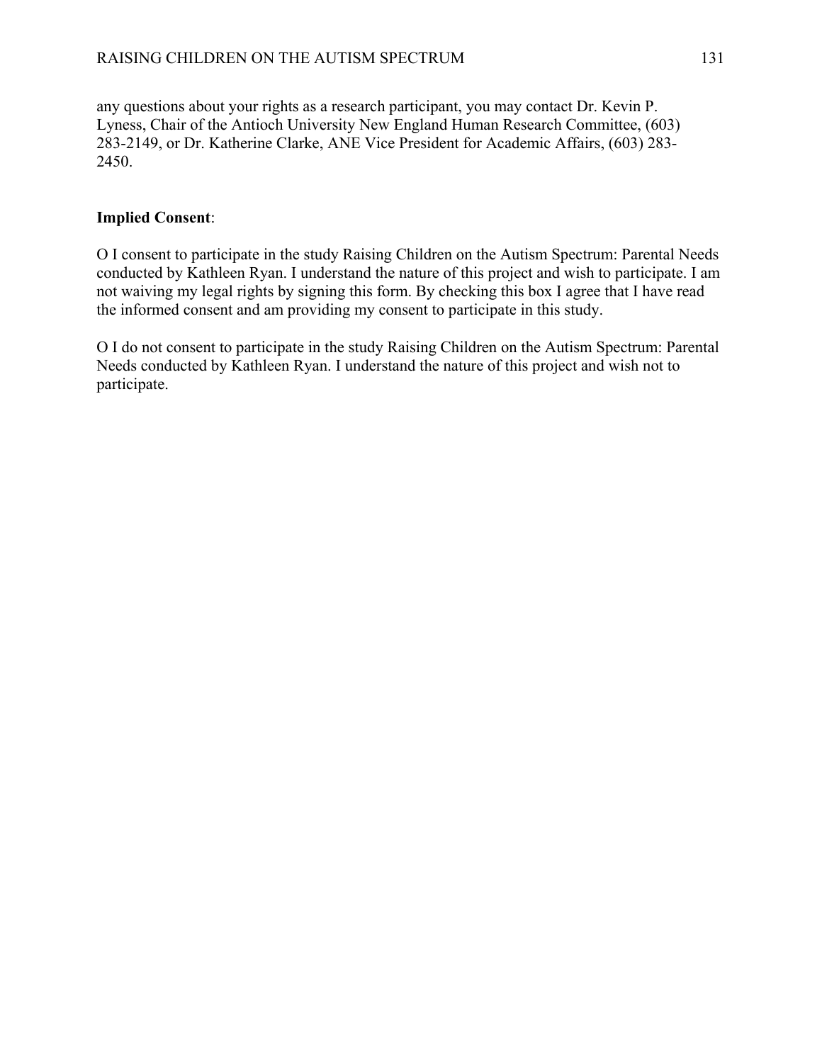any questions about your rights as a research participant, you may contact Dr. Kevin P. Lyness, Chair of the Antioch University New England Human Research Committee, (603) 283-2149, or Dr. Katherine Clarke, ANE Vice President for Academic Affairs, (603) 283-2450.

**Implied Consent**:

O I consent to participate in the study Raising Children on the Autism Spectrum: Parental Needs conducted by Kathleen Ryan. I understand the nature of this project and wish to participate. I am not waiving my legal rights by signing this form. By checking this box I agree that I have read the informed consent and am providing my consent to participate in this study.

O I do not consent to participate in the study Raising Children on the Autism Spectrum: Parental Needs conducted by Kathleen Ryan. I understand the nature of this project and wish not to participate.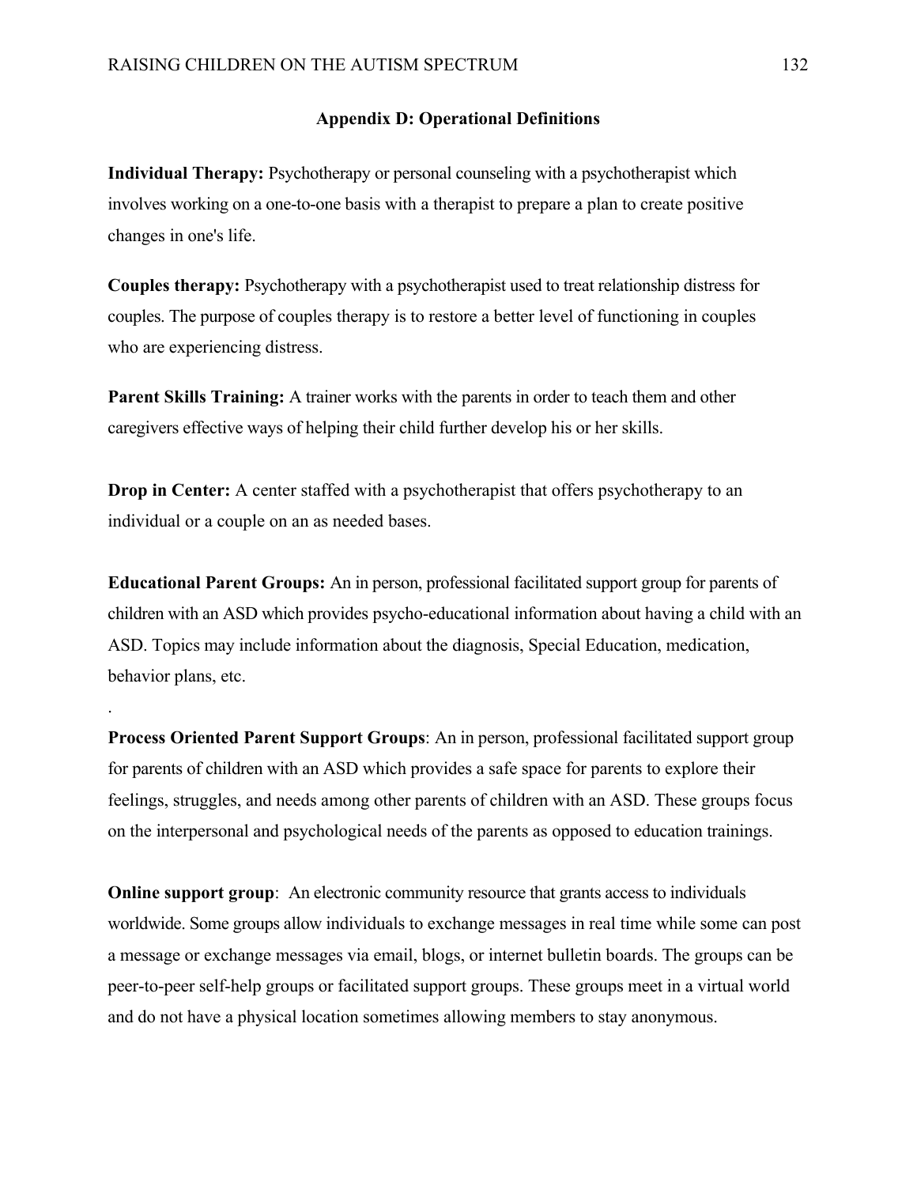## Appendix D: Operational Definitions

**Individual Therapy:** Psychotherapy or personal counseling with a psychotherapist which involves working on a one-to-one basis with a therapist to prepare a plan to create positive changes in one's life.

**Couples therapy:** Psychotherapy with a psychotherapist used to treat relationship distress for couples. The purpose of couples therapy is to restore a better level of functioning in couples who are experiencing distress.

**Parent Skills Training:** A trainer works with the parents in order to teach them and other caregivers effective ways of helping their child further develop his or her skills.

**Drop in Center:** A center staffed with a psychotherapist that offers psychotherapy to an individual or a couple on an as needed bases.

**Educational Parent Groups:** An in person, professional facilitated support group for parents of children with an ASD which provides psycho-educational information about having a child with an ASD. Topics may include information about the diagnosis, Special Education, medication, behavior plans, etc.

.

**Process Oriented Parent Support Groups**: An in person, professional facilitated support group for parents of children with an ASD which provides a safe space for parents to explore their feelings, struggles, and needs among other parents of children with an ASD. These groups focus on the interpersonal and psychological needs of the parents as opposed to education trainings.

**Online support group**: An electronic community resource that grants access to individuals worldwide. Some groups allow individuals to exchange messages in real time while some can post a message or exchange messages via email, blogs, or internet bulletin boards. The groups can be peer-to-peer self-help groups or facilitated support groups. These groups meet in a virtual world and do not have a physical location sometimes allowing members to stay anonymous.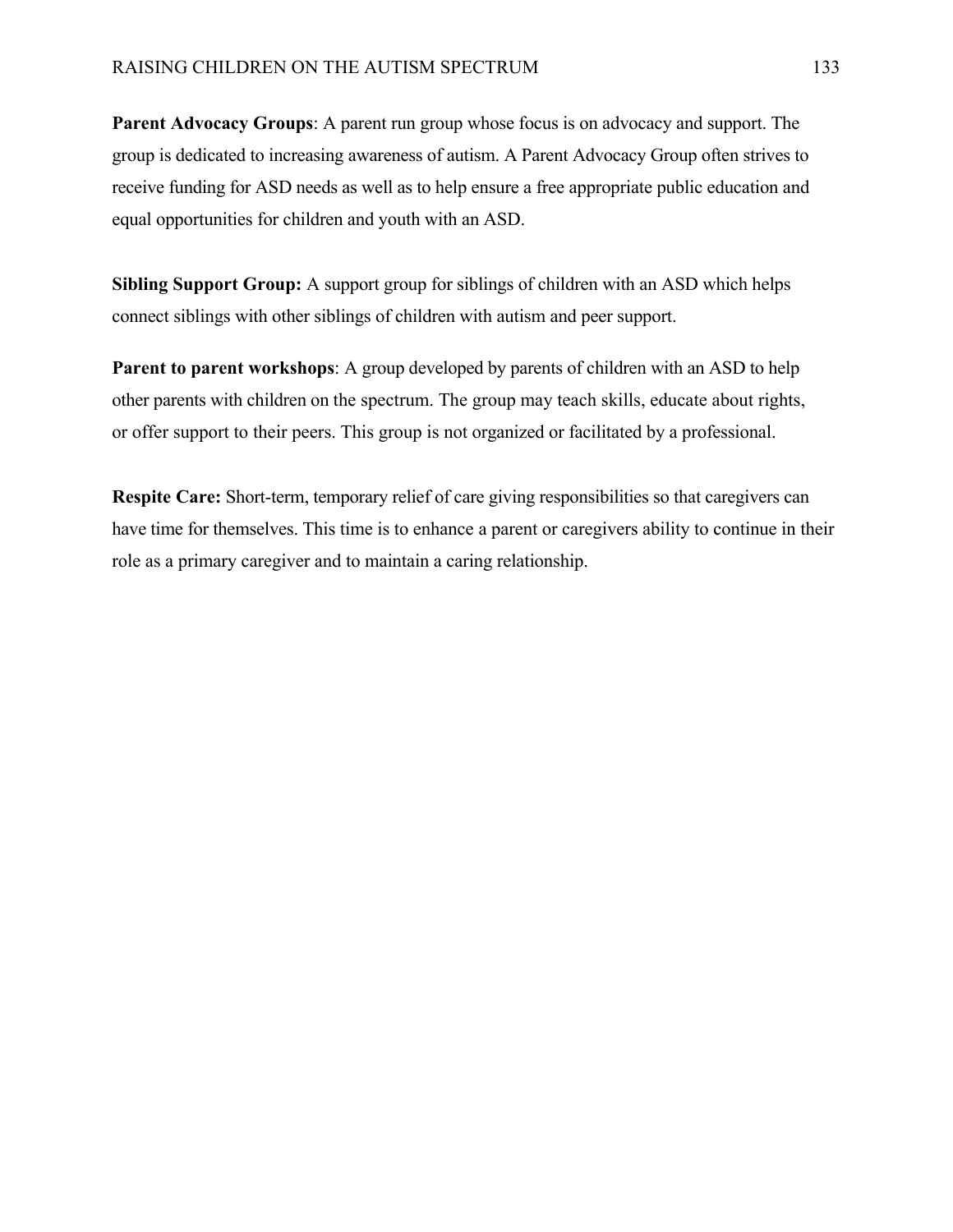**Parent Advocacy Groups**: A parent run group whose focus is on advocacy and support. The group is dedicated to increasing awareness of autism. A Parent Advocacy Group often strives to receive funding for ASD needs as well as to help ensure a free appropriate public education and equal opportunities for children and youth with an ASD.

**Sibling Support Group:** A support group for siblings of children with an ASD which helps connect siblings with other siblings of children with autism and peer support.

**Parent to parent workshops**: A group developed by parents of children with an ASD to help other parents with children on the spectrum. The group may teach skills, educate about rights, or offer support to their peers. This group is not organized or facilitated by a professional.

**Respite Care:** Short-term, temporary relief of care giving responsibilities so that caregivers can have time for themselves. This time is to enhance a parent or caregivers ability to continue in their role as a primary caregiver and to maintain a caring relationship.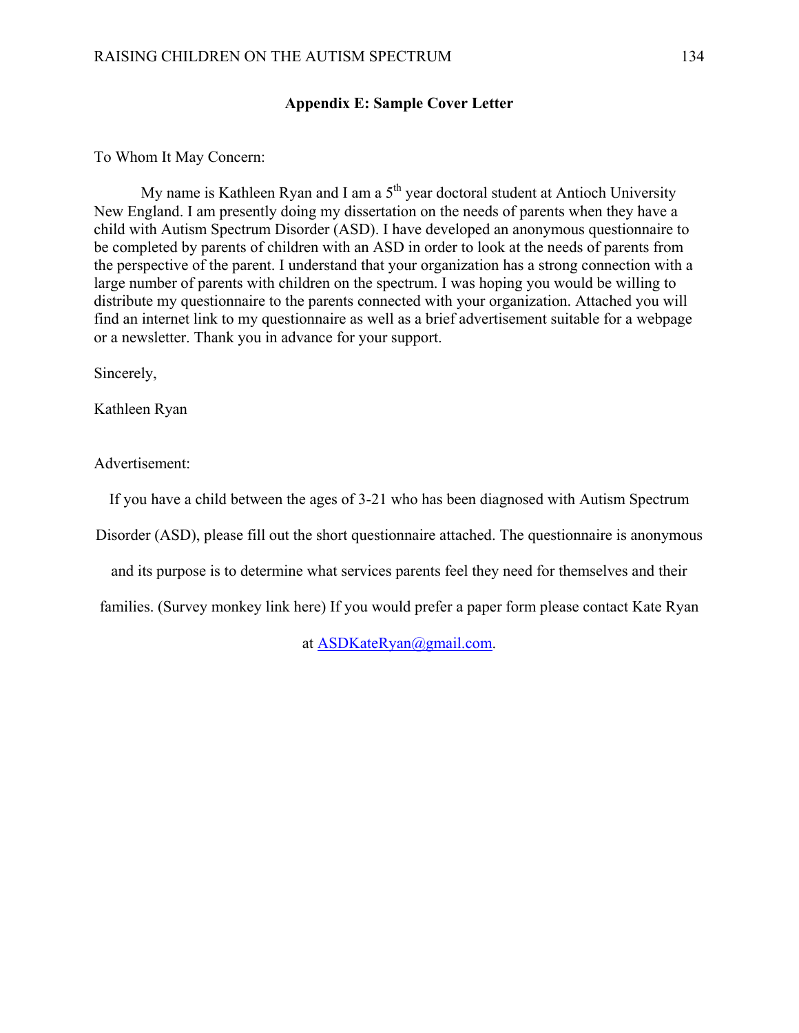## Appendix E: Sample Cover Letter

To Whom It May Concern:

My name is Kathleen Ryan and I am a 5th year doctoral student at Antioch University New England. I am presently doing my dissertation on the needs of parents when they have a child with Autism Spectrum Disorder (ASD). I have developed an anonymous questionnaire to be completed by parents of children with an ASD in order to look at the needs of parents from the perspective of the parent. I understand that your organization has a strong connection with a large number of parents with children on the spectrum. I was hoping you would be willing to distribute my questionnaire to the parents connected with your organization. Attached you will find an internet link to my questionnaire as well as a brief advertisement suitable for a webpage or a newsletter. Thank you in advance for your support.

Sincerely,

Kathleen Ryan

Advertisement:

If you have a child between the ages of 3-21 who has been diagnosed with Autism Spectrum Disorder (ASD), please fill out the short questionnaire attached. The questionnaire is anonymous and its purpose is to determine what services parents feel they need for themselves and their families. (Survey monkey link here) If you would prefer a paper form please contact Kate Ryan at ASDKateRyan@gmail.com.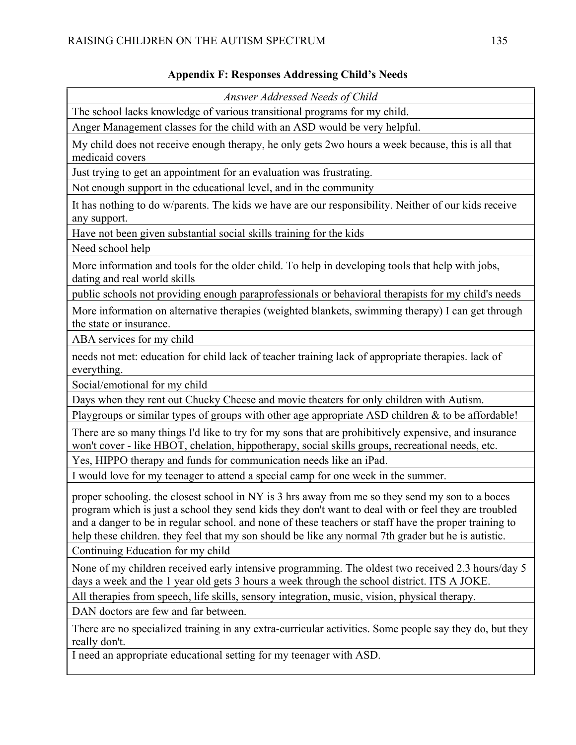## Appendix F: Responses Addressing Child's Needs

| *Answer Addressed Needs of Child* |
|---|
| The school lacks knowledge of various transitional programs for my child. |
| Anger Management classes for the child with an ASD would be very helpful. |
| My child does not receive enough therapy, he only gets 2wo hours a week because, this is all that medicaid covers |
| Just trying to get an appointment for an evaluation was frustrating. |
| Not enough support in the educational level, and in the community |
| It has nothing to do w/parents. The kids we have are our responsibility. Neither of our kids receive any support. |
| Have not been given substantial social skills training for the kids |
| Need school help |
| More information and tools for the older child. To help in developing tools that help with jobs, dating and real world skills |
| public schools not providing enough paraprofessionals or behavioral therapists for my child's needs |
| More information on alternative therapies (weighted blankets, swimming therapy) I can get through the state or insurance. |
| ABA services for my child |
| needs not met: education for child lack of teacher training lack of appropriate therapies. lack of everything. |
| Social/emotional for my child |
| Days when they rent out Chucky Cheese and movie theaters for only children with Autism. |
| Playgroups or similar types of groups with other age appropriate ASD children & to be affordable! |
| There are so many things I'd like to try for my sons that are prohibitively expensive, and insurance won't cover - like HBOT, chelation, hippotherapy, social skills groups, recreational needs, etc. |
| Yes, HIPPO therapy and funds for communication needs like an iPad. |
| I would love for my teenager to attend a special camp for one week in the summer. |
| proper schooling. the closest school in NY is 3 hrs away from me so they send my son to a boces program which is just a school they send kids they don't want to deal with or feel they are troubled and a danger to be in regular school. and none of these teachers or staff have the proper training to help these children. they feel that my son should be like any normal 7th grader but he is autistic. |
| Continuing Education for my child |
| None of my children received early intensive programming. The oldest two received 2.3 hours/day 5 days a week and the 1 year old gets 3 hours a week through the school district. ITS A JOKE. |
| All therapies from speech, life skills, sensory integration, music, vision, physical therapy. |
| DAN doctors are few and far between. |
| There are no specialized training in any extra-curricular activities. Some people say they do, but they really don't. |
| I need an appropriate educational setting for my teenager with ASD. |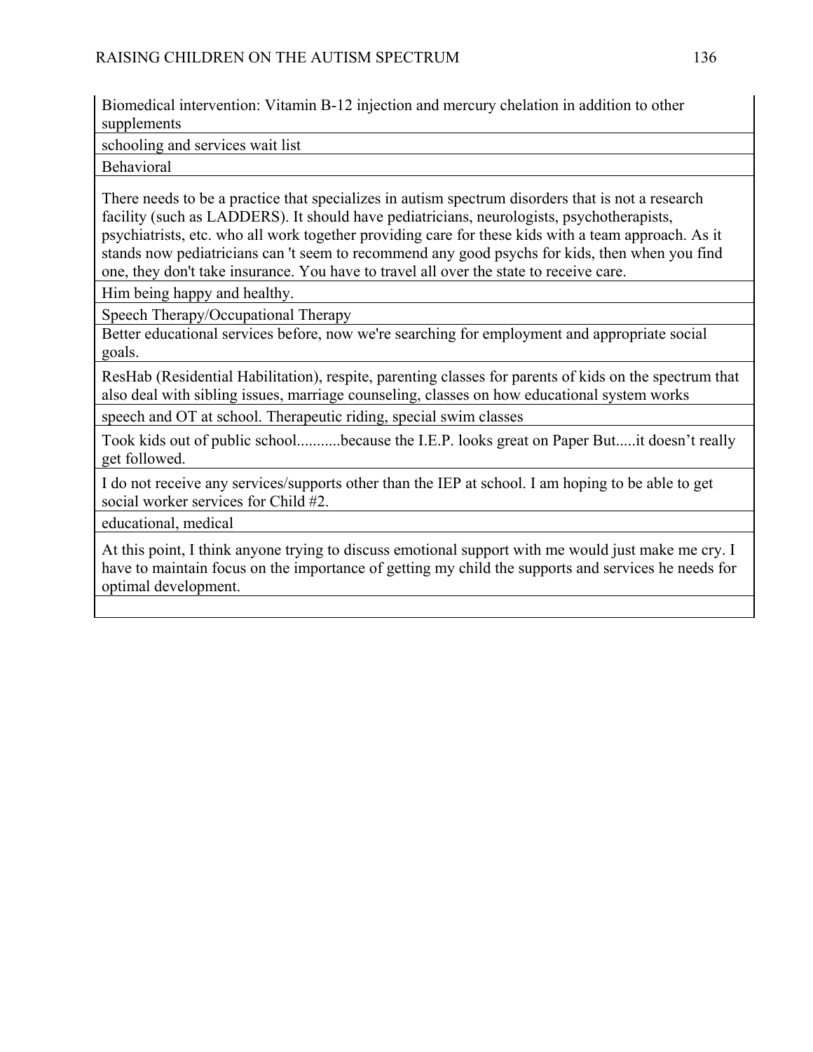| |
|---|
| Biomedical intervention: Vitamin B-12 injection and mercury chelation in addition to other supplements |
| schooling and services wait list |
| Behavioral |
| There needs to be a practice that specializes in autism spectrum disorders that is not a research facility (such as LADDERS). It should have pediatricians, neurologists, psychotherapists, psychiatrists, etc. who all work together providing care for these kids with a team approach. As it stands now pediatricians can 't seem to recommend any good psychs for kids, then when you find one, they don't take insurance. You have to travel all over the state to receive care. |
| Him being happy and healthy. |
| Speech Therapy/Occupational Therapy |
| Better educational services before, now we're searching for employment and appropriate social goals. |
| ResHab (Residential Habilitation), respite, parenting classes for parents of kids on the spectrum that also deal with sibling issues, marriage counseling, classes on how educational system works |
| speech and OT at school. Therapeutic riding, special swim classes |
| Took kids out of public school...........because the I.E.P. looks great on Paper But.....it doesn't really get followed. |
| I do not receive any services/supports other than the IEP at school. I am hoping to be able to get social worker services for Child #2. |
| educational, medical |
| At this point, I think anyone trying to discuss emotional support with me would just make me cry. I have to maintain focus on the importance of getting my child the supports and services he needs for optimal development. |
| |